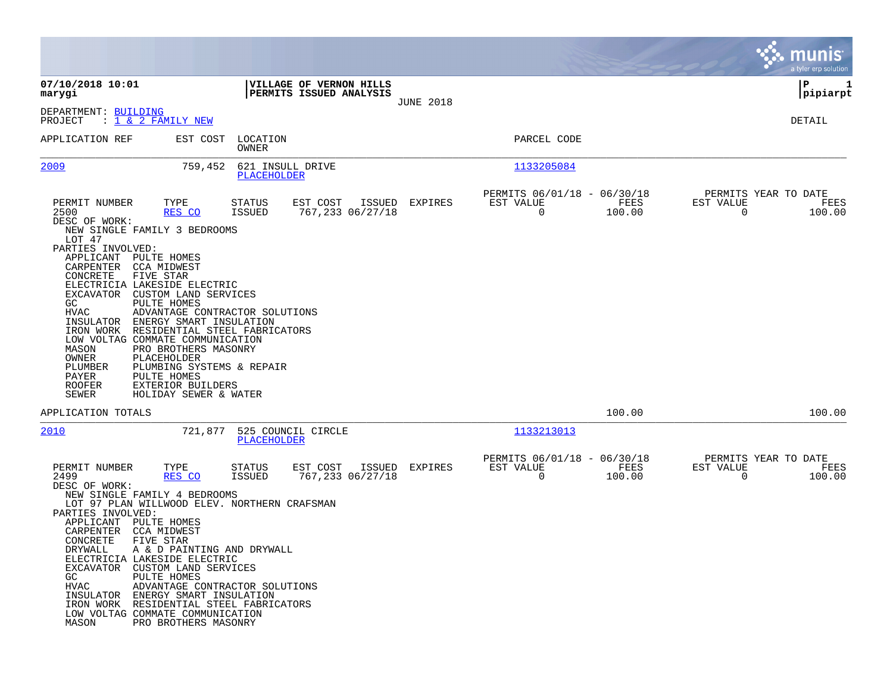**07/10/2018 10:01**
**marygi**

**VILLAGE OF VERNON HILLS**
**PERMITS ISSUED ANALYSIS**

JUNE 2018

**P 1**
**pipiarpt**

DEPARTMENT: BUILDING
PROJECT : 1 & 2 FAMILY NEW

DETAIL

| APPLICATION REF | EST COST | LOCATION / OWNER | PARCEL CODE |
|---|---|---|---|
| 2009 | 759,452 | 621 INSULL DRIVE / PLACEHOLDER | 1133205084 |

| PERMIT NUMBER | TYPE | STATUS | EST COST | ISSUED | EXPIRES | PERMITS 06/01/18 - 06/30/18 EST VALUE | FEES | PERMITS YEAR TO DATE EST VALUE | FEES |
|---|---|---|---|---|---|---|---|---|---|
| 2500 | RES CO | ISSUED | 767,233 | 06/27/18 | | 0 | 100.00 | 0 | 100.00 |

DESC OF WORK:
NEW SINGLE FAMILY 3 BEDROOMS
LOT 47

PARTIES INVOLVED:

| ROLE | NAME |
|---|---|
| APPLICANT | PULTE HOMES |
| CARPENTER | CCA MIDWEST |
| CONCRETE | FIVE STAR |
| ELECTRICIA | LAKESIDE ELECTRIC |
| EXCAVATOR | CUSTOM LAND SERVICES |
| GC | PULTE HOMES |
| HVAC | ADVANTAGE CONTRACTOR SOLUTIONS |
| INSULATOR | ENERGY SMART INSULATION |
| IRON WORK | RESIDENTIAL STEEL FABRICATORS |
| LOW VOLTAG | COMMATE COMMUNICATION |
| MASON | PRO BROTHERS MASONRY |
| OWNER | PLACEHOLDER |
| PLUMBER | PLUMBING SYSTEMS & REPAIR |
| PAYER | PULTE HOMES |
| ROOFER | EXTERIOR BUILDERS |
| SEWER | HOLIDAY SEWER & WATER |

APPLICATION TOTALS — 100.00 — 100.00

| APPLICATION REF | EST COST | LOCATION / OWNER | PARCEL CODE |
|---|---|---|---|
| 2010 | 721,877 | 525 COUNCIL CIRCLE / PLACEHOLDER | 1133213013 |

| PERMIT NUMBER | TYPE | STATUS | EST COST | ISSUED | EXPIRES | PERMITS 06/01/18 - 06/30/18 EST VALUE | FEES | PERMITS YEAR TO DATE EST VALUE | FEES |
|---|---|---|---|---|---|---|---|---|---|
| 2499 | RES CO | ISSUED | 767,233 | 06/27/18 | | 0 | 100.00 | 0 | 100.00 |

DESC OF WORK:
NEW SINGLE FAMILY 4 BEDROOMS
LOT 97 PLAN WILLWOOD ELEV. NORTHERN CRAFSMAN

PARTIES INVOLVED:

| ROLE | NAME |
|---|---|
| APPLICANT | PULTE HOMES |
| CARPENTER | CCA MIDWEST |
| CONCRETE | FIVE STAR |
| DRYWALL | A & D PAINTING AND DRYWALL |
| ELECTRICIA | LAKESIDE ELECTRIC |
| EXCAVATOR | CUSTOM LAND SERVICES |
| GC | PULTE HOMES |
| HVAC | ADVANTAGE CONTRACTOR SOLUTIONS |
| INSULATOR | ENERGY SMART INSULATION |
| IRON WORK | RESIDENTIAL STEEL FABRICATORS |
| LOW VOLTAG | COMMATE COMMUNICATION |
| MASON | PRO BROTHERS MASONRY |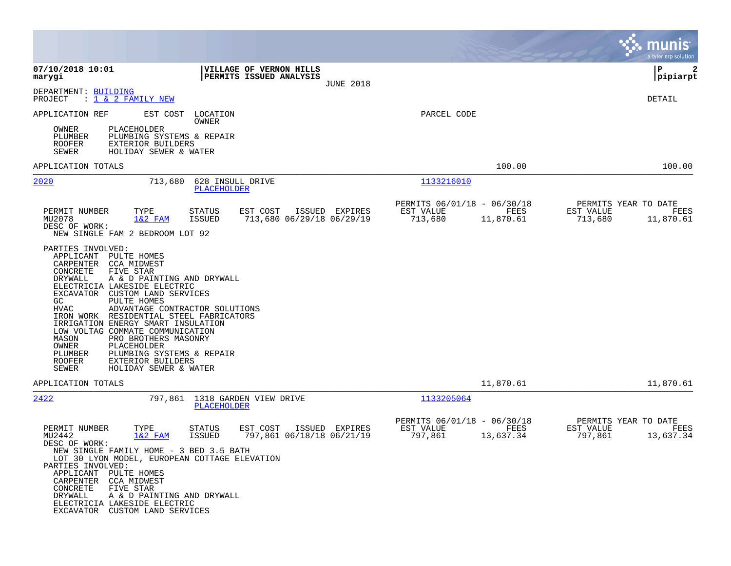07/10/2018 10:01
marygi

**VILLAGE OF VERNON HILLS**
**PERMITS ISSUED ANALYSIS**
JUNE 2018

P 2
pipiarpt

DEPARTMENT: BUILDING
PROJECT : 1 & 2 FAMILY NEW

DETAIL

APPLICATION REF    EST COST    LOCATION / OWNER    PARCEL CODE

OWNER PLACEHOLDER
PLUMBER PLUMBING SYSTEMS & REPAIR
ROOFER EXTERIOR BUILDERS
SEWER HOLIDAY SEWER & WATER

APPLICATION TOTALS    100.00    100.00

---

**2020**    713,680    628 INSULL DRIVE    1133216010
PLACEHOLDER

| PERMIT NUMBER | TYPE | STATUS | EST COST | ISSUED | EXPIRES | PERMITS 06/01/18 - 06/30/18 EST VALUE | FEES | PERMITS YEAR TO DATE EST VALUE | FEES |
|---|---|---|---|---|---|---|---|---|---|
| MU2078 | 1&2 FAM | ISSUED | 713,680 | 06/29/18 | 06/29/19 | 713,680 | 11,870.61 | 713,680 | 11,870.61 |

DESC OF WORK:
NEW SINGLE FAM 2 BEDROOM LOT 92

PARTIES INVOLVED:
APPLICANT PULTE HOMES
CARPENTER CCA MIDWEST
CONCRETE FIVE STAR
DRYWALL A & D PAINTING AND DRYWALL
ELECTRICIA LAKESIDE ELECTRIC
EXCAVATOR CUSTOM LAND SERVICES
GC PULTE HOMES
HVAC ADVANTAGE CONTRACTOR SOLUTIONS
IRON WORK RESIDENTIAL STEEL FABRICATORS
IRRIGATION ENERGY SMART INSULATION
LOW VOLTAG COMMATE COMMUNICATION
MASON PRO BROTHERS MASONRY
OWNER PLACEHOLDER
PLUMBER PLUMBING SYSTEMS & REPAIR
ROOFER EXTERIOR BUILDERS
SEWER HOLIDAY SEWER & WATER

APPLICATION TOTALS    11,870.61    11,870.61

---

**2422**    797,861    1318 GARDEN VIEW DRIVE    1133205064
PLACEHOLDER

| PERMIT NUMBER | TYPE | STATUS | EST COST | ISSUED | EXPIRES | PERMITS 06/01/18 - 06/30/18 EST VALUE | FEES | PERMITS YEAR TO DATE EST VALUE | FEES |
|---|---|---|---|---|---|---|---|---|---|
| MU2442 | 1&2 FAM | ISSUED | 797,861 | 06/18/18 | 06/21/19 | 797,861 | 13,637.34 | 797,861 | 13,637.34 |

DESC OF WORK:
NEW SINGLE FAMILY HOME - 3 BED 3.5 BATH
LOT 30 LYON MODEL, EUROPEAN COTTAGE ELEVATION

PARTIES INVOLVED:
APPLICANT PULTE HOMES
CARPENTER CCA MIDWEST
CONCRETE FIVE STAR
DRYWALL A & D PAINTING AND DRYWALL
ELECTRICIA LAKESIDE ELECTRIC
EXCAVATOR CUSTOM LAND SERVICES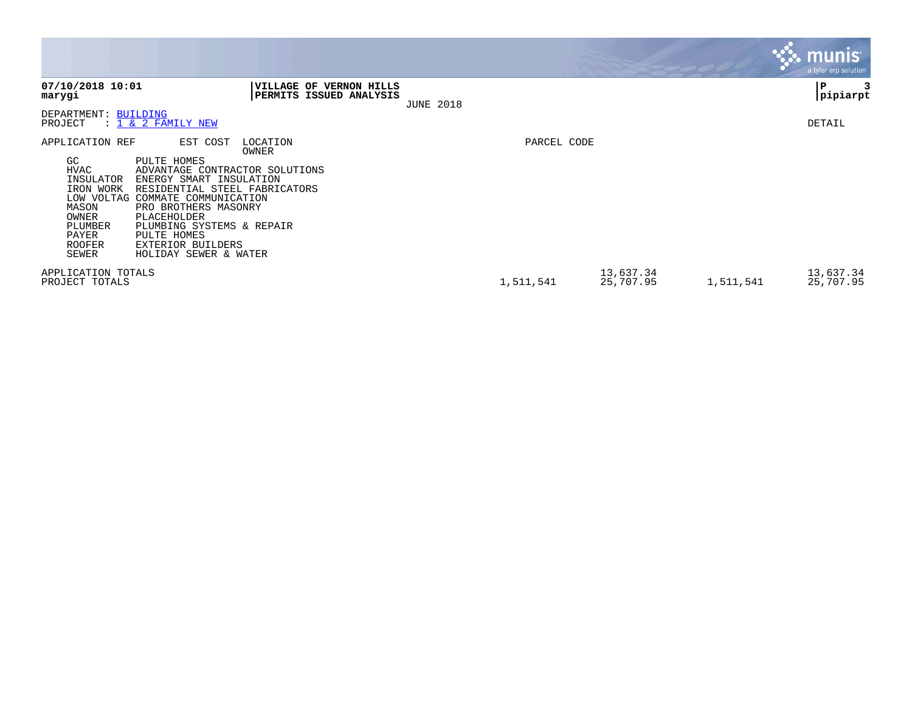**VILLAGE OF VERNON HILLS**
**PERMITS ISSUED ANALYSIS**

JUNE 2018

**07/10/2018 10:01**
**marygi**

**P 3**
**pipiarpt**

DEPARTMENT: BUILDING
PROJECT : 1 & 2 FAMILY NEW

DETAIL

APPLICATION REF | EST COST | LOCATION / OWNER | PARCEL CODE

| Role | Name |
|---|---|
| GC | PULTE HOMES |
| HVAC | ADVANTAGE CONTRACTOR SOLUTIONS |
| INSULATOR | ENERGY SMART INSULATION |
| IRON WORK | RESIDENTIAL STEEL FABRICATORS |
| LOW VOLTAG | COMMATE COMMUNICATION |
| MASON | PRO BROTHERS MASONRY |
| OWNER | PLACEHOLDER |
| PLUMBER | PLUMBING SYSTEMS & REPAIR |
| PAYER | PULTE HOMES |
| ROOFER | EXTERIOR BUILDERS |
| SEWER | HOLIDAY SEWER & WATER |

| | | | | |
|---|---|---|---|---|
| APPLICATION TOTALS | | 13,637.34 | | 13,637.34 |
| PROJECT TOTALS | 1,511,541 | 25,707.95 | 1,511,541 | 25,707.95 |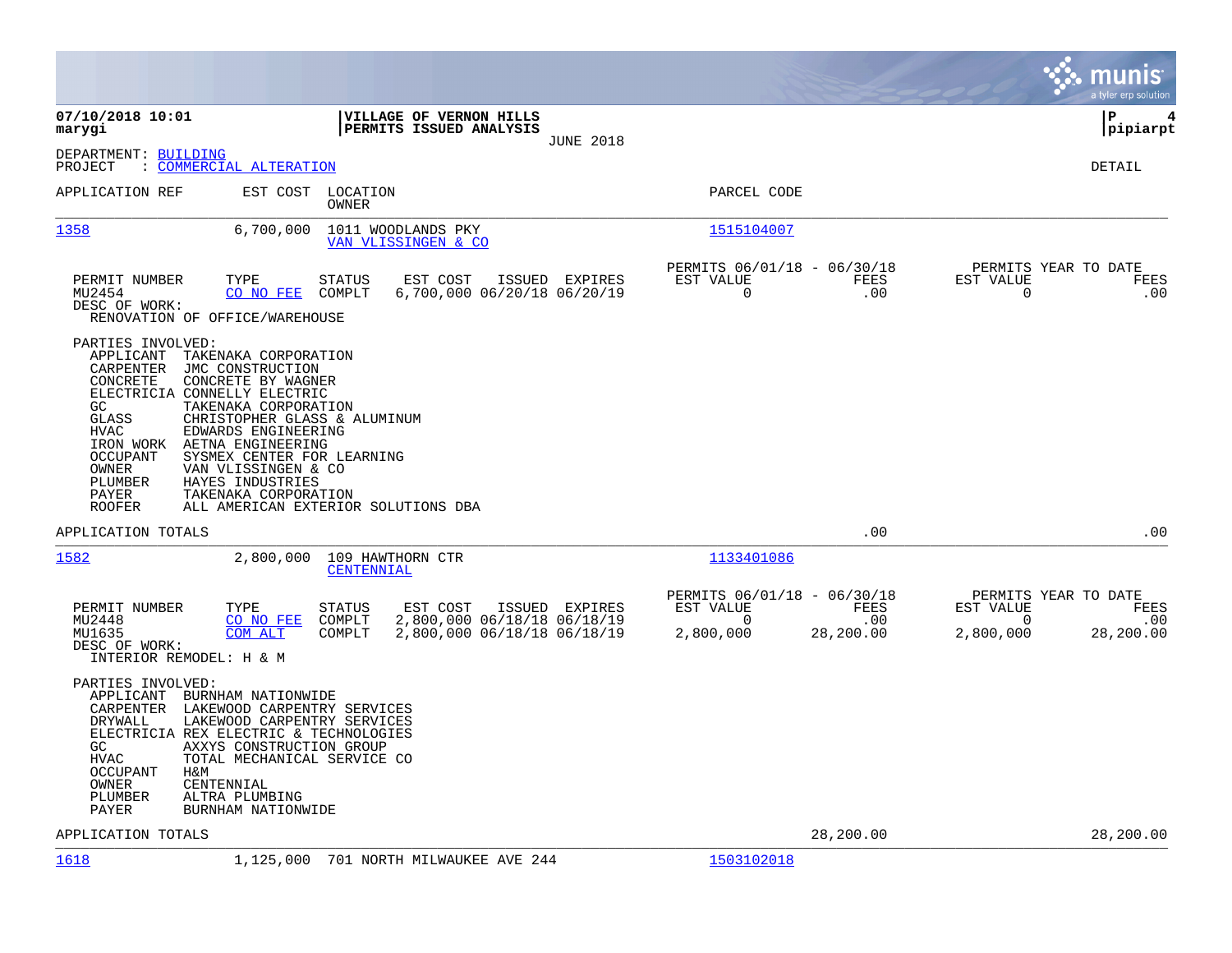**07/10/2018 10:01**
**marygi**

**VILLAGE OF VERNON HILLS**
**PERMITS ISSUED ANALYSIS**
JUNE 2018

**pipiarpt**

DEPARTMENT: BUILDING
PROJECT : COMMERCIAL ALTERATION

DETAIL

| APPLICATION REF | EST COST | LOCATION / OWNER | PARCEL CODE |
|---|---|---|---|
| 1358 | 6,700,000 | 1011 WOODLANDS PKY / VAN VLISSINGEN & CO | 1515104007 |

| PERMIT NUMBER | TYPE | STATUS | EST COST | ISSUED | EXPIRES | PERMITS 06/01/18 - 06/30/18 EST VALUE | FEES | PERMITS YEAR TO DATE EST VALUE | FEES |
|---|---|---|---|---|---|---|---|---|---|
| MU2454 | CO NO FEE | COMPLT | 6,700,000 | 06/20/18 | 06/20/19 | 0 | .00 | 0 | .00 |

DESC OF WORK:
RENOVATION OF OFFICE/WAREHOUSE

PARTIES INVOLVED:

| ROLE | PARTY |
|---|---|
| APPLICANT | TAKENAKA CORPORATION |
| CARPENTER | JMC CONSTRUCTION |
| CONCRETE | CONCRETE BY WAGNER |
| ELECTRICIA | CONNELLY ELECTRIC |
| GC | TAKENAKA CORPORATION |
| GLASS | CHRISTOPHER GLASS & ALUMINUM |
| HVAC | EDWARDS ENGINEERING |
| IRON WORK | AETNA ENGINEERING |
| OCCUPANT | SYSMEX CENTER FOR LEARNING |
| OWNER | VAN VLISSINGEN & CO |
| PLUMBER | HAYES INDUSTRIES |
| PAYER | TAKENAKA CORPORATION |
| ROOFER | ALL AMERICAN EXTERIOR SOLUTIONS DBA |

APPLICATION TOTALS .00 .00

| APPLICATION REF | EST COST | LOCATION / OWNER | PARCEL CODE |
|---|---|---|---|
| 1582 | 2,800,000 | 109 HAWTHORN CTR / CENTENNIAL | 1133401086 |

| PERMIT NUMBER | TYPE | STATUS | EST COST | ISSUED | EXPIRES | PERMITS 06/01/18 - 06/30/18 EST VALUE | FEES | PERMITS YEAR TO DATE EST VALUE | FEES |
|---|---|---|---|---|---|---|---|---|---|
| MU2448 | CO NO FEE | COMPLT | 2,800,000 | 06/18/18 | 06/18/19 | 0 | .00 | 0 | .00 |
| MU1635 | COM ALT | COMPLT | 2,800,000 | 06/18/18 | 06/18/19 | 2,800,000 | 28,200.00 | 2,800,000 | 28,200.00 |

DESC OF WORK:
INTERIOR REMODEL: H & M

PARTIES INVOLVED:

| ROLE | PARTY |
|---|---|
| APPLICANT | BURNHAM NATIONWIDE |
| CARPENTER | LAKEWOOD CARPENTRY SERVICES |
| DRYWALL | LAKEWOOD CARPENTRY SERVICES |
| ELECTRICIA | REX ELECTRIC & TECHNOLOGIES |
| GC | AXXYS CONSTRUCTION GROUP |
| HVAC | TOTAL MECHANICAL SERVICE CO |
| OCCUPANT | H&M |
| OWNER | CENTENNIAL |
| PLUMBER | ALTRA PLUMBING |
| PAYER | BURNHAM NATIONWIDE |

APPLICATION TOTALS 28,200.00 28,200.00

| APPLICATION REF | EST COST | LOCATION / OWNER | PARCEL CODE |
|---|---|---|---|
| 1618 | 1,125,000 | 701 NORTH MILWAUKEE AVE 244 | 1503102018 |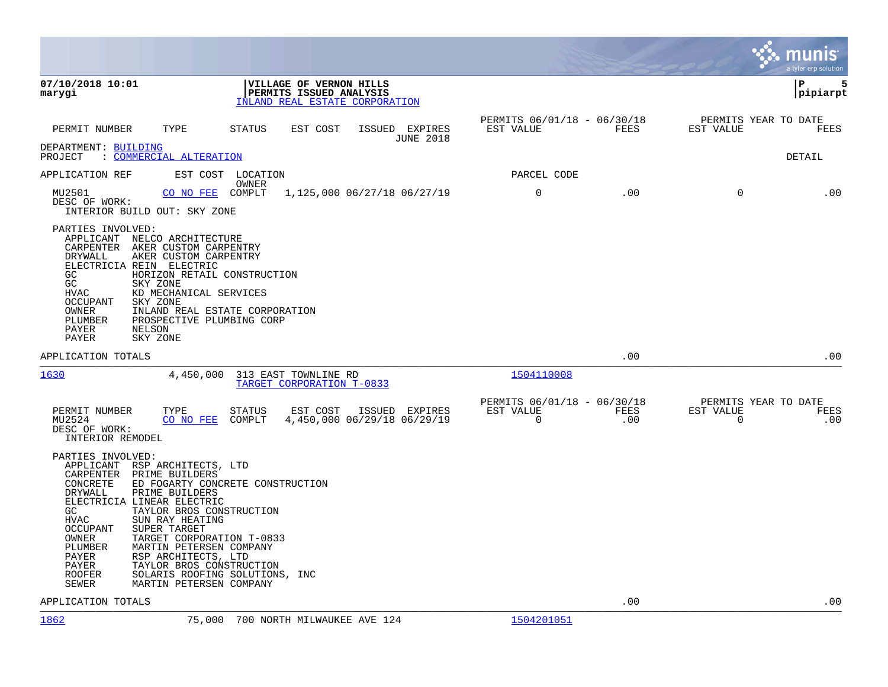**07/10/2018 10:01**
**marygi**

**VILLAGE OF VERNON HILLS**
**PERMITS ISSUED ANALYSIS**
INLAND REAL ESTATE CORPORATION

**P 5**
**pipiarpt**

| PERMIT NUMBER | TYPE | STATUS | EST COST | ISSUED | EXPIRES | PERMITS 06/01/18 - 06/30/18 EST VALUE | FEES | PERMITS YEAR TO DATE EST VALUE | FEES |
|---|---|---|---|---|---|---|---|---|---|
| | | | | | JUNE 2018 | | | | |

DEPARTMENT: BUILDING
PROJECT : COMMERCIAL ALTERATION

DETAIL

APPLICATION REF | EST COST | LOCATION / OWNER | PARCEL CODE

| PERMIT NUMBER | TYPE | STATUS | EST COST | ISSUED | EXPIRES | EST VALUE | FEES | EST VALUE | FEES |
|---|---|---|---|---|---|---|---|---|---|
| MU2501 | CO NO FEE | COMPLT | 1,125,000 | 06/27/18 | 06/27/19 | 0 | .00 | 0 | .00 |

DESC OF WORK:
INTERIOR BUILD OUT: SKY ZONE

PARTIES INVOLVED:

| Role | Party |
|---|---|
| APPLICANT | NELCO ARCHITECTURE |
| CARPENTER | AKER CUSTOM CARPENTRY |
| DRYWALL | AKER CUSTOM CARPENTRY |
| ELECTRICIA | REIN ELECTRIC |
| GC | HORIZON RETAIL CONSTRUCTION |
| GC | SKY ZONE |
| HVAC | KD MECHANICAL SERVICES |
| OCCUPANT | SKY ZONE |
| OWNER | INLAND REAL ESTATE CORPORATION |
| PLUMBER | PROSPECTIVE PLUMBING CORP |
| PAYER | NELSON |
| PAYER | SKY ZONE |

APPLICATION TOTALS .00 .00

---

1630 | 4,450,000 | 313 EAST TOWNLINE RD / TARGET CORPORATION T-0833 | 1504110008

| PERMIT NUMBER | TYPE | STATUS | EST COST | ISSUED | EXPIRES | PERMITS 06/01/18 - 06/30/18 EST VALUE | FEES | PERMITS YEAR TO DATE EST VALUE | FEES |
|---|---|---|---|---|---|---|---|---|---|
| MU2524 | CO NO FEE | COMPLT | 4,450,000 | 06/29/18 | 06/29/19 | 0 | .00 | 0 | .00 |

DESC OF WORK:
INTERIOR REMODEL

PARTIES INVOLVED:

| Role | Party |
|---|---|
| APPLICANT | RSP ARCHITECTS, LTD |
| CARPENTER | PRIME BUILDERS |
| CONCRETE | ED FOGARTY CONCRETE CONSTRUCTION |
| DRYWALL | PRIME BUILDERS |
| ELECTRICIA | LINEAR ELECTRIC |
| GC | TAYLOR BROS CONSTRUCTION |
| HVAC | SUN RAY HEATING |
| OCCUPANT | SUPER TARGET |
| OWNER | TARGET CORPORATION T-0833 |
| PLUMBER | MARTIN PETERSEN COMPANY |
| PAYER | RSP ARCHITECTS, LTD |
| PAYER | TAYLOR BROS CONSTRUCTION |
| ROOFER | SOLARIS ROOFING SOLUTIONS, INC |
| SEWER | MARTIN PETERSEN COMPANY |

APPLICATION TOTALS .00 .00

---

1862 | 75,000 | 700 NORTH MILWAUKEE AVE 124 | 1504201051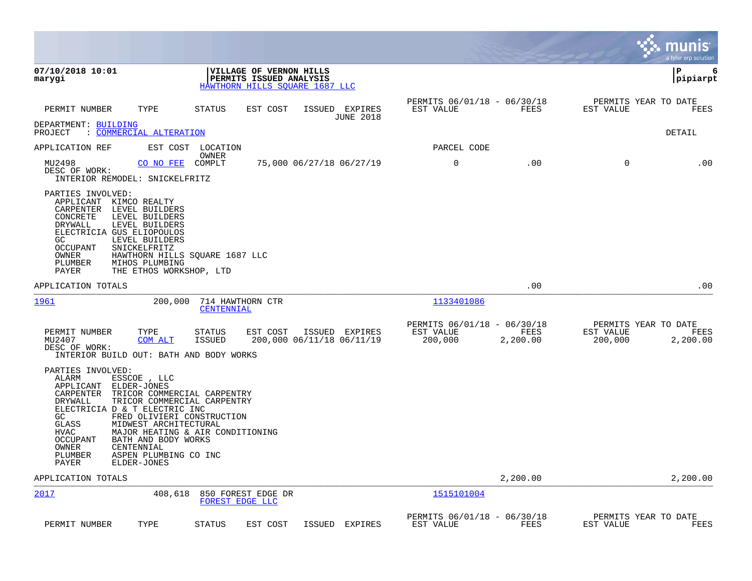**07/10/2018 10:01**
**marygi**

**VILLAGE OF VERNON HILLS**
**PERMITS ISSUED ANALYSIS**
HAWTHORN HILLS SQUARE 1687 LLC

**P 6**
**pipiarpt**

| PERMIT NUMBER | TYPE | STATUS | EST COST | ISSUED | EXPIRES | PERMITS 06/01/18 - 06/30/18 EST VALUE | FEES | PERMITS YEAR TO DATE EST VALUE | FEES |
|---|---|---|---|---|---|---|---|---|---|
| | | | | | JUNE 2018 | | | | |

DEPARTMENT: BUILDING
PROJECT : COMMERCIAL ALTERATION

DETAIL

| APPLICATION REF | EST COST | LOCATION / OWNER | | | | PARCEL CODE | | | |
|---|---|---|---|---|---|---|---|---|---|
| MU2498 | CO NO FEE | COMPLT | 75,000 | 06/27/18 | 06/27/19 | 0 | .00 | 0 | .00 |

DESC OF WORK:
INTERIOR REMODEL: SNICKELFRITZ

PARTIES INVOLVED:
APPLICANT KIMCO REALTY
CARPENTER LEVEL BUILDERS
CONCRETE LEVEL BUILDERS
DRYWALL LEVEL BUILDERS
ELECTRICIA GUS ELIOPOULOS
GC LEVEL BUILDERS
OCCUPANT SNICKELFRITZ
OWNER HAWTHORN HILLS SQUARE 1687 LLC
PLUMBER MIHOS PLUMBING
PAYER THE ETHOS WORKSHOP, LTD

APPLICATION TOTALS .00 .00

| APPLICATION REF | EST COST | LOCATION / OWNER | PARCEL CODE |
|---|---|---|---|
| 1961 | 200,000 | 714 HAWTHORN CTR / CENTENNIAL | 1133401086 |

| PERMIT NUMBER | TYPE | STATUS | EST COST | ISSUED | EXPIRES | PERMITS 06/01/18 - 06/30/18 EST VALUE | FEES | PERMITS YEAR TO DATE EST VALUE | FEES |
|---|---|---|---|---|---|---|---|---|---|
| MU2407 | COM ALT | ISSUED | 200,000 | 06/11/18 | 06/11/19 | 200,000 | 2,200.00 | 200,000 | 2,200.00 |

DESC OF WORK:
INTERIOR BUILD OUT: BATH AND BODY WORKS

PARTIES INVOLVED:
ALARM ESSCOE , LLC
APPLICANT ELDER-JONES
CARPENTER TRICOR COMMERCIAL CARPENTRY
DRYWALL TRICOR COMMERCIAL CARPENTRY
ELECTRICIA D & T ELECTRIC INC
GC FRED OLIVIERI CONSTRUCTION
GLASS MIDWEST ARCHITECTURAL
HVAC MAJOR HEATING & AIR CONDITIONING
OCCUPANT BATH AND BODY WORKS
OWNER CENTENNIAL
PLUMBER ASPEN PLUMBING CO INC
PAYER ELDER-JONES

APPLICATION TOTALS 2,200.00 2,200.00

| APPLICATION REF | EST COST | LOCATION / OWNER | PARCEL CODE |
|---|---|---|---|
| 2017 | 408,618 | 850 FOREST EDGE DR / FOREST EDGE LLC | 1515101004 |

| PERMIT NUMBER | TYPE | STATUS | EST COST | ISSUED | EXPIRES | PERMITS 06/01/18 - 06/30/18 EST VALUE | FEES | PERMITS YEAR TO DATE EST VALUE | FEES |
|---|---|---|---|---|---|---|---|---|---|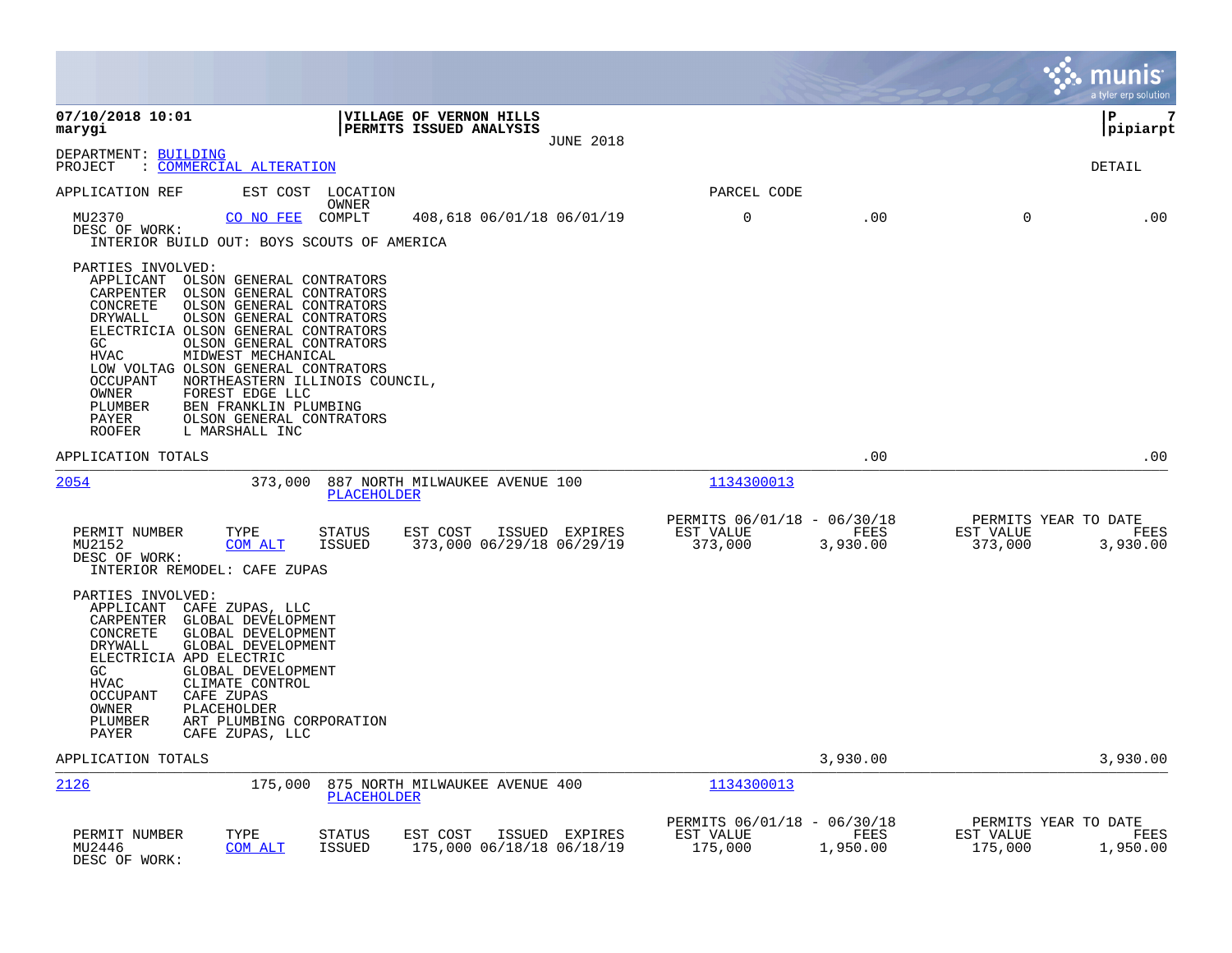**07/10/2018 10:01**
**marygi**

**VILLAGE OF VERNON HILLS**
**PERMITS ISSUED ANALYSIS**
JUNE 2018

**P 7**
**pipiarpt**

DEPARTMENT: BUILDING
PROJECT : COMMERCIAL ALTERATION

DETAIL

| APPLICATION REF | EST COST | LOCATION / OWNER | | PARCEL CODE | | | |
|---|---|---|---|---|---|---|---|
| MU2370 | CO NO FEE | COMPLT | 408,618 06/01/18 06/01/19 | 0 | .00 | 0 | .00 |

DESC OF WORK:
INTERIOR BUILD OUT: BOYS SCOUTS OF AMERICA

PARTIES INVOLVED:

| Role | Party |
|---|---|
| APPLICANT | OLSON GENERAL CONTRATORS |
| CARPENTER | OLSON GENERAL CONTRATORS |
| CONCRETE | OLSON GENERAL CONTRATORS |
| DRYWALL | OLSON GENERAL CONTRATORS |
| ELECTRICIA | OLSON GENERAL CONTRATORS |
| GC | OLSON GENERAL CONTRATORS |
| HVAC | MIDWEST MECHANICAL |
| LOW VOLTAG | OLSON GENERAL CONTRATORS |
| OCCUPANT | NORTHEASTERN ILLINOIS COUNCIL, |
| OWNER | FOREST EDGE LLC |
| PLUMBER | BEN FRANKLIN PLUMBING |
| PAYER | OLSON GENERAL CONTRATORS |
| ROOFER | L MARSHALL INC |

APPLICATION TOTALS .00 .00

---

**2054** — 373,000 — 887 NORTH MILWAUKEE AVENUE 100 — PLACEHOLDER — 1134300013

| PERMIT NUMBER | TYPE | STATUS | EST COST | ISSUED | EXPIRES | PERMITS 06/01/18 - 06/30/18 EST VALUE | FEES | PERMITS YEAR TO DATE EST VALUE | FEES |
|---|---|---|---|---|---|---|---|---|---|
| MU2152 | COM ALT | ISSUED | 373,000 | 06/29/18 | 06/29/19 | 373,000 | 3,930.00 | 373,000 | 3,930.00 |

DESC OF WORK:
INTERIOR REMODEL: CAFE ZUPAS

PARTIES INVOLVED:

| Role | Party |
|---|---|
| APPLICANT | CAFE ZUPAS, LLC |
| CARPENTER | GLOBAL DEVELOPMENT |
| CONCRETE | GLOBAL DEVELOPMENT |
| DRYWALL | GLOBAL DEVELOPMENT |
| ELECTRICIA | APD ELECTRIC |
| GC | GLOBAL DEVELOPMENT |
| HVAC | CLIMATE CONTROL |
| OCCUPANT | CAFE ZUPAS |
| OWNER | PLACEHOLDER |
| PLUMBER | ART PLUMBING CORPORATION |
| PAYER | CAFE ZUPAS, LLC |

APPLICATION TOTALS 3,930.00 3,930.00

---

**2126** — 175,000 — 875 NORTH MILWAUKEE AVENUE 400 — PLACEHOLDER — 1134300013

| PERMIT NUMBER | TYPE | STATUS | EST COST | ISSUED | EXPIRES | PERMITS 06/01/18 - 06/30/18 EST VALUE | FEES | PERMITS YEAR TO DATE EST VALUE | FEES |
|---|---|---|---|---|---|---|---|---|---|
| MU2446 | COM ALT | ISSUED | 175,000 | 06/18/18 | 06/18/19 | 175,000 | 1,950.00 | 175,000 | 1,950.00 |

DESC OF WORK: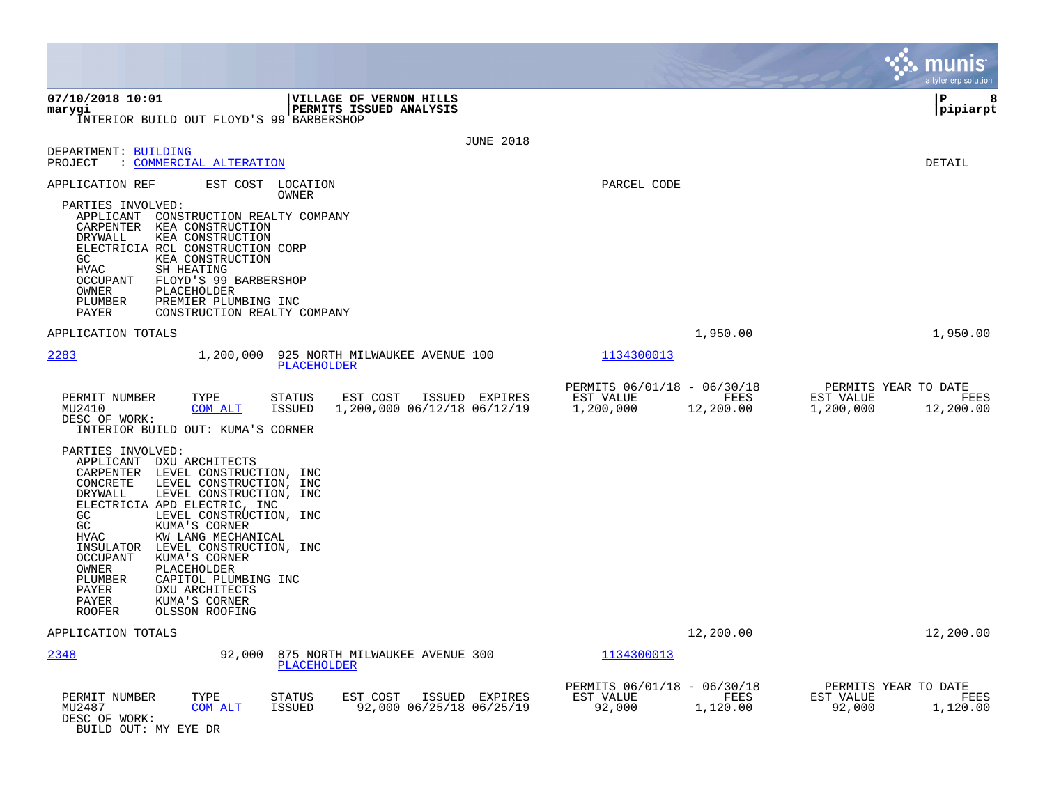07/10/2018 10:01 | VILLAGE OF VERNON HILLS
marygi | PERMITS ISSUED ANALYSIS
INTERIOR BUILD OUT FLOYD'S 99 BARBERSHOP

JUNE 2018

DEPARTMENT: BUILDING
PROJECT : COMMERCIAL ALTERATION

DETAIL

APPLICATION REF | EST COST | LOCATION / OWNER | PARCEL CODE

PARTIES INVOLVED:
- APPLICANT CONSTRUCTION REALTY COMPANY
- CARPENTER KEA CONSTRUCTION
- DRYWALL KEA CONSTRUCTION
- ELECTRICIA RCL CONSTRUCTION CORP
- GC KEA CONSTRUCTION
- HVAC SH HEATING
- OCCUPANT FLOYD'S 99 BARBERSHOP
- OWNER PLACEHOLDER
- PLUMBER PREMIER PLUMBING INC
- PAYER CONSTRUCTION REALTY COMPANY

APPLICATION TOTALS — 1,950.00 — 1,950.00

---

**2283** — 1,200,000 — 925 NORTH MILWAUKEE AVENUE 100 — PLACEHOLDER — 1134300013

| PERMIT NUMBER | TYPE | STATUS | EST COST | ISSUED | EXPIRES | PERMITS 06/01/18 - 06/30/18 EST VALUE | FEES | PERMITS YEAR TO DATE EST VALUE | FEES |
|---|---|---|---|---|---|---|---|---|---|
| MU2410 | COM ALT | ISSUED | 1,200,000 | 06/12/18 | 06/12/19 | 1,200,000 | 12,200.00 | 1,200,000 | 12,200.00 |

DESC OF WORK:
INTERIOR BUILD OUT: KUMA'S CORNER

PARTIES INVOLVED:
- APPLICANT DXU ARCHITECTS
- CARPENTER LEVEL CONSTRUCTION, INC
- CONCRETE LEVEL CONSTRUCTION, INC
- DRYWALL LEVEL CONSTRUCTION, INC
- ELECTRICIA APD ELECTRIC, INC
- GC LEVEL CONSTRUCTION, INC
- GC KUMA'S CORNER
- HVAC KW LANG MECHANICAL
- INSULATOR LEVEL CONSTRUCTION, INC
- OCCUPANT KUMA'S CORNER
- OWNER PLACEHOLDER
- PLUMBER CAPITOL PLUMBING INC
- PAYER DXU ARCHITECTS
- PAYER KUMA'S CORNER
- ROOFER OLSSON ROOFING

APPLICATION TOTALS — 12,200.00 — 12,200.00

---

**2348** — 92,000 — 875 NORTH MILWAUKEE AVENUE 300 — PLACEHOLDER — 1134300013

| PERMIT NUMBER | TYPE | STATUS | EST COST | ISSUED | EXPIRES | PERMITS 06/01/18 - 06/30/18 EST VALUE | FEES | PERMITS YEAR TO DATE EST VALUE | FEES |
|---|---|---|---|---|---|---|---|---|---|
| MU2487 | COM ALT | ISSUED | 92,000 | 06/25/18 | 06/25/19 | 92,000 | 1,120.00 | 92,000 | 1,120.00 |

DESC OF WORK:
BUILD OUT: MY EYE DR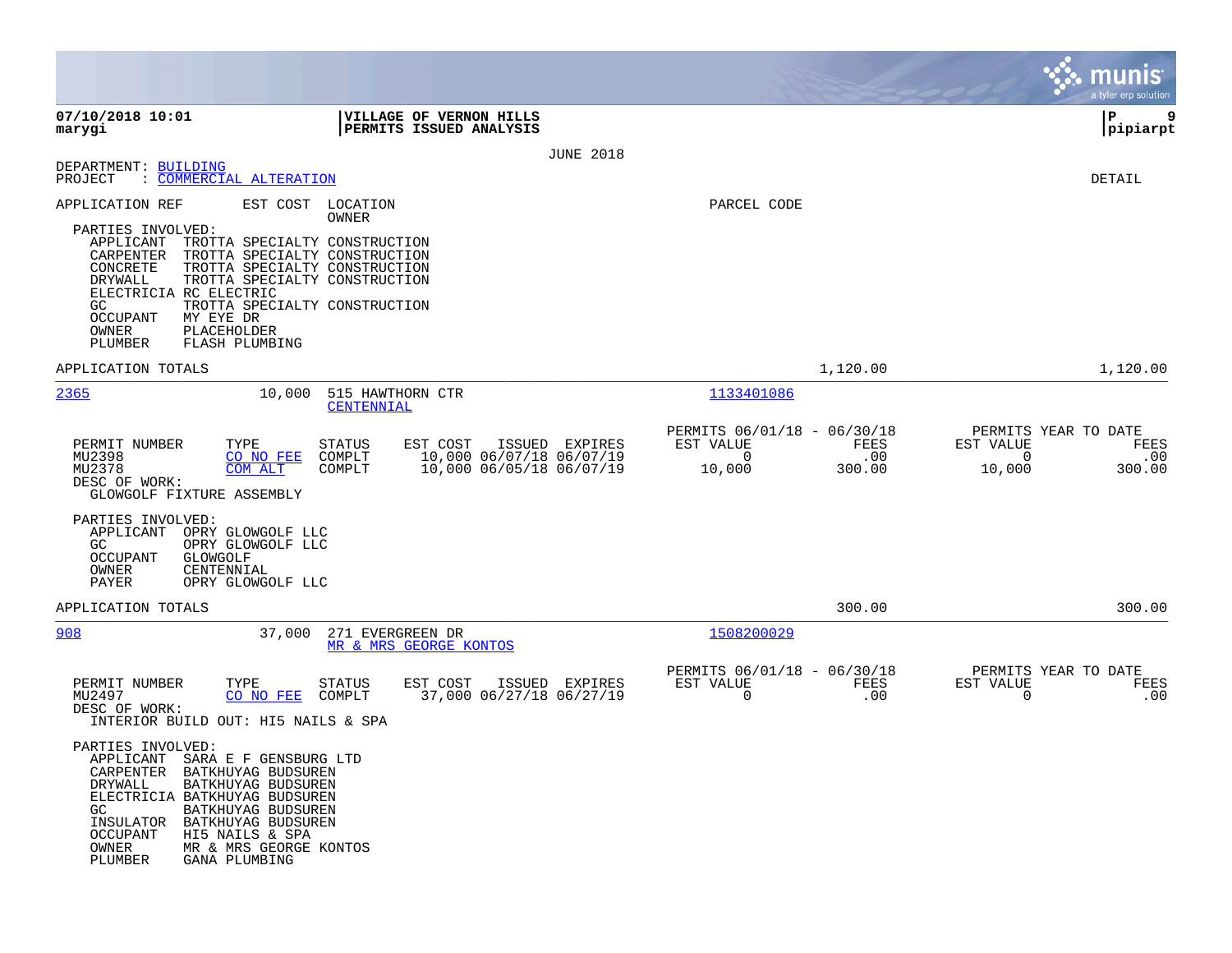**07/10/2018 10:01** | **VILLAGE OF VERNON HILLS**
**marygi** | **PERMITS ISSUED ANALYSIS** | **pipiarpt**

JUNE 2018

DEPARTMENT: BUILDING
PROJECT : COMMERCIAL ALTERATION

DETAIL

APPLICATION REF | EST COST | LOCATION / OWNER | PARCEL CODE

PARTIES INVOLVED:
- APPLICANT TROTTA SPECIALTY CONSTRUCTION
- CARPENTER TROTTA SPECIALTY CONSTRUCTION
- CONCRETE TROTTA SPECIALTY CONSTRUCTION
- DRYWALL TROTTA SPECIALTY CONSTRUCTION
- ELECTRICIA RC ELECTRIC
- GC TROTTA SPECIALTY CONSTRUCTION
- OCCUPANT MY EYE DR
- OWNER PLACEHOLDER
- PLUMBER FLASH PLUMBING

APPLICATION TOTALS — 1,120.00 — 1,120.00

---

**2365** — 10,000 — 515 HAWTHORN CTR — CENTENNIAL — 1133401086

| PERMIT NUMBER | TYPE | STATUS | EST COST | ISSUED | EXPIRES | PERMITS 06/01/18 - 06/30/18 EST VALUE | FEES | PERMITS YEAR TO DATE EST VALUE | FEES |
|---|---|---|---|---|---|---|---|---|---|
| MU2398 | CO NO FEE | COMPLT | 10,000 | 06/07/18 | 06/07/19 | 0 | .00 | 0 | .00 |
| MU2378 | COM ALT | COMPLT | 10,000 | 06/05/18 | 06/07/19 | 10,000 | 300.00 | 10,000 | 300.00 |

DESC OF WORK:
GLOWGOLF FIXTURE ASSEMBLY

PARTIES INVOLVED:
- APPLICANT OPRY GLOWGOLF LLC
- GC OPRY GLOWGOLF LLC
- OCCUPANT GLOWGOLF
- OWNER CENTENNIAL
- PAYER OPRY GLOWGOLF LLC

APPLICATION TOTALS — 300.00 — 300.00

---

**908** — 37,000 — 271 EVERGREEN DR — MR & MRS GEORGE KONTOS — 1508200029

| PERMIT NUMBER | TYPE | STATUS | EST COST | ISSUED | EXPIRES | PERMITS 06/01/18 - 06/30/18 EST VALUE | FEES | PERMITS YEAR TO DATE EST VALUE | FEES |
|---|---|---|---|---|---|---|---|---|---|
| MU2497 | CO NO FEE | COMPLT | 37,000 | 06/27/18 | 06/27/19 | 0 | .00 | 0 | .00 |

DESC OF WORK:
INTERIOR BUILD OUT: HI5 NAILS & SPA

PARTIES INVOLVED:
- APPLICANT SARA E F GENSBURG LTD
- CARPENTER BATKHUYAG BUDSUREN
- DRYWALL BATKHUYAG BUDSUREN
- ELECTRICIA BATKHUYAG BUDSUREN
- GC BATKHUYAG BUDSUREN
- INSULATOR BATKHUYAG BUDSUREN
- OCCUPANT HI5 NAILS & SPA
- OWNER MR & MRS GEORGE KONTOS
- PLUMBER GANA PLUMBING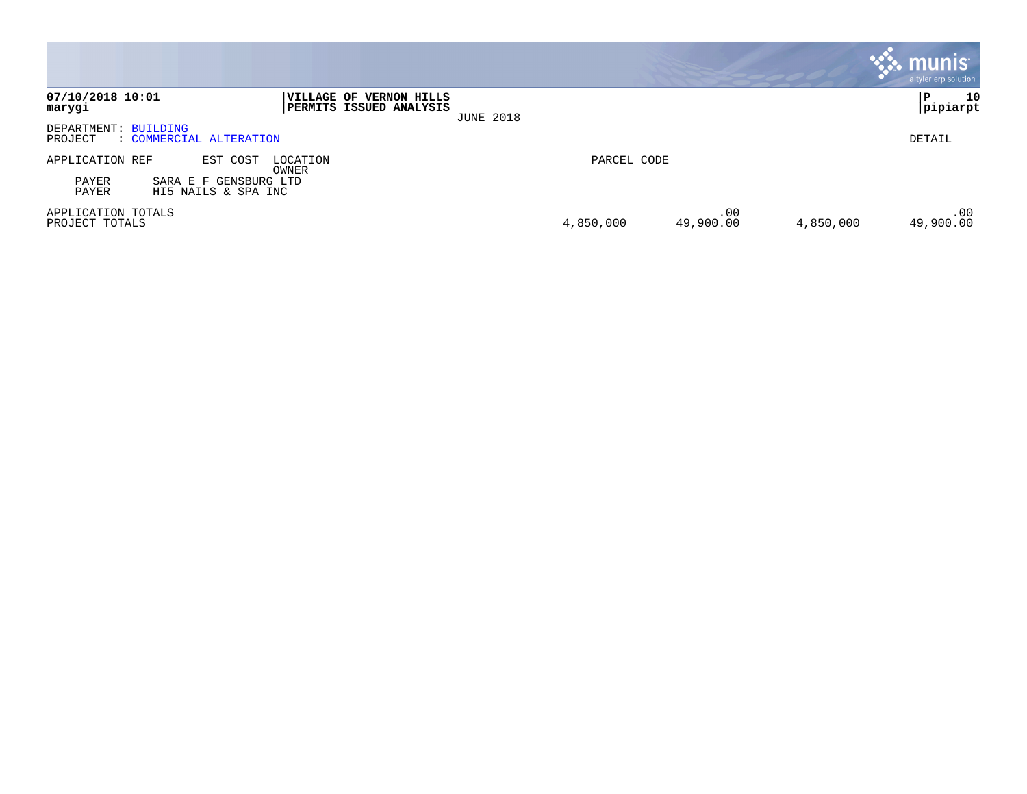**07/10/2018 10:01**
**marygi**

**VILLAGE OF VERNON HILLS**
**PERMITS ISSUED ANALYSIS**

JUNE 2018

**P 10**
**pipiarpt**

DEPARTMENT: BUILDING
PROJECT : COMMERCIAL ALTERATION

DETAIL

| APPLICATION REF | EST COST | LOCATION / OWNER | PARCEL CODE | | | | |
|---|---|---|---|---|---|---|---|
| PAYER | SARA E F GENSBURG LTD | | | | | | |
| PAYER | HI5 NAILS & SPA INC | | | | | | |
| APPLICATION TOTALS | | | | .00 | | .00 |
| PROJECT TOTALS | | | 4,850,000 | 49,900.00 | 4,850,000 | 49,900.00 |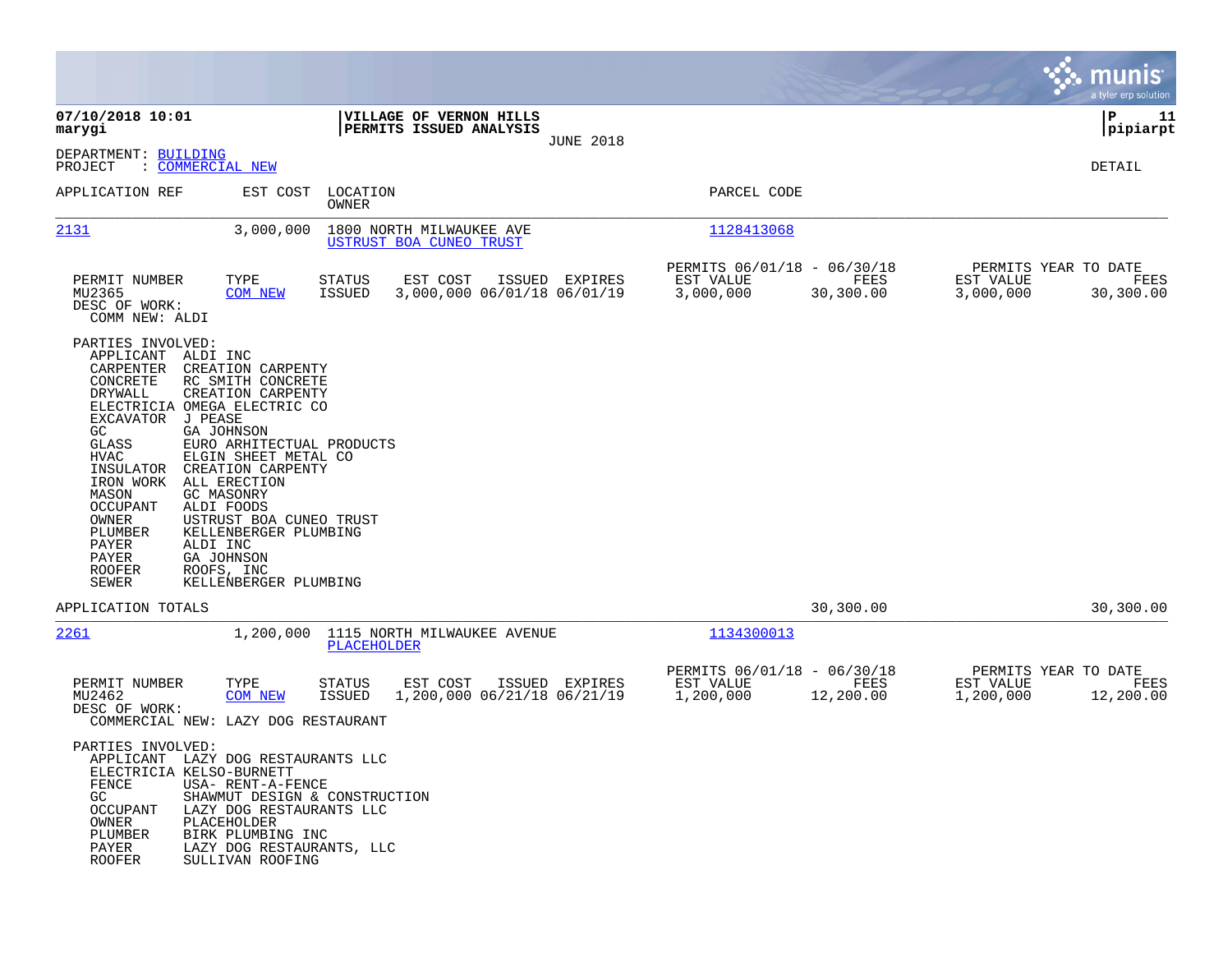**07/10/2018 10:01**
**marygi**

**VILLAGE OF VERNON HILLS**
**PERMITS ISSUED ANALYSIS**
JUNE 2018

**pipiarpt**

DEPARTMENT: BUILDING
PROJECT : COMMERCIAL NEW

DETAIL

| APPLICATION REF | EST COST | LOCATION / OWNER | PARCEL CODE |
|---|---|---|---|
| 2131 | 3,000,000 | 1800 NORTH MILWAUKEE AVE / USTRUST BOA CUNEO TRUST | 1128413068 |

| PERMIT NUMBER | TYPE | STATUS | EST COST | ISSUED | EXPIRES | PERMITS 06/01/18 - 06/30/18 EST VALUE | FEES | PERMITS YEAR TO DATE EST VALUE | FEES |
|---|---|---|---|---|---|---|---|---|---|
| MU2365 | COM NEW | ISSUED | 3,000,000 | 06/01/18 | 06/01/19 | 3,000,000 | 30,300.00 | 3,000,000 | 30,300.00 |

DESC OF WORK:
COMM NEW: ALDI

PARTIES INVOLVED:

| Role | Party |
|---|---|
| APPLICANT | ALDI INC |
| CARPENTER | CREATION CARPENTY |
| CONCRETE | RC SMITH CONCRETE |
| DRYWALL | CREATION CARPENTY |
| ELECTRICIA | OMEGA ELECTRIC CO |
| EXCAVATOR | J PEASE |
| GC | GA JOHNSON |
| GLASS | EURO ARHITECTUAL PRODUCTS |
| HVAC | ELGIN SHEET METAL CO |
| INSULATOR | CREATION CARPENTY |
| IRON WORK | ALL ERECTION |
| MASON | GC MASONRY |
| OCCUPANT | ALDI FOODS |
| OWNER | USTRUST BOA CUNEO TRUST |
| PLUMBER | KELLENBERGER PLUMBING |
| PAYER | ALDI INC |
| PAYER | GA JOHNSON |
| ROOFER | ROOFS, INC |
| SEWER | KELLENBERGER PLUMBING |

APPLICATION TOTALS: 30,300.00 | 30,300.00

| APPLICATION REF | EST COST | LOCATION / OWNER | PARCEL CODE |
|---|---|---|---|
| 2261 | 1,200,000 | 1115 NORTH MILWAUKEE AVENUE / PLACEHOLDER | 1134300013 |

| PERMIT NUMBER | TYPE | STATUS | EST COST | ISSUED | EXPIRES | PERMITS 06/01/18 - 06/30/18 EST VALUE | FEES | PERMITS YEAR TO DATE EST VALUE | FEES |
|---|---|---|---|---|---|---|---|---|---|
| MU2462 | COM NEW | ISSUED | 1,200,000 | 06/21/18 | 06/21/19 | 1,200,000 | 12,200.00 | 1,200,000 | 12,200.00 |

DESC OF WORK:
COMMERCIAL NEW: LAZY DOG RESTAURANT

PARTIES INVOLVED:

| Role | Party |
|---|---|
| APPLICANT | LAZY DOG RESTAURANTS LLC |
| ELECTRICIA | KELSO-BURNETT |
| FENCE | USA- RENT-A-FENCE |
| GC | SHAWMUT DESIGN & CONSTRUCTION |
| OCCUPANT | LAZY DOG RESTAURANTS LLC |
| OWNER | PLACEHOLDER |
| PLUMBER | BIRK PLUMBING INC |
| PAYER | LAZY DOG RESTAURANTS, LLC |
| ROOFER | SULLIVAN ROOFING |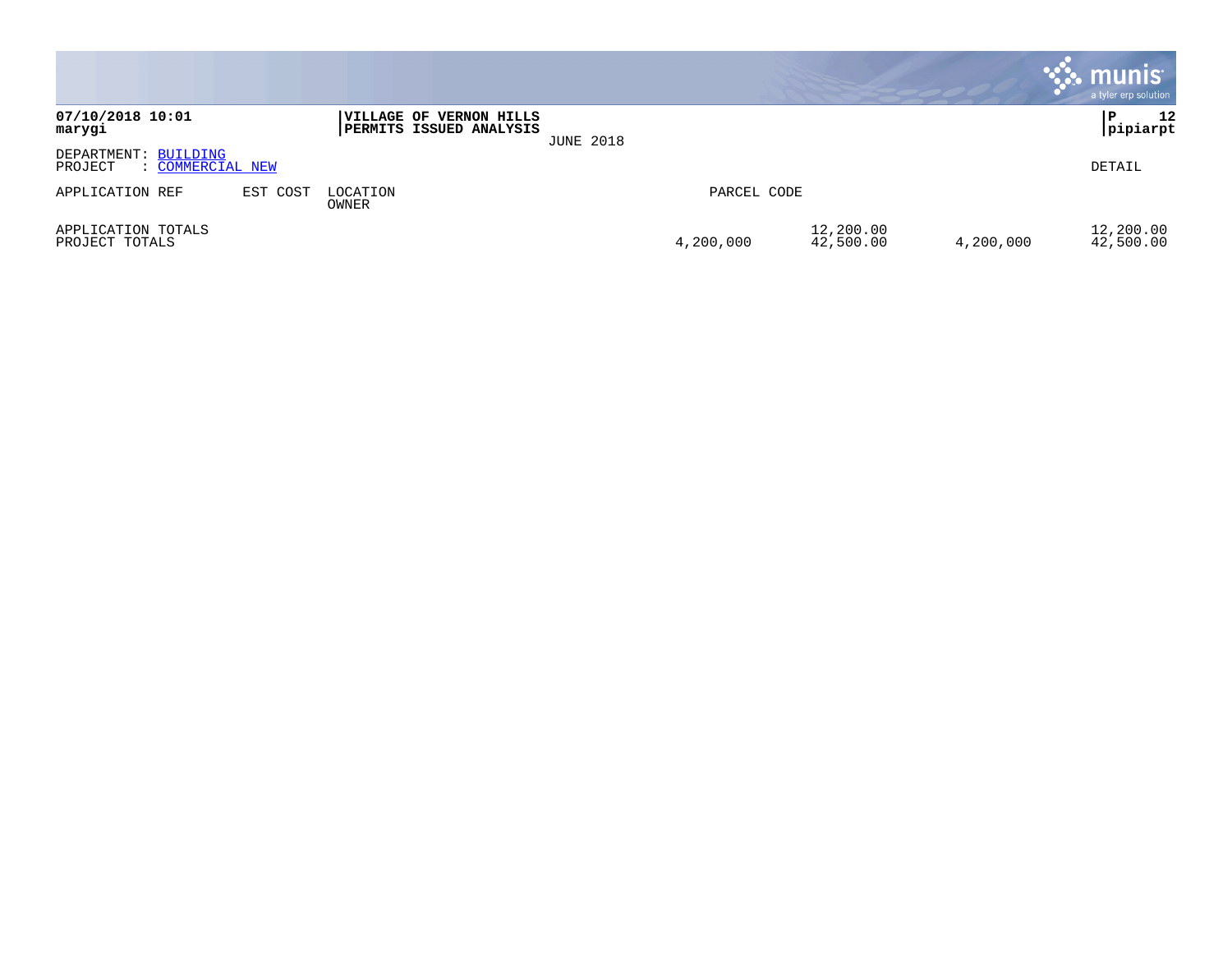**07/10/2018 10:01**
**marygi**

**VILLAGE OF VERNON HILLS**
**PERMITS ISSUED ANALYSIS**

JUNE 2018

**P 12**
**pipiarpt**

DEPARTMENT: BUILDING
PROJECT : COMMERCIAL NEW

DETAIL

| APPLICATION REF | EST COST | LOCATION / OWNER | PARCEL CODE | | | |
|---|---|---|---|---|---|---|
| APPLICATION TOTALS | | | | 12,200.00 | | 12,200.00 |
| PROJECT TOTALS | | | 4,200,000 | 42,500.00 | 4,200,000 | 42,500.00 |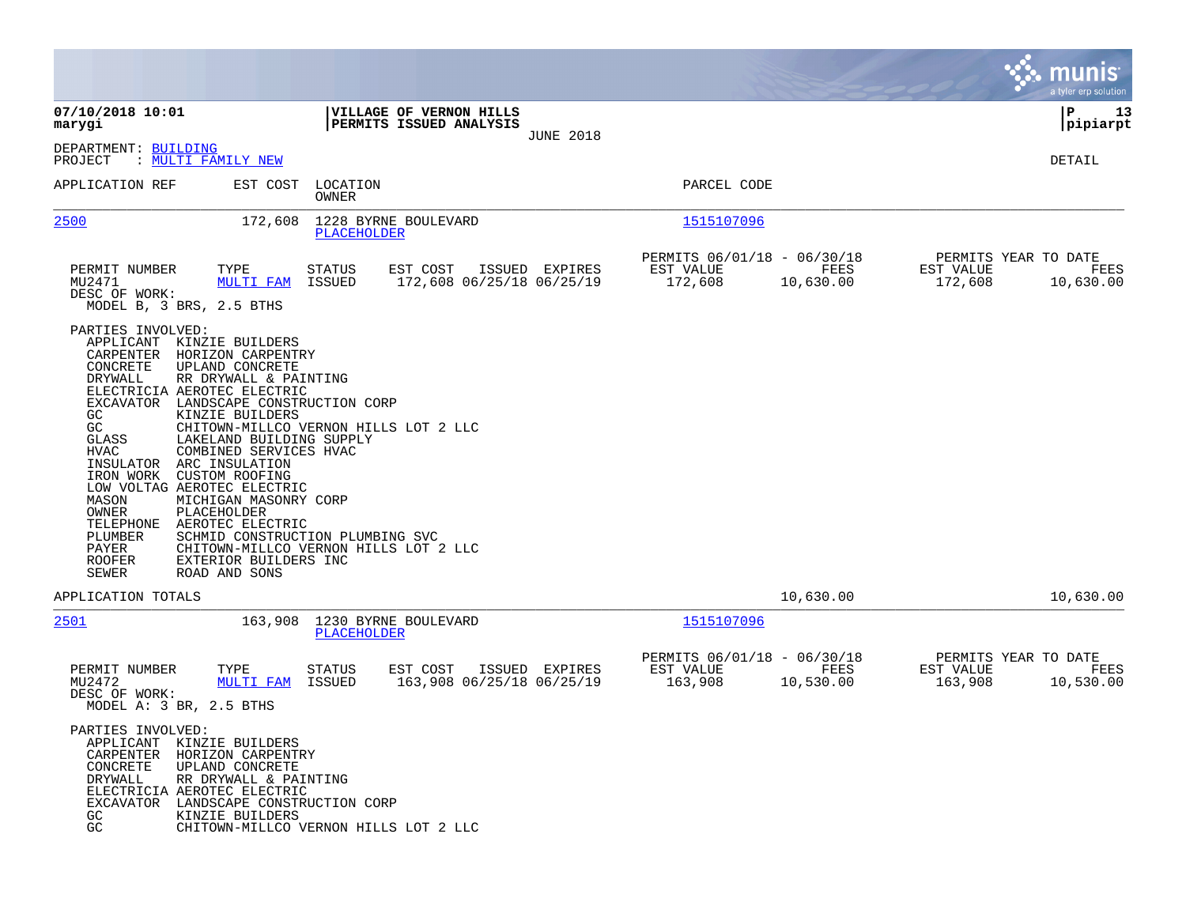**07/10/2018 10:01**
**marygi**

**VILLAGE OF VERNON HILLS**
**PERMITS ISSUED ANALYSIS**
JUNE 2018

**P 13**
**pipiarpt**

DEPARTMENT: BUILDING
PROJECT : MULTI FAMILY NEW

DETAIL

| APPLICATION REF | EST COST | LOCATION / OWNER | PARCEL CODE |
|---|---|---|---|
| 2500 | 172,608 | 1228 BYRNE BOULEVARD / PLACEHOLDER | 1515107096 |

| PERMIT NUMBER | TYPE | STATUS | EST COST | ISSUED | EXPIRES | PERMITS 06/01/18 - 06/30/18 EST VALUE | FEES | PERMITS YEAR TO DATE EST VALUE | FEES |
|---|---|---|---|---|---|---|---|---|---|
| MU2471 | MULTI FAM | ISSUED | 172,608 | 06/25/18 | 06/25/19 | 172,608 | 10,630.00 | 172,608 | 10,630.00 |

DESC OF WORK:
MODEL B, 3 BRS, 2.5 BTHS

PARTIES INVOLVED:

| Role | Party |
|---|---|
| APPLICANT | KINZIE BUILDERS |
| CARPENTER | HORIZON CARPENTRY |
| CONCRETE | UPLAND CONCRETE |
| DRYWALL | RR DRYWALL & PAINTING |
| ELECTRICIA | AEROTEC ELECTRIC |
| EXCAVATOR | LANDSCAPE CONSTRUCTION CORP |
| GC | KINZIE BUILDERS |
| GC | CHITOWN-MILLCO VERNON HILLS LOT 2 LLC |
| GLASS | LAKELAND BUILDING SUPPLY |
| HVAC | COMBINED SERVICES HVAC |
| INSULATOR | ARC INSULATION |
| IRON WORK | CUSTOM ROOFING |
| LOW VOLTAG | AEROTEC ELECTRIC |
| MASON | MICHIGAN MASONRY CORP |
| OWNER | PLACEHOLDER |
| TELEPHONE | AEROTEC ELECTRIC |
| PLUMBER | SCHMID CONSTRUCTION PLUMBING SVC |
| PAYER | CHITOWN-MILLCO VERNON HILLS LOT 2 LLC |
| ROOFER | EXTERIOR BUILDERS INC |
| SEWER | ROAD AND SONS |

APPLICATION TOTALS: 10,630.00 | 10,630.00

| APPLICATION REF | EST COST | LOCATION / OWNER | PARCEL CODE |
|---|---|---|---|
| 2501 | 163,908 | 1230 BYRNE BOULEVARD / PLACEHOLDER | 1515107096 |

| PERMIT NUMBER | TYPE | STATUS | EST COST | ISSUED | EXPIRES | PERMITS 06/01/18 - 06/30/18 EST VALUE | FEES | PERMITS YEAR TO DATE EST VALUE | FEES |
|---|---|---|---|---|---|---|---|---|---|
| MU2472 | MULTI FAM | ISSUED | 163,908 | 06/25/18 | 06/25/19 | 163,908 | 10,530.00 | 163,908 | 10,530.00 |

DESC OF WORK:
MODEL A: 3 BR, 2.5 BTHS

PARTIES INVOLVED:

| Role | Party |
|---|---|
| APPLICANT | KINZIE BUILDERS |
| CARPENTER | HORIZON CARPENTRY |
| CONCRETE | UPLAND CONCRETE |
| DRYWALL | RR DRYWALL & PAINTING |
| ELECTRICIA | AEROTEC ELECTRIC |
| EXCAVATOR | LANDSCAPE CONSTRUCTION CORP |
| GC | KINZIE BUILDERS |
| GC | CHITOWN-MILLCO VERNON HILLS LOT 2 LLC |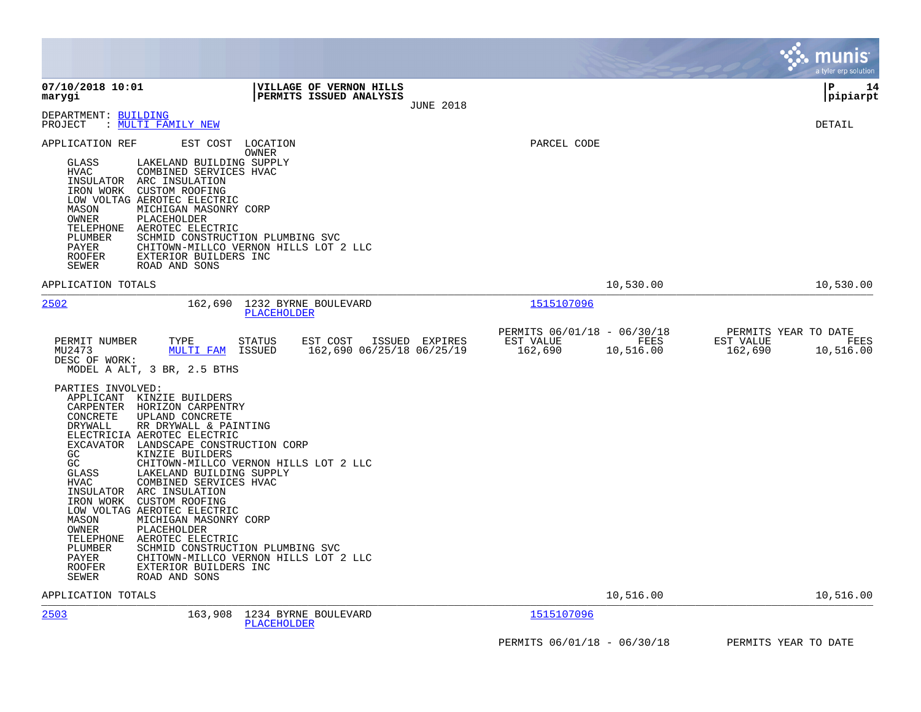DEPARTMENT: BUILDING
PROJECT : MULTI FAMILY NEW

DETAIL

APPLICATION REF | EST COST | LOCATION / OWNER | PARCEL CODE

- GLASS LAKELAND BUILDING SUPPLY
- HVAC COMBINED SERVICES HVAC
- INSULATOR ARC INSULATION
- IRON WORK CUSTOM ROOFING
- LOW VOLTAG AEROTEC ELECTRIC
- MASON MICHIGAN MASONRY CORP
- OWNER PLACEHOLDER
- TELEPHONE AEROTEC ELECTRIC
- PLUMBER SCHMID CONSTRUCTION PLUMBING SVC
- PAYER CHITOWN-MILLCO VERNON HILLS LOT 2 LLC
- ROOFER EXTERIOR BUILDERS INC
- SEWER ROAD AND SONS

APPLICATION TOTALS 10,530.00 10,530.00

---

**2502** 162,690 1232 BYRNE BOULEVARD PLACEHOLDER — Parcel 1515107096

| PERMIT NUMBER | TYPE | STATUS | EST COST | ISSUED | EXPIRES | PERMITS 06/01/18 - 06/30/18 EST VALUE | FEES | PERMITS YEAR TO DATE EST VALUE | FEES |
|---|---|---|---|---|---|---|---|---|---|
| MU2473 | MULTI FAM | ISSUED | 162,690 | 06/25/18 | 06/25/19 | 162,690 | 10,516.00 | 162,690 | 10,516.00 |

DESC OF WORK:
MODEL A ALT, 3 BR, 2.5 BTHS

PARTIES INVOLVED:
- APPLICANT KINZIE BUILDERS
- CARPENTER HORIZON CARPENTRY
- CONCRETE UPLAND CONCRETE
- DRYWALL RR DRYWALL & PAINTING
- ELECTRICIA AEROTEC ELECTRIC
- EXCAVATOR LANDSCAPE CONSTRUCTION CORP
- GC KINZIE BUILDERS
- GC CHITOWN-MILLCO VERNON HILLS LOT 2 LLC
- GLASS LAKELAND BUILDING SUPPLY
- HVAC COMBINED SERVICES HVAC
- INSULATOR ARC INSULATION
- IRON WORK CUSTOM ROOFING
- LOW VOLTAG AEROTEC ELECTRIC
- MASON MICHIGAN MASONRY CORP
- OWNER PLACEHOLDER
- TELEPHONE AEROTEC ELECTRIC
- PLUMBER SCHMID CONSTRUCTION PLUMBING SVC
- PAYER CHITOWN-MILLCO VERNON HILLS LOT 2 LLC
- ROOFER EXTERIOR BUILDERS INC
- SEWER ROAD AND SONS

APPLICATION TOTALS 10,516.00 10,516.00

---

**2503** 163,908 1234 BYRNE BOULEVARD PLACEHOLDER — Parcel 1515107096

PERMITS 06/01/18 - 06/30/18 PERMITS YEAR TO DATE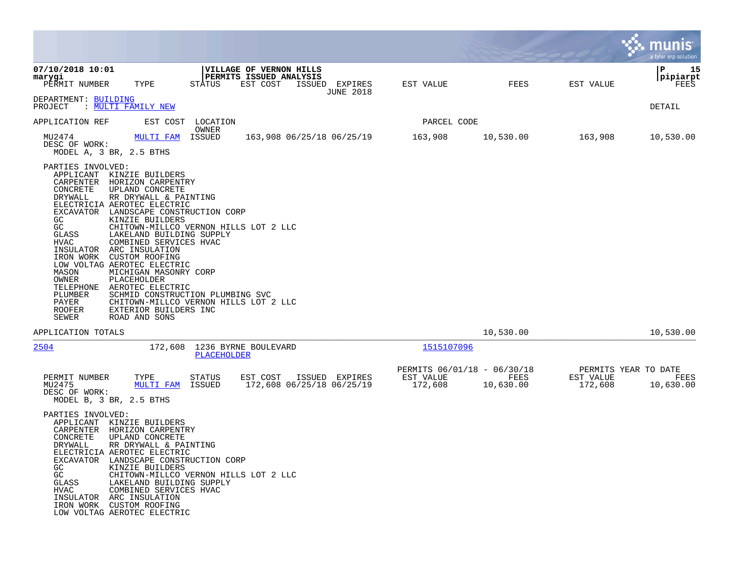**VILLAGE OF VERNON HILLS**
**PERMITS ISSUED ANALYSIS**

07/10/2018 10:01
marygi

| PERMIT NUMBER | TYPE | STATUS | EST COST | ISSUED | EXPIRES | EST VALUE | FEES | EST VALUE | FEES |
|---|---|---|---|---|---|---|---|---|---|
| | | | | | JUNE 2018 | | | | |

DEPARTMENT: BUILDING
PROJECT : MULTI FAMILY NEW

DETAIL

| APPLICATION REF | EST COST | LOCATION / OWNER | | | | PARCEL CODE | | | |
|---|---|---|---|---|---|---|---|---|---|
| MU2474 | MULTI FAM | ISSUED | 163,908 | 06/25/18 | 06/25/19 | 163,908 | 10,530.00 | 163,908 | 10,530.00 |

DESC OF WORK:
MODEL A, 3 BR, 2.5 BTHS

PARTIES INVOLVED:
- APPLICANT KINZIE BUILDERS
- CARPENTER HORIZON CARPENTRY
- CONCRETE UPLAND CONCRETE
- DRYWALL RR DRYWALL & PAINTING
- ELECTRICIA AEROTEC ELECTRIC
- EXCAVATOR LANDSCAPE CONSTRUCTION CORP
- GC KINZIE BUILDERS
- GC CHITOWN-MILLCO VERNON HILLS LOT 2 LLC
- GLASS LAKELAND BUILDING SUPPLY
- HVAC COMBINED SERVICES HVAC
- INSULATOR ARC INSULATION
- IRON WORK CUSTOM ROOFING
- LOW VOLTAG AEROTEC ELECTRIC
- MASON MICHIGAN MASONRY CORP
- OWNER PLACEHOLDER
- TELEPHONE AEROTEC ELECTRIC
- PLUMBER SCHMID CONSTRUCTION PLUMBING SVC
- PAYER CHITOWN-MILLCO VERNON HILLS LOT 2 LLC
- ROOFER EXTERIOR BUILDERS INC
- SEWER ROAD AND SONS

APPLICATION TOTALS — 10,530.00 — 10,530.00

| APPLICATION REF | EST COST | LOCATION / OWNER | PARCEL CODE |
|---|---|---|---|
| 2504 | 172,608 | 1236 BYRNE BOULEVARD / PLACEHOLDER | 1515107096 |

| PERMIT NUMBER | TYPE | STATUS | EST COST | ISSUED | EXPIRES | PERMITS 06/01/18 - 06/30/18 EST VALUE | FEES | PERMITS YEAR TO DATE EST VALUE | FEES |
|---|---|---|---|---|---|---|---|---|---|
| MU2475 | MULTI FAM | ISSUED | 172,608 | 06/25/18 | 06/25/19 | 172,608 | 10,630.00 | 172,608 | 10,630.00 |

DESC OF WORK:
MODEL B, 3 BR, 2.5 BTHS

PARTIES INVOLVED:
- APPLICANT KINZIE BUILDERS
- CARPENTER HORIZON CARPENTRY
- CONCRETE UPLAND CONCRETE
- DRYWALL RR DRYWALL & PAINTING
- ELECTRICIA AEROTEC ELECTRIC
- EXCAVATOR LANDSCAPE CONSTRUCTION CORP
- GC KINZIE BUILDERS
- GC CHITOWN-MILLCO VERNON HILLS LOT 2 LLC
- GLASS LAKELAND BUILDING SUPPLY
- HVAC COMBINED SERVICES HVAC
- INSULATOR ARC INSULATION
- IRON WORK CUSTOM ROOFING
- LOW VOLTAG AEROTEC ELECTRIC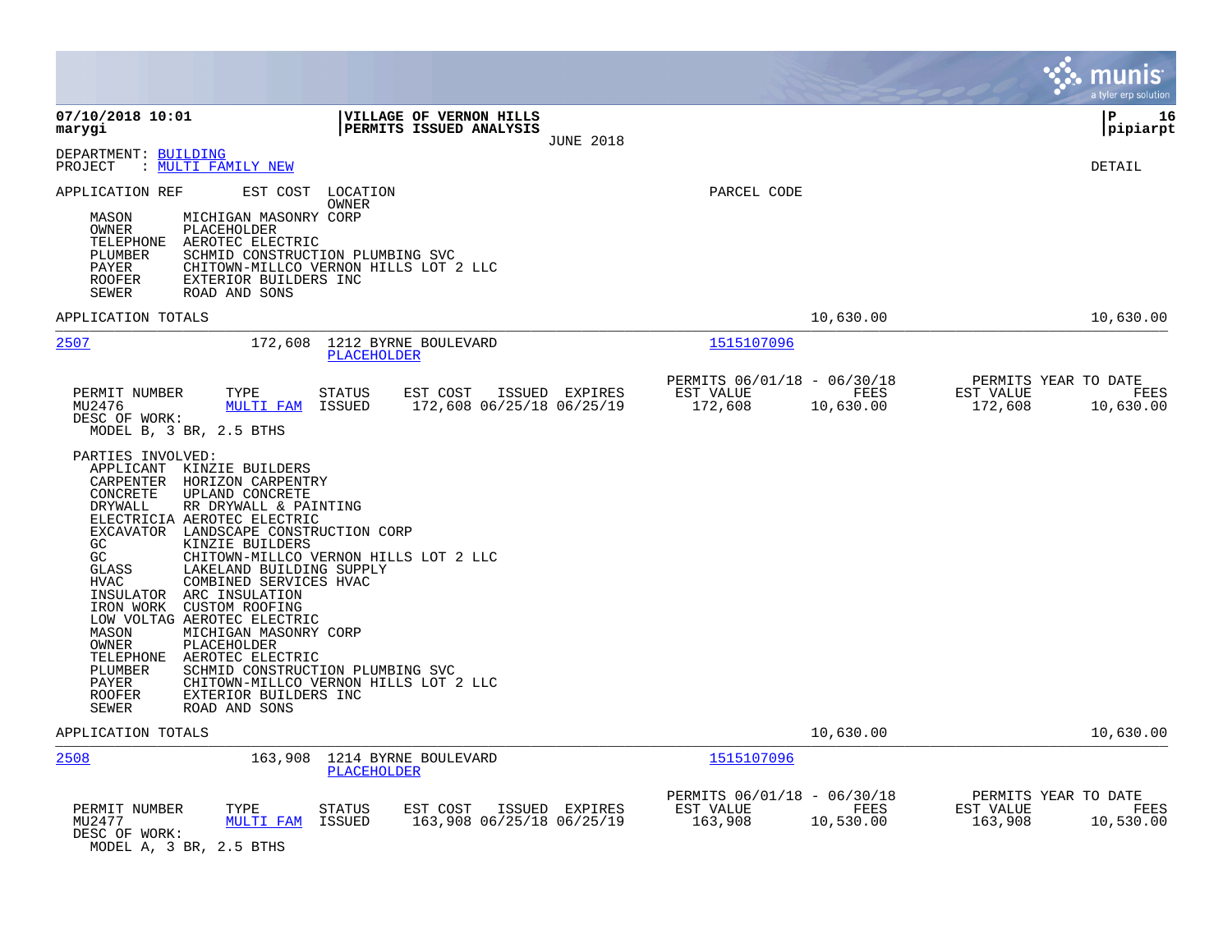**07/10/2018 10:01** **VILLAGE OF VERNON HILLS**
**marygi** **PERMITS ISSUED ANALYSIS**
JUNE 2018

DEPARTMENT: BUILDING
PROJECT : MULTI FAMILY NEW

DETAIL

APPLICATION REF  EST COST  LOCATION / OWNER  PARCEL CODE

| Role | Party |
|---|---|
| MASON | MICHIGAN MASONRY CORP |
| OWNER | PLACEHOLDER |
| TELEPHONE | AEROTEC ELECTRIC |
| PLUMBER | SCHMID CONSTRUCTION PLUMBING SVC |
| PAYER | CHITOWN-MILLCO VERNON HILLS LOT 2 LLC |
| ROOFER | EXTERIOR BUILDERS INC |
| SEWER | ROAD AND SONS |

APPLICATION TOTALS — 10,630.00 — 10,630.00

---

**2507** — 172,608 — 1212 BYRNE BOULEVARD — PLACEHOLDER — Parcel: 1515107096

| PERMIT NUMBER | TYPE | STATUS | EST COST | ISSUED | EXPIRES | PERMITS 06/01/18 - 06/30/18 EST VALUE | FEES | PERMITS YEAR TO DATE EST VALUE | FEES |
|---|---|---|---|---|---|---|---|---|---|
| MU2476 | MULTI FAM | ISSUED | 172,608 | 06/25/18 | 06/25/19 | 172,608 | 10,630.00 | 172,608 | 10,630.00 |

DESC OF WORK:
MODEL B, 3 BR, 2.5 BTHS

PARTIES INVOLVED:

| Role | Party |
|---|---|
| APPLICANT | KINZIE BUILDERS |
| CARPENTER | HORIZON CARPENTRY |
| CONCRETE | UPLAND CONCRETE |
| DRYWALL | RR DRYWALL & PAINTING |
| ELECTRICIA | AEROTEC ELECTRIC |
| EXCAVATOR | LANDSCAPE CONSTRUCTION CORP |
| GC | KINZIE BUILDERS |
| GC | CHITOWN-MILLCO VERNON HILLS LOT 2 LLC |
| GLASS | LAKELAND BUILDING SUPPLY |
| HVAC | COMBINED SERVICES HVAC |
| INSULATOR | ARC INSULATION |
| IRON WORK | CUSTOM ROOFING |
| LOW VOLTAG | AEROTEC ELECTRIC |
| MASON | MICHIGAN MASONRY CORP |
| OWNER | PLACEHOLDER |
| TELEPHONE | AEROTEC ELECTRIC |
| PLUMBER | SCHMID CONSTRUCTION PLUMBING SVC |
| PAYER | CHITOWN-MILLCO VERNON HILLS LOT 2 LLC |
| ROOFER | EXTERIOR BUILDERS INC |
| SEWER | ROAD AND SONS |

APPLICATION TOTALS — 10,630.00 — 10,630.00

---

**2508** — 163,908 — 1214 BYRNE BOULEVARD — PLACEHOLDER — Parcel: 1515107096

| PERMIT NUMBER | TYPE | STATUS | EST COST | ISSUED | EXPIRES | PERMITS 06/01/18 - 06/30/18 EST VALUE | FEES | PERMITS YEAR TO DATE EST VALUE | FEES |
|---|---|---|---|---|---|---|---|---|---|
| MU2477 | MULTI FAM | ISSUED | 163,908 | 06/25/18 | 06/25/19 | 163,908 | 10,530.00 | 163,908 | 10,530.00 |

DESC OF WORK:
MODEL A, 3 BR, 2.5 BTHS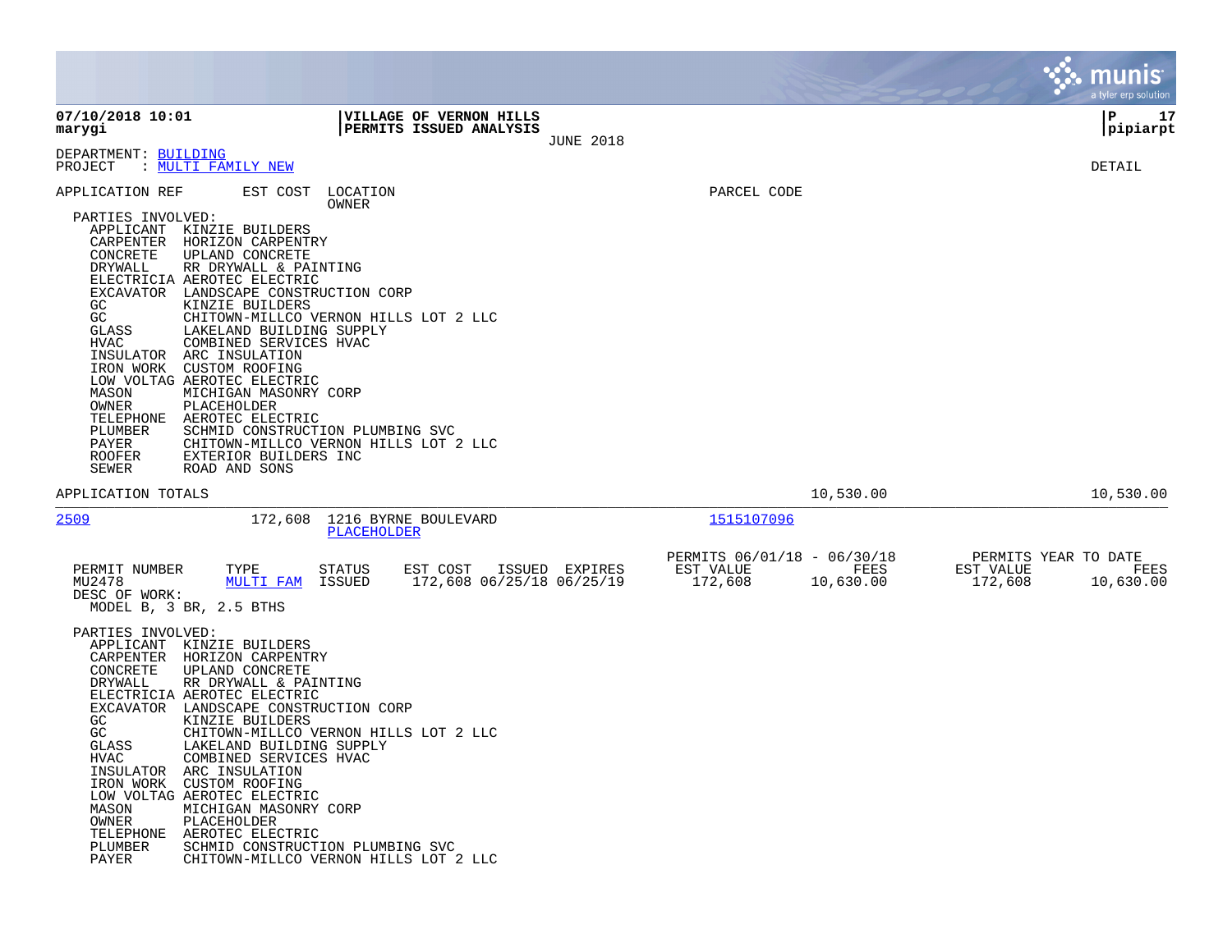**07/10/2018 10:01**
**marygi**

**VILLAGE OF VERNON HILLS**
**PERMITS ISSUED ANALYSIS**
JUNE 2018

**P 17**
**pipiarpt**

DEPARTMENT: BUILDING
PROJECT : MULTI FAMILY NEW

DETAIL

| APPLICATION REF | EST COST | LOCATION / OWNER | PARCEL CODE |
|---|---|---|---|

PARTIES INVOLVED:

| Role | Party |
|---|---|
| APPLICANT | KINZIE BUILDERS |
| CARPENTER | HORIZON CARPENTRY |
| CONCRETE | UPLAND CONCRETE |
| DRYWALL | RR DRYWALL & PAINTING |
| ELECTRICIA | AEROTEC ELECTRIC |
| EXCAVATOR | LANDSCAPE CONSTRUCTION CORP |
| GC | KINZIE BUILDERS |
| GC | CHITOWN-MILLCO VERNON HILLS LOT 2 LLC |
| GLASS | LAKELAND BUILDING SUPPLY |
| HVAC | COMBINED SERVICES HVAC |
| INSULATOR | ARC INSULATION |
| IRON WORK | CUSTOM ROOFING |
| LOW VOLTAG | AEROTEC ELECTRIC |
| MASON | MICHIGAN MASONRY CORP |
| OWNER | PLACEHOLDER |
| TELEPHONE | AEROTEC ELECTRIC |
| PLUMBER | SCHMID CONSTRUCTION PLUMBING SVC |
| PAYER | CHITOWN-MILLCO VERNON HILLS LOT 2 LLC |
| ROOFER | EXTERIOR BUILDERS INC |
| SEWER | ROAD AND SONS |

APPLICATION TOTALS — 10,530.00 — 10,530.00

---

**2509** — 172,608 — 1216 BYRNE BOULEVARD — PLACEHOLDER — Parcel: 1515107096

| PERMIT NUMBER | TYPE | STATUS | EST COST | ISSUED | EXPIRES | PERMITS 06/01/18 - 06/30/18 EST VALUE | FEES | PERMITS YEAR TO DATE EST VALUE | FEES |
|---|---|---|---|---|---|---|---|---|---|
| MU2478 | MULTI FAM | ISSUED | 172,608 | 06/25/18 | 06/25/19 | 172,608 | 10,630.00 | 172,608 | 10,630.00 |

DESC OF WORK:
MODEL B, 3 BR, 2.5 BTHS

PARTIES INVOLVED:

| Role | Party |
|---|---|
| APPLICANT | KINZIE BUILDERS |
| CARPENTER | HORIZON CARPENTRY |
| CONCRETE | UPLAND CONCRETE |
| DRYWALL | RR DRYWALL & PAINTING |
| ELECTRICIA | AEROTEC ELECTRIC |
| EXCAVATOR | LANDSCAPE CONSTRUCTION CORP |
| GC | KINZIE BUILDERS |
| GC | CHITOWN-MILLCO VERNON HILLS LOT 2 LLC |
| GLASS | LAKELAND BUILDING SUPPLY |
| HVAC | COMBINED SERVICES HVAC |
| INSULATOR | ARC INSULATION |
| IRON WORK | CUSTOM ROOFING |
| LOW VOLTAG | AEROTEC ELECTRIC |
| MASON | MICHIGAN MASONRY CORP |
| OWNER | PLACEHOLDER |
| TELEPHONE | AEROTEC ELECTRIC |
| PLUMBER | SCHMID CONSTRUCTION PLUMBING SVC |
| PAYER | CHITOWN-MILLCO VERNON HILLS LOT 2 LLC |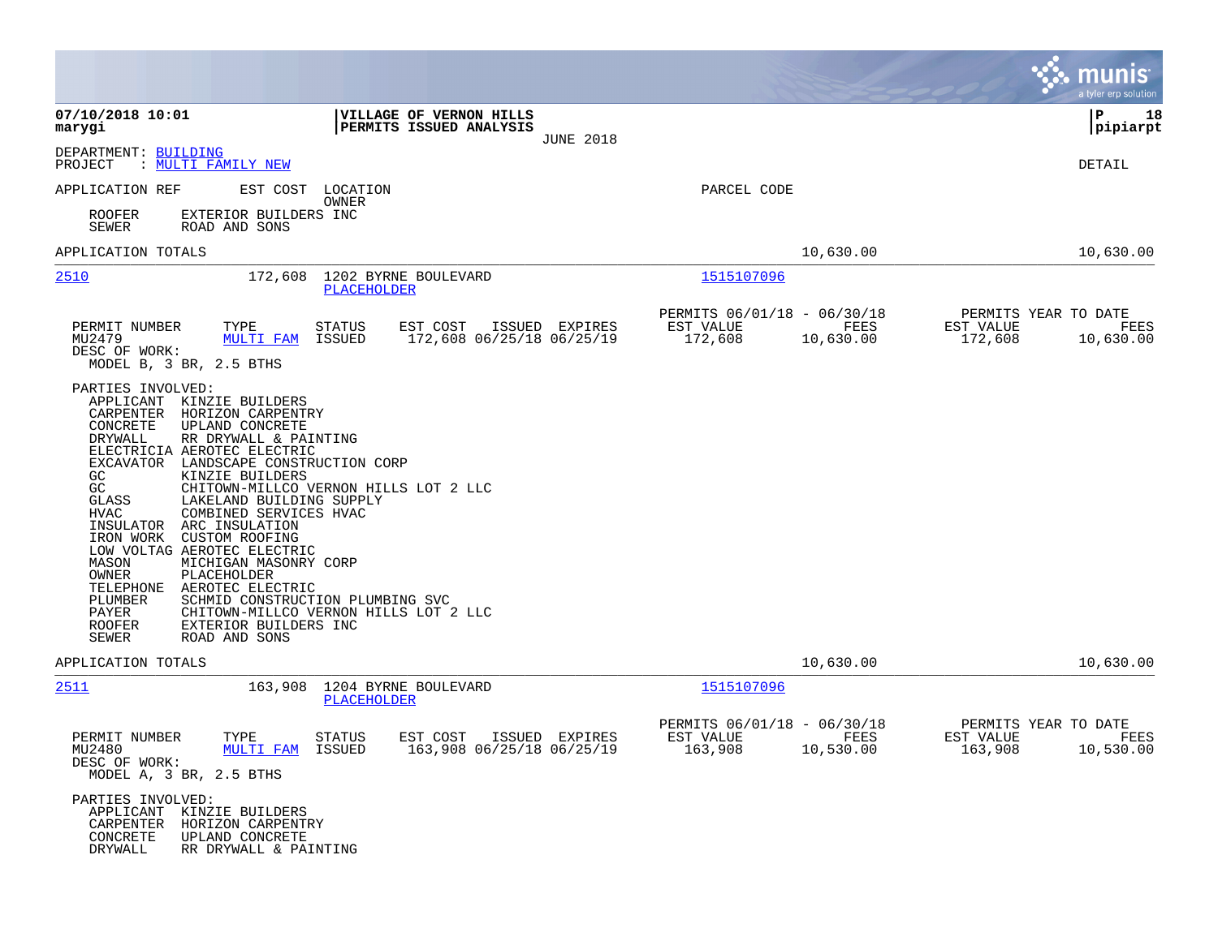**07/10/2018 10:01**
**marygi**

**VILLAGE OF VERNON HILLS**
**PERMITS ISSUED ANALYSIS**
JUNE 2018

**pipiarpt**

DEPARTMENT: BUILDING
PROJECT : MULTI FAMILY NEW

DETAIL

APPLICATION REF | EST COST | LOCATION / OWNER | PARCEL CODE

ROOFER EXTERIOR BUILDERS INC
SEWER ROAD AND SONS

APPLICATION TOTALS 10,630.00 10,630.00

---

**2510** 172,608 1202 BYRNE BOULEVARD
PLACEHOLDER
Parcel code: 1515107096

| PERMIT NUMBER | TYPE | STATUS | EST COST | ISSUED | EXPIRES | PERMITS 06/01/18 - 06/30/18 EST VALUE | FEES | PERMITS YEAR TO DATE EST VALUE | FEES |
|---|---|---|---|---|---|---|---|---|---|
| MU2479 | MULTI FAM | ISSUED | 172,608 | 06/25/18 | 06/25/19 | 172,608 | 10,630.00 | 172,608 | 10,630.00 |

DESC OF WORK:
MODEL B, 3 BR, 2.5 BTHS

PARTIES INVOLVED:
- APPLICANT KINZIE BUILDERS
- CARPENTER HORIZON CARPENTRY
- CONCRETE UPLAND CONCRETE
- DRYWALL RR DRYWALL & PAINTING
- ELECTRICIA AEROTEC ELECTRIC
- EXCAVATOR LANDSCAPE CONSTRUCTION CORP
- GC KINZIE BUILDERS
- GC CHITOWN-MILLCO VERNON HILLS LOT 2 LLC
- GLASS LAKELAND BUILDING SUPPLY
- HVAC COMBINED SERVICES HVAC
- INSULATOR ARC INSULATION
- IRON WORK CUSTOM ROOFING
- LOW VOLTAG AEROTEC ELECTRIC
- MASON MICHIGAN MASONRY CORP
- OWNER PLACEHOLDER
- TELEPHONE AEROTEC ELECTRIC
- PLUMBER SCHMID CONSTRUCTION PLUMBING SVC
- PAYER CHITOWN-MILLCO VERNON HILLS LOT 2 LLC
- ROOFER EXTERIOR BUILDERS INC
- SEWER ROAD AND SONS

APPLICATION TOTALS 10,630.00 10,630.00

---

**2511** 163,908 1204 BYRNE BOULEVARD
PLACEHOLDER
Parcel code: 1515107096

| PERMIT NUMBER | TYPE | STATUS | EST COST | ISSUED | EXPIRES | PERMITS 06/01/18 - 06/30/18 EST VALUE | FEES | PERMITS YEAR TO DATE EST VALUE | FEES |
|---|---|---|---|---|---|---|---|---|---|
| MU2480 | MULTI FAM | ISSUED | 163,908 | 06/25/18 | 06/25/19 | 163,908 | 10,530.00 | 163,908 | 10,530.00 |

DESC OF WORK:
MODEL A, 3 BR, 2.5 BTHS

PARTIES INVOLVED:
- APPLICANT KINZIE BUILDERS
- CARPENTER HORIZON CARPENTRY
- CONCRETE UPLAND CONCRETE
- DRYWALL RR DRYWALL & PAINTING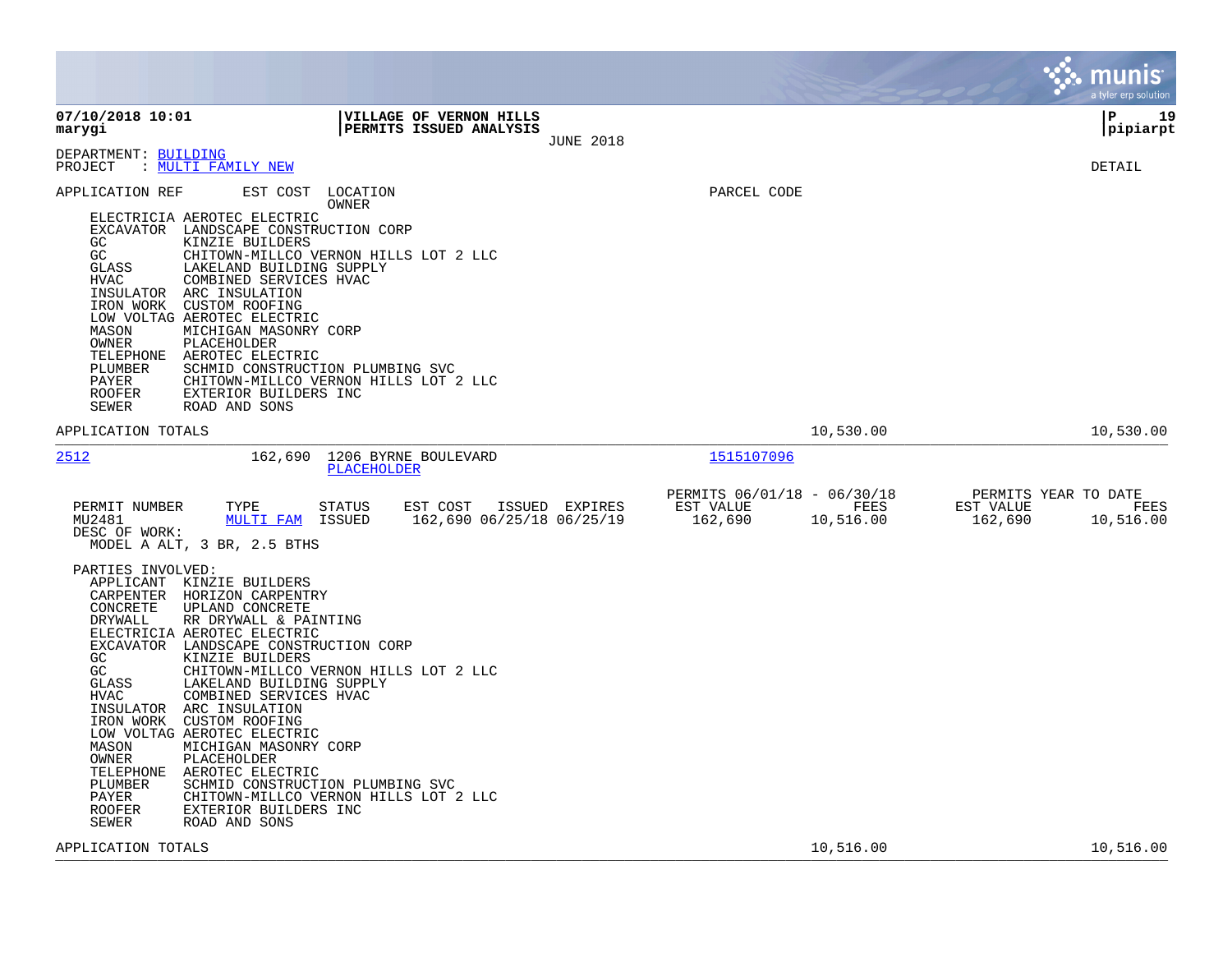**07/10/2018 10:01** | **VILLAGE OF VERNON HILLS** | **P 19**
**marygi** | **PERMITS ISSUED ANALYSIS** | **pipiarpt**
JUNE 2018

DEPARTMENT: BUILDING
PROJECT : MULTI FAMILY NEW

DETAIL

APPLICATION REF    EST COST    LOCATION    OWNER    PARCEL CODE

| Role | Party |
|---|---|
| ELECTRICIA | AEROTEC ELECTRIC |
| EXCAVATOR | LANDSCAPE CONSTRUCTION CORP |
| GC | KINZIE BUILDERS |
| GC | CHITOWN-MILLCO VERNON HILLS LOT 2 LLC |
| GLASS | LAKELAND BUILDING SUPPLY |
| HVAC | COMBINED SERVICES HVAC |
| INSULATOR | ARC INSULATION |
| IRON WORK | CUSTOM ROOFING |
| LOW VOLTAG | AEROTEC ELECTRIC |
| MASON | MICHIGAN MASONRY CORP |
| OWNER | PLACEHOLDER |
| TELEPHONE | AEROTEC ELECTRIC |
| PLUMBER | SCHMID CONSTRUCTION PLUMBING SVC |
| PAYER | CHITOWN-MILLCO VERNON HILLS LOT 2 LLC |
| ROOFER | EXTERIOR BUILDERS INC |
| SEWER | ROAD AND SONS |

APPLICATION TOTALS    10,530.00    10,530.00

---

**2512**    162,690    1206 BYRNE BOULEVARD    PLACEHOLDER    1515107096

| PERMIT NUMBER | TYPE | STATUS | EST COST | ISSUED | EXPIRES | PERMITS 06/01/18 - 06/30/18 EST VALUE | FEES | PERMITS YEAR TO DATE EST VALUE | FEES |
|---|---|---|---|---|---|---|---|---|---|
| MU2481 | MULTI FAM | ISSUED | 162,690 | 06/25/18 | 06/25/19 | 162,690 | 10,516.00 | 162,690 | 10,516.00 |

DESC OF WORK:
MODEL A ALT, 3 BR, 2.5 BTHS

PARTIES INVOLVED:

| Role | Party |
|---|---|
| APPLICANT | KINZIE BUILDERS |
| CARPENTER | HORIZON CARPENTRY |
| CONCRETE | UPLAND CONCRETE |
| DRYWALL | RR DRYWALL & PAINTING |
| ELECTRICIA | AEROTEC ELECTRIC |
| EXCAVATOR | LANDSCAPE CONSTRUCTION CORP |
| GC | KINZIE BUILDERS |
| GC | CHITOWN-MILLCO VERNON HILLS LOT 2 LLC |
| GLASS | LAKELAND BUILDING SUPPLY |
| HVAC | COMBINED SERVICES HVAC |
| INSULATOR | ARC INSULATION |
| IRON WORK | CUSTOM ROOFING |
| LOW VOLTAG | AEROTEC ELECTRIC |
| MASON | MICHIGAN MASONRY CORP |
| OWNER | PLACEHOLDER |
| TELEPHONE | AEROTEC ELECTRIC |
| PLUMBER | SCHMID CONSTRUCTION PLUMBING SVC |
| PAYER | CHITOWN-MILLCO VERNON HILLS LOT 2 LLC |
| ROOFER | EXTERIOR BUILDERS INC |
| SEWER | ROAD AND SONS |

APPLICATION TOTALS    10,516.00    10,516.00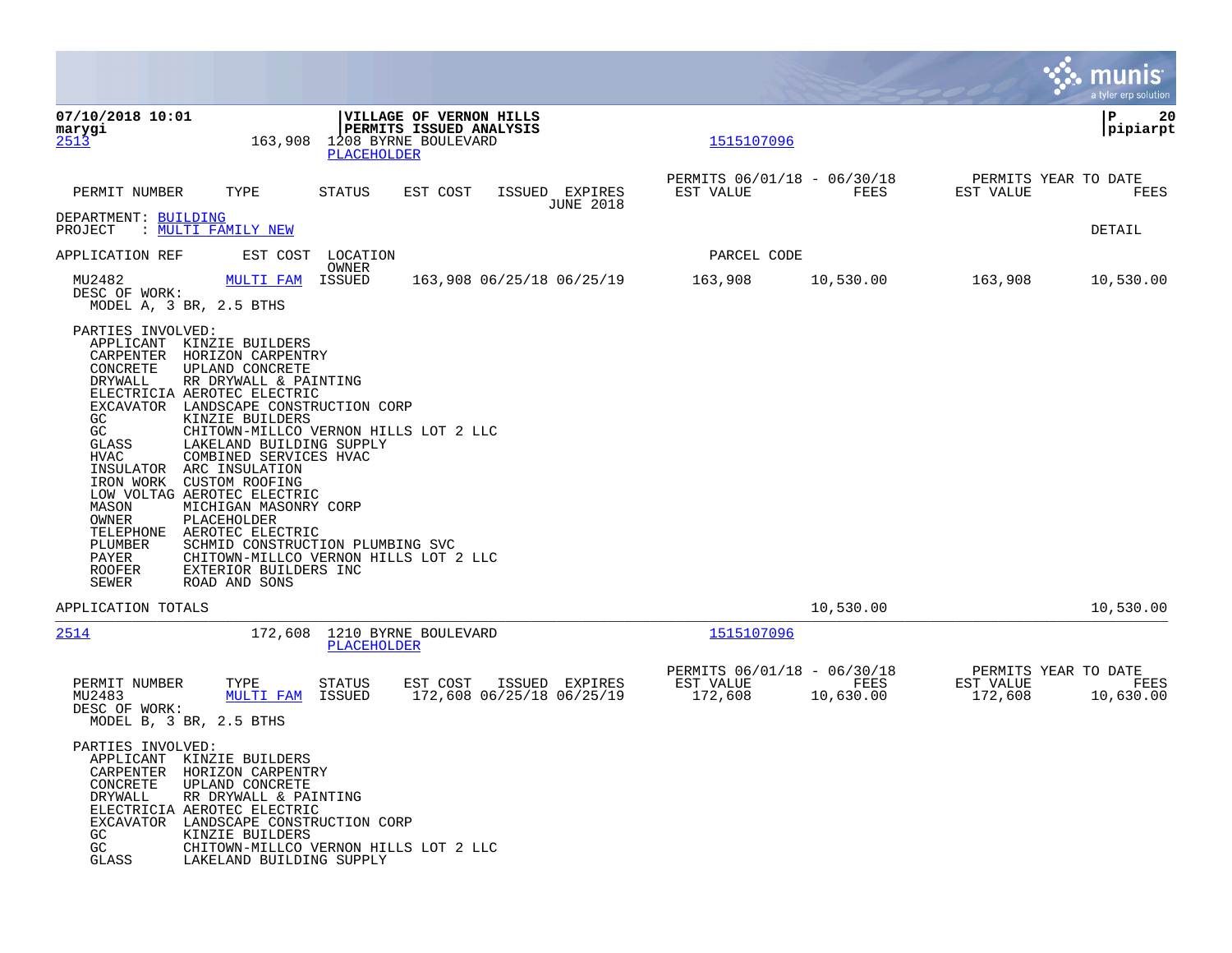**07/10/2018 10:01**
**marygi**

**VILLAGE OF VERNON HILLS**
**PERMITS ISSUED ANALYSIS**

**pipiarpt**

| PERMIT NUMBER | TYPE | STATUS | EST COST | ISSUED | EXPIRES | PERMITS 06/01/18 - 06/30/18 EST VALUE | FEES | PERMITS YEAR TO DATE EST VALUE | FEES |
|---|---|---|---|---|---|---|---|---|---|
| | | | | | JUNE 2018 | | | | |

DEPARTMENT: BUILDING
PROJECT : MULTI FAMILY NEW

DETAIL

APPLICATION REF | EST COST | LOCATION / OWNER | PARCEL CODE

---

**2513** 163,908 1208 BYRNE BOULEVARD — PLACEHOLDER — 1515107096

| PERMIT NUMBER | TYPE | STATUS | EST COST | ISSUED | EXPIRES | EST VALUE | FEES | EST VALUE | FEES |
|---|---|---|---|---|---|---|---|---|---|
| MU2482 | MULTI FAM | ISSUED | 163,908 | 06/25/18 | 06/25/19 | 163,908 | 10,530.00 | 163,908 | 10,530.00 |

DESC OF WORK:
MODEL A, 3 BR, 2.5 BTHS

PARTIES INVOLVED:

| Role | Party |
|---|---|
| APPLICANT | KINZIE BUILDERS |
| CARPENTER | HORIZON CARPENTRY |
| CONCRETE | UPLAND CONCRETE |
| DRYWALL | RR DRYWALL & PAINTING |
| ELECTRICIA | AEROTEC ELECTRIC |
| EXCAVATOR | LANDSCAPE CONSTRUCTION CORP |
| GC | KINZIE BUILDERS |
| GC | CHITOWN-MILLCO VERNON HILLS LOT 2 LLC |
| GLASS | LAKELAND BUILDING SUPPLY |
| HVAC | COMBINED SERVICES HVAC |
| INSULATOR | ARC INSULATION |
| IRON WORK | CUSTOM ROOFING |
| LOW VOLTAG | AEROTEC ELECTRIC |
| MASON | MICHIGAN MASONRY CORP |
| OWNER | PLACEHOLDER |
| TELEPHONE | AEROTEC ELECTRIC |
| PLUMBER | SCHMID CONSTRUCTION PLUMBING SVC |
| PAYER | CHITOWN-MILLCO VERNON HILLS LOT 2 LLC |
| ROOFER | EXTERIOR BUILDERS INC |
| SEWER | ROAD AND SONS |

APPLICATION TOTALS — 10,530.00 — 10,530.00

---

**2514** 172,608 1210 BYRNE BOULEVARD — PLACEHOLDER — 1515107096

| PERMIT NUMBER | TYPE | STATUS | EST COST | ISSUED | EXPIRES | PERMITS 06/01/18 - 06/30/18 EST VALUE | FEES | PERMITS YEAR TO DATE EST VALUE | FEES |
|---|---|---|---|---|---|---|---|---|---|
| MU2483 | MULTI FAM | ISSUED | 172,608 | 06/25/18 | 06/25/19 | 172,608 | 10,630.00 | 172,608 | 10,630.00 |

DESC OF WORK:
MODEL B, 3 BR, 2.5 BTHS

PARTIES INVOLVED:

| Role | Party |
|---|---|
| APPLICANT | KINZIE BUILDERS |
| CARPENTER | HORIZON CARPENTRY |
| CONCRETE | UPLAND CONCRETE |
| DRYWALL | RR DRYWALL & PAINTING |
| ELECTRICIA | AEROTEC ELECTRIC |
| EXCAVATOR | LANDSCAPE CONSTRUCTION CORP |
| GC | KINZIE BUILDERS |
| GC | CHITOWN-MILLCO VERNON HILLS LOT 2 LLC |
| GLASS | LAKELAND BUILDING SUPPLY |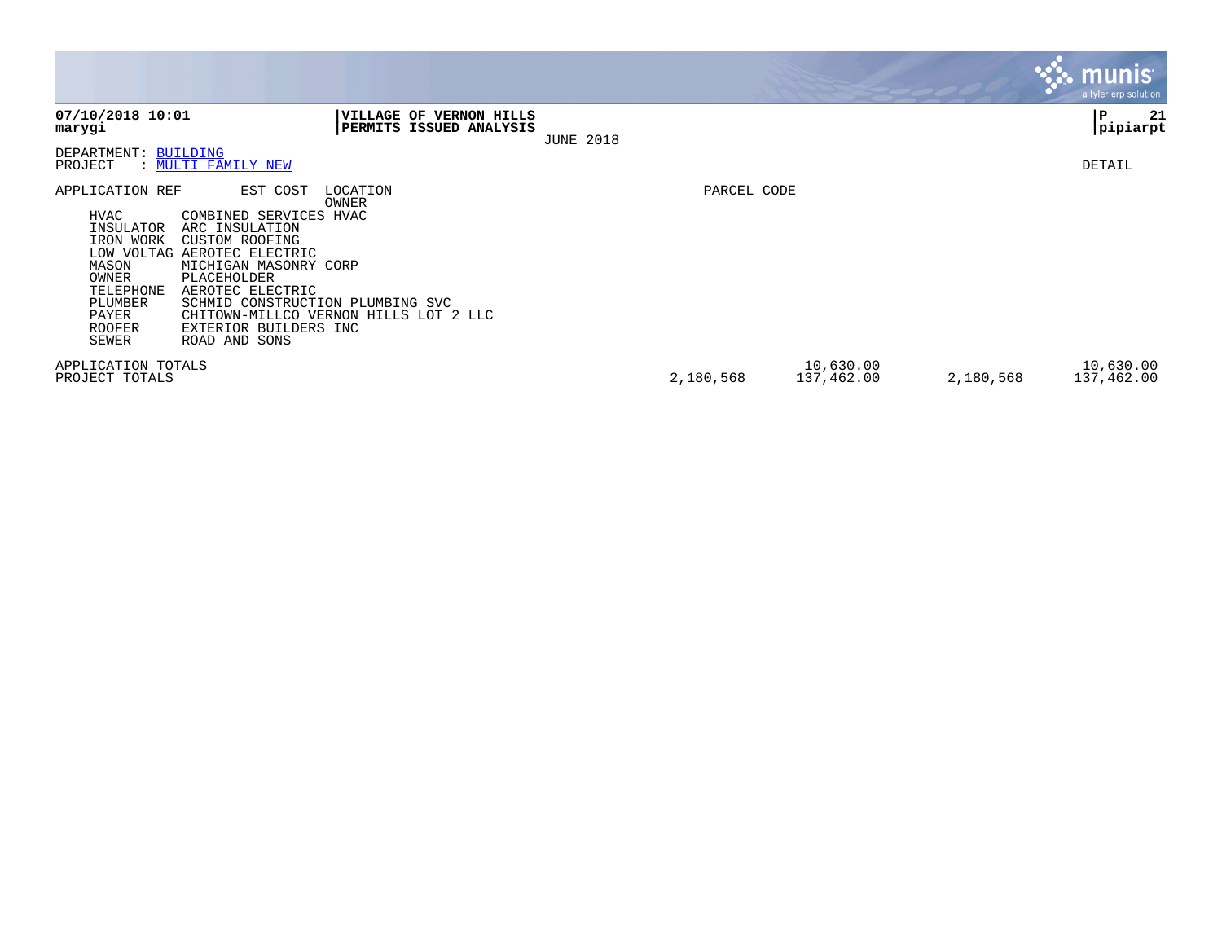**VILLAGE OF VERNON HILLS**
**PERMITS ISSUED ANALYSIS**
JUNE 2018

**07/10/2018 10:01**
**marygi**

**P 21**
**pipiarpt**

DEPARTMENT: BUILDING
PROJECT : MULTI FAMILY NEW

DETAIL

| APPLICATION REF | EST COST | LOCATION / OWNER | PARCEL CODE | | | | |
|---|---|---|---|---|---|---|---|
| HVAC | | COMBINED SERVICES HVAC | | | | | |
| INSULATOR | | ARC INSULATION | | | | | |
| IRON WORK | | CUSTOM ROOFING | | | | | |
| LOW VOLTAG | | AEROTEC ELECTRIC | | | | | |
| MASON | | MICHIGAN MASONRY CORP | | | | | |
| OWNER | | PLACEHOLDER | | | | | |
| TELEPHONE | | AEROTEC ELECTRIC | | | | | |
| PLUMBER | | SCHMID CONSTRUCTION PLUMBING SVC | | | | | |
| PAYER | | CHITOWN-MILLCO VERNON HILLS LOT 2 LLC | | | | | |
| ROOFER | | EXTERIOR BUILDERS INC | | | | | |
| SEWER | | ROAD AND SONS | | | | | |
| APPLICATION TOTALS | | | | 10,630.00 | | 10,630.00 | |
| PROJECT TOTALS | | | 2,180,568 | 137,462.00 | 2,180,568 | 137,462.00 | |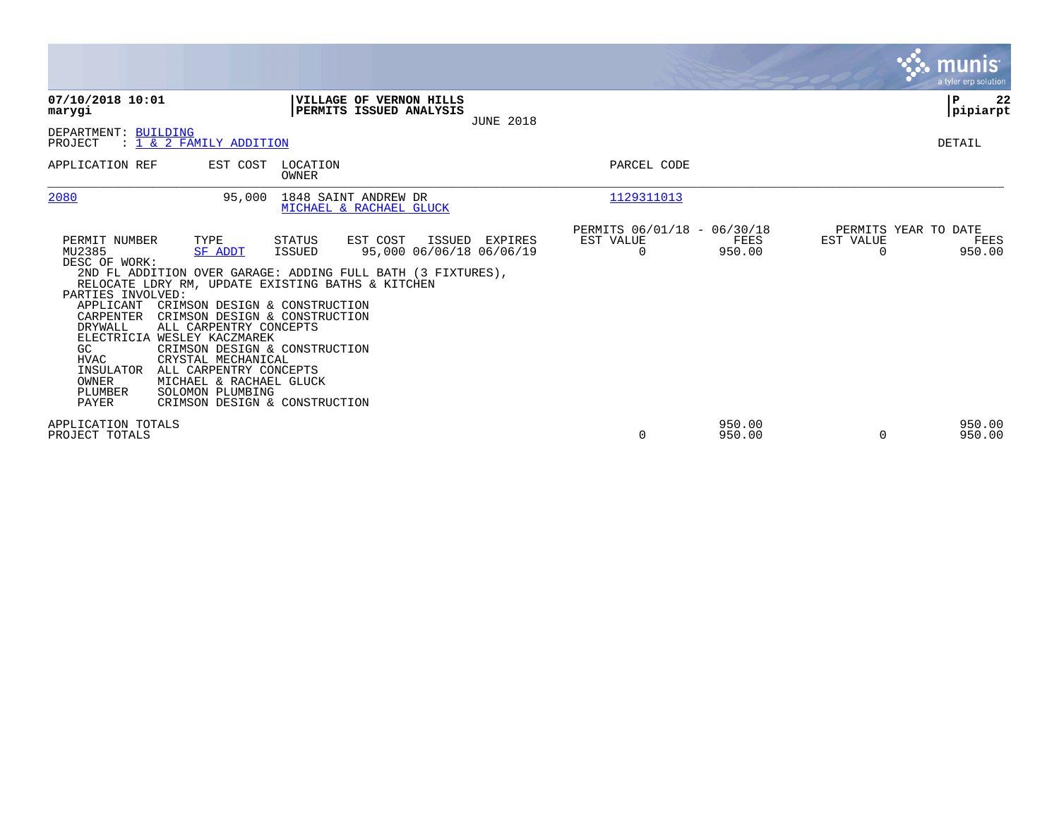**07/10/2018 10:01**
**marygi**

**VILLAGE OF VERNON HILLS**
**PERMITS ISSUED ANALYSIS**
JUNE 2018

**P 22**
**pipiarpt**

DEPARTMENT: BUILDING
PROJECT : 1 & 2 FAMILY ADDITION

DETAIL

| APPLICATION REF | EST COST | LOCATION / OWNER | PARCEL CODE |
|---|---|---|---|
| 2080 | 95,000 | 1848 SAINT ANDREW DR / MICHAEL & RACHAEL GLUCK | 1129311013 |

| PERMIT NUMBER | TYPE | STATUS | EST COST | ISSUED | EXPIRES | PERMITS 06/01/18 - 06/30/18 EST VALUE | FEES | PERMITS YEAR TO DATE EST VALUE | FEES |
|---|---|---|---|---|---|---|---|---|---|
| MU2385 | SF ADDT | ISSUED | 95,000 | 06/06/18 | 06/06/19 | 0 | 950.00 | 0 | 950.00 |

DESC OF WORK:
2ND FL ADDITION OVER GARAGE: ADDING FULL BATH (3 FIXTURES), RELOCATE LDRY RM, UPDATE EXISTING BATHS & KITCHEN

PARTIES INVOLVED:

| Role | Party |
|---|---|
| APPLICANT | CRIMSON DESIGN & CONSTRUCTION |
| CARPENTER | CRIMSON DESIGN & CONSTRUCTION |
| DRYWALL | ALL CARPENTRY CONCEPTS |
| ELECTRICIA | WESLEY KACZMAREK |
| GC | CRIMSON DESIGN & CONSTRUCTION |
| HVAC | CRYSTAL MECHANICAL |
| INSULATOR | ALL CARPENTRY CONCEPTS |
| OWNER | MICHAEL & RACHAEL GLUCK |
| PLUMBER | SOLOMON PLUMBING |
| PAYER | CRIMSON DESIGN & CONSTRUCTION |

| | EST VALUE | FEES | YTD EST VALUE | YTD FEES |
|---|---|---|---|---|
| APPLICATION TOTALS | | 950.00 | | 950.00 |
| PROJECT TOTALS | 0 | 950.00 | 0 | 950.00 |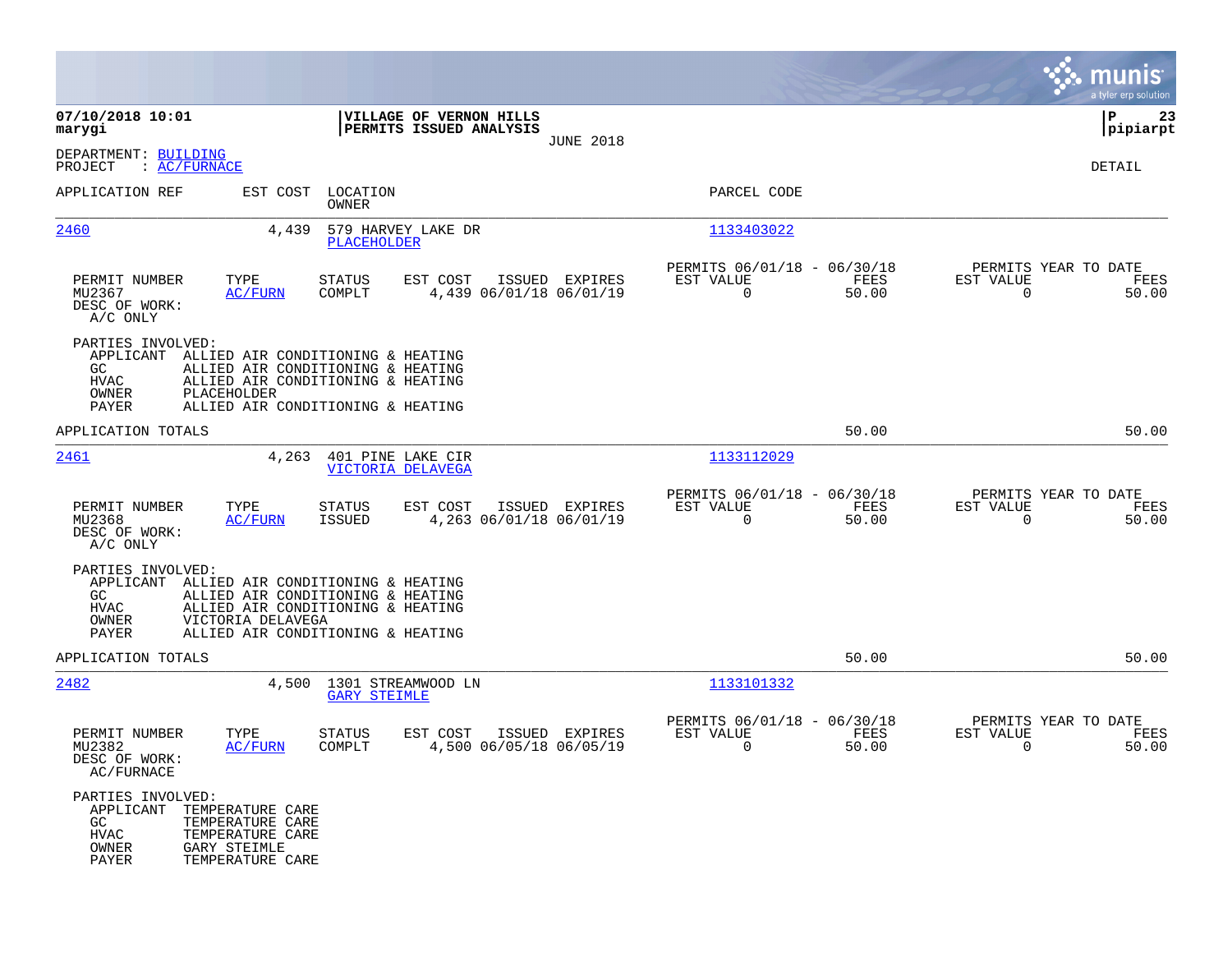**07/10/2018 10:01**
**marygi**

**VILLAGE OF VERNON HILLS**
**PERMITS ISSUED ANALYSIS**
JUNE 2018

**pipiarpt**

DEPARTMENT: BUILDING
PROJECT : AC/FURNACE

DETAIL

| APPLICATION REF | EST COST | LOCATION / OWNER | PARCEL CODE |
|---|---|---|---|
| 2460 | 4,439 | 579 HARVEY LAKE DR / PLACEHOLDER | 1133403022 |

| PERMIT NUMBER | TYPE | STATUS | EST COST | ISSUED | EXPIRES | PERMITS 06/01/18 - 06/30/18 EST VALUE | FEES | PERMITS YEAR TO DATE EST VALUE | FEES |
|---|---|---|---|---|---|---|---|---|---|
| MU2367 | AC/FURN | COMPLT | 4,439 | 06/01/18 | 06/01/19 | 0 | 50.00 | 0 | 50.00 |

DESC OF WORK:
A/C ONLY

PARTIES INVOLVED:
- APPLICANT ALLIED AIR CONDITIONING & HEATING
- GC ALLIED AIR CONDITIONING & HEATING
- HVAC ALLIED AIR CONDITIONING & HEATING
- OWNER PLACEHOLDER
- PAYER ALLIED AIR CONDITIONING & HEATING

APPLICATION TOTALS 50.00 50.00

| APPLICATION REF | EST COST | LOCATION / OWNER | PARCEL CODE |
|---|---|---|---|
| 2461 | 4,263 | 401 PINE LAKE CIR / VICTORIA DELAVEGA | 1133112029 |

| PERMIT NUMBER | TYPE | STATUS | EST COST | ISSUED | EXPIRES | PERMITS 06/01/18 - 06/30/18 EST VALUE | FEES | PERMITS YEAR TO DATE EST VALUE | FEES |
|---|---|---|---|---|---|---|---|---|---|
| MU2368 | AC/FURN | ISSUED | 4,263 | 06/01/18 | 06/01/19 | 0 | 50.00 | 0 | 50.00 |

DESC OF WORK:
A/C ONLY

PARTIES INVOLVED:
- APPLICANT ALLIED AIR CONDITIONING & HEATING
- GC ALLIED AIR CONDITIONING & HEATING
- HVAC ALLIED AIR CONDITIONING & HEATING
- OWNER VICTORIA DELAVEGA
- PAYER ALLIED AIR CONDITIONING & HEATING

APPLICATION TOTALS 50.00 50.00

| APPLICATION REF | EST COST | LOCATION / OWNER | PARCEL CODE |
|---|---|---|---|
| 2482 | 4,500 | 1301 STREAMWOOD LN / GARY STEIMLE | 1133101332 |

| PERMIT NUMBER | TYPE | STATUS | EST COST | ISSUED | EXPIRES | PERMITS 06/01/18 - 06/30/18 EST VALUE | FEES | PERMITS YEAR TO DATE EST VALUE | FEES |
|---|---|---|---|---|---|---|---|---|---|
| MU2382 | AC/FURN | COMPLT | 4,500 | 06/05/18 | 06/05/19 | 0 | 50.00 | 0 | 50.00 |

DESC OF WORK:
AC/FURNACE

PARTIES INVOLVED:
- APPLICANT TEMPERATURE CARE
- GC TEMPERATURE CARE
- HVAC TEMPERATURE CARE
- OWNER GARY STEIMLE
- PAYER TEMPERATURE CARE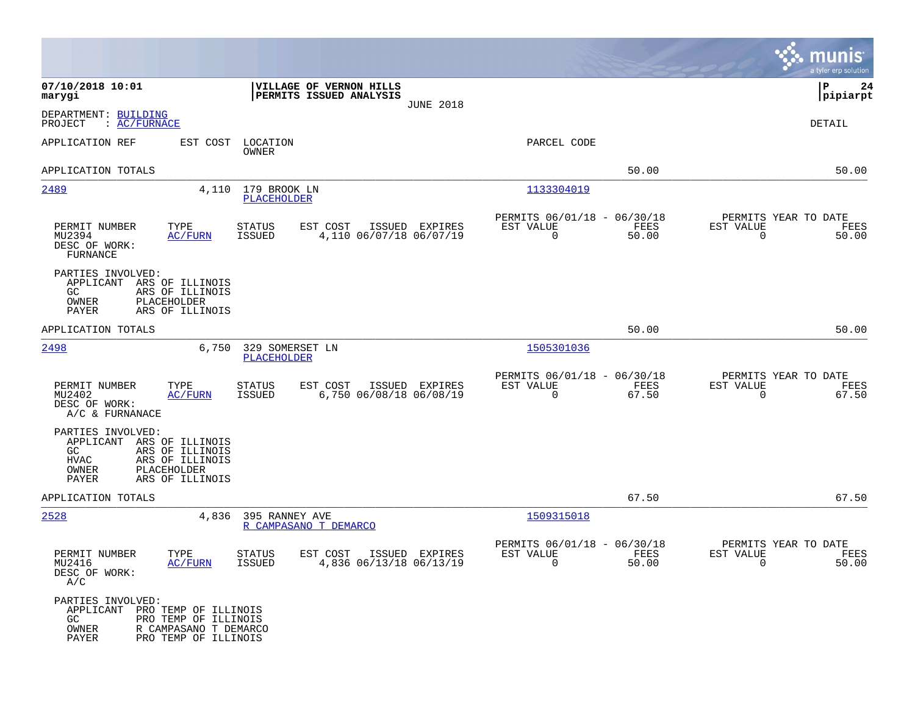**07/10/2018 10:01**
**marygi**

**VILLAGE OF VERNON HILLS**
**PERMITS ISSUED ANALYSIS**
JUNE 2018

**P 24**
**pipiarpt**

DEPARTMENT: BUILDING
PROJECT : AC/FURNACE

DETAIL

| APPLICATION REF | EST COST | LOCATION / OWNER | PARCEL CODE | | |
|---|---|---|---|---|---|
| APPLICATION TOTALS | | | | 50.00 | 50.00 |

---

**2489** — 4,110 — 179 BROOK LN — PLACEHOLDER — Parcel: 1133304019

| PERMIT NUMBER | TYPE | STATUS | EST COST | ISSUED | EXPIRES | PERMITS 06/01/18 - 06/30/18 EST VALUE | FEES | PERMITS YEAR TO DATE EST VALUE | FEES |
|---|---|---|---|---|---|---|---|---|---|
| MU2394 | AC/FURN | ISSUED | 4,110 | 06/07/18 | 06/07/19 | 0 | 50.00 | 0 | 50.00 |

DESC OF WORK:
FURNACE

PARTIES INVOLVED:
- APPLICANT ARS OF ILLINOIS
- GC ARS OF ILLINOIS
- OWNER PLACEHOLDER
- PAYER ARS OF ILLINOIS

APPLICATION TOTALS — 50.00 — 50.00

---

**2498** — 6,750 — 329 SOMERSET LN — PLACEHOLDER — Parcel: 1505301036

| PERMIT NUMBER | TYPE | STATUS | EST COST | ISSUED | EXPIRES | PERMITS 06/01/18 - 06/30/18 EST VALUE | FEES | PERMITS YEAR TO DATE EST VALUE | FEES |
|---|---|---|---|---|---|---|---|---|---|
| MU2402 | AC/FURN | ISSUED | 6,750 | 06/08/18 | 06/08/19 | 0 | 67.50 | 0 | 67.50 |

DESC OF WORK:
A/C & FURNANACE

PARTIES INVOLVED:
- APPLICANT ARS OF ILLINOIS
- GC ARS OF ILLINOIS
- HVAC ARS OF ILLINOIS
- OWNER PLACEHOLDER
- PAYER ARS OF ILLINOIS

APPLICATION TOTALS — 67.50 — 67.50

---

**2528** — 4,836 — 395 RANNEY AVE — R CAMPASANO T DEMARCO — Parcel: 1509315018

| PERMIT NUMBER | TYPE | STATUS | EST COST | ISSUED | EXPIRES | PERMITS 06/01/18 - 06/30/18 EST VALUE | FEES | PERMITS YEAR TO DATE EST VALUE | FEES |
|---|---|---|---|---|---|---|---|---|---|
| MU2416 | AC/FURN | ISSUED | 4,836 | 06/13/18 | 06/13/19 | 0 | 50.00 | 0 | 50.00 |

DESC OF WORK:
A/C

PARTIES INVOLVED:
- APPLICANT PRO TEMP OF ILLINOIS
- GC PRO TEMP OF ILLINOIS
- OWNER R CAMPASANO T DEMARCO
- PAYER PRO TEMP OF ILLINOIS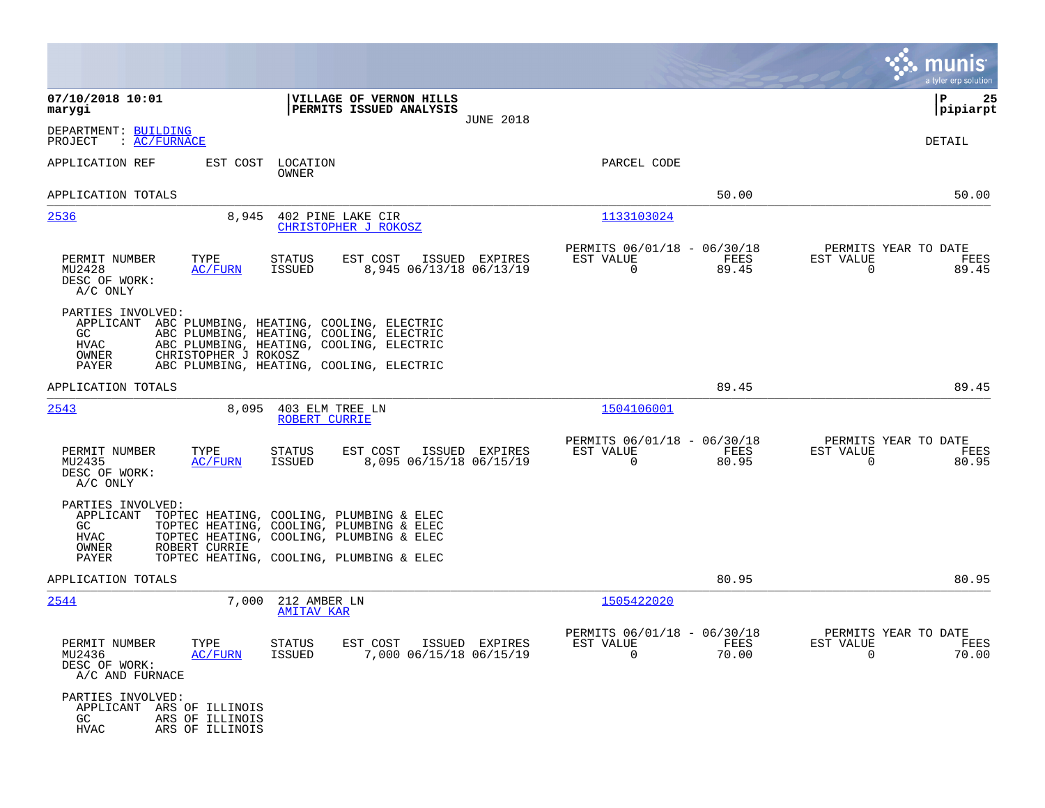**07/10/2018 10:01**
**marygi**

**VILLAGE OF VERNON HILLS**
**PERMITS ISSUED ANALYSIS**
JUNE 2018

**P 25**
**pipiarpt**

DEPARTMENT: BUILDING
PROJECT : AC/FURNACE

DETAIL

APPLICATION REF | EST COST | LOCATION / OWNER | PARCEL CODE

APPLICATION TOTALS 50.00 50.00

---

**2536** 8,945 402 PINE LAKE CIR — CHRISTOPHER J ROKOSZ — 1133103024

| PERMIT NUMBER | TYPE | STATUS | EST COST | ISSUED | EXPIRES | PERMITS 06/01/18 - 06/30/18 EST VALUE | FEES | PERMITS YEAR TO DATE EST VALUE | FEES |
|---|---|---|---|---|---|---|---|---|---|
| MU2428 | AC/FURN | ISSUED | 8,945 | 06/13/18 | 06/13/19 | 0 | 89.45 | 0 | 89.45 |

DESC OF WORK:
A/C ONLY

PARTIES INVOLVED:
- APPLICANT ABC PLUMBING, HEATING, COOLING, ELECTRIC
- GC ABC PLUMBING, HEATING, COOLING, ELECTRIC
- HVAC ABC PLUMBING, HEATING, COOLING, ELECTRIC
- OWNER CHRISTOPHER J ROKOSZ
- PAYER ABC PLUMBING, HEATING, COOLING, ELECTRIC

APPLICATION TOTALS 89.45 89.45

---

**2543** 8,095 403 ELM TREE LN — ROBERT CURRIE — 1504106001

| PERMIT NUMBER | TYPE | STATUS | EST COST | ISSUED | EXPIRES | PERMITS 06/01/18 - 06/30/18 EST VALUE | FEES | PERMITS YEAR TO DATE EST VALUE | FEES |
|---|---|---|---|---|---|---|---|---|---|
| MU2435 | AC/FURN | ISSUED | 8,095 | 06/15/18 | 06/15/19 | 0 | 80.95 | 0 | 80.95 |

DESC OF WORK:
A/C ONLY

PARTIES INVOLVED:
- APPLICANT TOPTEC HEATING, COOLING, PLUMBING & ELEC
- GC TOPTEC HEATING, COOLING, PLUMBING & ELEC
- HVAC TOPTEC HEATING, COOLING, PLUMBING & ELEC
- OWNER ROBERT CURRIE
- PAYER TOPTEC HEATING, COOLING, PLUMBING & ELEC

APPLICATION TOTALS 80.95 80.95

---

**2544** 7,000 212 AMBER LN — AMITAV KAR — 1505422020

| PERMIT NUMBER | TYPE | STATUS | EST COST | ISSUED | EXPIRES | PERMITS 06/01/18 - 06/30/18 EST VALUE | FEES | PERMITS YEAR TO DATE EST VALUE | FEES |
|---|---|---|---|---|---|---|---|---|---|
| MU2436 | AC/FURN | ISSUED | 7,000 | 06/15/18 | 06/15/19 | 0 | 70.00 | 0 | 70.00 |

DESC OF WORK:
A/C AND FURNACE

PARTIES INVOLVED:
- APPLICANT ARS OF ILLINOIS
- GC ARS OF ILLINOIS
- HVAC ARS OF ILLINOIS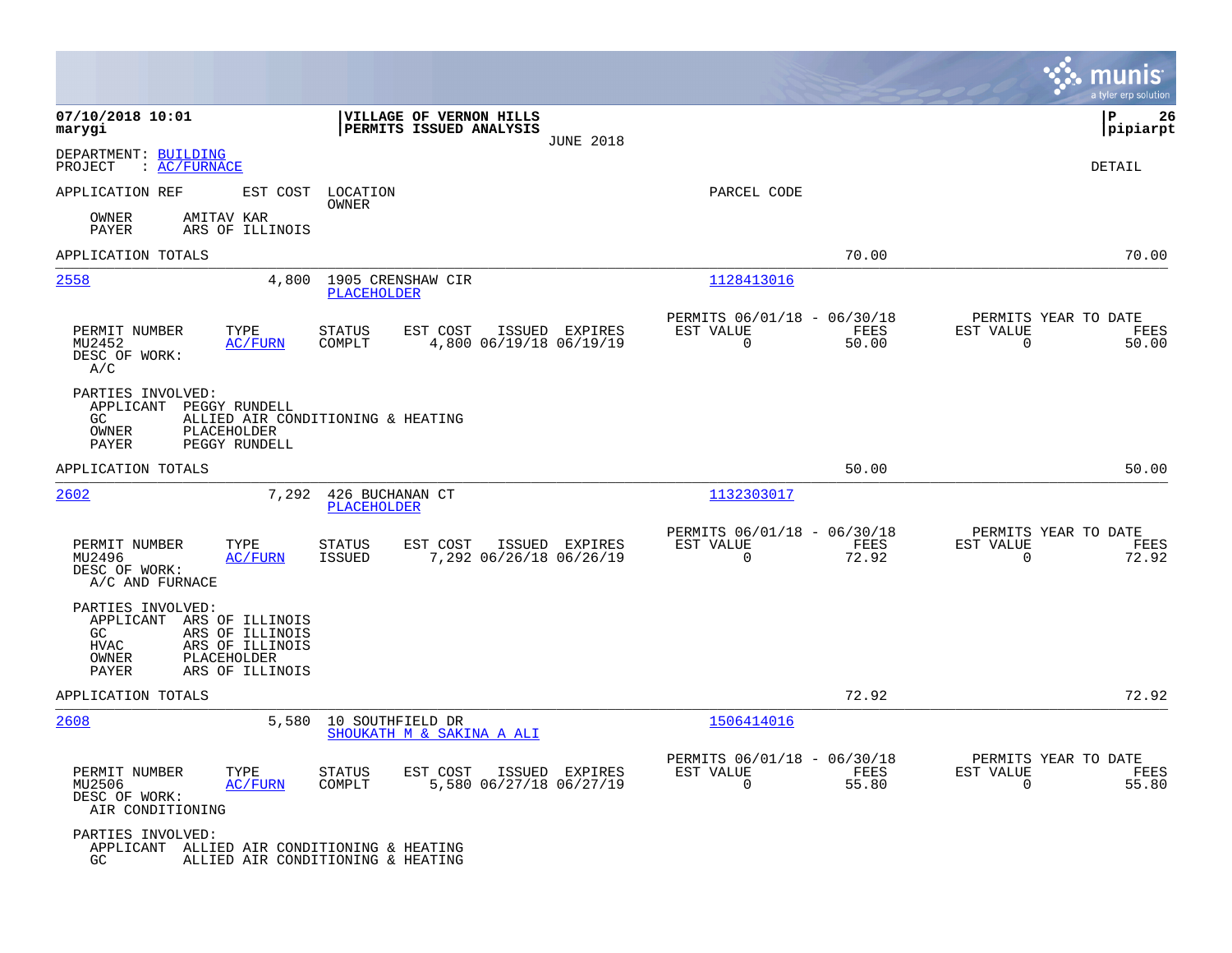**07/10/2018 10:01**
**marygi**

**VILLAGE OF VERNON HILLS**
**PERMITS ISSUED ANALYSIS**
JUNE 2018

**P 26**
**pipiarpt**

DEPARTMENT: BUILDING
PROJECT : AC/FURNACE

DETAIL

APPLICATION REF | EST COST | LOCATION / OWNER | PARCEL CODE

OWNER AMITAV KAR
PAYER ARS OF ILLINOIS

APPLICATION TOTALS 70.00 70.00

---

**2558** | 4,800 | 1905 CRENSHAW CIR / PLACEHOLDER | 1128413016

| PERMIT NUMBER | TYPE | STATUS | EST COST | ISSUED | EXPIRES | PERMITS 06/01/18 - 06/30/18 EST VALUE | FEES | PERMITS YEAR TO DATE EST VALUE | FEES |
|---|---|---|---|---|---|---|---|---|---|
| MU2452 | AC/FURN | COMPLT | 4,800 | 06/19/18 | 06/19/19 | 0 | 50.00 | 0 | 50.00 |

DESC OF WORK:
A/C

PARTIES INVOLVED:
APPLICANT PEGGY RUNDELL
GC ALLIED AIR CONDITIONING & HEATING
OWNER PLACEHOLDER
PAYER PEGGY RUNDELL

APPLICATION TOTALS 50.00 50.00

---

**2602** | 7,292 | 426 BUCHANAN CT / PLACEHOLDER | 1132303017

| PERMIT NUMBER | TYPE | STATUS | EST COST | ISSUED | EXPIRES | PERMITS 06/01/18 - 06/30/18 EST VALUE | FEES | PERMITS YEAR TO DATE EST VALUE | FEES |
|---|---|---|---|---|---|---|---|---|---|
| MU2496 | AC/FURN | ISSUED | 7,292 | 06/26/18 | 06/26/19 | 0 | 72.92 | 0 | 72.92 |

DESC OF WORK:
A/C AND FURNACE

PARTIES INVOLVED:
APPLICANT ARS OF ILLINOIS
GC ARS OF ILLINOIS
HVAC ARS OF ILLINOIS
OWNER PLACEHOLDER
PAYER ARS OF ILLINOIS

APPLICATION TOTALS 72.92 72.92

---

**2608** | 5,580 | 10 SOUTHFIELD DR / SHOUKATH M & SAKINA A ALI | 1506414016

| PERMIT NUMBER | TYPE | STATUS | EST COST | ISSUED | EXPIRES | PERMITS 06/01/18 - 06/30/18 EST VALUE | FEES | PERMITS YEAR TO DATE EST VALUE | FEES |
|---|---|---|---|---|---|---|---|---|---|
| MU2506 | AC/FURN | COMPLT | 5,580 | 06/27/18 | 06/27/19 | 0 | 55.80 | 0 | 55.80 |

DESC OF WORK:
AIR CONDITIONING

PARTIES INVOLVED:
APPLICANT ALLIED AIR CONDITIONING & HEATING
GC ALLIED AIR CONDITIONING & HEATING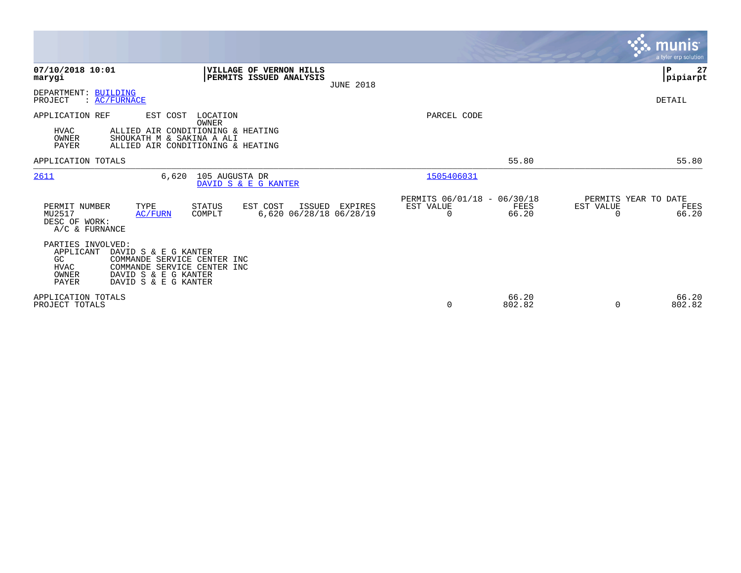**07/10/2018 10:01**
**marygi**

**VILLAGE OF VERNON HILLS**
**PERMITS ISSUED ANALYSIS**
JUNE 2018

**P 27**
**pipiarpt**

DEPARTMENT: BUILDING
PROJECT : AC/FURNACE

DETAIL

| APPLICATION REF | EST COST | LOCATION / OWNER | PARCEL CODE | | |
|---|---|---|---|---|---|

HVAC ALLIED AIR CONDITIONING & HEATING
OWNER SHOUKATH M & SAKINA A ALI
PAYER ALLIED AIR CONDITIONING & HEATING

APPLICATION TOTALS 55.80 55.80

---

**2611** 6,620 105 AUGUSTA DR — DAVID S & E G KANTER — Parcel 1505406031

| PERMIT NUMBER | TYPE | STATUS | EST COST | ISSUED | EXPIRES | PERMITS 06/01/18 - 06/30/18 EST VALUE | FEES | PERMITS YEAR TO DATE EST VALUE | FEES |
|---|---|---|---|---|---|---|---|---|---|
| MU2517 | AC/FURN | COMPLT | 6,620 | 06/28/18 | 06/28/19 | 0 | 66.20 | 0 | 66.20 |

DESC OF WORK:
A/C & FURNANCE

PARTIES INVOLVED:
APPLICANT DAVID S & E G KANTER
GC COMMANDE SERVICE CENTER INC
HVAC COMMANDE SERVICE CENTER INC
OWNER DAVID S & E G KANTER
PAYER DAVID S & E G KANTER

| | EST VALUE | FEES | EST VALUE | FEES |
|---|---|---|---|---|
| APPLICATION TOTALS | | 66.20 | | 66.20 |
| PROJECT TOTALS | 0 | 802.82 | 0 | 802.82 |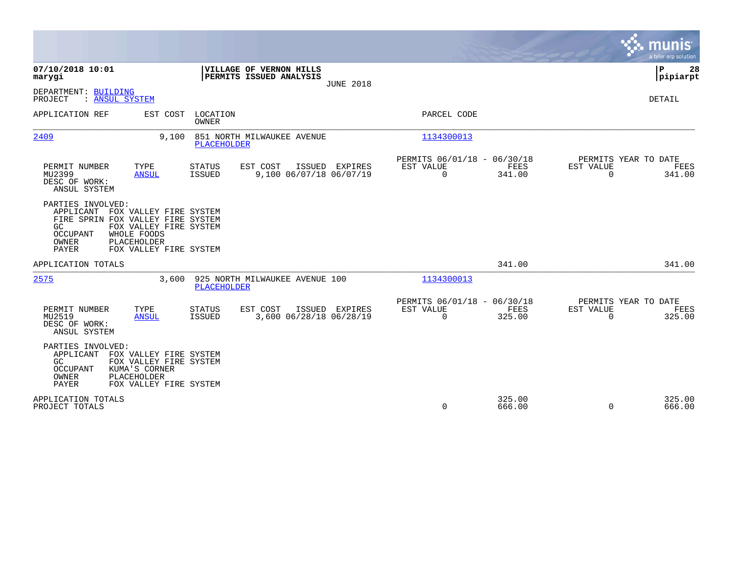**07/10/2018 10:01**
**marygi**

**VILLAGE OF VERNON HILLS**
**PERMITS ISSUED ANALYSIS**
JUNE 2018

**P 28**
**pipiarpt**

DEPARTMENT: BUILDING
PROJECT : ANSUL SYSTEM

DETAIL

| APPLICATION REF | EST COST | LOCATION / OWNER | PARCEL CODE |
|---|---|---|---|
| 2409 | 9,100 | 851 NORTH MILWAUKEE AVENUE / PLACEHOLDER | 1134300013 |

| PERMIT NUMBER | TYPE | STATUS | EST COST | ISSUED | EXPIRES | PERMITS 06/01/18 - 06/30/18 EST VALUE | FEES | PERMITS YEAR TO DATE EST VALUE | FEES |
|---|---|---|---|---|---|---|---|---|---|
| MU2399 | ANSUL | ISSUED | 9,100 | 06/07/18 | 06/07/19 | 0 | 341.00 | 0 | 341.00 |

DESC OF WORK:
ANSUL SYSTEM

PARTIES INVOLVED:
- APPLICANT FOX VALLEY FIRE SYSTEM
- FIRE SPRIN FOX VALLEY FIRE SYSTEM
- GC FOX VALLEY FIRE SYSTEM
- OCCUPANT WHOLE FOODS
- OWNER PLACEHOLDER
- PAYER FOX VALLEY FIRE SYSTEM

APPLICATION TOTALS: 341.00 | 341.00

| APPLICATION REF | EST COST | LOCATION / OWNER | PARCEL CODE |
|---|---|---|---|
| 2575 | 3,600 | 925 NORTH MILWAUKEE AVENUE 100 / PLACEHOLDER | 1134300013 |

| PERMIT NUMBER | TYPE | STATUS | EST COST | ISSUED | EXPIRES | PERMITS 06/01/18 - 06/30/18 EST VALUE | FEES | PERMITS YEAR TO DATE EST VALUE | FEES |
|---|---|---|---|---|---|---|---|---|---|
| MU2519 | ANSUL | ISSUED | 3,600 | 06/28/18 | 06/28/19 | 0 | 325.00 | 0 | 325.00 |

DESC OF WORK:
ANSUL SYSTEM

PARTIES INVOLVED:
- APPLICANT FOX VALLEY FIRE SYSTEM
- GC FOX VALLEY FIRE SYSTEM
- OCCUPANT KUMA'S CORNER
- OWNER PLACEHOLDER
- PAYER FOX VALLEY FIRE SYSTEM

| | EST VALUE | FEES | YTD EST VALUE | YTD FEES |
|---|---|---|---|---|
| APPLICATION TOTALS | | 325.00 | | 325.00 |
| PROJECT TOTALS | 0 | 666.00 | 0 | 666.00 |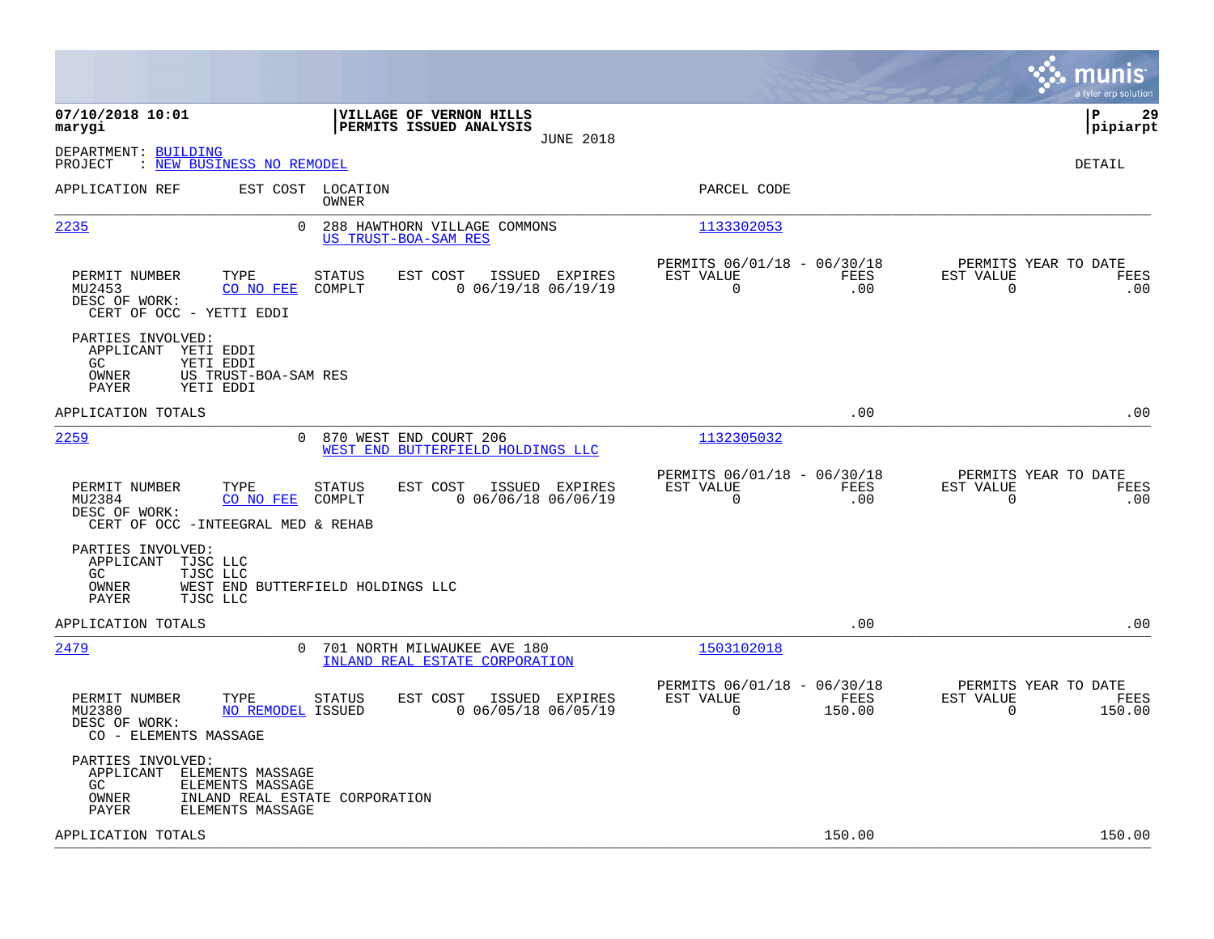**07/10/2018 10:01**
**marygi**

**VILLAGE OF VERNON HILLS**
**PERMITS ISSUED ANALYSIS**
JUNE 2018

**P 29**
**pipiarpt**

DEPARTMENT: BUILDING
PROJECT : NEW BUSINESS NO REMODEL

DETAIL

| APPLICATION REF | EST COST | LOCATION / OWNER | PARCEL CODE |
|---|---|---|---|
| 2235 | 0 | 288 HAWTHORN VILLAGE COMMONS / US TRUST-BOA-SAM RES | 1133302053 |

| PERMIT NUMBER | TYPE | STATUS | EST COST | ISSUED | EXPIRES | PERMITS 06/01/18 - 06/30/18 EST VALUE | FEES | PERMITS YEAR TO DATE EST VALUE | FEES |
|---|---|---|---|---|---|---|---|---|---|
| MU2453 | CO NO FEE | COMPLT | 0 | 06/19/18 | 06/19/19 | 0 | .00 | 0 | .00 |

DESC OF WORK:
CERT OF OCC - YETTI EDDI

PARTIES INVOLVED:
APPLICANT YETI EDDI
GC YETI EDDI
OWNER US TRUST-BOA-SAM RES
PAYER YETI EDDI

APPLICATION TOTALS .00 .00

| APPLICATION REF | EST COST | LOCATION / OWNER | PARCEL CODE |
|---|---|---|---|
| 2259 | 0 | 870 WEST END COURT 206 / WEST END BUTTERFIELD HOLDINGS LLC | 1132305032 |

| PERMIT NUMBER | TYPE | STATUS | EST COST | ISSUED | EXPIRES | PERMITS 06/01/18 - 06/30/18 EST VALUE | FEES | PERMITS YEAR TO DATE EST VALUE | FEES |
|---|---|---|---|---|---|---|---|---|---|
| MU2384 | CO NO FEE | COMPLT | 0 | 06/06/18 | 06/06/19 | 0 | .00 | 0 | .00 |

DESC OF WORK:
CERT OF OCC -INTEEGRAL MED & REHAB

PARTIES INVOLVED:
APPLICANT TJSC LLC
GC TJSC LLC
OWNER WEST END BUTTERFIELD HOLDINGS LLC
PAYER TJSC LLC

APPLICATION TOTALS .00 .00

| APPLICATION REF | EST COST | LOCATION / OWNER | PARCEL CODE |
|---|---|---|---|
| 2479 | 0 | 701 NORTH MILWAUKEE AVE 180 / INLAND REAL ESTATE CORPORATION | 1503102018 |

| PERMIT NUMBER | TYPE | STATUS | EST COST | ISSUED | EXPIRES | PERMITS 06/01/18 - 06/30/18 EST VALUE | FEES | PERMITS YEAR TO DATE EST VALUE | FEES |
|---|---|---|---|---|---|---|---|---|---|
| MU2380 | NO REMODEL | ISSUED | 0 | 06/05/18 | 06/05/19 | 0 | 150.00 | 0 | 150.00 |

DESC OF WORK:
CO - ELEMENTS MASSAGE

PARTIES INVOLVED:
APPLICANT ELEMENTS MASSAGE
GC ELEMENTS MASSAGE
OWNER INLAND REAL ESTATE CORPORATION
PAYER ELEMENTS MASSAGE

APPLICATION TOTALS 150.00 150.00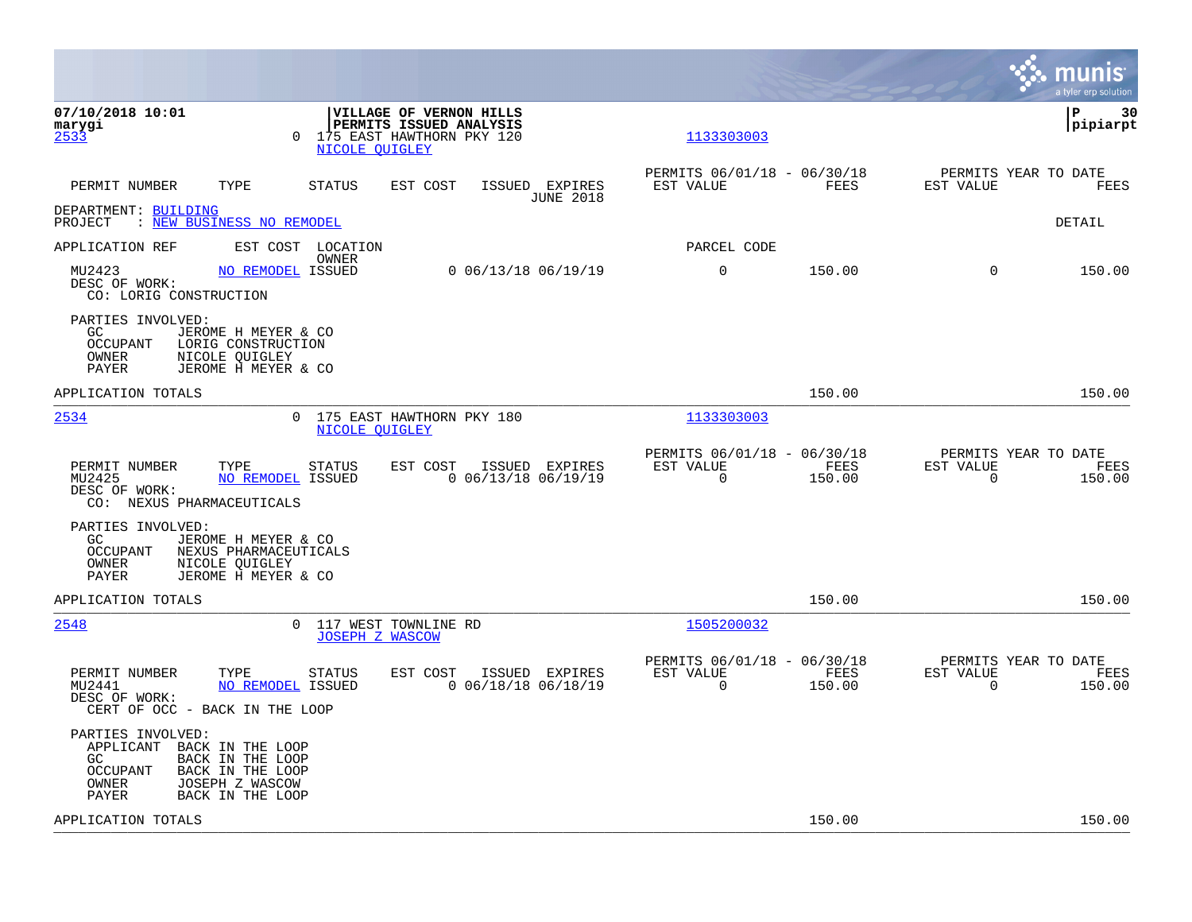07/10/2018 10:01
marygi

**VILLAGE OF VERNON HILLS**
**PERMITS ISSUED ANALYSIS**

pipiarpt

2533 0 175 EAST HAWTHORN PKY 120 NICOLE QUIGLEY 1133303003

| PERMIT NUMBER | TYPE | STATUS | EST COST | ISSUED | EXPIRES | PERMITS 06/01/18 - 06/30/18 EST VALUE | FEES | PERMITS YEAR TO DATE EST VALUE | FEES |
|---|---|---|---|---|---|---|---|---|---|
| | | | | | JUNE 2018 | | | | |

DEPARTMENT: BUILDING
PROJECT : NEW BUSINESS NO REMODEL

DETAIL

| APPLICATION REF | EST COST | LOCATION OWNER | | | PARCEL CODE | | | |
|---|---|---|---|---|---|---|---|---|
| MU2423 | NO REMODEL | ISSUED | 0 06/13/18 | 06/19/19 | 0 | 150.00 | 0 | 150.00 |

DESC OF WORK:
CO: LORIG CONSTRUCTION

PARTIES INVOLVED:
GC JEROME H MEYER & CO
OCCUPANT LORIG CONSTRUCTION
OWNER NICOLE QUIGLEY
PAYER JEROME H MEYER & CO

APPLICATION TOTALS 150.00 150.00

---

2534 0 175 EAST HAWTHORN PKY 180 NICOLE QUIGLEY 1133303003

| PERMIT NUMBER | TYPE | STATUS | EST COST | ISSUED | EXPIRES | PERMITS 06/01/18 - 06/30/18 EST VALUE | FEES | PERMITS YEAR TO DATE EST VALUE | FEES |
|---|---|---|---|---|---|---|---|---|---|
| MU2425 | NO REMODEL | ISSUED | 0 | 06/13/18 | 06/19/19 | 0 | 150.00 | 0 | 150.00 |

DESC OF WORK:
CO: NEXUS PHARMACEUTICALS

PARTIES INVOLVED:
GC JEROME H MEYER & CO
OCCUPANT NEXUS PHARMACEUTICALS
OWNER NICOLE QUIGLEY
PAYER JEROME H MEYER & CO

APPLICATION TOTALS 150.00 150.00

---

2548 0 117 WEST TOWNLINE RD JOSEPH Z WASCOW 1505200032

| PERMIT NUMBER | TYPE | STATUS | EST COST | ISSUED | EXPIRES | PERMITS 06/01/18 - 06/30/18 EST VALUE | FEES | PERMITS YEAR TO DATE EST VALUE | FEES |
|---|---|---|---|---|---|---|---|---|---|
| MU2441 | NO REMODEL | ISSUED | 0 | 06/18/18 | 06/18/19 | 0 | 150.00 | 0 | 150.00 |

DESC OF WORK:
CERT OF OCC - BACK IN THE LOOP

PARTIES INVOLVED:
APPLICANT BACK IN THE LOOP
GC BACK IN THE LOOP
OCCUPANT BACK IN THE LOOP
OWNER JOSEPH Z WASCOW
PAYER BACK IN THE LOOP

APPLICATION TOTALS 150.00 150.00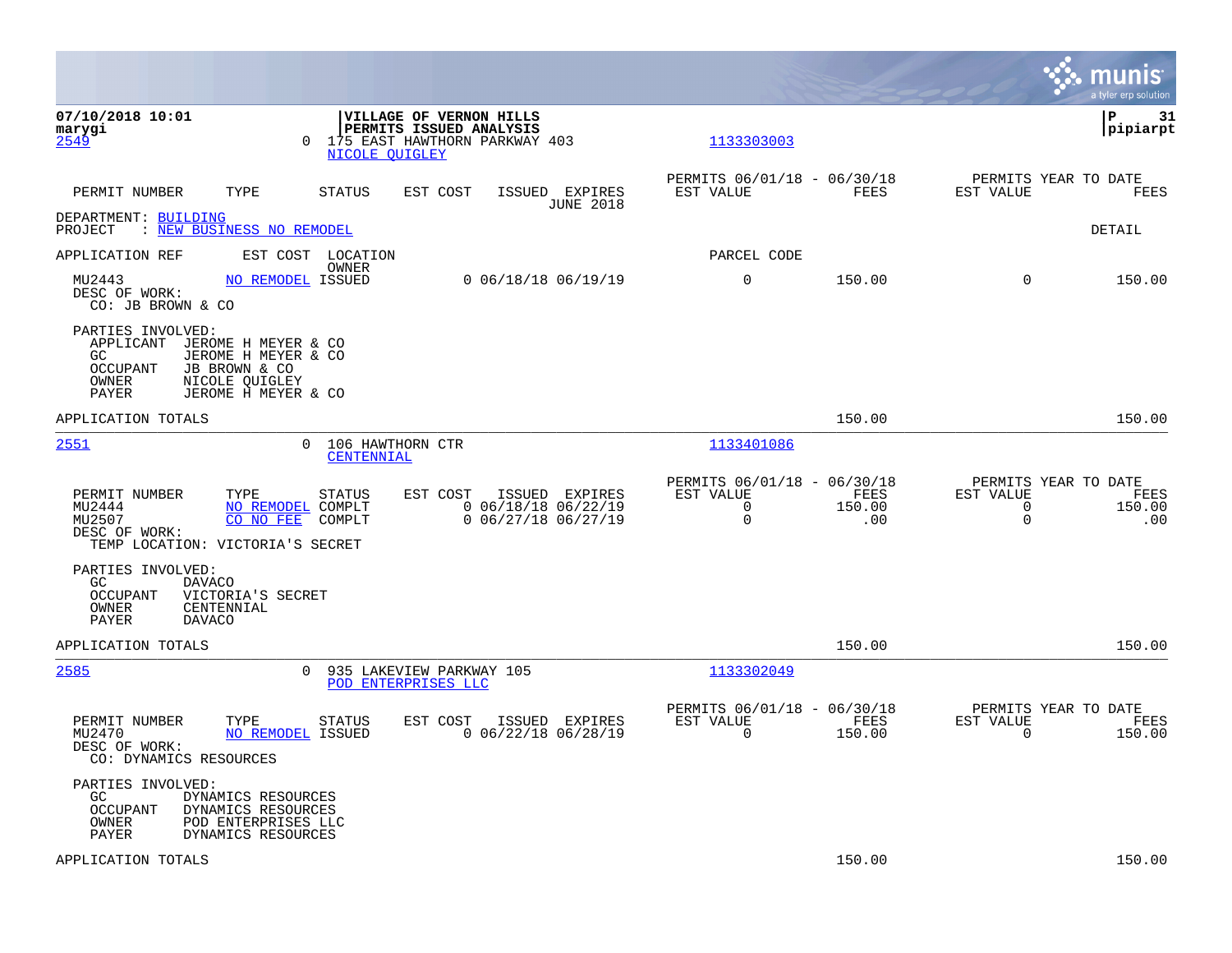07/10/2018 10:01
marygi

**VILLAGE OF VERNON HILLS**
**PERMITS ISSUED ANALYSIS**

P 31
pipiarpt

2549 — 0 — 175 EAST HAWTHORN PARKWAY 403 — NICOLE QUIGLEY — 1133303003

| PERMIT NUMBER | TYPE | STATUS | EST COST | ISSUED | EXPIRES | PERMITS 06/01/18 - 06/30/18 EST VALUE | FEES | PERMITS YEAR TO DATE EST VALUE | FEES |
|---|---|---|---|---|---|---|---|---|---|
| | | | | | JUNE 2018 | | | | |

DEPARTMENT: BUILDING
PROJECT : NEW BUSINESS NO REMODEL — DETAIL

| APPLICATION REF | EST COST | LOCATION / OWNER | | | PARCEL CODE | | | |
|---|---|---|---|---|---|---|---|---|
| MU2443 | NO REMODEL | ISSUED | 0 | 06/18/18 06/19/19 | 0 | 150.00 | 0 | 150.00 |

DESC OF WORK:
CO: JB BROWN & CO

PARTIES INVOLVED:
- APPLICANT JEROME H MEYER & CO
- GC JEROME H MEYER & CO
- OCCUPANT JB BROWN & CO
- OWNER NICOLE QUIGLEY
- PAYER JEROME H MEYER & CO

APPLICATION TOTALS — 150.00 — 150.00

---

2551 — 0 — 106 HAWTHORN CTR — CENTENNIAL — 1133401086

| PERMIT NUMBER | TYPE | STATUS | EST COST | ISSUED | EXPIRES | PERMITS 06/01/18 - 06/30/18 EST VALUE | FEES | PERMITS YEAR TO DATE EST VALUE | FEES |
|---|---|---|---|---|---|---|---|---|---|
| MU2444 | NO REMODEL | COMPLT | 0 | 06/18/18 | 06/22/19 | 0 | 150.00 | 0 | 150.00 |
| MU2507 | CO NO FEE | COMPLT | 0 | 06/27/18 | 06/27/19 | 0 | .00 | 0 | .00 |

DESC OF WORK:
TEMP LOCATION: VICTORIA'S SECRET

PARTIES INVOLVED:
- GC DAVACO
- OCCUPANT VICTORIA'S SECRET
- OWNER CENTENNIAL
- PAYER DAVACO

APPLICATION TOTALS — 150.00 — 150.00

---

2585 — 0 — 935 LAKEVIEW PARKWAY 105 — POD ENTERPRISES LLC — 1133302049

| PERMIT NUMBER | TYPE | STATUS | EST COST | ISSUED | EXPIRES | PERMITS 06/01/18 - 06/30/18 EST VALUE | FEES | PERMITS YEAR TO DATE EST VALUE | FEES |
|---|---|---|---|---|---|---|---|---|---|
| MU2470 | NO REMODEL | ISSUED | 0 | 06/22/18 | 06/28/19 | 0 | 150.00 | 0 | 150.00 |

DESC OF WORK:
CO: DYNAMICS RESOURCES

PARTIES INVOLVED:
- GC DYNAMICS RESOURCES
- OCCUPANT DYNAMICS RESOURCES
- OWNER POD ENTERPRISES LLC
- PAYER DYNAMICS RESOURCES

APPLICATION TOTALS — 150.00 — 150.00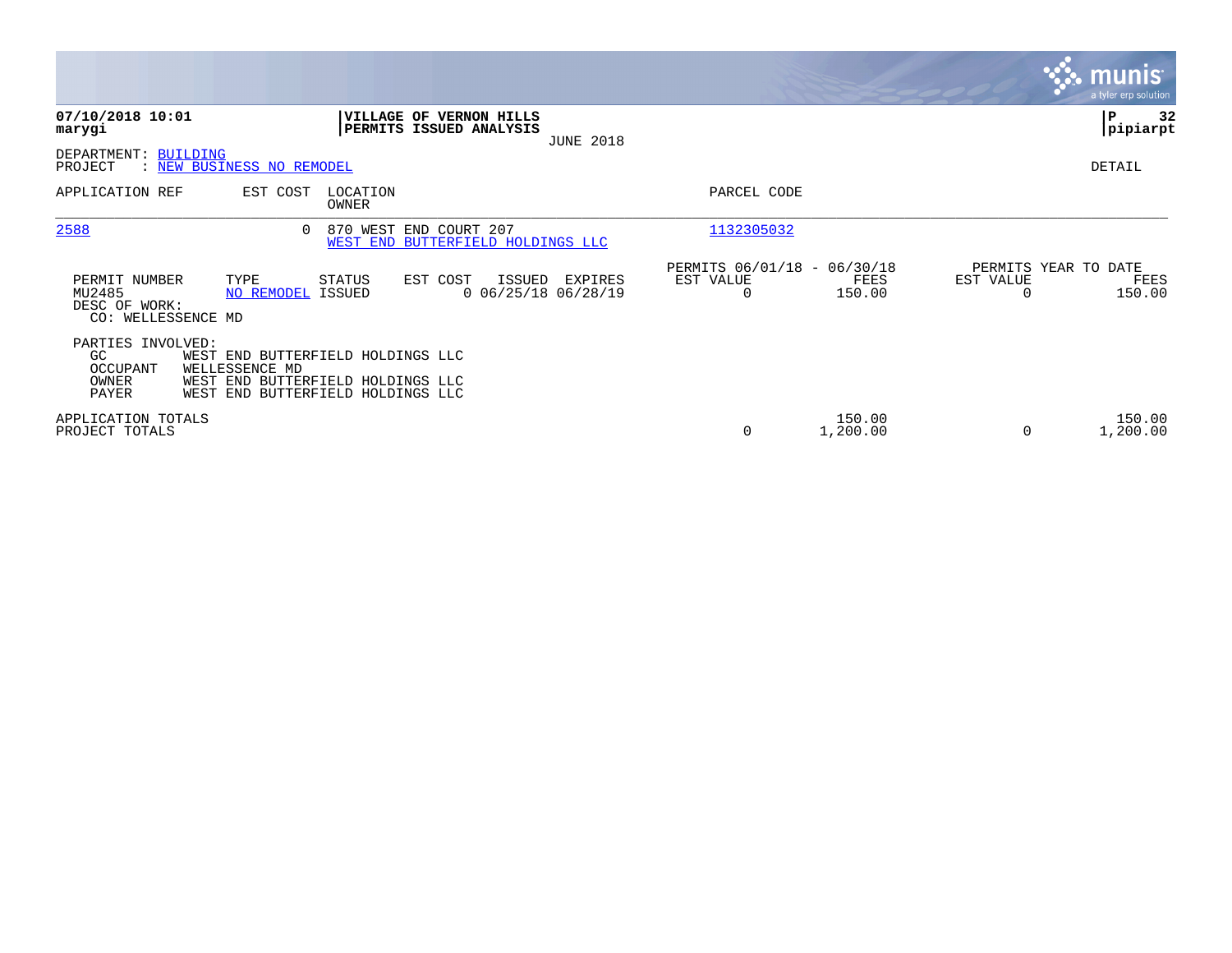**07/10/2018 10:01**
**marygi**

**VILLAGE OF VERNON HILLS**
**PERMITS ISSUED ANALYSIS**
JUNE 2018

**P 32**
**pipiarpt**

DEPARTMENT: BUILDING
PROJECT : NEW BUSINESS NO REMODEL

DETAIL

| APPLICATION REF | EST COST | LOCATION / OWNER | PARCEL CODE |
|---|---|---|---|
| 2588 | 0 | 870 WEST END COURT 207 / WEST END BUTTERFIELD HOLDINGS LLC | 1132305032 |

| PERMIT NUMBER | TYPE | STATUS | EST COST | ISSUED | EXPIRES | PERMITS 06/01/18 - 06/30/18 EST VALUE | FEES | PERMITS YEAR TO DATE EST VALUE | FEES |
|---|---|---|---|---|---|---|---|---|---|
| MU2485 | NO REMODEL | ISSUED | 0 | 06/25/18 | 06/28/19 | 0 | 150.00 | 0 | 150.00 |

DESC OF WORK:
CO: WELLESSENCE MD

PARTIES INVOLVED:

| | |
|---|---|
| GC | WEST END BUTTERFIELD HOLDINGS LLC |
| OCCUPANT | WELLESSENCE MD |
| OWNER | WEST END BUTTERFIELD HOLDINGS LLC |
| PAYER | WEST END BUTTERFIELD HOLDINGS LLC |

| | EST VALUE | FEES | EST VALUE | FEES |
|---|---|---|---|---|
| APPLICATION TOTALS | | 150.00 | | 150.00 |
| PROJECT TOTALS | 0 | 1,200.00 | 0 | 1,200.00 |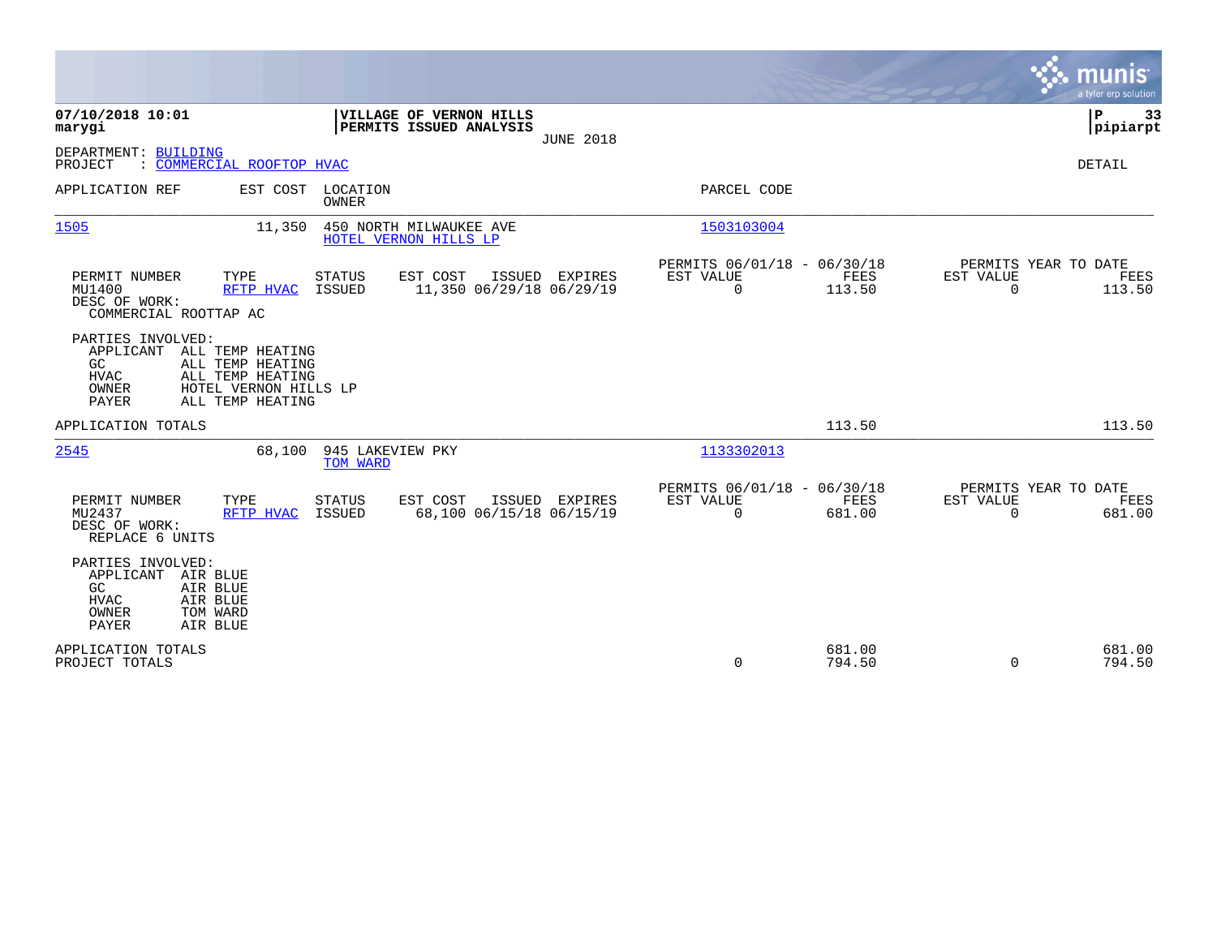07/10/2018 10:01
marygi

**VILLAGE OF VERNON HILLS**
**PERMITS ISSUED ANALYSIS**
JUNE 2018

P 33
pipiarpt

DEPARTMENT: BUILDING
PROJECT : COMMERCIAL ROOFTOP HVAC

DETAIL

| APPLICATION REF | EST COST | LOCATION / OWNER | PARCEL CODE |
|---|---|---|---|
| 1505 | 11,350 | 450 NORTH MILWAUKEE AVE / HOTEL VERNON HILLS LP | 1503103004 |

| PERMIT NUMBER | TYPE | STATUS | EST COST | ISSUED | EXPIRES | PERMITS 06/01/18 - 06/30/18 EST VALUE | FEES | PERMITS YEAR TO DATE EST VALUE | FEES |
|---|---|---|---|---|---|---|---|---|---|
| MU1400 | RFTP HVAC | ISSUED | 11,350 | 06/29/18 | 06/29/19 | 0 | 113.50 | 0 | 113.50 |

DESC OF WORK:
COMMERCIAL ROOTTAP AC

PARTIES INVOLVED:
APPLICANT ALL TEMP HEATING
GC ALL TEMP HEATING
HVAC ALL TEMP HEATING
OWNER HOTEL VERNON HILLS LP
PAYER ALL TEMP HEATING

APPLICATION TOTALS 113.50 113.50

| APPLICATION REF | EST COST | LOCATION / OWNER | PARCEL CODE |
|---|---|---|---|
| 2545 | 68,100 | 945 LAKEVIEW PKY / TOM WARD | 1133302013 |

| PERMIT NUMBER | TYPE | STATUS | EST COST | ISSUED | EXPIRES | PERMITS 06/01/18 - 06/30/18 EST VALUE | FEES | PERMITS YEAR TO DATE EST VALUE | FEES |
|---|---|---|---|---|---|---|---|---|---|
| MU2437 | RFTP HVAC | ISSUED | 68,100 | 06/15/18 | 06/15/19 | 0 | 681.00 | 0 | 681.00 |

DESC OF WORK:
REPLACE 6 UNITS

PARTIES INVOLVED:
APPLICANT AIR BLUE
GC AIR BLUE
HVAC AIR BLUE
OWNER TOM WARD
PAYER AIR BLUE

| | EST VALUE | FEES | YTD EST VALUE | YTD FEES |
|---|---|---|---|---|
| APPLICATION TOTALS | | 681.00 | | 681.00 |
| PROJECT TOTALS | 0 | 794.50 | 0 | 794.50 |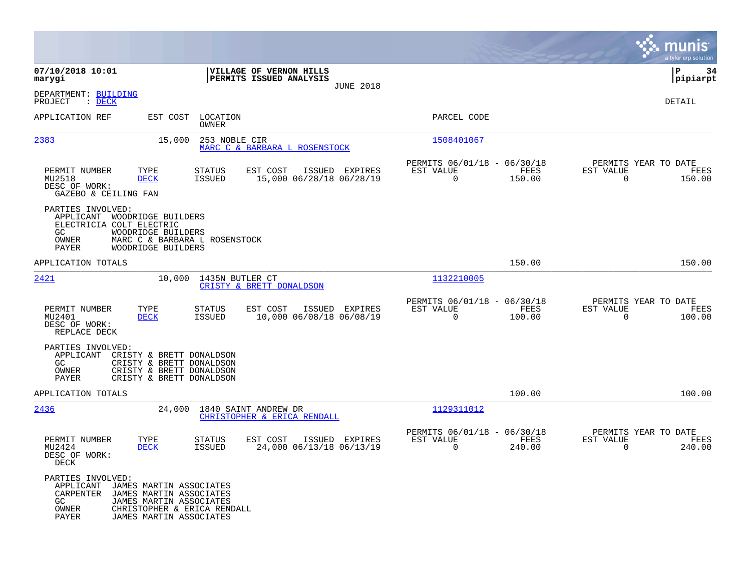**07/10/2018 10:01**
**marygi**

**VILLAGE OF VERNON HILLS**
**PERMITS ISSUED ANALYSIS**
JUNE 2018

**pipiarpt**

DEPARTMENT: BUILDING
PROJECT : DECK

DETAIL

| APPLICATION REF | EST COST | LOCATION / OWNER | PARCEL CODE |
|---|---|---|---|
| 2383 | 15,000 | 253 NOBLE CIR / MARC C & BARBARA L ROSENSTOCK | 1508401067 |

| PERMIT NUMBER | TYPE | STATUS | EST COST | ISSUED | EXPIRES | PERMITS 06/01/18 - 06/30/18 EST VALUE | FEES | PERMITS YEAR TO DATE EST VALUE | FEES |
|---|---|---|---|---|---|---|---|---|---|
| MU2518 | DECK | ISSUED | 15,000 | 06/28/18 | 06/28/19 | 0 | 150.00 | 0 | 150.00 |

DESC OF WORK:
GAZEBO & CEILING FAN

PARTIES INVOLVED:
- APPLICANT WOODRIDGE BUILDERS
- ELECTRICIA COLT ELECTRIC
- GC WOODRIDGE BUILDERS
- OWNER MARC C & BARBARA L ROSENSTOCK
- PAYER WOODRIDGE BUILDERS

APPLICATION TOTALS 150.00 150.00

| APPLICATION REF | EST COST | LOCATION / OWNER | PARCEL CODE |
|---|---|---|---|
| 2421 | 10,000 | 1435N BUTLER CT / CRISTY & BRETT DONALDSON | 1132210005 |

| PERMIT NUMBER | TYPE | STATUS | EST COST | ISSUED | EXPIRES | PERMITS 06/01/18 - 06/30/18 EST VALUE | FEES | PERMITS YEAR TO DATE EST VALUE | FEES |
|---|---|---|---|---|---|---|---|---|---|
| MU2401 | DECK | ISSUED | 10,000 | 06/08/18 | 06/08/19 | 0 | 100.00 | 0 | 100.00 |

DESC OF WORK:
REPLACE DECK

PARTIES INVOLVED:
- APPLICANT CRISTY & BRETT DONALDSON
- GC CRISTY & BRETT DONALDSON
- OWNER CRISTY & BRETT DONALDSON
- PAYER CRISTY & BRETT DONALDSON

APPLICATION TOTALS 100.00 100.00

| APPLICATION REF | EST COST | LOCATION / OWNER | PARCEL CODE |
|---|---|---|---|
| 2436 | 24,000 | 1840 SAINT ANDREW DR / CHRISTOPHER & ERICA RENDALL | 1129311012 |

| PERMIT NUMBER | TYPE | STATUS | EST COST | ISSUED | EXPIRES | PERMITS 06/01/18 - 06/30/18 EST VALUE | FEES | PERMITS YEAR TO DATE EST VALUE | FEES |
|---|---|---|---|---|---|---|---|---|---|
| MU2424 | DECK | ISSUED | 24,000 | 06/13/18 | 06/13/19 | 0 | 240.00 | 0 | 240.00 |

DESC OF WORK:
DECK

PARTIES INVOLVED:
- APPLICANT JAMES MARTIN ASSOCIATES
- CARPENTER JAMES MARTIN ASSOCIATES
- GC JAMES MARTIN ASSOCIATES
- OWNER CHRISTOPHER & ERICA RENDALL
- PAYER JAMES MARTIN ASSOCIATES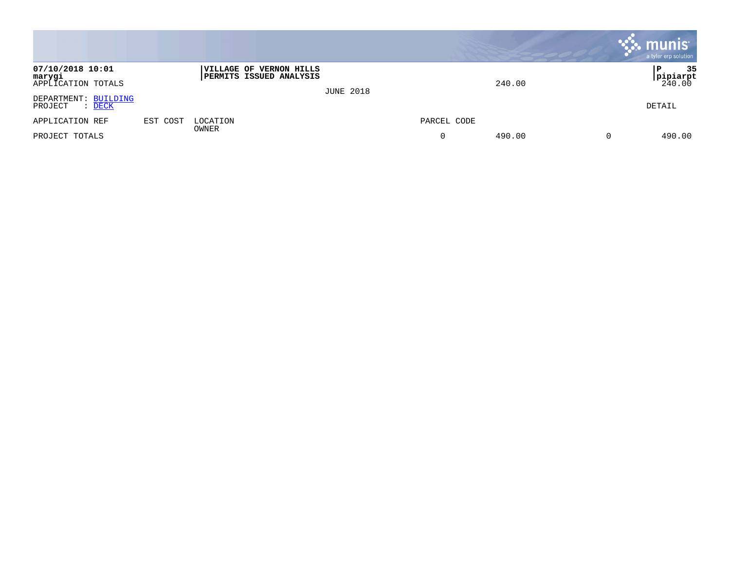07/10/2018 10:01
marygi

VILLAGE OF VERNON HILLS
PERMITS ISSUED ANALYSIS

pipiarpt

JUNE 2018

| | | | | | | |
|---|---|---|---|---|---|---|
| APPLICATION TOTALS | | | | 240.00 | | 240.00 |

DEPARTMENT: BUILDING
PROJECT : DECK

DETAIL

| APPLICATION REF | EST COST | LOCATION / OWNER | PARCEL CODE | | | |
|---|---|---|---|---|---|---|
| PROJECT TOTALS | | | 0 | 490.00 | 0 | 490.00 |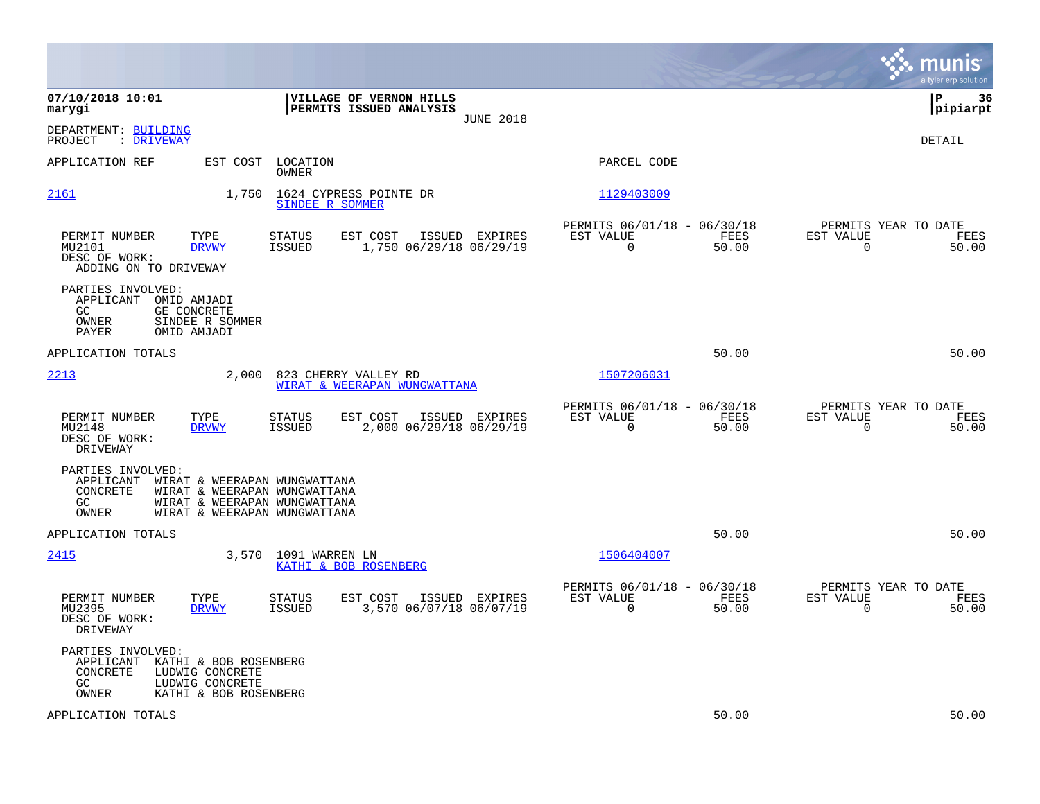**07/10/2018 10:01**
**marygi**

**VILLAGE OF VERNON HILLS**
**PERMITS ISSUED ANALYSIS**
JUNE 2018

**P 36**
**pipiarpt**

DEPARTMENT: BUILDING
PROJECT : DRIVEWAY

DETAIL

| APPLICATION REF | EST COST | LOCATION / OWNER | PARCEL CODE |
|---|---|---|---|
| 2161 | 1,750 | 1624 CYPRESS POINTE DR / SINDEE R SOMMER | 1129403009 |

| PERMIT NUMBER | TYPE | STATUS | EST COST | ISSUED | EXPIRES | PERMITS 06/01/18 - 06/30/18 EST VALUE | FEES | PERMITS YEAR TO DATE EST VALUE | FEES |
|---|---|---|---|---|---|---|---|---|---|
| MU2101 | DRVWY | ISSUED | 1,750 | 06/29/18 | 06/29/19 | 0 | 50.00 | 0 | 50.00 |

DESC OF WORK:
ADDING ON TO DRIVEWAY

PARTIES INVOLVED:
- APPLICANT OMID AMJADI
- GC GE CONCRETE
- OWNER SINDEE R SOMMER
- PAYER OMID AMJADI

APPLICATION TOTALS 50.00 50.00

| APPLICATION REF | EST COST | LOCATION / OWNER | PARCEL CODE |
|---|---|---|---|
| 2213 | 2,000 | 823 CHERRY VALLEY RD / WIRAT & WEERAPAN WUNGWATTANA | 1507206031 |

| PERMIT NUMBER | TYPE | STATUS | EST COST | ISSUED | EXPIRES | PERMITS 06/01/18 - 06/30/18 EST VALUE | FEES | PERMITS YEAR TO DATE EST VALUE | FEES |
|---|---|---|---|---|---|---|---|---|---|
| MU2148 | DRVWY | ISSUED | 2,000 | 06/29/18 | 06/29/19 | 0 | 50.00 | 0 | 50.00 |

DESC OF WORK:
DRIVEWAY

PARTIES INVOLVED:
- APPLICANT WIRAT & WEERAPAN WUNGWATTANA
- CONCRETE WIRAT & WEERAPAN WUNGWATTANA
- GC WIRAT & WEERAPAN WUNGWATTANA
- OWNER WIRAT & WEERAPAN WUNGWATTANA

APPLICATION TOTALS 50.00 50.00

| APPLICATION REF | EST COST | LOCATION / OWNER | PARCEL CODE |
|---|---|---|---|
| 2415 | 3,570 | 1091 WARREN LN / KATHI & BOB ROSENBERG | 1506404007 |

| PERMIT NUMBER | TYPE | STATUS | EST COST | ISSUED | EXPIRES | PERMITS 06/01/18 - 06/30/18 EST VALUE | FEES | PERMITS YEAR TO DATE EST VALUE | FEES |
|---|---|---|---|---|---|---|---|---|---|
| MU2395 | DRVWY | ISSUED | 3,570 | 06/07/18 | 06/07/19 | 0 | 50.00 | 0 | 50.00 |

DESC OF WORK:
DRIVEWAY

PARTIES INVOLVED:
- APPLICANT KATHI & BOB ROSENBERG
- CONCRETE LUDWIG CONCRETE
- GC LUDWIG CONCRETE
- OWNER KATHI & BOB ROSENBERG

APPLICATION TOTALS 50.00 50.00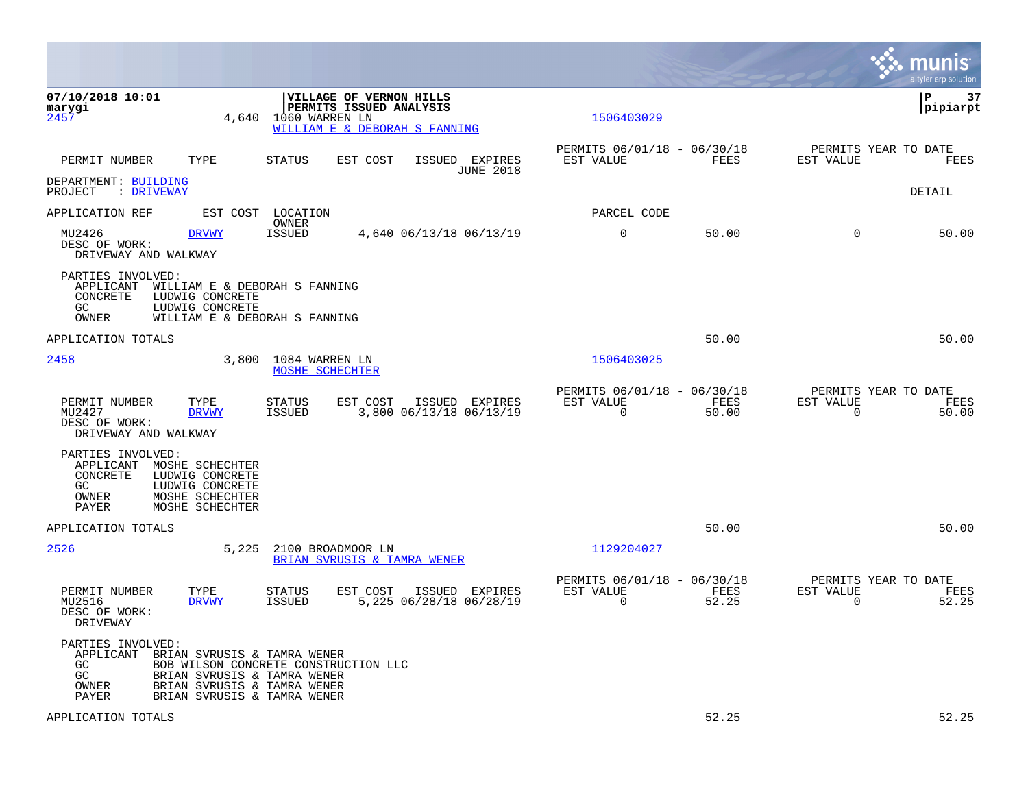**VILLAGE OF VERNON HILLS**
**PERMITS ISSUED ANALYSIS**

07/10/2018 10:01
marygi

pipiarpt

[2457](#) 4,640 1060 WARREN LN [1506403029](#)
[WILLIAM E & DEBORAH S FANNING](#)

| PERMIT NUMBER | TYPE | STATUS | EST COST | ISSUED | EXPIRES | PERMITS 06/01/18 - 06/30/18 EST VALUE | FEES | PERMITS YEAR TO DATE EST VALUE | FEES |
|---|---|---|---|---|---|---|---|---|---|
| | | | | | JUNE 2018 | | | | |

DEPARTMENT: [BUILDING](#)
PROJECT : [DRIVEWAY](#)

DETAIL

| APPLICATION REF | EST COST | LOCATION OWNER | | | | PARCEL CODE | | | |
|---|---|---|---|---|---|---|---|---|---|
| MU2426 | [DRVWY](#) | ISSUED | 4,640 | 06/13/18 | 06/13/19 | 0 | 50.00 | 0 | 50.00 |

DESC OF WORK:
DRIVEWAY AND WALKWAY

PARTIES INVOLVED:
APPLICANT WILLIAM E & DEBORAH S FANNING
CONCRETE LUDWIG CONCRETE
GC LUDWIG CONCRETE
OWNER WILLIAM E & DEBORAH S FANNING

APPLICATION TOTALS 50.00 50.00

---

[2458](#) 3,800 1084 WARREN LN [1506403025](#)
[MOSHE SCHECHTER](#)

| PERMIT NUMBER | TYPE | STATUS | EST COST | ISSUED | EXPIRES | PERMITS 06/01/18 - 06/30/18 EST VALUE | FEES | PERMITS YEAR TO DATE EST VALUE | FEES |
|---|---|---|---|---|---|---|---|---|---|
| MU2427 | [DRVWY](#) | ISSUED | 3,800 | 06/13/18 | 06/13/19 | 0 | 50.00 | 0 | 50.00 |

DESC OF WORK:
DRIVEWAY AND WALKWAY

PARTIES INVOLVED:
APPLICANT MOSHE SCHECHTER
CONCRETE LUDWIG CONCRETE
GC LUDWIG CONCRETE
OWNER MOSHE SCHECHTER
PAYER MOSHE SCHECHTER

APPLICATION TOTALS 50.00 50.00

---

[2526](#) 5,225 2100 BROADMOOR LN [1129204027](#)
[BRIAN SVRUSIS & TAMRA WENER](#)

| PERMIT NUMBER | TYPE | STATUS | EST COST | ISSUED | EXPIRES | PERMITS 06/01/18 - 06/30/18 EST VALUE | FEES | PERMITS YEAR TO DATE EST VALUE | FEES |
|---|---|---|---|---|---|---|---|---|---|
| MU2516 | [DRVWY](#) | ISSUED | 5,225 | 06/28/18 | 06/28/19 | 0 | 52.25 | 0 | 52.25 |

DESC OF WORK:
DRIVEWAY

PARTIES INVOLVED:
APPLICANT BRIAN SVRUSIS & TAMRA WENER
GC BOB WILSON CONCRETE CONSTRUCTION LLC
GC BRIAN SVRUSIS & TAMRA WENER
OWNER BRIAN SVRUSIS & TAMRA WENER
PAYER BRIAN SVRUSIS & TAMRA WENER

APPLICATION TOTALS 52.25 52.25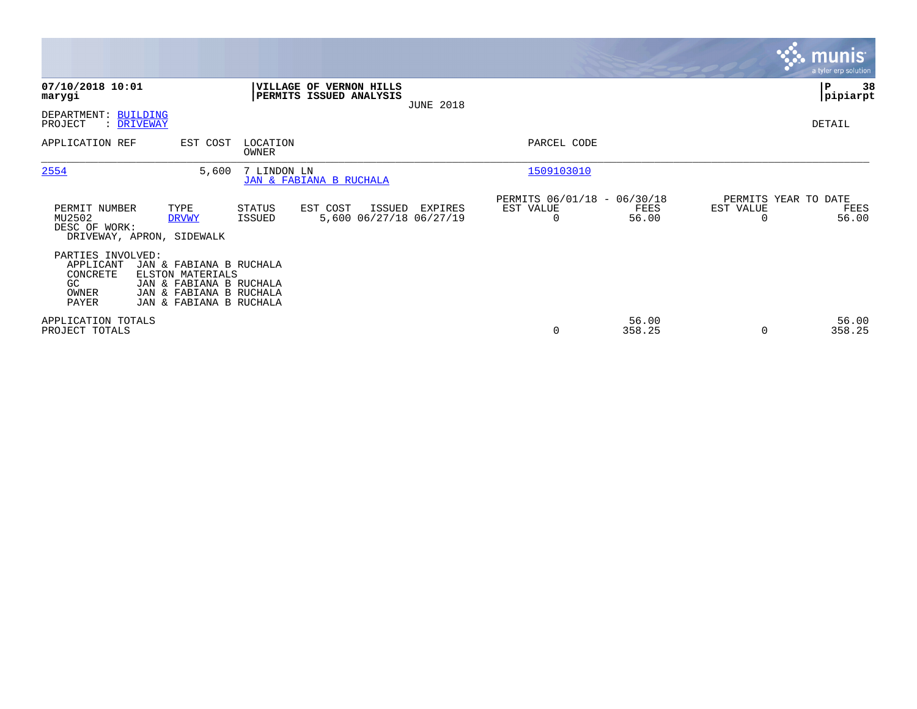**07/10/2018 10:01**
**marygi**

**VILLAGE OF VERNON HILLS**
**PERMITS ISSUED ANALYSIS**
JUNE 2018

**P 38**
**pipiarpt**

DEPARTMENT: BUILDING
PROJECT : DRIVEWAY

DETAIL

| APPLICATION REF | EST COST | LOCATION / OWNER | PARCEL CODE |
|---|---|---|---|
| 2554 | 5,600 | 7 LINDON LN / JAN & FABIANA B RUCHALA | 1509103010 |

| PERMIT NUMBER | TYPE | STATUS | EST COST | ISSUED | EXPIRES | PERMITS 06/01/18 - 06/30/18 EST VALUE | FEES | PERMITS YEAR TO DATE EST VALUE | FEES |
|---|---|---|---|---|---|---|---|---|---|
| MU2502 | DRVWY | ISSUED | 5,600 | 06/27/18 | 06/27/19 | 0 | 56.00 | 0 | 56.00 |

DESC OF WORK:
DRIVEWAY, APRON, SIDEWALK

PARTIES INVOLVED:

| Role | Name |
|---|---|
| APPLICANT | JAN & FABIANA B RUCHALA |
| CONCRETE | ELSTON MATERIALS |
| GC | JAN & FABIANA B RUCHALA |
| OWNER | JAN & FABIANA B RUCHALA |
| PAYER | JAN & FABIANA B RUCHALA |

| | EST VALUE | FEES | YTD EST VALUE | YTD FEES |
|---|---|---|---|---|
| APPLICATION TOTALS | | 56.00 | | 56.00 |
| PROJECT TOTALS | 0 | 358.25 | 0 | 358.25 |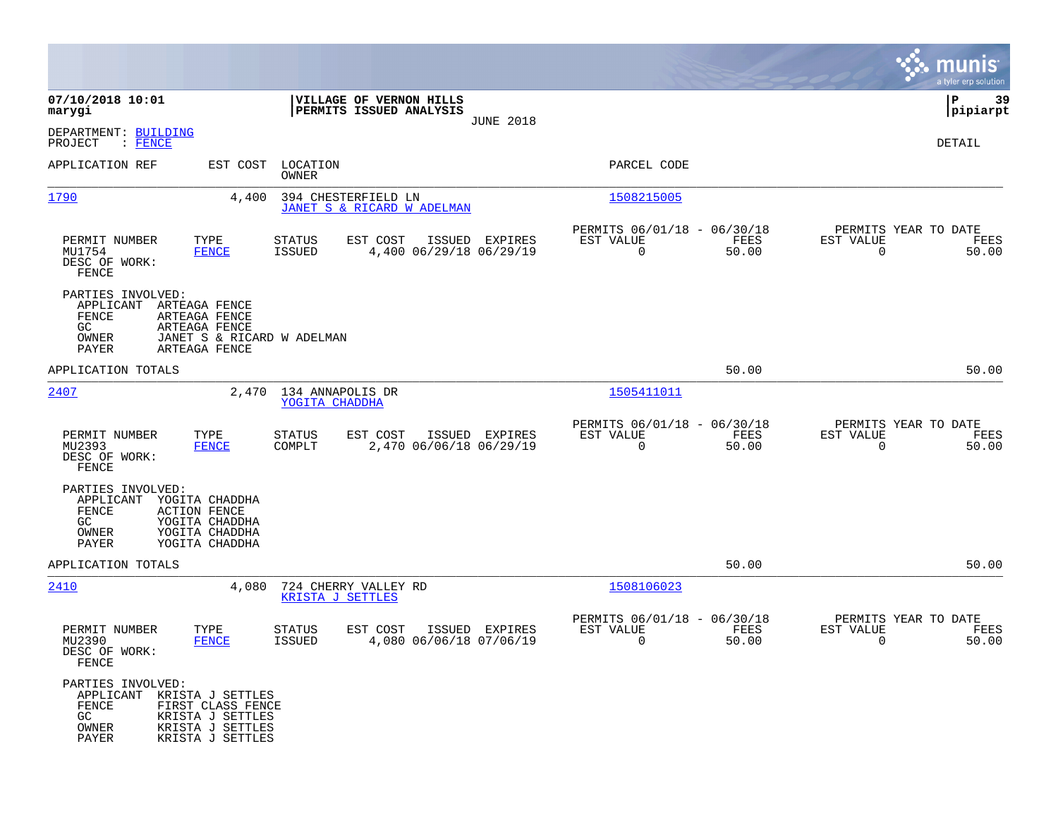**07/10/2018 10:01**
**marygi**

**VILLAGE OF VERNON HILLS**
**PERMITS ISSUED ANALYSIS**
JUNE 2018

**P 39**
**pipiarpt**

DEPARTMENT: BUILDING
PROJECT : FENCE

DETAIL

| APPLICATION REF | EST COST | LOCATION / OWNER | PARCEL CODE |
|---|---|---|---|
| 1790 | 4,400 | 394 CHESTERFIELD LN / JANET S & RICARD W ADELMAN | 1508215005 |

| PERMIT NUMBER | TYPE | STATUS | EST COST | ISSUED | EXPIRES | PERMITS 06/01/18 - 06/30/18 EST VALUE | FEES | PERMITS YEAR TO DATE EST VALUE | FEES |
|---|---|---|---|---|---|---|---|---|---|
| MU1754 | FENCE | ISSUED | 4,400 | 06/29/18 | 06/29/19 | 0 | 50.00 | 0 | 50.00 |

DESC OF WORK:
FENCE

PARTIES INVOLVED:
- APPLICANT ARTEAGA FENCE
- FENCE ARTEAGA FENCE
- GC ARTEAGA FENCE
- OWNER JANET S & RICARD W ADELMAN
- PAYER ARTEAGA FENCE

APPLICATION TOTALS 50.00 50.00

| APPLICATION REF | EST COST | LOCATION / OWNER | PARCEL CODE |
|---|---|---|---|
| 2407 | 2,470 | 134 ANNAPOLIS DR / YOGITA CHADDHA | 1505411011 |

| PERMIT NUMBER | TYPE | STATUS | EST COST | ISSUED | EXPIRES | PERMITS 06/01/18 - 06/30/18 EST VALUE | FEES | PERMITS YEAR TO DATE EST VALUE | FEES |
|---|---|---|---|---|---|---|---|---|---|
| MU2393 | FENCE | COMPLT | 2,470 | 06/06/18 | 06/29/19 | 0 | 50.00 | 0 | 50.00 |

DESC OF WORK:
FENCE

PARTIES INVOLVED:
- APPLICANT YOGITA CHADDHA
- FENCE ACTION FENCE
- GC YOGITA CHADDHA
- OWNER YOGITA CHADDHA
- PAYER YOGITA CHADDHA

APPLICATION TOTALS 50.00 50.00

| APPLICATION REF | EST COST | LOCATION / OWNER | PARCEL CODE |
|---|---|---|---|
| 2410 | 4,080 | 724 CHERRY VALLEY RD / KRISTA J SETTLES | 1508106023 |

| PERMIT NUMBER | TYPE | STATUS | EST COST | ISSUED | EXPIRES | PERMITS 06/01/18 - 06/30/18 EST VALUE | FEES | PERMITS YEAR TO DATE EST VALUE | FEES |
|---|---|---|---|---|---|---|---|---|---|
| MU2390 | FENCE | ISSUED | 4,080 | 06/06/18 | 07/06/19 | 0 | 50.00 | 0 | 50.00 |

DESC OF WORK:
FENCE

PARTIES INVOLVED:
- APPLICANT KRISTA J SETTLES
- FENCE FIRST CLASS FENCE
- GC KRISTA J SETTLES
- OWNER KRISTA J SETTLES
- PAYER KRISTA J SETTLES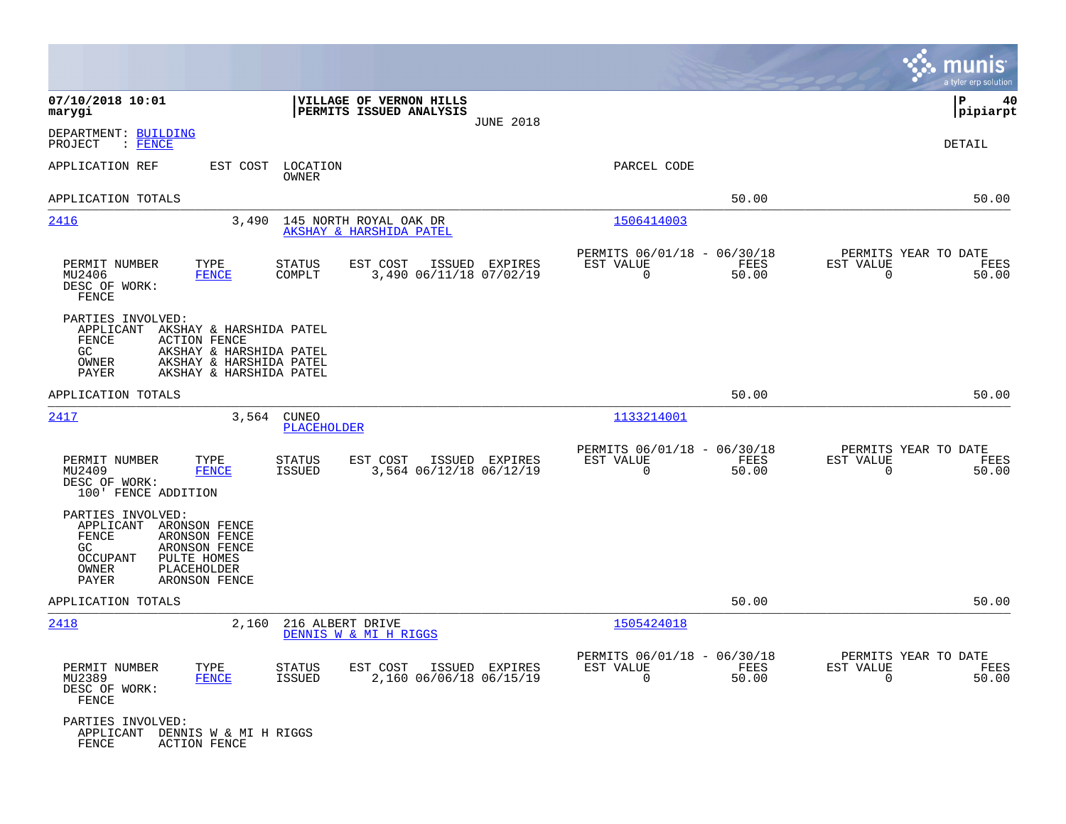**07/10/2018 10:01**
**marygi**

**VILLAGE OF VERNON HILLS**
**PERMITS ISSUED ANALYSIS**
JUNE 2018

**P 40**
**pipiarpt**

DEPARTMENT: BUILDING
PROJECT : FENCE

DETAIL

APPLICATION REF EST COST LOCATION OWNER PARCEL CODE

APPLICATION TOTALS 50.00 50.00

---

**2416** 3,490 145 NORTH ROYAL OAK DR — AKSHAY & HARSHIDA PATEL — 1506414003

| PERMIT NUMBER | TYPE | STATUS | EST COST | ISSUED | EXPIRES | PERMITS 06/01/18 - 06/30/18 EST VALUE | FEES | PERMITS YEAR TO DATE EST VALUE | FEES |
|---|---|---|---|---|---|---|---|---|---|
| MU2406 | FENCE | COMPLT | 3,490 | 06/11/18 | 07/02/19 | 0 | 50.00 | 0 | 50.00 |

DESC OF WORK:
FENCE

PARTIES INVOLVED:
- APPLICANT AKSHAY & HARSHIDA PATEL
- FENCE ACTION FENCE
- GC AKSHAY & HARSHIDA PATEL
- OWNER AKSHAY & HARSHIDA PATEL
- PAYER AKSHAY & HARSHIDA PATEL

APPLICATION TOTALS 50.00 50.00

---

**2417** 3,564 CUNEO — PLACEHOLDER — 1133214001

| PERMIT NUMBER | TYPE | STATUS | EST COST | ISSUED | EXPIRES | PERMITS 06/01/18 - 06/30/18 EST VALUE | FEES | PERMITS YEAR TO DATE EST VALUE | FEES |
|---|---|---|---|---|---|---|---|---|---|
| MU2409 | FENCE | ISSUED | 3,564 | 06/12/18 | 06/12/19 | 0 | 50.00 | 0 | 50.00 |

DESC OF WORK:
100' FENCE ADDITION

PARTIES INVOLVED:
- APPLICANT ARONSON FENCE
- FENCE ARONSON FENCE
- GC ARONSON FENCE
- OCCUPANT PULTE HOMES
- OWNER PLACEHOLDER
- PAYER ARONSON FENCE

APPLICATION TOTALS 50.00 50.00

---

**2418** 2,160 216 ALBERT DRIVE — DENNIS W & MI H RIGGS — 1505424018

| PERMIT NUMBER | TYPE | STATUS | EST COST | ISSUED | EXPIRES | PERMITS 06/01/18 - 06/30/18 EST VALUE | FEES | PERMITS YEAR TO DATE EST VALUE | FEES |
|---|---|---|---|---|---|---|---|---|---|
| MU2389 | FENCE | ISSUED | 2,160 | 06/06/18 | 06/15/19 | 0 | 50.00 | 0 | 50.00 |

DESC OF WORK:
FENCE

PARTIES INVOLVED:
- APPLICANT DENNIS W & MI H RIGGS
- FENCE ACTION FENCE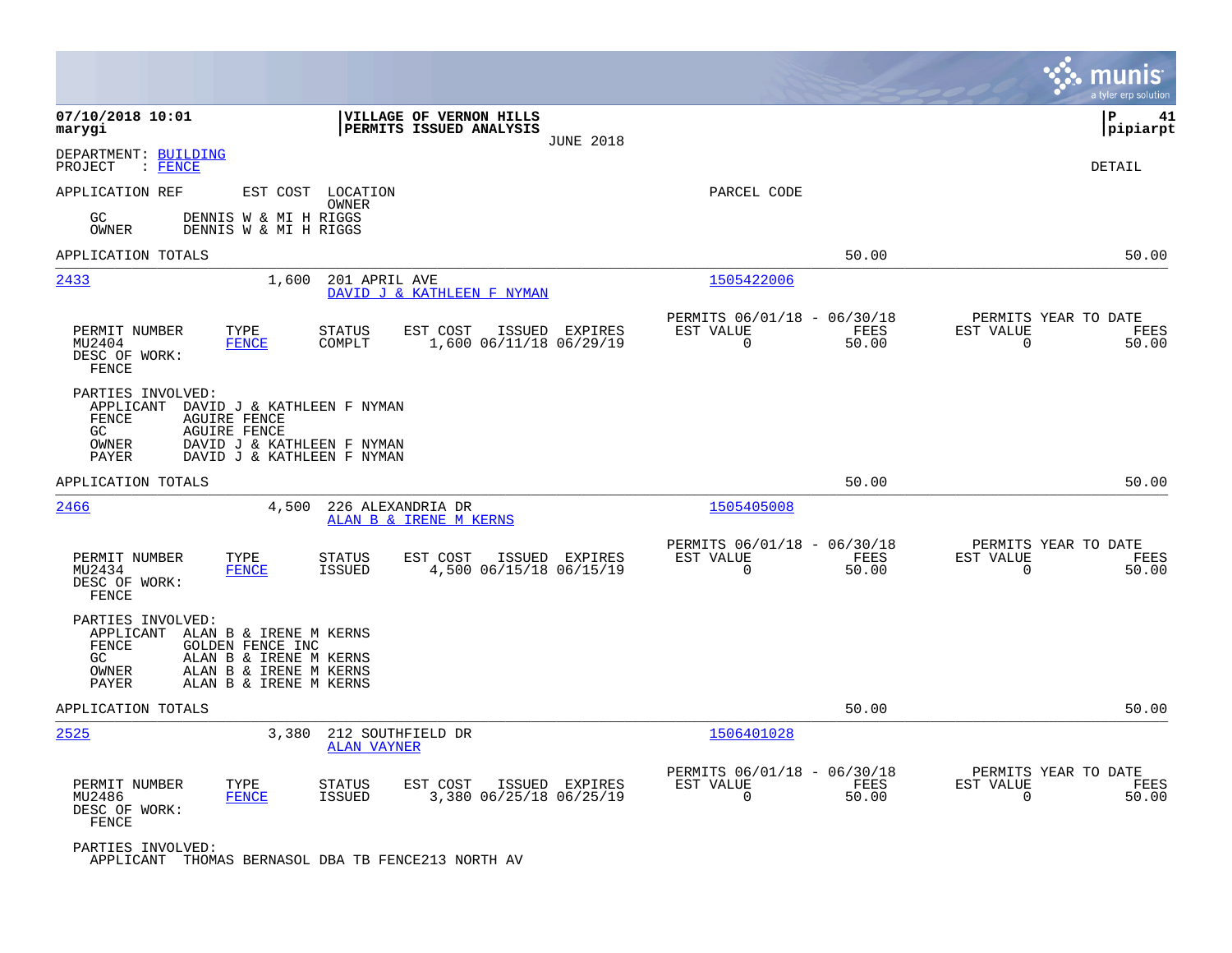07/10/2018 10:01
marygi

VILLAGE OF VERNON HILLS
PERMITS ISSUED ANALYSIS

JUNE 2018

P 41
pipiarpt

DEPARTMENT: BUILDING
PROJECT : FENCE

DETAIL

APPLICATION REF    EST COST    LOCATION
                               OWNER
PARCEL CODE

GC       DENNIS W & MI H RIGGS
OWNER    DENNIS W & MI H RIGGS

APPLICATION TOTALS    50.00    50.00

---

**2433**    1,600    201 APRIL AVE
DAVID J & KATHLEEN F NYMAN
1505422006

| PERMIT NUMBER | TYPE | STATUS | EST COST | ISSUED | EXPIRES | PERMITS 06/01/18 - 06/30/18 EST VALUE | FEES | PERMITS YEAR TO DATE EST VALUE | FEES |
|---|---|---|---|---|---|---|---|---|---|
| MU2404 | FENCE | COMPLT | 1,600 | 06/11/18 | 06/29/19 | 0 | 50.00 | 0 | 50.00 |

DESC OF WORK:
FENCE

PARTIES INVOLVED:
APPLICANT  DAVID J & KATHLEEN F NYMAN
FENCE      AGUIRE FENCE
GC         AGUIRE FENCE
OWNER      DAVID J & KATHLEEN F NYMAN
PAYER      DAVID J & KATHLEEN F NYMAN

APPLICATION TOTALS    50.00    50.00

---

**2466**    4,500    226 ALEXANDRIA DR
ALAN B & IRENE M KERNS
1505405008

| PERMIT NUMBER | TYPE | STATUS | EST COST | ISSUED | EXPIRES | PERMITS 06/01/18 - 06/30/18 EST VALUE | FEES | PERMITS YEAR TO DATE EST VALUE | FEES |
|---|---|---|---|---|---|---|---|---|---|
| MU2434 | FENCE | ISSUED | 4,500 | 06/15/18 | 06/15/19 | 0 | 50.00 | 0 | 50.00 |

DESC OF WORK:
FENCE

PARTIES INVOLVED:
APPLICANT  ALAN B & IRENE M KERNS
FENCE      GOLDEN FENCE INC
GC         ALAN B & IRENE M KERNS
OWNER      ALAN B & IRENE M KERNS
PAYER      ALAN B & IRENE M KERNS

APPLICATION TOTALS    50.00    50.00

---

**2525**    3,380    212 SOUTHFIELD DR
ALAN VAYNER
1506401028

| PERMIT NUMBER | TYPE | STATUS | EST COST | ISSUED | EXPIRES | PERMITS 06/01/18 - 06/30/18 EST VALUE | FEES | PERMITS YEAR TO DATE EST VALUE | FEES |
|---|---|---|---|---|---|---|---|---|---|
| MU2486 | FENCE | ISSUED | 3,380 | 06/25/18 | 06/25/19 | 0 | 50.00 | 0 | 50.00 |

DESC OF WORK:
FENCE

PARTIES INVOLVED:
APPLICANT  THOMAS BERNASOL DBA TB FENCE213 NORTH AV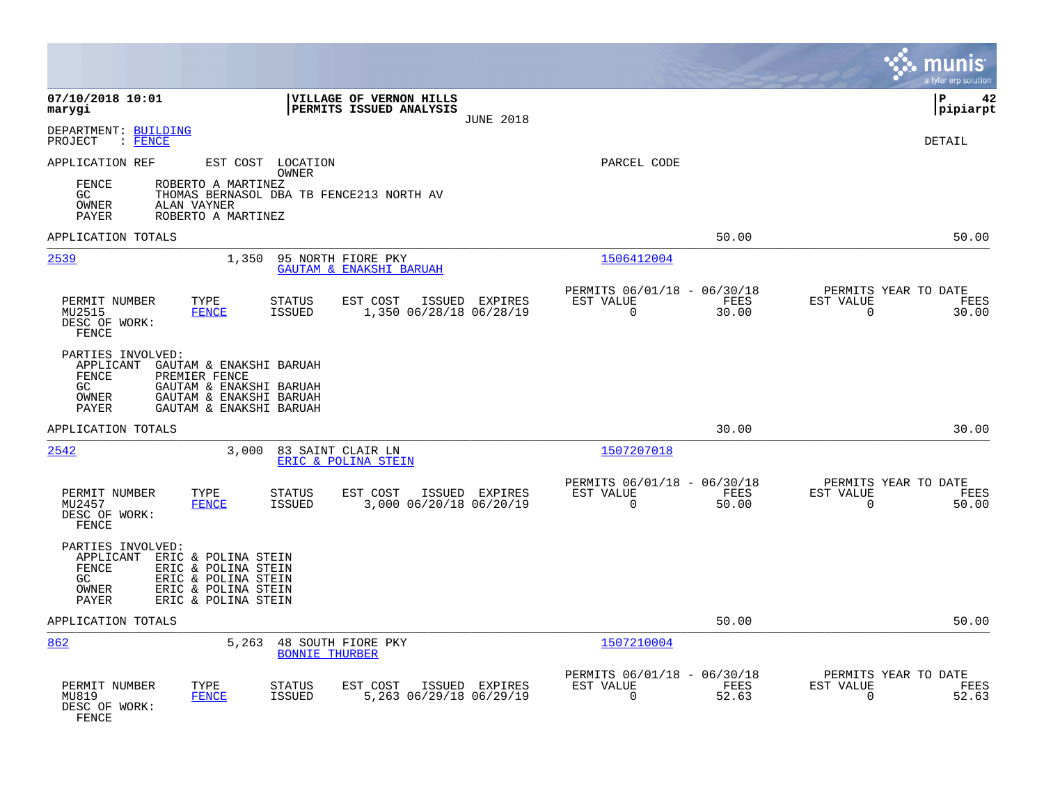**07/10/2018 10:01**
**marygi**

**VILLAGE OF VERNON HILLS**
**PERMITS ISSUED ANALYSIS**
JUNE 2018

**P 42**
**pipiarpt**

DEPARTMENT: BUILDING
PROJECT : FENCE

DETAIL

APPLICATION REF    EST COST    LOCATION
                               OWNER                                    PARCEL CODE

| | |
|---|---|
| FENCE | ROBERTO A MARTINEZ |
| GC | THOMAS BERNASOL DBA TB FENCE213 NORTH AV |
| OWNER | ALAN VAYNER |
| PAYER | ROBERTO A MARTINEZ |

APPLICATION TOTALS — 50.00 — 50.00

---

**2539** — 1,350 — 95 NORTH FIORE PKY — GAUTAM & ENAKSHI BARUAH — 1506412004

| PERMIT NUMBER | TYPE | STATUS | EST COST | ISSUED | EXPIRES | PERMITS 06/01/18 - 06/30/18 EST VALUE | FEES | PERMITS YEAR TO DATE EST VALUE | FEES |
|---|---|---|---|---|---|---|---|---|---|
| MU2515 | FENCE | ISSUED | 1,350 | 06/28/18 | 06/28/19 | 0 | 30.00 | 0 | 30.00 |

DESC OF WORK:
FENCE

PARTIES INVOLVED:

| | |
|---|---|
| APPLICANT | GAUTAM & ENAKSHI BARUAH |
| FENCE | PREMIER FENCE |
| GC | GAUTAM & ENAKSHI BARUAH |
| OWNER | GAUTAM & ENAKSHI BARUAH |
| PAYER | GAUTAM & ENAKSHI BARUAH |

APPLICATION TOTALS — 30.00 — 30.00

---

**2542** — 3,000 — 83 SAINT CLAIR LN — ERIC & POLINA STEIN — 1507207018

| PERMIT NUMBER | TYPE | STATUS | EST COST | ISSUED | EXPIRES | PERMITS 06/01/18 - 06/30/18 EST VALUE | FEES | PERMITS YEAR TO DATE EST VALUE | FEES |
|---|---|---|---|---|---|---|---|---|---|
| MU2457 | FENCE | ISSUED | 3,000 | 06/20/18 | 06/20/19 | 0 | 50.00 | 0 | 50.00 |

DESC OF WORK:
FENCE

PARTIES INVOLVED:

| | |
|---|---|
| APPLICANT | ERIC & POLINA STEIN |
| FENCE | ERIC & POLINA STEIN |
| GC | ERIC & POLINA STEIN |
| OWNER | ERIC & POLINA STEIN |
| PAYER | ERIC & POLINA STEIN |

APPLICATION TOTALS — 50.00 — 50.00

---

**862** — 5,263 — 48 SOUTH FIORE PKY — BONNIE THURBER — 1507210004

| PERMIT NUMBER | TYPE | STATUS | EST COST | ISSUED | EXPIRES | PERMITS 06/01/18 - 06/30/18 EST VALUE | FEES | PERMITS YEAR TO DATE EST VALUE | FEES |
|---|---|---|---|---|---|---|---|---|---|
| MU819 | FENCE | ISSUED | 5,263 | 06/29/18 | 06/29/19 | 0 | 52.63 | 0 | 52.63 |

DESC OF WORK:
FENCE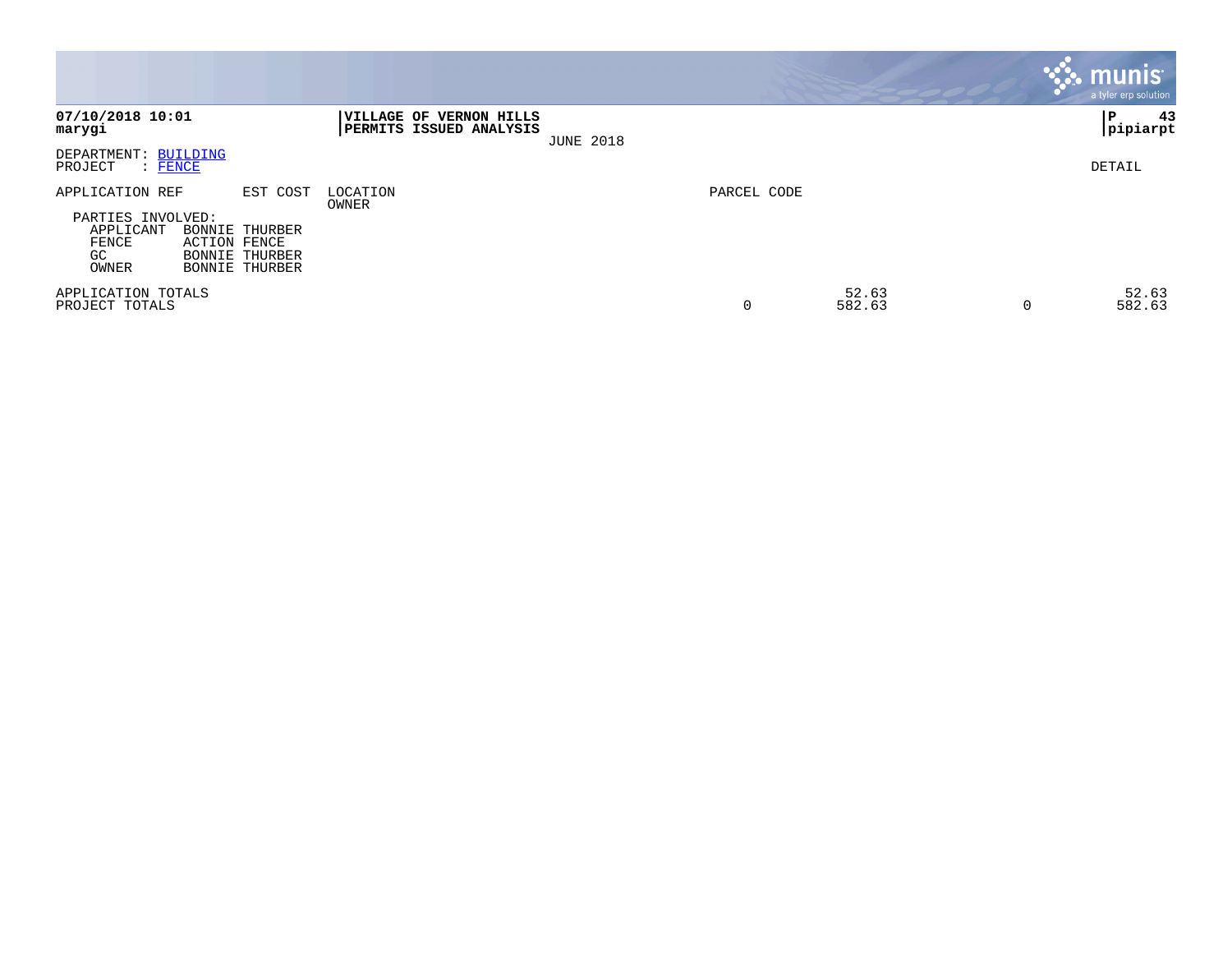**07/10/2018 10:01**
**marygi**

**VILLAGE OF VERNON HILLS**
**PERMITS ISSUED ANALYSIS**
JUNE 2018

**P 43**
**pipiarpt**

DEPARTMENT: BUILDING
PROJECT : FENCE

DETAIL

| APPLICATION REF | EST COST | LOCATION / OWNER | PARCEL CODE | | | |
|---|---|---|---|---|---|---|

PARTIES INVOLVED:

| | |
|---|---|
| APPLICANT | BONNIE THURBER |
| FENCE | ACTION FENCE |
| GC | BONNIE THURBER |
| OWNER | BONNIE THURBER |

| | | | | |
|---|---|---|---|---|
| APPLICATION TOTALS | | 52.63 | | 52.63 |
| PROJECT TOTALS | 0 | 582.63 | 0 | 582.63 |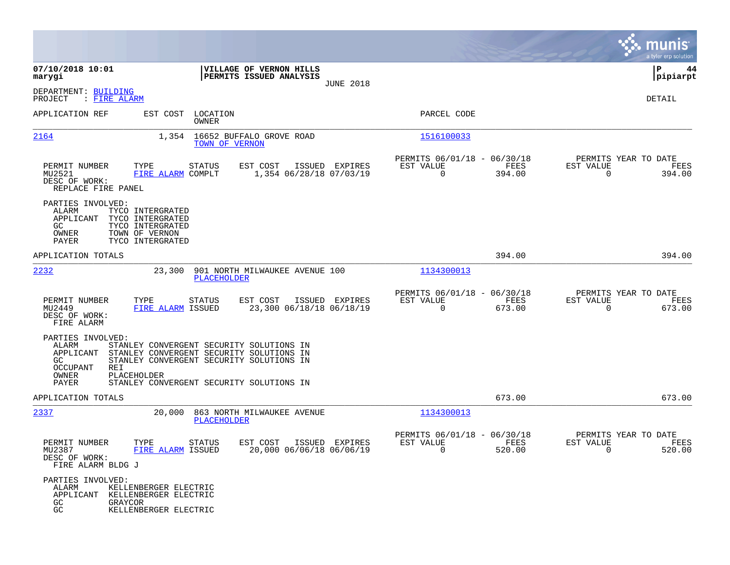**07/10/2018 10:01**
**marygi**

**VILLAGE OF VERNON HILLS**
**PERMITS ISSUED ANALYSIS**
JUNE 2018

**pipiarpt**

DEPARTMENT: BUILDING
PROJECT : FIRE ALARM

DETAIL

| APPLICATION REF | EST COST | LOCATION / OWNER | PARCEL CODE |
|---|---|---|---|
| 2164 | 1,354 | 16652 BUFFALO GROVE ROAD / TOWN OF VERNON | 1516100033 |

| PERMIT NUMBER | TYPE | STATUS | EST COST | ISSUED | EXPIRES | PERMITS 06/01/18 - 06/30/18 EST VALUE | FEES | PERMITS YEAR TO DATE EST VALUE | FEES |
|---|---|---|---|---|---|---|---|---|---|
| MU2521 | FIRE ALARM | COMPLT | 1,354 | 06/28/18 | 07/03/19 | 0 | 394.00 | 0 | 394.00 |

DESC OF WORK:
REPLACE FIRE PANEL

PARTIES INVOLVED:
- ALARM TYCO INTERGRATED
- APPLICANT TYCO INTERGRATED
- GC TYCO INTERGRATED
- OWNER TOWN OF VERNON
- PAYER TYCO INTERGRATED

APPLICATION TOTALS 394.00 394.00

| APPLICATION REF | EST COST | LOCATION / OWNER | PARCEL CODE |
|---|---|---|---|
| 2232 | 23,300 | 901 NORTH MILWAUKEE AVENUE 100 / PLACEHOLDER | 1134300013 |

| PERMIT NUMBER | TYPE | STATUS | EST COST | ISSUED | EXPIRES | PERMITS 06/01/18 - 06/30/18 EST VALUE | FEES | PERMITS YEAR TO DATE EST VALUE | FEES |
|---|---|---|---|---|---|---|---|---|---|
| MU2449 | FIRE ALARM | ISSUED | 23,300 | 06/18/18 | 06/18/19 | 0 | 673.00 | 0 | 673.00 |

DESC OF WORK:
FIRE ALARM

PARTIES INVOLVED:
- ALARM STANLEY CONVERGENT SECURITY SOLUTIONS IN
- APPLICANT STANLEY CONVERGENT SECURITY SOLUTIONS IN
- GC STANLEY CONVERGENT SECURITY SOLUTIONS IN
- OCCUPANT REI
- OWNER PLACEHOLDER
- PAYER STANLEY CONVERGENT SECURITY SOLUTIONS IN

APPLICATION TOTALS 673.00 673.00

| APPLICATION REF | EST COST | LOCATION / OWNER | PARCEL CODE |
|---|---|---|---|
| 2337 | 20,000 | 863 NORTH MILWAUKEE AVENUE / PLACEHOLDER | 1134300013 |

| PERMIT NUMBER | TYPE | STATUS | EST COST | ISSUED | EXPIRES | PERMITS 06/01/18 - 06/30/18 EST VALUE | FEES | PERMITS YEAR TO DATE EST VALUE | FEES |
|---|---|---|---|---|---|---|---|---|---|
| MU2387 | FIRE ALARM | ISSUED | 20,000 | 06/06/18 | 06/06/19 | 0 | 520.00 | 0 | 520.00 |

DESC OF WORK:
FIRE ALARM BLDG J

PARTIES INVOLVED:
- ALARM KELLENBERGER ELECTRIC
- APPLICANT KELLENBERGER ELECTRIC
- GC GRAYCOR
- GC KELLENBERGER ELECTRIC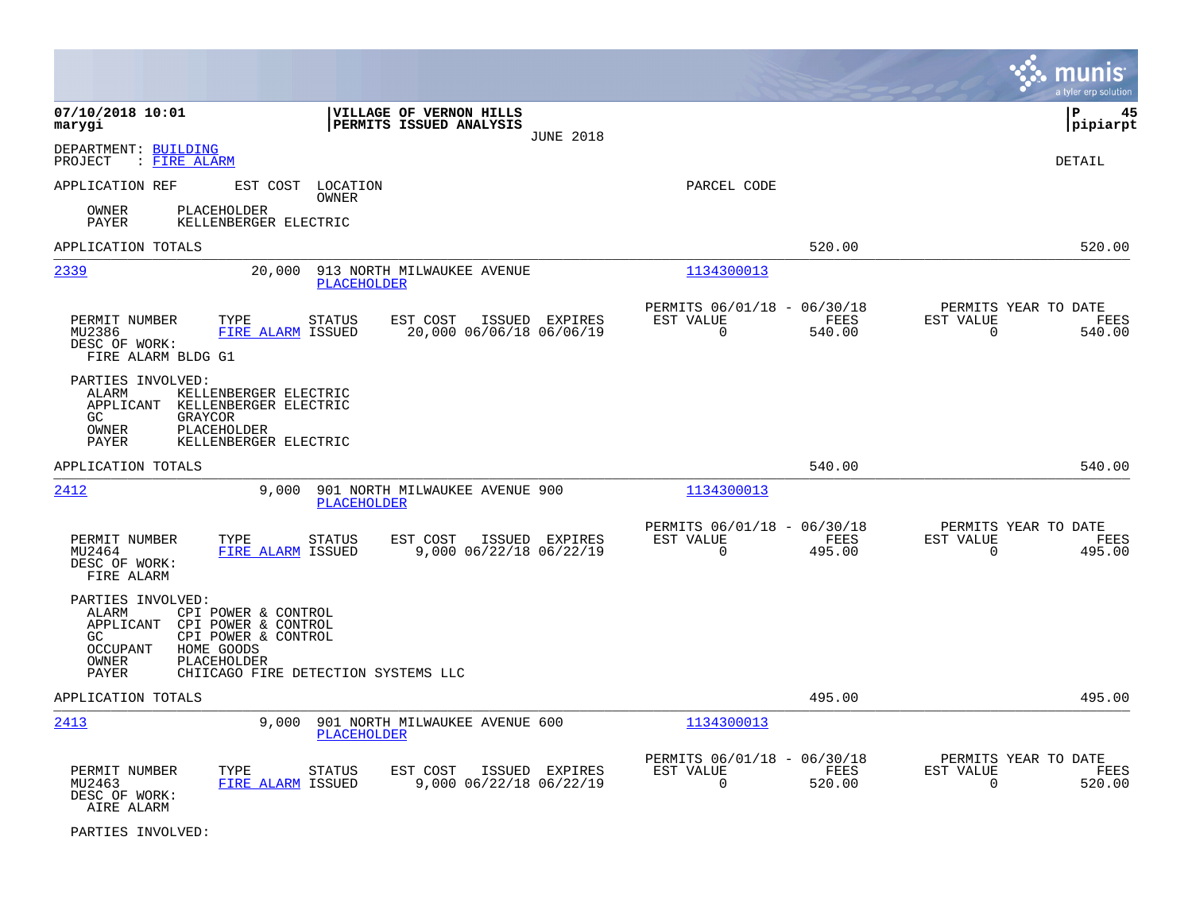**07/10/2018 10:01**
**marygi**

**VILLAGE OF VERNON HILLS**
**PERMITS ISSUED ANALYSIS**
JUNE 2018

**P 45**
**pipiarpt**

DEPARTMENT: BUILDING
PROJECT : FIRE ALARM

DETAIL

APPLICATION REF    EST COST    LOCATION / OWNER    PARCEL CODE

OWNER    PLACEHOLDER
PAYER    KELLENBERGER ELECTRIC

APPLICATION TOTALS    520.00    520.00

---

**2339**    20,000    913 NORTH MILWAUKEE AVENUE    1134300013
PLACEHOLDER

| PERMIT NUMBER | TYPE | STATUS | EST COST | ISSUED | EXPIRES | PERMITS 06/01/18 - 06/30/18 EST VALUE | FEES | PERMITS YEAR TO DATE EST VALUE | FEES |
|---|---|---|---|---|---|---|---|---|---|
| MU2386 | FIRE ALARM | ISSUED | 20,000 | 06/06/18 | 06/06/19 | 0 | 540.00 | 0 | 540.00 |

DESC OF WORK:
FIRE ALARM BLDG G1

PARTIES INVOLVED:
ALARM    KELLENBERGER ELECTRIC
APPLICANT    KELLENBERGER ELECTRIC
GC    GRAYCOR
OWNER    PLACEHOLDER
PAYER    KELLENBERGER ELECTRIC

APPLICATION TOTALS    540.00    540.00

---

**2412**    9,000    901 NORTH MILWAUKEE AVENUE 900    1134300013
PLACEHOLDER

| PERMIT NUMBER | TYPE | STATUS | EST COST | ISSUED | EXPIRES | PERMITS 06/01/18 - 06/30/18 EST VALUE | FEES | PERMITS YEAR TO DATE EST VALUE | FEES |
|---|---|---|---|---|---|---|---|---|---|
| MU2464 | FIRE ALARM | ISSUED | 9,000 | 06/22/18 | 06/22/19 | 0 | 495.00 | 0 | 495.00 |

DESC OF WORK:
FIRE ALARM

PARTIES INVOLVED:
ALARM    CPI POWER & CONTROL
APPLICANT    CPI POWER & CONTROL
GC    CPI POWER & CONTROL
OCCUPANT    HOME GOODS
OWNER    PLACEHOLDER
PAYER    CHIICAGO FIRE DETECTION SYSTEMS LLC

APPLICATION TOTALS    495.00    495.00

---

**2413**    9,000    901 NORTH MILWAUKEE AVENUE 600    1134300013
PLACEHOLDER

| PERMIT NUMBER | TYPE | STATUS | EST COST | ISSUED | EXPIRES | PERMITS 06/01/18 - 06/30/18 EST VALUE | FEES | PERMITS YEAR TO DATE EST VALUE | FEES |
|---|---|---|---|---|---|---|---|---|---|
| MU2463 | FIRE ALARM | ISSUED | 9,000 | 06/22/18 | 06/22/19 | 0 | 520.00 | 0 | 520.00 |

DESC OF WORK:
AIRE ALARM

PARTIES INVOLVED: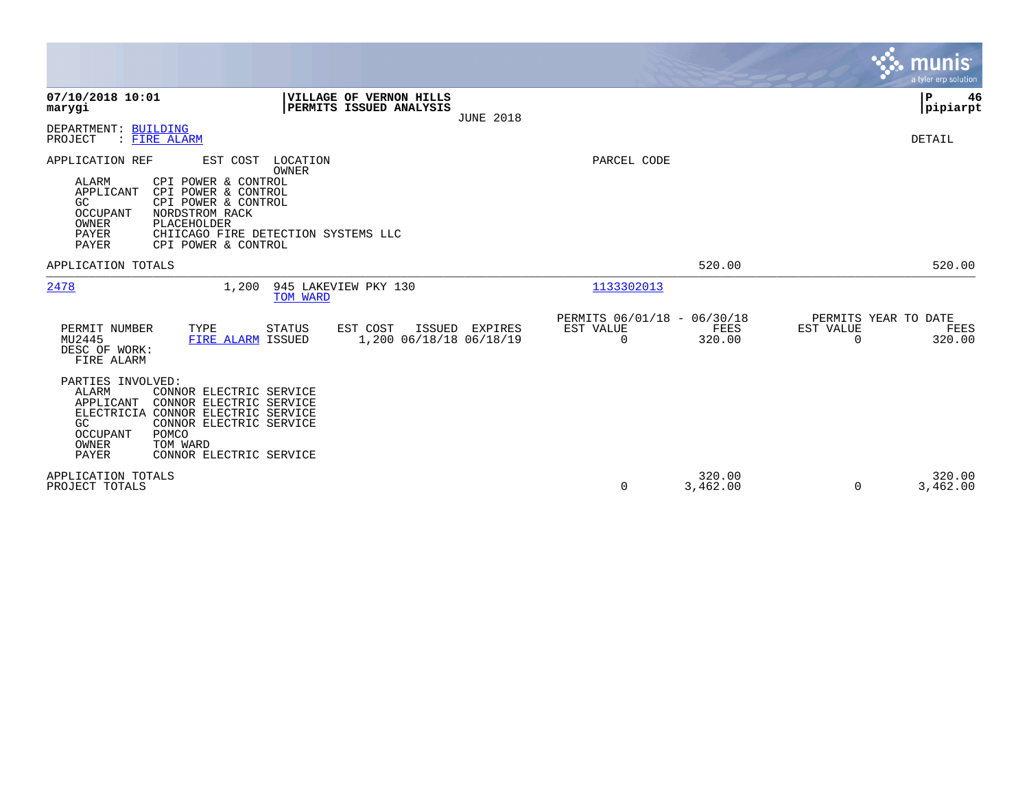**07/10/2018 10:01**
**marygi**

**VILLAGE OF VERNON HILLS**
**PERMITS ISSUED ANALYSIS**
JUNE 2018

**P 46**
**pipiarpt**

DEPARTMENT: BUILDING
PROJECT : FIRE ALARM

DETAIL

| APPLICATION REF | EST COST | LOCATION / OWNER | | PARCEL CODE | | | |
|---|---|---|---|---|---|---|---|
| ALARM | CPI POWER & CONTROL | | | | | | |
| APPLICANT | CPI POWER & CONTROL | | | | | | |
| GC | CPI POWER & CONTROL | | | | | | |
| OCCUPANT | NORDSTROM RACK | | | | | | |
| OWNER | PLACEHOLDER | | | | | | |
| PAYER | CHIICAGO FIRE DETECTION SYSTEMS LLC | | | | | | |
| PAYER | CPI POWER & CONTROL | | | | | | |
| APPLICATION TOTALS | | | | | 520.00 | | 520.00 |

**2478** — 1,200 — 945 LAKEVIEW PKY 130 — TOM WARD — Parcel: 1133302013

| PERMIT NUMBER | TYPE | STATUS | EST COST | ISSUED | EXPIRES | PERMITS 06/01/18 - 06/30/18 EST VALUE | FEES | PERMITS YEAR TO DATE EST VALUE | FEES |
|---|---|---|---|---|---|---|---|---|---|
| MU2445 | FIRE ALARM | ISSUED | 1,200 | 06/18/18 | 06/18/19 | 0 | 320.00 | 0 | 320.00 |

DESC OF WORK:
FIRE ALARM

PARTIES INVOLVED:

| Role | Party |
|---|---|
| ALARM | CONNOR ELECTRIC SERVICE |
| APPLICANT | CONNOR ELECTRIC SERVICE |
| ELECTRICIA | CONNOR ELECTRIC SERVICE |
| GC | CONNOR ELECTRIC SERVICE |
| OCCUPANT | POMCO |
| OWNER | TOM WARD |
| PAYER | CONNOR ELECTRIC SERVICE |

| | EST VALUE | FEES | YTD EST VALUE | YTD FEES |
|---|---|---|---|---|
| APPLICATION TOTALS | | 320.00 | | 320.00 |
| PROJECT TOTALS | 0 | 3,462.00 | 0 | 3,462.00 |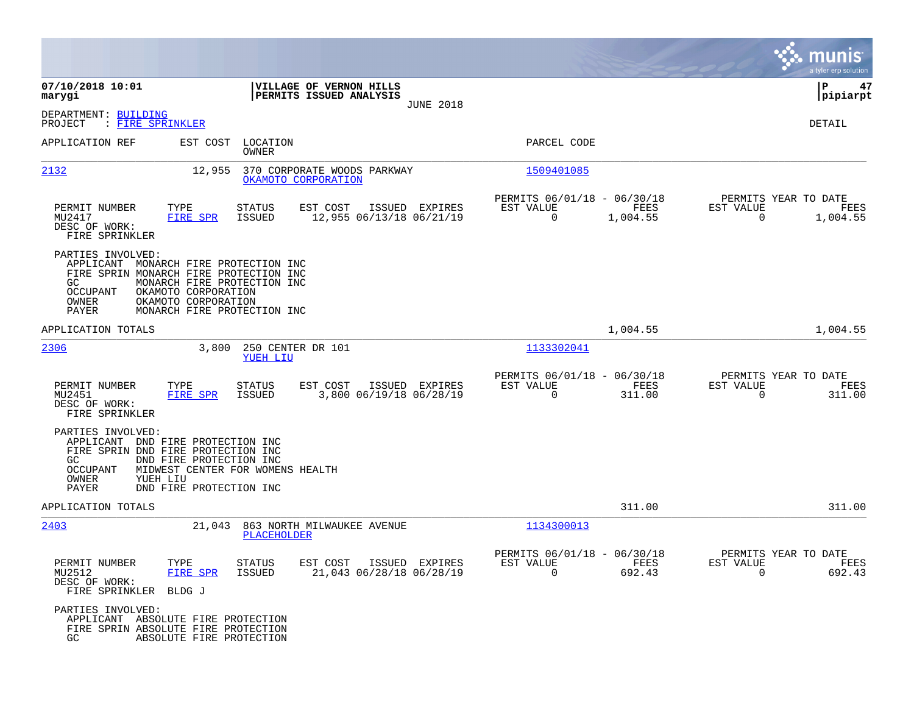**07/10/2018 10:01**
**marygi**

**VILLAGE OF VERNON HILLS**
**PERMITS ISSUED ANALYSIS**
JUNE 2018

**P 47**
**pipiarpt**

DEPARTMENT: BUILDING
PROJECT : FIRE SPRINKLER

DETAIL

| APPLICATION REF | EST COST | LOCATION / OWNER | PARCEL CODE |
|---|---|---|---|
| 2132 | 12,955 | 370 CORPORATE WOODS PARKWAY / OKAMOTO CORPORATION | 1509401085 |

| PERMIT NUMBER | TYPE | STATUS | EST COST | ISSUED | EXPIRES | PERMITS 06/01/18 - 06/30/18 EST VALUE | FEES | PERMITS YEAR TO DATE EST VALUE | FEES |
|---|---|---|---|---|---|---|---|---|---|
| MU2417 | FIRE SPR | ISSUED | 12,955 | 06/13/18 | 06/21/19 | 0 | 1,004.55 | 0 | 1,004.55 |

DESC OF WORK:
FIRE SPRINKLER

PARTIES INVOLVED:
- APPLICANT MONARCH FIRE PROTECTION INC
- FIRE SPRIN MONARCH FIRE PROTECTION INC
- GC MONARCH FIRE PROTECTION INC
- OCCUPANT OKAMOTO CORPORATION
- OWNER OKAMOTO CORPORATION
- PAYER MONARCH FIRE PROTECTION INC

APPLICATION TOTALS 1,004.55 1,004.55

| APPLICATION REF | EST COST | LOCATION / OWNER | PARCEL CODE |
|---|---|---|---|
| 2306 | 3,800 | 250 CENTER DR 101 / YUEH LIU | 1133302041 |

| PERMIT NUMBER | TYPE | STATUS | EST COST | ISSUED | EXPIRES | PERMITS 06/01/18 - 06/30/18 EST VALUE | FEES | PERMITS YEAR TO DATE EST VALUE | FEES |
|---|---|---|---|---|---|---|---|---|---|
| MU2451 | FIRE SPR | ISSUED | 3,800 | 06/19/18 | 06/28/19 | 0 | 311.00 | 0 | 311.00 |

DESC OF WORK:
FIRE SPRINKLER

PARTIES INVOLVED:
- APPLICANT DND FIRE PROTECTION INC
- FIRE SPRIN DND FIRE PROTECTION INC
- GC DND FIRE PROTECTION INC
- OCCUPANT MIDWEST CENTER FOR WOMENS HEALTH
- OWNER YUEH LIU
- PAYER DND FIRE PROTECTION INC

APPLICATION TOTALS 311.00 311.00

| APPLICATION REF | EST COST | LOCATION / OWNER | PARCEL CODE |
|---|---|---|---|
| 2403 | 21,043 | 863 NORTH MILWAUKEE AVENUE / PLACEHOLDER | 1134300013 |

| PERMIT NUMBER | TYPE | STATUS | EST COST | ISSUED | EXPIRES | PERMITS 06/01/18 - 06/30/18 EST VALUE | FEES | PERMITS YEAR TO DATE EST VALUE | FEES |
|---|---|---|---|---|---|---|---|---|---|
| MU2512 | FIRE SPR | ISSUED | 21,043 | 06/28/18 | 06/28/19 | 0 | 692.43 | 0 | 692.43 |

DESC OF WORK:
FIRE SPRINKLER BLDG J

PARTIES INVOLVED:
- APPLICANT ABSOLUTE FIRE PROTECTION
- FIRE SPRIN ABSOLUTE FIRE PROTECTION
- GC ABSOLUTE FIRE PROTECTION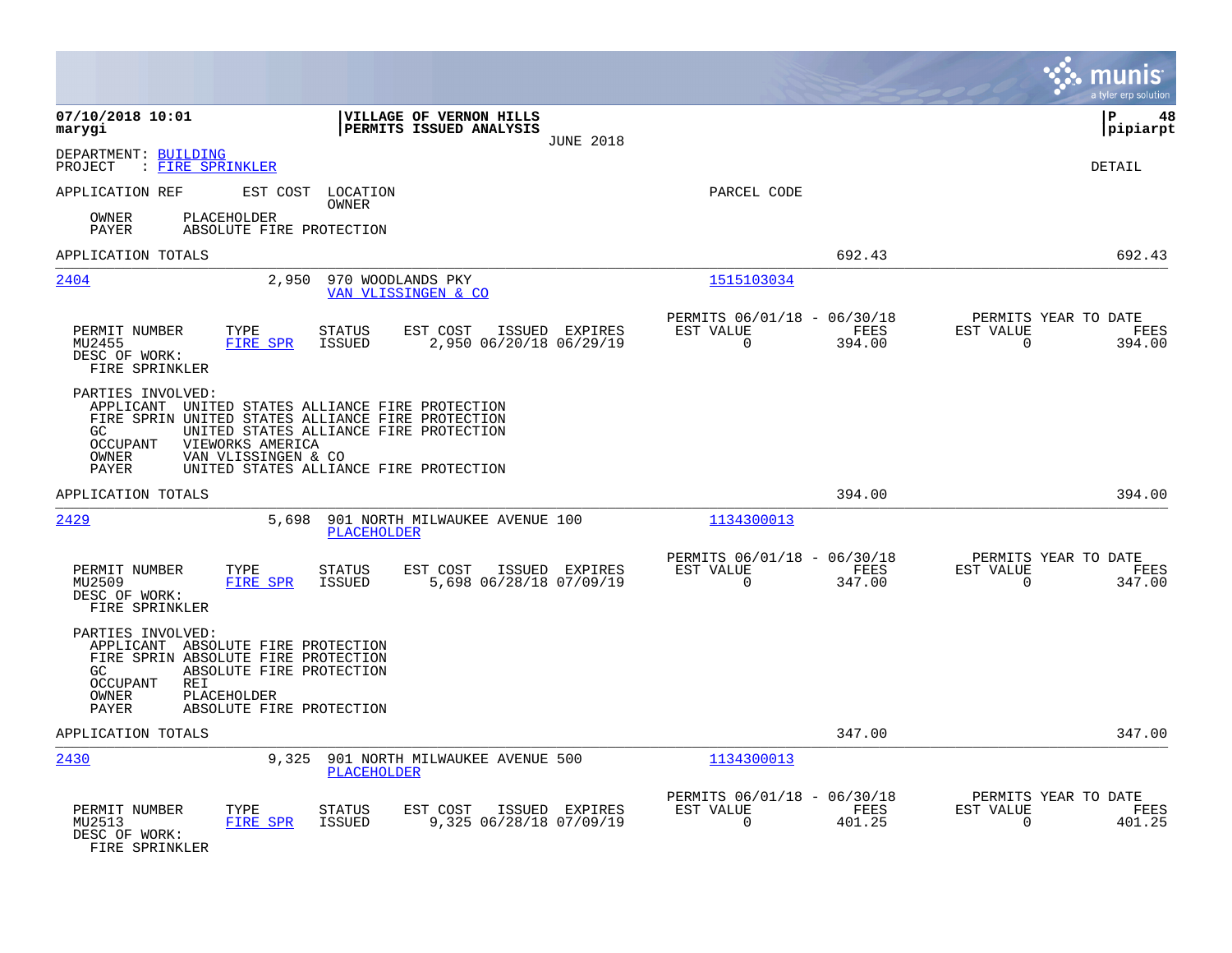**07/10/2018 10:01**
**marygi**

**VILLAGE OF VERNON HILLS**
**PERMITS ISSUED ANALYSIS**
JUNE 2018

DEPARTMENT: BUILDING
PROJECT : FIRE SPRINKLER

DETAIL

APPLICATION REF | EST COST | LOCATION / OWNER | PARCEL CODE

OWNER PLACEHOLDER
PAYER ABSOLUTE FIRE PROTECTION

APPLICATION TOTALS — 692.43 — 692.43

---

**2404** — 2,950 — 970 WOODLANDS PKY — VAN VLISSINGEN & CO — 1515103034

| PERMIT NUMBER | TYPE | STATUS | EST COST | ISSUED | EXPIRES | PERMITS 06/01/18 - 06/30/18 EST VALUE | FEES | PERMITS YEAR TO DATE EST VALUE | FEES |
|---|---|---|---|---|---|---|---|---|---|
| MU2455 | FIRE SPR | ISSUED | 2,950 | 06/20/18 | 06/29/19 | 0 | 394.00 | 0 | 394.00 |

DESC OF WORK:
FIRE SPRINKLER

PARTIES INVOLVED:
APPLICANT UNITED STATES ALLIANCE FIRE PROTECTION
FIRE SPRIN UNITED STATES ALLIANCE FIRE PROTECTION
GC UNITED STATES ALLIANCE FIRE PROTECTION
OCCUPANT VIEWORKS AMERICA
OWNER VAN VLISSINGEN & CO
PAYER UNITED STATES ALLIANCE FIRE PROTECTION

APPLICATION TOTALS — 394.00 — 394.00

---

**2429** — 5,698 — 901 NORTH MILWAUKEE AVENUE 100 — PLACEHOLDER — 1134300013

| PERMIT NUMBER | TYPE | STATUS | EST COST | ISSUED | EXPIRES | PERMITS 06/01/18 - 06/30/18 EST VALUE | FEES | PERMITS YEAR TO DATE EST VALUE | FEES |
|---|---|---|---|---|---|---|---|---|---|
| MU2509 | FIRE SPR | ISSUED | 5,698 | 06/28/18 | 07/09/19 | 0 | 347.00 | 0 | 347.00 |

DESC OF WORK:
FIRE SPRINKLER

PARTIES INVOLVED:
APPLICANT ABSOLUTE FIRE PROTECTION
FIRE SPRIN ABSOLUTE FIRE PROTECTION
GC ABSOLUTE FIRE PROTECTION
OCCUPANT REI
OWNER PLACEHOLDER
PAYER ABSOLUTE FIRE PROTECTION

APPLICATION TOTALS — 347.00 — 347.00

---

**2430** — 9,325 — 901 NORTH MILWAUKEE AVENUE 500 — PLACEHOLDER — 1134300013

| PERMIT NUMBER | TYPE | STATUS | EST COST | ISSUED | EXPIRES | PERMITS 06/01/18 - 06/30/18 EST VALUE | FEES | PERMITS YEAR TO DATE EST VALUE | FEES |
|---|---|---|---|---|---|---|---|---|---|
| MU2513 | FIRE SPR | ISSUED | 9,325 | 06/28/18 | 07/09/19 | 0 | 401.25 | 0 | 401.25 |

DESC OF WORK:
FIRE SPRINKLER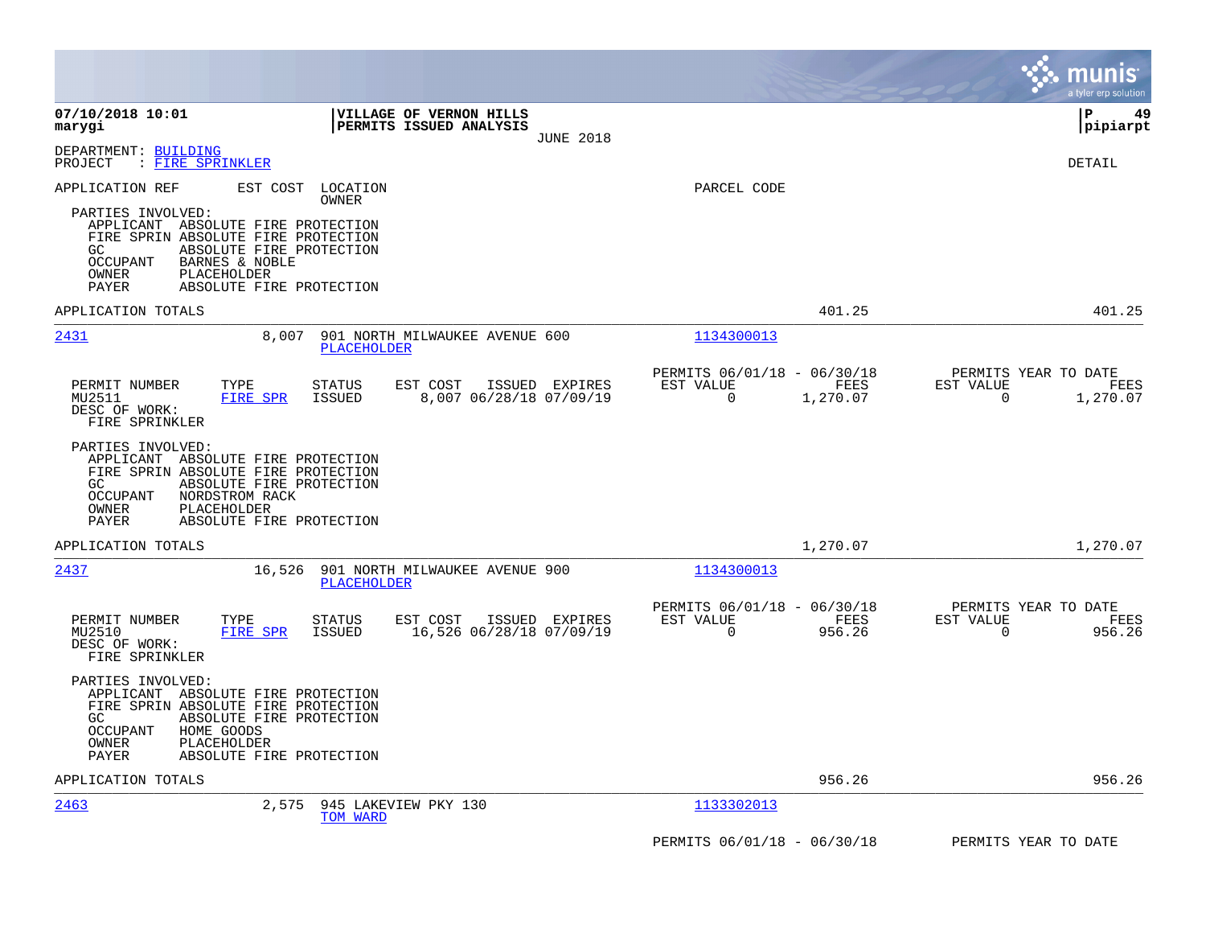**07/10/2018 10:01** | **VILLAGE OF VERNON HILLS** | **P 49**
**marygi** | **PERMITS ISSUED ANALYSIS** | **pipiarpt**

JUNE 2018

DEPARTMENT: BUILDING
PROJECT : FIRE SPRINKLER

DETAIL

APPLICATION REF | EST COST | LOCATION / OWNER | PARCEL CODE

PARTIES INVOLVED:
- APPLICANT ABSOLUTE FIRE PROTECTION
- FIRE SPRIN ABSOLUTE FIRE PROTECTION
- GC ABSOLUTE FIRE PROTECTION
- OCCUPANT BARNES & NOBLE
- OWNER PLACEHOLDER
- PAYER ABSOLUTE FIRE PROTECTION

APPLICATION TOTALS 401.25 401.25

---

**2431** | 8,007 | 901 NORTH MILWAUKEE AVENUE 600 / PLACEHOLDER | 1134300013

| PERMIT NUMBER | TYPE | STATUS | EST COST | ISSUED | EXPIRES | PERMITS 06/01/18 - 06/30/18 EST VALUE | FEES | PERMITS YEAR TO DATE EST VALUE | FEES |
|---|---|---|---|---|---|---|---|---|---|
| MU2511 | FIRE SPR | ISSUED | 8,007 | 06/28/18 | 07/09/19 | 0 | 1,270.07 | 0 | 1,270.07 |

DESC OF WORK:
FIRE SPRINKLER

PARTIES INVOLVED:
- APPLICANT ABSOLUTE FIRE PROTECTION
- FIRE SPRIN ABSOLUTE FIRE PROTECTION
- GC ABSOLUTE FIRE PROTECTION
- OCCUPANT NORDSTROM RACK
- OWNER PLACEHOLDER
- PAYER ABSOLUTE FIRE PROTECTION

APPLICATION TOTALS 1,270.07 1,270.07

---

**2437** | 16,526 | 901 NORTH MILWAUKEE AVENUE 900 / PLACEHOLDER | 1134300013

| PERMIT NUMBER | TYPE | STATUS | EST COST | ISSUED | EXPIRES | PERMITS 06/01/18 - 06/30/18 EST VALUE | FEES | PERMITS YEAR TO DATE EST VALUE | FEES |
|---|---|---|---|---|---|---|---|---|---|
| MU2510 | FIRE SPR | ISSUED | 16,526 | 06/28/18 | 07/09/19 | 0 | 956.26 | 0 | 956.26 |

DESC OF WORK:
FIRE SPRINKLER

PARTIES INVOLVED:
- APPLICANT ABSOLUTE FIRE PROTECTION
- FIRE SPRIN ABSOLUTE FIRE PROTECTION
- GC ABSOLUTE FIRE PROTECTION
- OCCUPANT HOME GOODS
- OWNER PLACEHOLDER
- PAYER ABSOLUTE FIRE PROTECTION

APPLICATION TOTALS 956.26 956.26

---

**2463** | 2,575 | 945 LAKEVIEW PKY 130 / TOM WARD | 1133302013

PERMITS 06/01/18 - 06/30/18 PERMITS YEAR TO DATE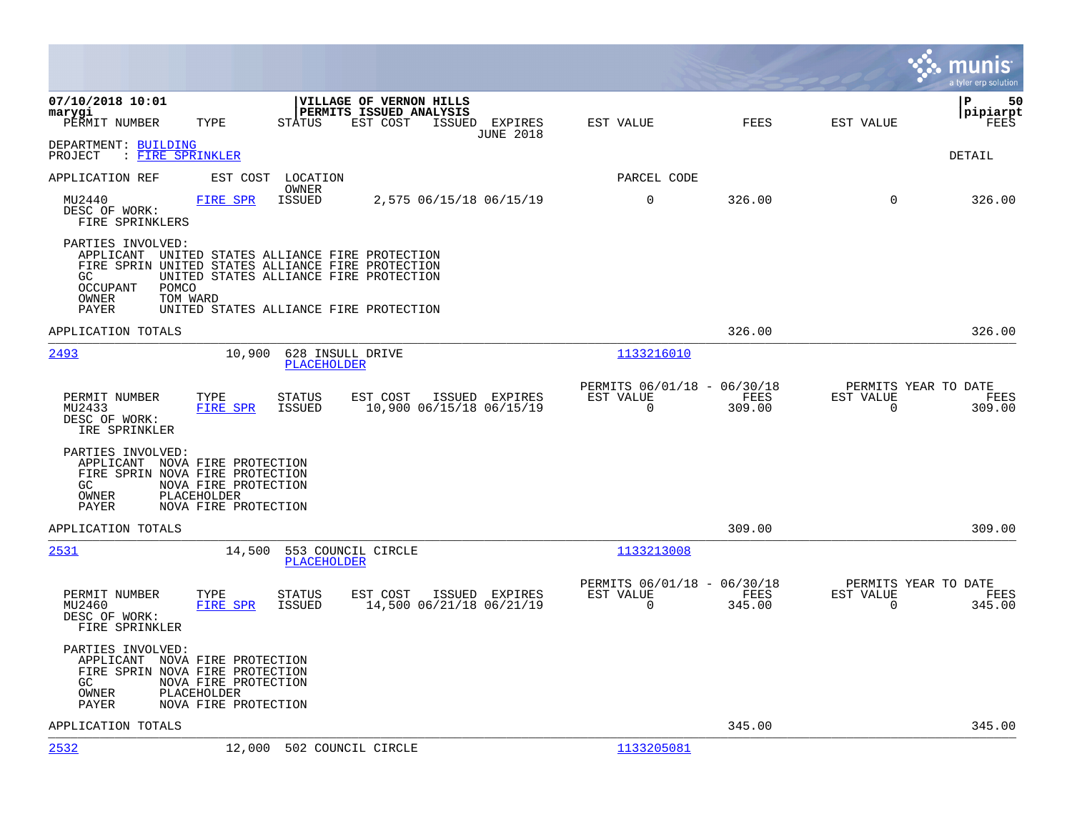**07/10/2018 10:01**
**marygi**

**VILLAGE OF VERNON HILLS**
**PERMITS ISSUED ANALYSIS**

**P 50**
**pipiarpt**

| PERMIT NUMBER | TYPE | STATUS | EST COST | ISSUED | EXPIRES | EST VALUE | FEES | EST VALUE | FEES |
|---|---|---|---|---|---|---|---|---|---|
| | | | | | JUNE 2018 | | | | |

DEPARTMENT: BUILDING
PROJECT : FIRE SPRINKLER

DETAIL

APPLICATION REF     EST COST   LOCATION / OWNER     PARCEL CODE

| PERMIT NUMBER | TYPE | STATUS | EST COST | ISSUED | EXPIRES | EST VALUE | FEES | EST VALUE | FEES |
|---|---|---|---|---|---|---|---|---|---|
| MU2440 | FIRE SPR | ISSUED | 2,575 | 06/15/18 | 06/15/19 | 0 | 326.00 | 0 | 326.00 |

DESC OF WORK:
FIRE SPRINKLERS

PARTIES INVOLVED:
- APPLICANT UNITED STATES ALLIANCE FIRE PROTECTION
- FIRE SPRIN UNITED STATES ALLIANCE FIRE PROTECTION
- GC UNITED STATES ALLIANCE FIRE PROTECTION
- OCCUPANT POMCO
- OWNER TOM WARD
- PAYER UNITED STATES ALLIANCE FIRE PROTECTION

APPLICATION TOTALS — 326.00 — 326.00

---

**2493** — 10,900 — 628 INSULL DRIVE — PLACEHOLDER — Parcel 1133216010

| PERMIT NUMBER | TYPE | STATUS | EST COST | ISSUED | EXPIRES | PERMITS 06/01/18 - 06/30/18 EST VALUE | FEES | PERMITS YEAR TO DATE EST VALUE | FEES |
|---|---|---|---|---|---|---|---|---|---|
| MU2433 | FIRE SPR | ISSUED | 10,900 | 06/15/18 | 06/15/19 | 0 | 309.00 | 0 | 309.00 |

DESC OF WORK:
IRE SPRINKLER

PARTIES INVOLVED:
- APPLICANT NOVA FIRE PROTECTION
- FIRE SPRIN NOVA FIRE PROTECTION
- GC NOVA FIRE PROTECTION
- OWNER PLACEHOLDER
- PAYER NOVA FIRE PROTECTION

APPLICATION TOTALS — 309.00 — 309.00

---

**2531** — 14,500 — 553 COUNCIL CIRCLE — PLACEHOLDER — Parcel 1133213008

| PERMIT NUMBER | TYPE | STATUS | EST COST | ISSUED | EXPIRES | PERMITS 06/01/18 - 06/30/18 EST VALUE | FEES | PERMITS YEAR TO DATE EST VALUE | FEES |
|---|---|---|---|---|---|---|---|---|---|
| MU2460 | FIRE SPR | ISSUED | 14,500 | 06/21/18 | 06/21/19 | 0 | 345.00 | 0 | 345.00 |

DESC OF WORK:
FIRE SPRINKLER

PARTIES INVOLVED:
- APPLICANT NOVA FIRE PROTECTION
- FIRE SPRIN NOVA FIRE PROTECTION
- GC NOVA FIRE PROTECTION
- OWNER PLACEHOLDER
- PAYER NOVA FIRE PROTECTION

APPLICATION TOTALS — 345.00 — 345.00

---

**2532** — 12,000 — 502 COUNCIL CIRCLE — Parcel 1133205081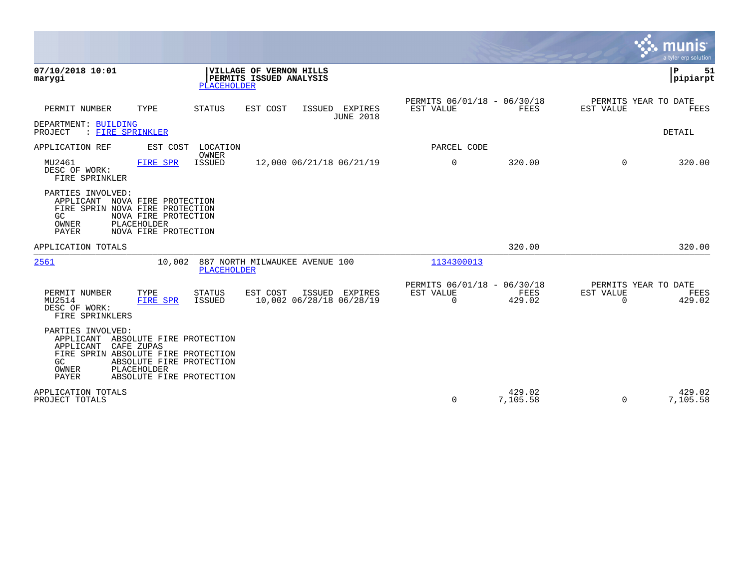**07/10/2018 10:01**
**marygi**

**VILLAGE OF VERNON HILLS**
**PERMITS ISSUED ANALYSIS**
PLACEHOLDER

**P 51**
**pipiarpt**

| PERMIT NUMBER | TYPE | STATUS | EST COST | ISSUED | EXPIRES JUNE 2018 | PERMITS 06/01/18 - 06/30/18 EST VALUE | FEES | PERMITS YEAR TO DATE EST VALUE | FEES |
|---|---|---|---|---|---|---|---|---|---|

DEPARTMENT: BUILDING
PROJECT : FIRE SPRINKLER

DETAIL

| APPLICATION REF | EST COST | LOCATION / OWNER | | PARCEL CODE | | | |
|---|---|---|---|---|---|---|---|
| MU2461 | FIRE SPR | ISSUED | 12,000 06/21/18 06/21/19 | 0 | 320.00 | 0 | 320.00 |

DESC OF WORK:
FIRE SPRINKLER

PARTIES INVOLVED:
- APPLICANT NOVA FIRE PROTECTION
- FIRE SPRIN NOVA FIRE PROTECTION
- GC NOVA FIRE PROTECTION
- OWNER PLACEHOLDER
- PAYER NOVA FIRE PROTECTION

APPLICATION TOTALS — 320.00 — 320.00

---

2561 — 10,002 — 887 NORTH MILWAUKEE AVENUE 100 — PLACEHOLDER — 1134300013

| PERMIT NUMBER | TYPE | STATUS | EST COST | ISSUED | EXPIRES | PERMITS 06/01/18 - 06/30/18 EST VALUE | FEES | PERMITS YEAR TO DATE EST VALUE | FEES |
|---|---|---|---|---|---|---|---|---|---|
| MU2514 | FIRE SPR | ISSUED | 10,002 | 06/28/18 | 06/28/19 | 0 | 429.02 | 0 | 429.02 |

DESC OF WORK:
FIRE SPRINKLERS

PARTIES INVOLVED:
- APPLICANT ABSOLUTE FIRE PROTECTION
- APPLICANT CAFE ZUPAS
- FIRE SPRIN ABSOLUTE FIRE PROTECTION
- GC ABSOLUTE FIRE PROTECTION
- OWNER PLACEHOLDER
- PAYER ABSOLUTE FIRE PROTECTION

| | EST VALUE | FEES | EST VALUE | FEES |
|---|---|---|---|---|
| APPLICATION TOTALS | | 429.02 | | 429.02 |
| PROJECT TOTALS | 0 | 7,105.58 | 0 | 7,105.58 |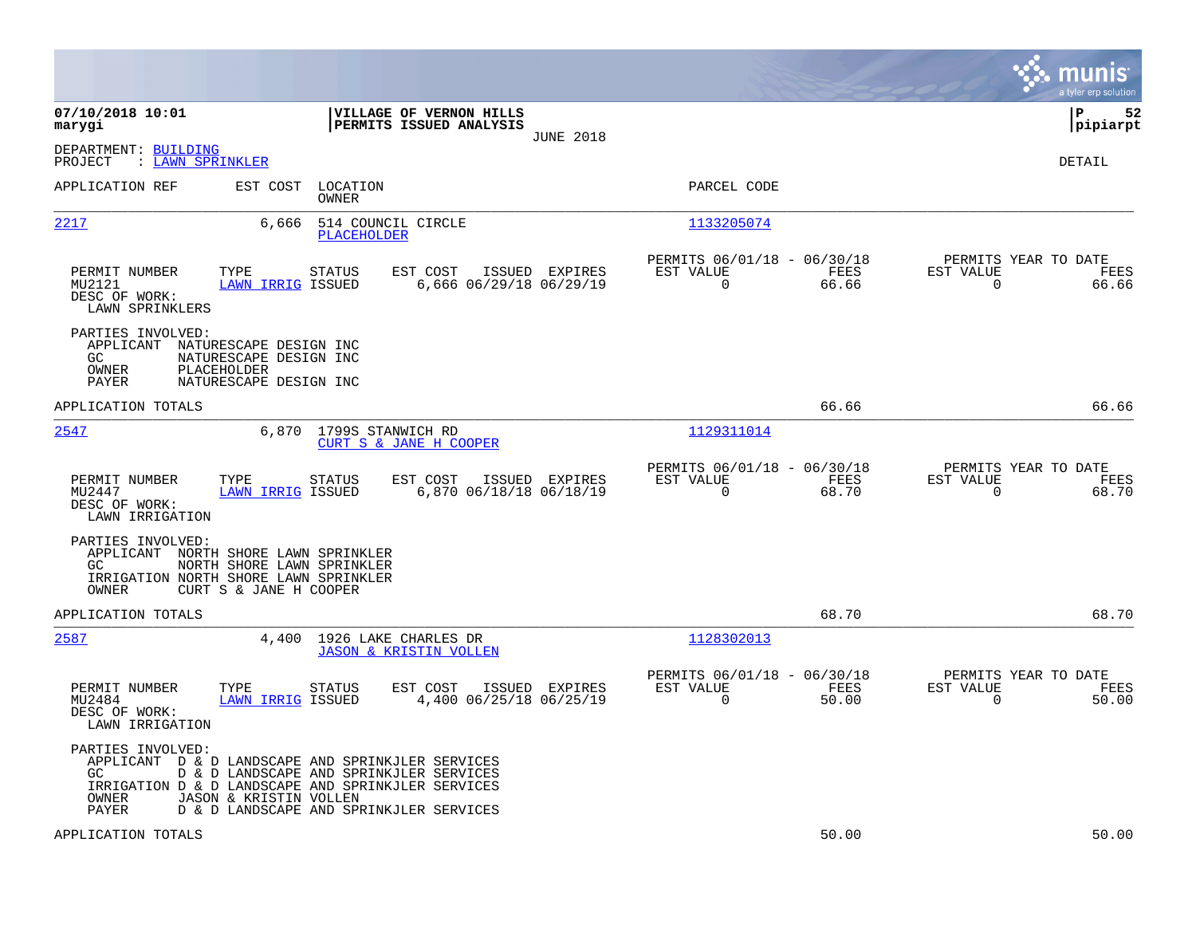**07/10/2018 10:01**
**marygi**

**VILLAGE OF VERNON HILLS**
**PERMITS ISSUED ANALYSIS**
JUNE 2018

**pipiarpt**

DEPARTMENT: BUILDING
PROJECT : LAWN SPRINKLER

DETAIL

| APPLICATION REF | EST COST | LOCATION / OWNER | PARCEL CODE |
|---|---|---|---|
| 2217 | 6,666 | 514 COUNCIL CIRCLE / PLACEHOLDER | 1133205074 |

| PERMIT NUMBER | TYPE | STATUS | EST COST | ISSUED | EXPIRES | PERMITS 06/01/18 - 06/30/18 EST VALUE | FEES | PERMITS YEAR TO DATE EST VALUE | FEES |
|---|---|---|---|---|---|---|---|---|---|
| MU2121 | LAWN IRRIG | ISSUED | 6,666 | 06/29/18 | 06/29/19 | 0 | 66.66 | 0 | 66.66 |

DESC OF WORK:
LAWN SPRINKLERS

PARTIES INVOLVED:
APPLICANT NATURESCAPE DESIGN INC
GC NATURESCAPE DESIGN INC
OWNER PLACEHOLDER
PAYER NATURESCAPE DESIGN INC

APPLICATION TOTALS 66.66 66.66

| APPLICATION REF | EST COST | LOCATION / OWNER | PARCEL CODE |
|---|---|---|---|
| 2547 | 6,870 | 1799S STANWICH RD / CURT S & JANE H COOPER | 1129311014 |

| PERMIT NUMBER | TYPE | STATUS | EST COST | ISSUED | EXPIRES | PERMITS 06/01/18 - 06/30/18 EST VALUE | FEES | PERMITS YEAR TO DATE EST VALUE | FEES |
|---|---|---|---|---|---|---|---|---|---|
| MU2447 | LAWN IRRIG | ISSUED | 6,870 | 06/18/18 | 06/18/19 | 0 | 68.70 | 0 | 68.70 |

DESC OF WORK:
LAWN IRRIGATION

PARTIES INVOLVED:
APPLICANT NORTH SHORE LAWN SPRINKLER
GC NORTH SHORE LAWN SPRINKLER
IRRIGATION NORTH SHORE LAWN SPRINKLER
OWNER CURT S & JANE H COOPER

APPLICATION TOTALS 68.70 68.70

| APPLICATION REF | EST COST | LOCATION / OWNER | PARCEL CODE |
|---|---|---|---|
| 2587 | 4,400 | 1926 LAKE CHARLES DR / JASON & KRISTIN VOLLEN | 1128302013 |

| PERMIT NUMBER | TYPE | STATUS | EST COST | ISSUED | EXPIRES | PERMITS 06/01/18 - 06/30/18 EST VALUE | FEES | PERMITS YEAR TO DATE EST VALUE | FEES |
|---|---|---|---|---|---|---|---|---|---|
| MU2484 | LAWN IRRIG | ISSUED | 4,400 | 06/25/18 | 06/25/19 | 0 | 50.00 | 0 | 50.00 |

DESC OF WORK:
LAWN IRRIGATION

PARTIES INVOLVED:
APPLICANT D & D LANDSCAPE AND SPRINKJLER SERVICES
GC D & D LANDSCAPE AND SPRINKJLER SERVICES
IRRIGATION D & D LANDSCAPE AND SPRINKJLER SERVICES
OWNER JASON & KRISTIN VOLLEN
PAYER D & D LANDSCAPE AND SPRINKJLER SERVICES

APPLICATION TOTALS 50.00 50.00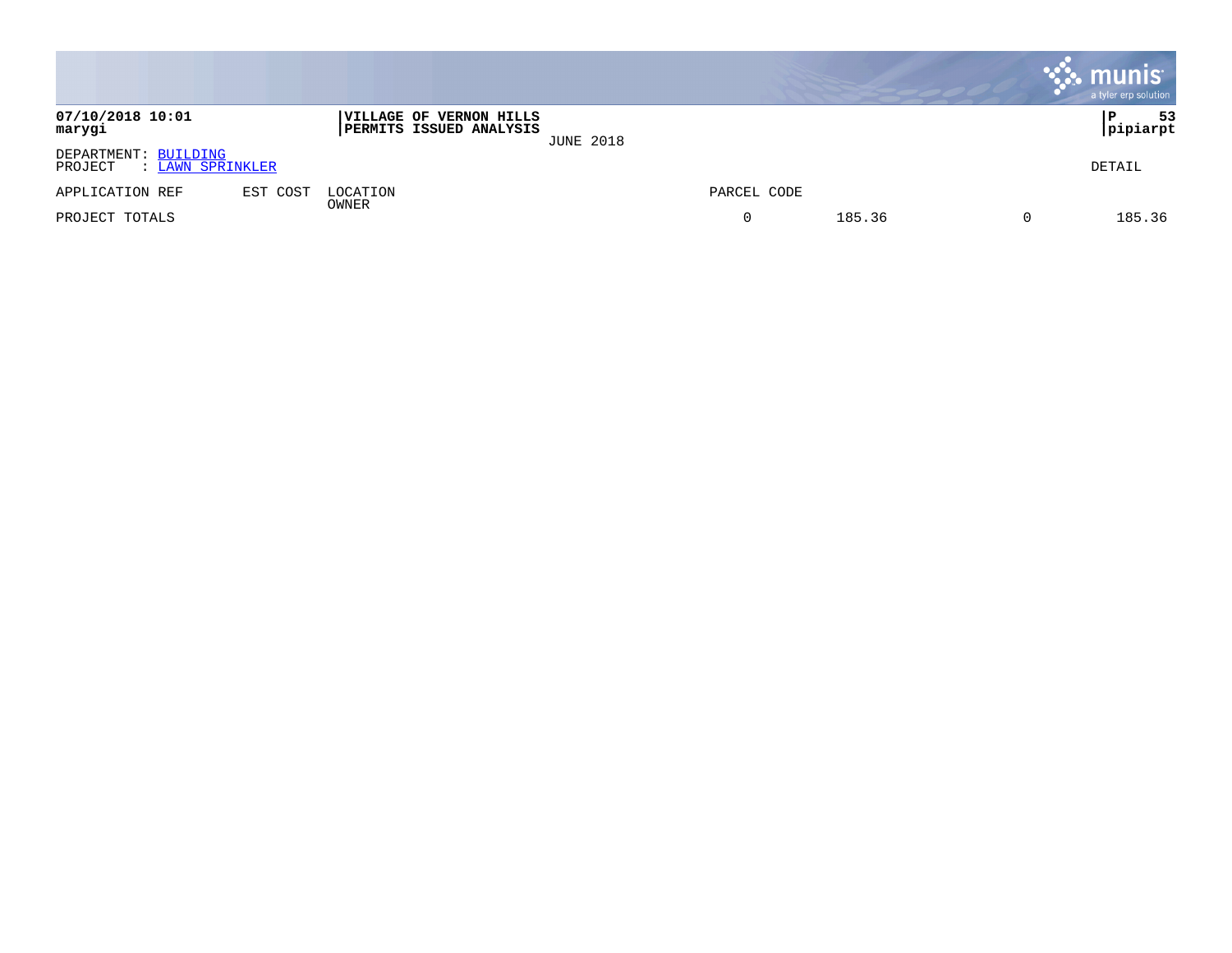**07/10/2018 10:01**
**marygi**

**VILLAGE OF VERNON HILLS**
**PERMITS ISSUED ANALYSIS**

JUNE 2018

DEPARTMENT: BUILDING
PROJECT : LAWN SPRINKLER

DETAIL

| APPLICATION REF | EST COST | LOCATION OWNER | PARCEL CODE | | | |
|---|---|---|---|---|---|---|
| PROJECT TOTALS | | | 0 | 185.36 | 0 | 185.36 |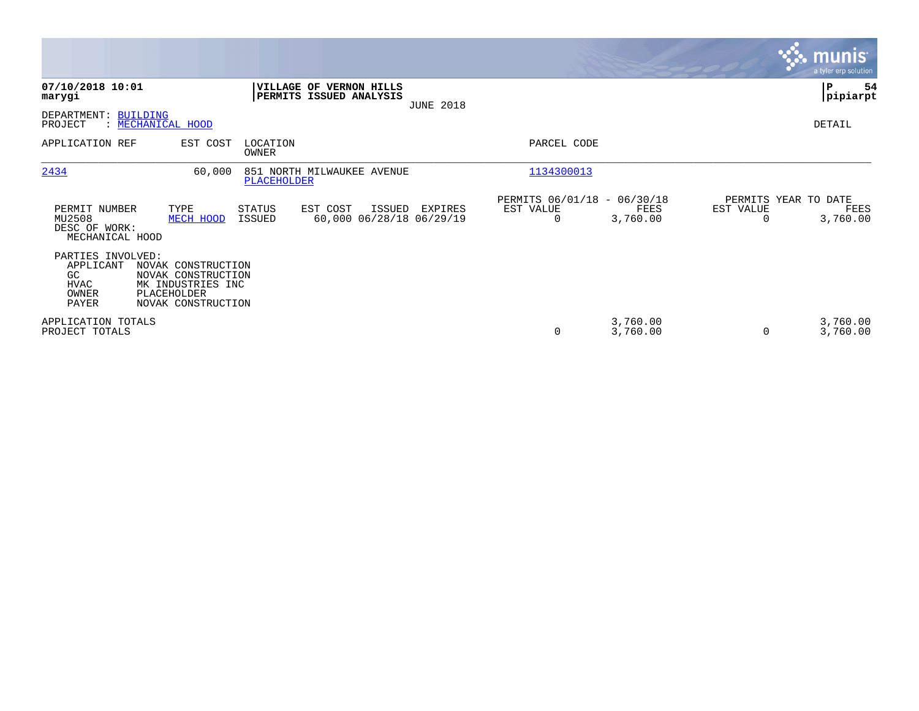**07/10/2018 10:01**
**marygi**

**VILLAGE OF VERNON HILLS**
**PERMITS ISSUED ANALYSIS**
JUNE 2018

**pipiarpt**

DEPARTMENT: BUILDING
PROJECT : MECHANICAL HOOD

DETAIL

| APPLICATION REF | EST COST | LOCATION / OWNER | PARCEL CODE |
|---|---|---|---|
| 2434 | 60,000 | 851 NORTH MILWAUKEE AVENUE / PLACEHOLDER | 1134300013 |

| PERMIT NUMBER | TYPE | STATUS | EST COST | ISSUED | EXPIRES | PERMITS 06/01/18 - 06/30/18 EST VALUE | FEES | PERMITS YEAR TO DATE EST VALUE | FEES |
|---|---|---|---|---|---|---|---|---|---|
| MU2508 | MECH HOOD | ISSUED | 60,000 | 06/28/18 | 06/29/19 | 0 | 3,760.00 | 0 | 3,760.00 |

DESC OF WORK:
MECHANICAL HOOD

PARTIES INVOLVED:

| | |
|---|---|
| APPLICANT | NOVAK CONSTRUCTION |
| GC | NOVAK CONSTRUCTION |
| HVAC | MK INDUSTRIES INC |
| OWNER | PLACEHOLDER |
| PAYER | NOVAK CONSTRUCTION |

| | EST VALUE | FEES | YTD EST VALUE | YTD FEES |
|---|---|---|---|---|
| APPLICATION TOTALS | | 3,760.00 | | 3,760.00 |
| PROJECT TOTALS | 0 | 3,760.00 | 0 | 3,760.00 |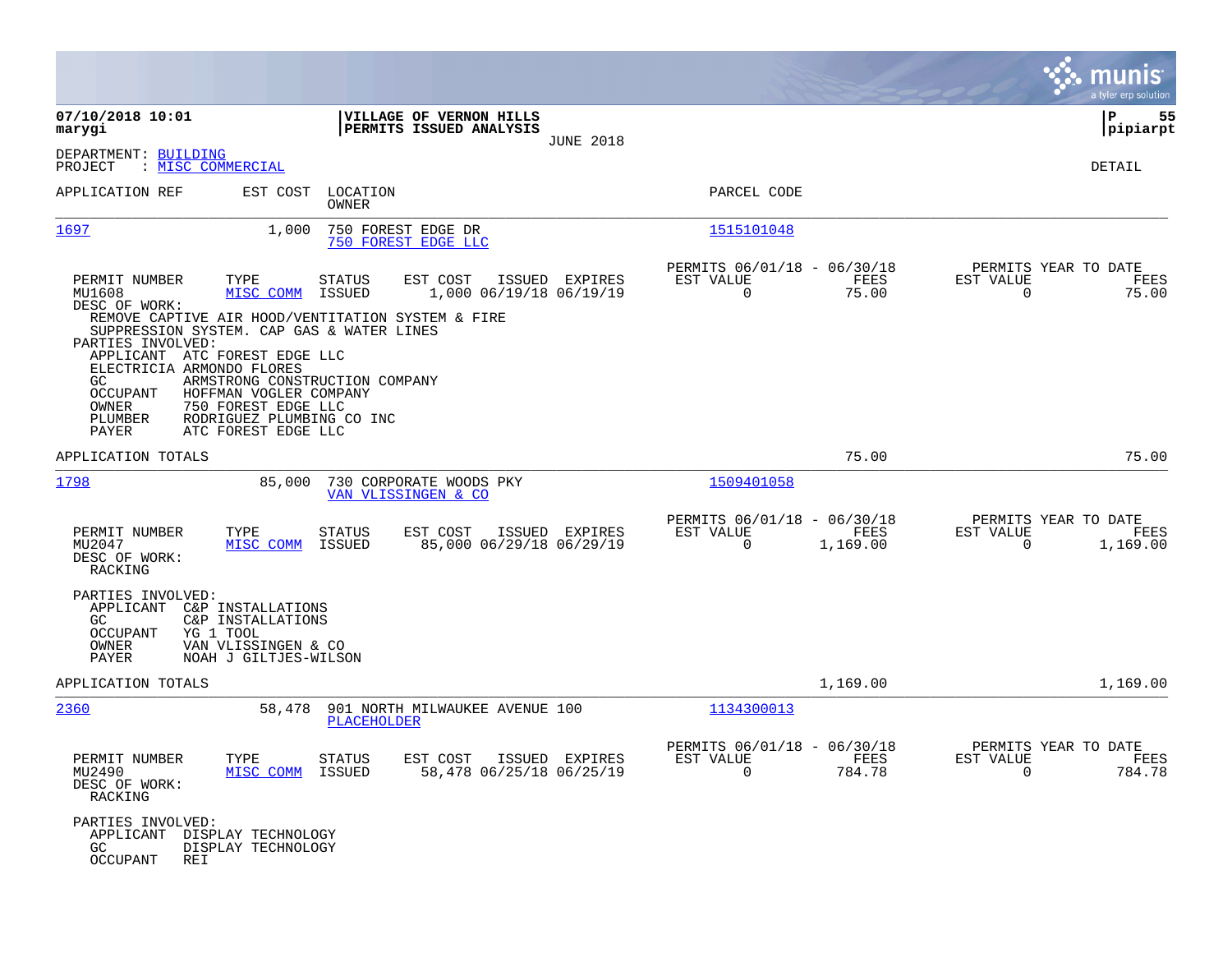07/10/2018 10:01
marygi

**VILLAGE OF VERNON HILLS**
**PERMITS ISSUED ANALYSIS**
JUNE 2018

P 55
pipiarpt

DEPARTMENT: BUILDING
PROJECT : MISC COMMERCIAL

DETAIL

| APPLICATION REF | EST COST | LOCATION / OWNER | PARCEL CODE |
|---|---|---|---|
| 1697 | 1,000 | 750 FOREST EDGE DR / 750 FOREST EDGE LLC | 1515101048 |

| PERMIT NUMBER | TYPE | STATUS | EST COST | ISSUED | EXPIRES | PERMITS 06/01/18 - 06/30/18 EST VALUE | FEES | PERMITS YEAR TO DATE EST VALUE | FEES |
|---|---|---|---|---|---|---|---|---|---|
| MU1608 | MISC COMM | ISSUED | 1,000 | 06/19/18 | 06/19/19 | 0 | 75.00 | 0 | 75.00 |

DESC OF WORK:
REMOVE CAPTIVE AIR HOOD/VENTITATION SYSTEM & FIRE SUPPRESSION SYSTEM. CAP GAS & WATER LINES

PARTIES INVOLVED:
- APPLICANT ATC FOREST EDGE LLC
- ELECTRICIA ARMONDO FLORES
- GC ARMSTRONG CONSTRUCTION COMPANY
- OCCUPANT HOFFMAN VOGLER COMPANY
- OWNER 750 FOREST EDGE LLC
- PLUMBER RODRIGUEZ PLUMBING CO INC
- PAYER ATC FOREST EDGE LLC

APPLICATION TOTALS 75.00 75.00

| APPLICATION REF | EST COST | LOCATION / OWNER | PARCEL CODE |
|---|---|---|---|
| 1798 | 85,000 | 730 CORPORATE WOODS PKY / VAN VLISSINGEN & CO | 1509401058 |

| PERMIT NUMBER | TYPE | STATUS | EST COST | ISSUED | EXPIRES | PERMITS 06/01/18 - 06/30/18 EST VALUE | FEES | PERMITS YEAR TO DATE EST VALUE | FEES |
|---|---|---|---|---|---|---|---|---|---|
| MU2047 | MISC COMM | ISSUED | 85,000 | 06/29/18 | 06/29/19 | 0 | 1,169.00 | 0 | 1,169.00 |

DESC OF WORK:
RACKING

PARTIES INVOLVED:
- APPLICANT C&P INSTALLATIONS
- GC C&P INSTALLATIONS
- OCCUPANT YG 1 TOOL
- OWNER VAN VLISSINGEN & CO
- PAYER NOAH J GILTJES-WILSON

APPLICATION TOTALS 1,169.00 1,169.00

| APPLICATION REF | EST COST | LOCATION / OWNER | PARCEL CODE |
|---|---|---|---|
| 2360 | 58,478 | 901 NORTH MILWAUKEE AVENUE 100 / PLACEHOLDER | 1134300013 |

| PERMIT NUMBER | TYPE | STATUS | EST COST | ISSUED | EXPIRES | PERMITS 06/01/18 - 06/30/18 EST VALUE | FEES | PERMITS YEAR TO DATE EST VALUE | FEES |
|---|---|---|---|---|---|---|---|---|---|
| MU2490 | MISC COMM | ISSUED | 58,478 | 06/25/18 | 06/25/19 | 0 | 784.78 | 0 | 784.78 |

DESC OF WORK:
RACKING

PARTIES INVOLVED:
- APPLICANT DISPLAY TECHNOLOGY
- GC DISPLAY TECHNOLOGY
- OCCUPANT REI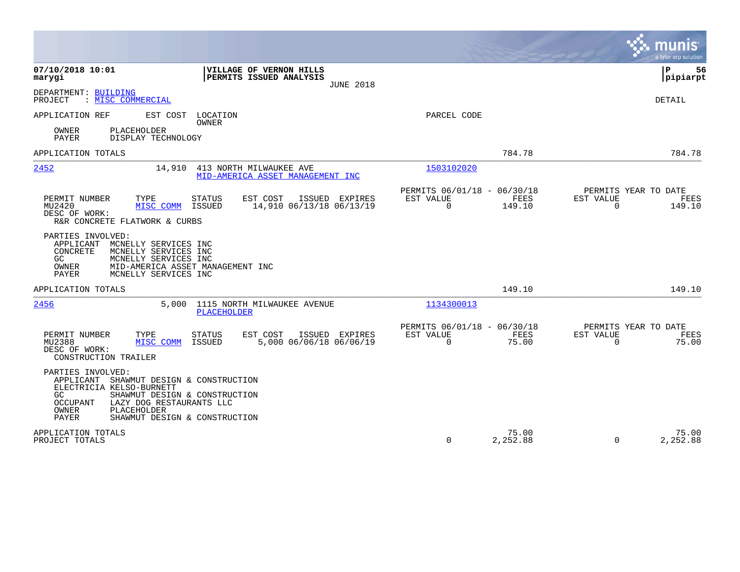**07/10/2018 10:01**
**marygi**

**VILLAGE OF VERNON HILLS**
**PERMITS ISSUED ANALYSIS**
JUNE 2018

**P 56**
**pipiarpt**

DEPARTMENT: BUILDING
PROJECT : MISC COMMERCIAL

DETAIL

APPLICATION REF | EST COST | LOCATION / OWNER | PARCEL CODE

OWNER PLACEHOLDER
PAYER DISPLAY TECHNOLOGY

APPLICATION TOTALS 784.78 784.78

---

**2452** 14,910 413 NORTH MILWAUKEE AVE
MID-AMERICA ASSET MANAGEMENT INC
Parcel: 1503102020

| PERMIT NUMBER | TYPE | STATUS | EST COST | ISSUED | EXPIRES | PERMITS 06/01/18 - 06/30/18 EST VALUE | FEES | PERMITS YEAR TO DATE EST VALUE | FEES |
|---|---|---|---|---|---|---|---|---|---|
| MU2420 | MISC COMM | ISSUED | 14,910 | 06/13/18 | 06/13/19 | 0 | 149.10 | 0 | 149.10 |

DESC OF WORK:
R&R CONCRETE FLATWORK & CURBS

PARTIES INVOLVED:
- APPLICANT MCNELLY SERVICES INC
- CONCRETE MCNELLY SERVICES INC
- GC MCNELLY SERVICES INC
- OWNER MID-AMERICA ASSET MANAGEMENT INC
- PAYER MCNELLY SERVICES INC

APPLICATION TOTALS 149.10 149.10

---

**2456** 5,000 1115 NORTH MILWAUKEE AVENUE
PLACEHOLDER
Parcel: 1134300013

| PERMIT NUMBER | TYPE | STATUS | EST COST | ISSUED | EXPIRES | PERMITS 06/01/18 - 06/30/18 EST VALUE | FEES | PERMITS YEAR TO DATE EST VALUE | FEES |
|---|---|---|---|---|---|---|---|---|---|
| MU2388 | MISC COMM | ISSUED | 5,000 | 06/06/18 | 06/06/19 | 0 | 75.00 | 0 | 75.00 |

DESC OF WORK:
CONSTRUCTION TRAILER

PARTIES INVOLVED:
- APPLICANT SHAWMUT DESIGN & CONSTRUCTION
- ELECTRICIA KELSO-BURNETT
- GC SHAWMUT DESIGN & CONSTRUCTION
- OCCUPANT LAZY DOG RESTAURANTS LLC
- OWNER PLACEHOLDER
- PAYER SHAWMUT DESIGN & CONSTRUCTION

| | EST VALUE | FEES | YTD EST VALUE | YTD FEES |
|---|---|---|---|---|
| APPLICATION TOTALS | | 75.00 | | 75.00 |
| PROJECT TOTALS | 0 | 2,252.88 | 0 | 2,252.88 |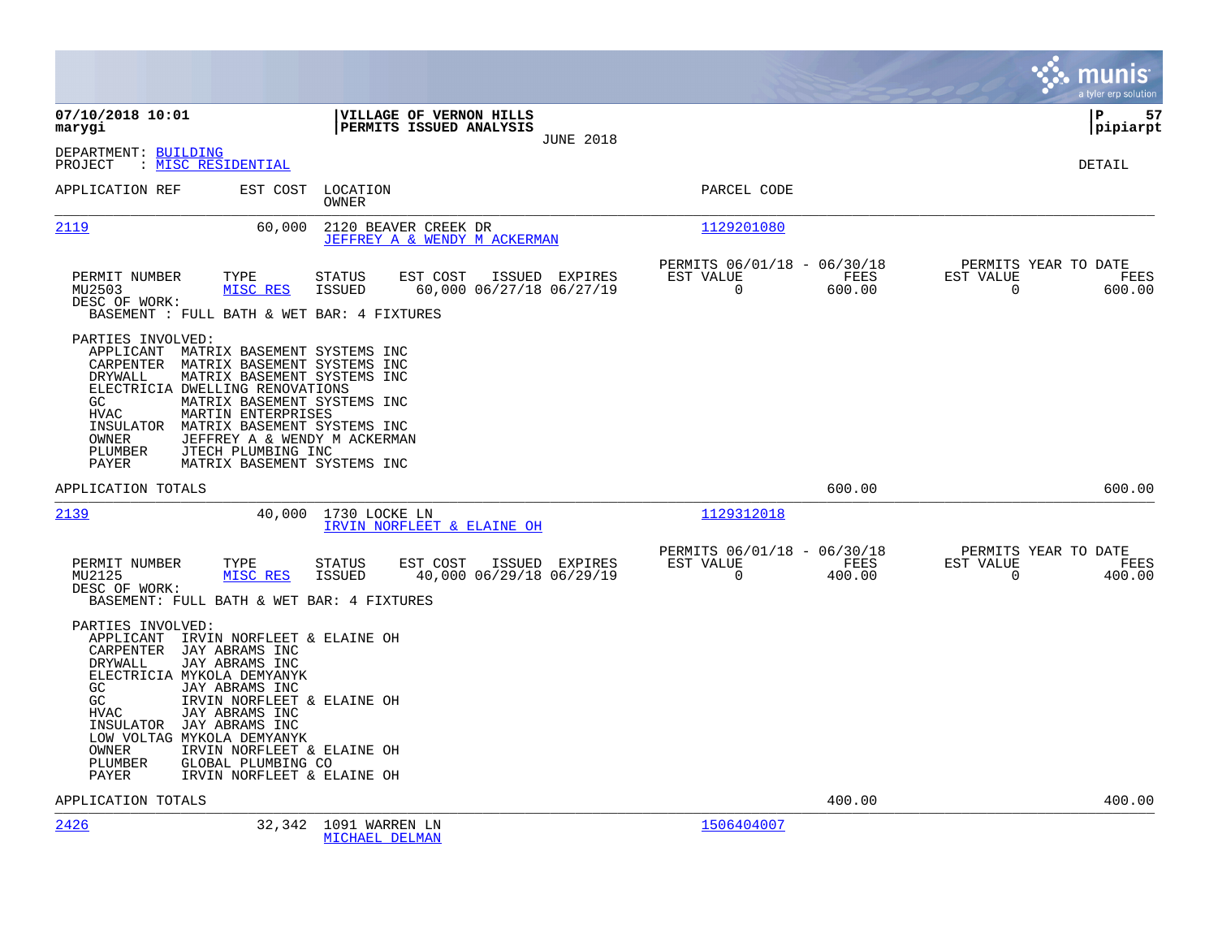**07/10/2018 10:01** | **VILLAGE OF VERNON HILLS** | **P 57**
**marygi** | **PERMITS ISSUED ANALYSIS** | **pipiarpt**
JUNE 2018

DEPARTMENT: BUILDING
PROJECT : MISC RESIDENTIAL

DETAIL

| APPLICATION REF | EST COST | LOCATION / OWNER | PARCEL CODE |
|---|---|---|---|
| 2119 | 60,000 | 2120 BEAVER CREEK DR / JEFFREY A & WENDY M ACKERMAN | 1129201080 |

| PERMIT NUMBER | TYPE | STATUS | EST COST | ISSUED | EXPIRES | PERMITS 06/01/18 - 06/30/18 EST VALUE | FEES | PERMITS YEAR TO DATE EST VALUE | FEES |
|---|---|---|---|---|---|---|---|---|---|
| MU2503 | MISC RES | ISSUED | 60,000 | 06/27/18 | 06/27/19 | 0 | 600.00 | 0 | 600.00 |

DESC OF WORK:
BASEMENT : FULL BATH & WET BAR: 4 FIXTURES

PARTIES INVOLVED:
- APPLICANT MATRIX BASEMENT SYSTEMS INC
- CARPENTER MATRIX BASEMENT SYSTEMS INC
- DRYWALL MATRIX BASEMENT SYSTEMS INC
- ELECTRICIA DWELLING RENOVATIONS
- GC MATRIX BASEMENT SYSTEMS INC
- HVAC MARTIN ENTERPRISES
- INSULATOR MATRIX BASEMENT SYSTEMS INC
- OWNER JEFFREY A & WENDY M ACKERMAN
- PLUMBER JTECH PLUMBING INC
- PAYER MATRIX BASEMENT SYSTEMS INC

APPLICATION TOTALS 600.00 600.00

| APPLICATION REF | EST COST | LOCATION / OWNER | PARCEL CODE |
|---|---|---|---|
| 2139 | 40,000 | 1730 LOCKE LN / IRVIN NORFLEET & ELAINE OH | 1129312018 |

| PERMIT NUMBER | TYPE | STATUS | EST COST | ISSUED | EXPIRES | PERMITS 06/01/18 - 06/30/18 EST VALUE | FEES | PERMITS YEAR TO DATE EST VALUE | FEES |
|---|---|---|---|---|---|---|---|---|---|
| MU2125 | MISC RES | ISSUED | 40,000 | 06/29/18 | 06/29/19 | 0 | 400.00 | 0 | 400.00 |

DESC OF WORK:
BASEMENT: FULL BATH & WET BAR: 4 FIXTURES

PARTIES INVOLVED:
- APPLICANT IRVIN NORFLEET & ELAINE OH
- CARPENTER JAY ABRAMS INC
- DRYWALL JAY ABRAMS INC
- ELECTRICIA MYKOLA DEMYANYK
- GC JAY ABRAMS INC
- GC IRVIN NORFLEET & ELAINE OH
- HVAC JAY ABRAMS INC
- INSULATOR JAY ABRAMS INC
- LOW VOLTAG MYKOLA DEMYANYK
- OWNER IRVIN NORFLEET & ELAINE OH
- PLUMBER GLOBAL PLUMBING CO
- PAYER IRVIN NORFLEET & ELAINE OH

APPLICATION TOTALS 400.00 400.00

| APPLICATION REF | EST COST | LOCATION / OWNER | PARCEL CODE |
|---|---|---|---|
| 2426 | 32,342 | 1091 WARREN LN / MICHAEL DELMAN | 1506404007 |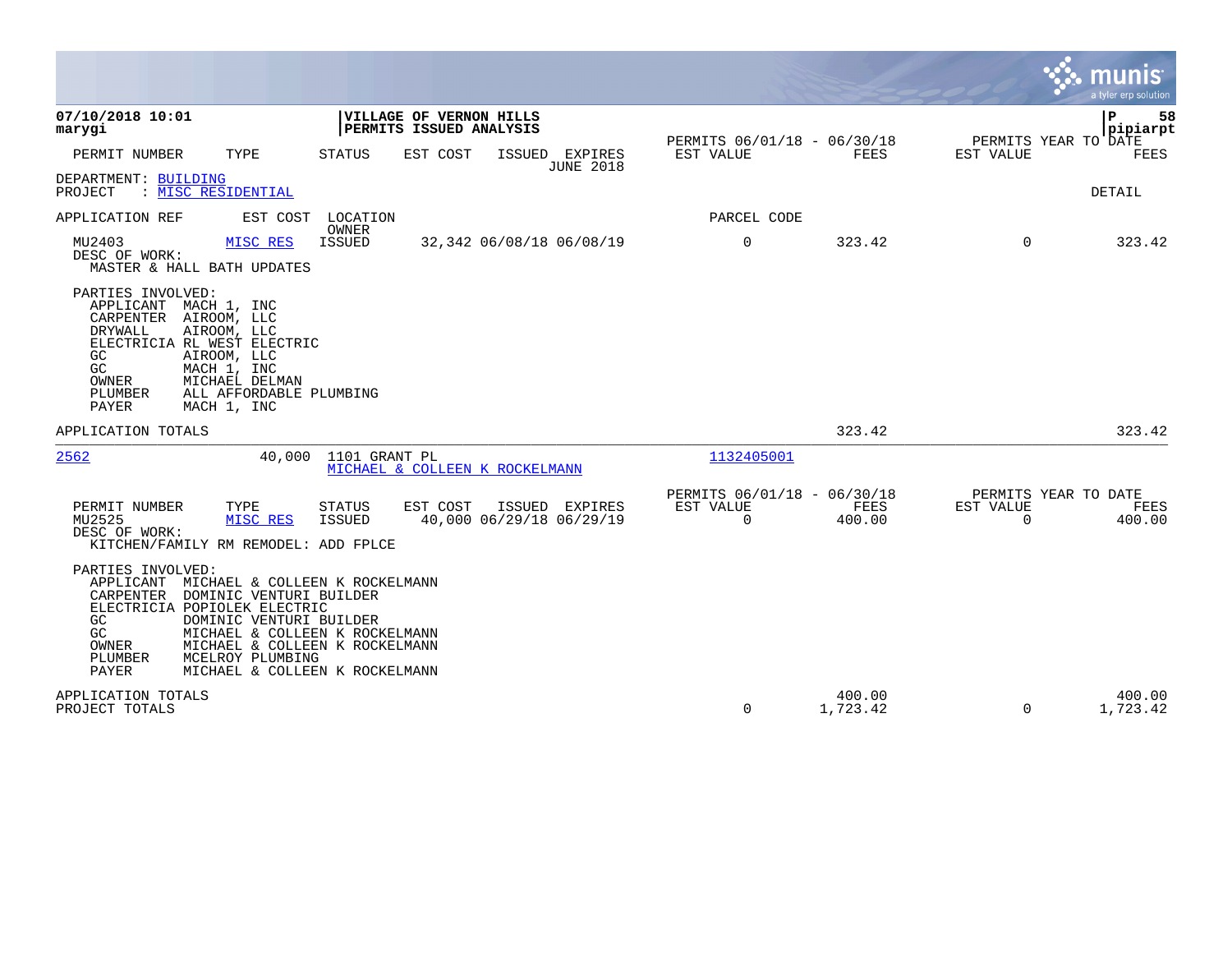**07/10/2018 10:01**
**marygi**

**VILLAGE OF VERNON HILLS**
**PERMITS ISSUED ANALYSIS**

**P 58**
**pipiarpt**

| PERMIT NUMBER | TYPE | STATUS | EST COST | ISSUED | EXPIRES JUNE 2018 | PERMITS 06/01/18 - 06/30/18 EST VALUE | FEES | PERMITS YEAR TO DATE EST VALUE | FEES |
|---|---|---|---|---|---|---|---|---|---|

DEPARTMENT: BUILDING
PROJECT : MISC RESIDENTIAL

DETAIL

| APPLICATION REF | EST COST | LOCATION OWNER | | PARCEL CODE | | | |
|---|---|---|---|---|---|---|---|
| MU2403 | MISC RES | ISSUED | 32,342 06/08/18 06/08/19 | 0 | 323.42 | 0 | 323.42 |

DESC OF WORK:
MASTER & HALL BATH UPDATES

PARTIES INVOLVED:
- APPLICANT MACH 1, INC
- CARPENTER AIROOM, LLC
- DRYWALL AIROOM, LLC
- ELECTRICIA RL WEST ELECTRIC
- GC AIROOM, LLC
- GC MACH 1, INC
- OWNER MICHAEL DELMAN
- PLUMBER ALL AFFORDABLE PLUMBING
- PAYER MACH 1, INC

APPLICATION TOTALS — 323.42 — 323.42

---

**2562** — 40,000 — 1101 GRANT PL — MICHAEL & COLLEEN K ROCKELMANN — 1132405001

| PERMIT NUMBER | TYPE | STATUS | EST COST | ISSUED | EXPIRES | PERMITS 06/01/18 - 06/30/18 EST VALUE | FEES | PERMITS YEAR TO DATE EST VALUE | FEES |
|---|---|---|---|---|---|---|---|---|---|
| MU2525 | MISC RES | ISSUED | 40,000 | 06/29/18 | 06/29/19 | 0 | 400.00 | 0 | 400.00 |

DESC OF WORK:
KITCHEN/FAMILY RM REMODEL: ADD FPLCE

PARTIES INVOLVED:
- APPLICANT MICHAEL & COLLEEN K ROCKELMANN
- CARPENTER DOMINIC VENTURI BUILDER
- ELECTRICIA POPIOLEK ELECTRIC
- GC DOMINIC VENTURI BUILDER
- GC MICHAEL & COLLEEN K ROCKELMANN
- OWNER MICHAEL & COLLEEN K ROCKELMANN
- PLUMBER MCELROY PLUMBING
- PAYER MICHAEL & COLLEEN K ROCKELMANN

| | EST VALUE | FEES | YTD EST VALUE | YTD FEES |
|---|---|---|---|---|
| APPLICATION TOTALS | | 400.00 | | 400.00 |
| PROJECT TOTALS | 0 | 1,723.42 | 0 | 1,723.42 |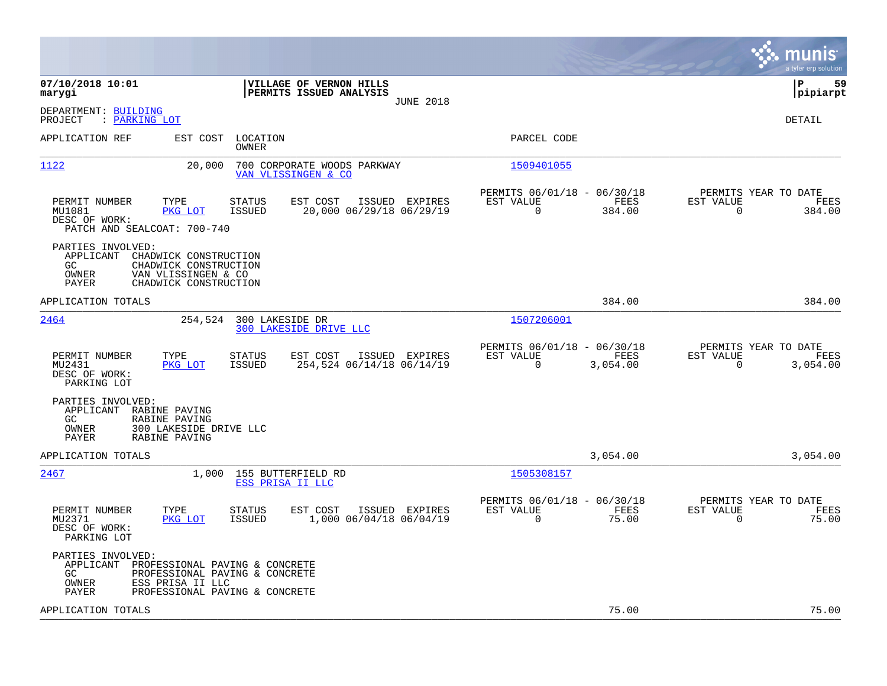**07/10/2018 10:01**
**marygi**

**VILLAGE OF VERNON HILLS**
**PERMITS ISSUED ANALYSIS**
JUNE 2018

**pipiarpt**

DEPARTMENT: BUILDING
PROJECT : PARKING LOT

DETAIL

| APPLICATION REF | EST COST | LOCATION / OWNER | PARCEL CODE |
|---|---|---|---|
| 1122 | 20,000 | 700 CORPORATE WOODS PARKWAY / VAN VLISSINGEN & CO | 1509401055 |

| PERMIT NUMBER | TYPE | STATUS | EST COST | ISSUED | EXPIRES | PERMITS 06/01/18 - 06/30/18 EST VALUE | FEES | PERMITS YEAR TO DATE EST VALUE | FEES |
|---|---|---|---|---|---|---|---|---|---|
| MU1081 | PKG LOT | ISSUED | 20,000 | 06/29/18 | 06/29/19 | 0 | 384.00 | 0 | 384.00 |

DESC OF WORK:
PATCH AND SEALCOAT: 700-740

PARTIES INVOLVED:
- APPLICANT CHADWICK CONSTRUCTION
- GC CHADWICK CONSTRUCTION
- OWNER VAN VLISSINGEN & CO
- PAYER CHADWICK CONSTRUCTION

APPLICATION TOTALS: 384.00 | 384.00

| APPLICATION REF | EST COST | LOCATION / OWNER | PARCEL CODE |
|---|---|---|---|
| 2464 | 254,524 | 300 LAKESIDE DR / 300 LAKESIDE DRIVE LLC | 1507206001 |

| PERMIT NUMBER | TYPE | STATUS | EST COST | ISSUED | EXPIRES | PERMITS 06/01/18 - 06/30/18 EST VALUE | FEES | PERMITS YEAR TO DATE EST VALUE | FEES |
|---|---|---|---|---|---|---|---|---|---|
| MU2431 | PKG LOT | ISSUED | 254,524 | 06/14/18 | 06/14/19 | 0 | 3,054.00 | 0 | 3,054.00 |

DESC OF WORK:
PARKING LOT

PARTIES INVOLVED:
- APPLICANT RABINE PAVING
- GC RABINE PAVING
- OWNER 300 LAKESIDE DRIVE LLC
- PAYER RABINE PAVING

APPLICATION TOTALS: 3,054.00 | 3,054.00

| APPLICATION REF | EST COST | LOCATION / OWNER | PARCEL CODE |
|---|---|---|---|
| 2467 | 1,000 | 155 BUTTERFIELD RD / ESS PRISA II LLC | 1505308157 |

| PERMIT NUMBER | TYPE | STATUS | EST COST | ISSUED | EXPIRES | PERMITS 06/01/18 - 06/30/18 EST VALUE | FEES | PERMITS YEAR TO DATE EST VALUE | FEES |
|---|---|---|---|---|---|---|---|---|---|
| MU2371 | PKG LOT | ISSUED | 1,000 | 06/04/18 | 06/04/19 | 0 | 75.00 | 0 | 75.00 |

DESC OF WORK:
PARKING LOT

PARTIES INVOLVED:
- APPLICANT PROFESSIONAL PAVING & CONCRETE
- GC PROFESSIONAL PAVING & CONCRETE
- OWNER ESS PRISA II LLC
- PAYER PROFESSIONAL PAVING & CONCRETE

APPLICATION TOTALS: 75.00 | 75.00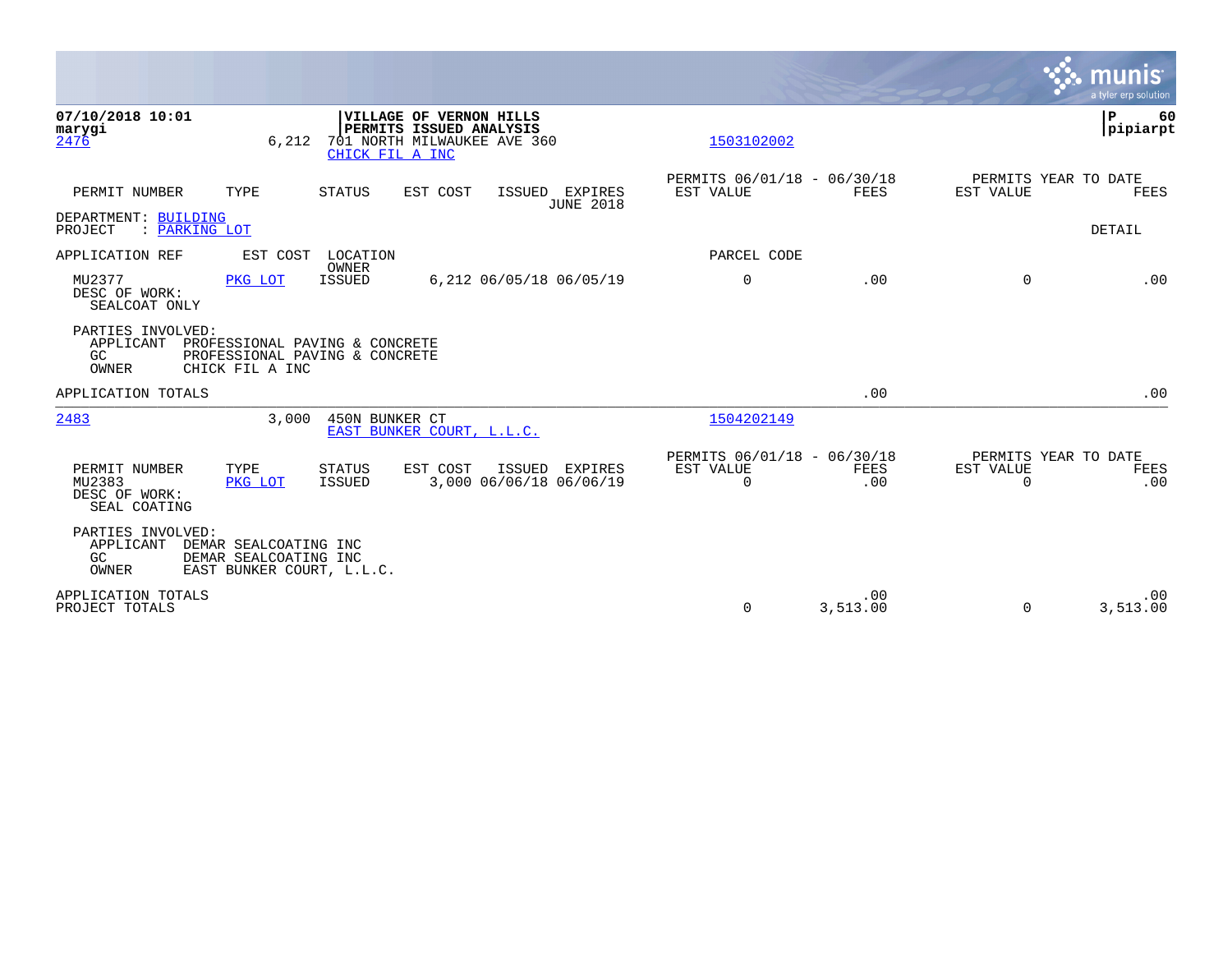07/10/2018 10:01
marygi

**VILLAGE OF VERNON HILLS**
**PERMITS ISSUED ANALYSIS**

P 60
pipiarpt

| | | | | |
|---|---|---|---|---|
| 2476 | 6,212 | 701 NORTH MILWAUKEE AVE 360 | | 1503102002 |
| | | CHICK FIL A INC | | |

| PERMIT NUMBER | TYPE | STATUS | EST COST | ISSUED | EXPIRES | PERMITS 06/01/18 - 06/30/18 EST VALUE | FEES | PERMITS YEAR TO DATE EST VALUE | FEES |
|---|---|---|---|---|---|---|---|---|---|
| | | | | | JUNE 2018 | | | | |

DEPARTMENT: BUILDING
PROJECT : PARKING LOT

DETAIL

| APPLICATION REF | EST COST | LOCATION / OWNER | | | | PARCEL CODE | | | |
|---|---|---|---|---|---|---|---|---|---|
| MU2377 | PKG LOT | ISSUED | 6,212 | 06/05/18 | 06/05/19 | 0 | .00 | 0 | .00 |

DESC OF WORK:
SEALCOAT ONLY

PARTIES INVOLVED:
APPLICANT PROFESSIONAL PAVING & CONCRETE
GC PROFESSIONAL PAVING & CONCRETE
OWNER CHICK FIL A INC

| APPLICATION TOTALS | | | |
|---|---|---|---|
| | .00 | | .00 |

| | | | |
|---|---|---|---|
| 2483 | 3,000 | 450N BUNKER CT | 1504202149 |
| | | EAST BUNKER COURT, L.L.C. | |

| PERMIT NUMBER | TYPE | STATUS | EST COST | ISSUED | EXPIRES | PERMITS 06/01/18 - 06/30/18 EST VALUE | FEES | PERMITS YEAR TO DATE EST VALUE | FEES |
|---|---|---|---|---|---|---|---|---|---|
| MU2383 | PKG LOT | ISSUED | 3,000 | 06/06/18 | 06/06/19 | 0 | .00 | 0 | .00 |

DESC OF WORK:
SEAL COATING

PARTIES INVOLVED:
APPLICANT DEMAR SEALCOATING INC
GC DEMAR SEALCOATING INC
OWNER EAST BUNKER COURT, L.L.C.

| | EST VALUE | FEES | EST VALUE | FEES |
|---|---|---|---|---|
| APPLICATION TOTALS | | .00 | | .00 |
| PROJECT TOTALS | 0 | 3,513.00 | 0 | 3,513.00 |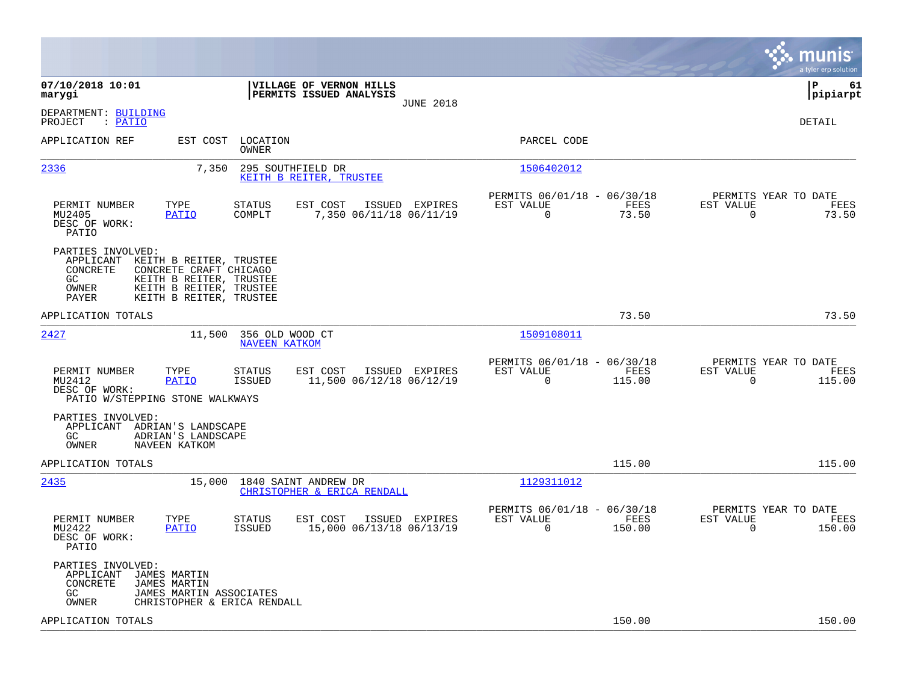**07/10/2018 10:01** **marygi**

**VILLAGE OF VERNON HILLS**
**PERMITS ISSUED ANALYSIS**
JUNE 2018

**P 61** **pipiarpt**

DEPARTMENT: BUILDING
PROJECT : PATIO

DETAIL

| APPLICATION REF | EST COST | LOCATION / OWNER | PARCEL CODE |
|---|---|---|---|
| 2336 | 7,350 | 295 SOUTHFIELD DR / KEITH B REITER, TRUSTEE | 1506402012 |

| PERMIT NUMBER | TYPE | STATUS | EST COST | ISSUED | EXPIRES | PERMITS 06/01/18 - 06/30/18 EST VALUE | FEES | PERMITS YEAR TO DATE EST VALUE | FEES |
|---|---|---|---|---|---|---|---|---|---|
| MU2405 | PATIO | COMPLT | 7,350 | 06/11/18 | 06/11/19 | 0 | 73.50 | 0 | 73.50 |

DESC OF WORK:
PATIO

PARTIES INVOLVED:
- APPLICANT KEITH B REITER, TRUSTEE
- CONCRETE CONCRETE CRAFT CHICAGO
- GC KEITH B REITER, TRUSTEE
- OWNER KEITH B REITER, TRUSTEE
- PAYER KEITH B REITER, TRUSTEE

APPLICATION TOTALS 73.50 73.50

| APPLICATION REF | EST COST | LOCATION / OWNER | PARCEL CODE |
|---|---|---|---|
| 2427 | 11,500 | 356 OLD WOOD CT / NAVEEN KATKOM | 1509108011 |

| PERMIT NUMBER | TYPE | STATUS | EST COST | ISSUED | EXPIRES | PERMITS 06/01/18 - 06/30/18 EST VALUE | FEES | PERMITS YEAR TO DATE EST VALUE | FEES |
|---|---|---|---|---|---|---|---|---|---|
| MU2412 | PATIO | ISSUED | 11,500 | 06/12/18 | 06/12/19 | 0 | 115.00 | 0 | 115.00 |

DESC OF WORK:
PATIO W/STEPPING STONE WALKWAYS

PARTIES INVOLVED:
- APPLICANT ADRIAN'S LANDSCAPE
- GC ADRIAN'S LANDSCAPE
- OWNER NAVEEN KATKOM

APPLICATION TOTALS 115.00 115.00

| APPLICATION REF | EST COST | LOCATION / OWNER | PARCEL CODE |
|---|---|---|---|
| 2435 | 15,000 | 1840 SAINT ANDREW DR / CHRISTOPHER & ERICA RENDALL | 1129311012 |

| PERMIT NUMBER | TYPE | STATUS | EST COST | ISSUED | EXPIRES | PERMITS 06/01/18 - 06/30/18 EST VALUE | FEES | PERMITS YEAR TO DATE EST VALUE | FEES |
|---|---|---|---|---|---|---|---|---|---|
| MU2422 | PATIO | ISSUED | 15,000 | 06/13/18 | 06/13/19 | 0 | 150.00 | 0 | 150.00 |

DESC OF WORK:
PATIO

PARTIES INVOLVED:
- APPLICANT JAMES MARTIN
- CONCRETE JAMES MARTIN
- GC JAMES MARTIN ASSOCIATES
- OWNER CHRISTOPHER & ERICA RENDALL

APPLICATION TOTALS 150.00 150.00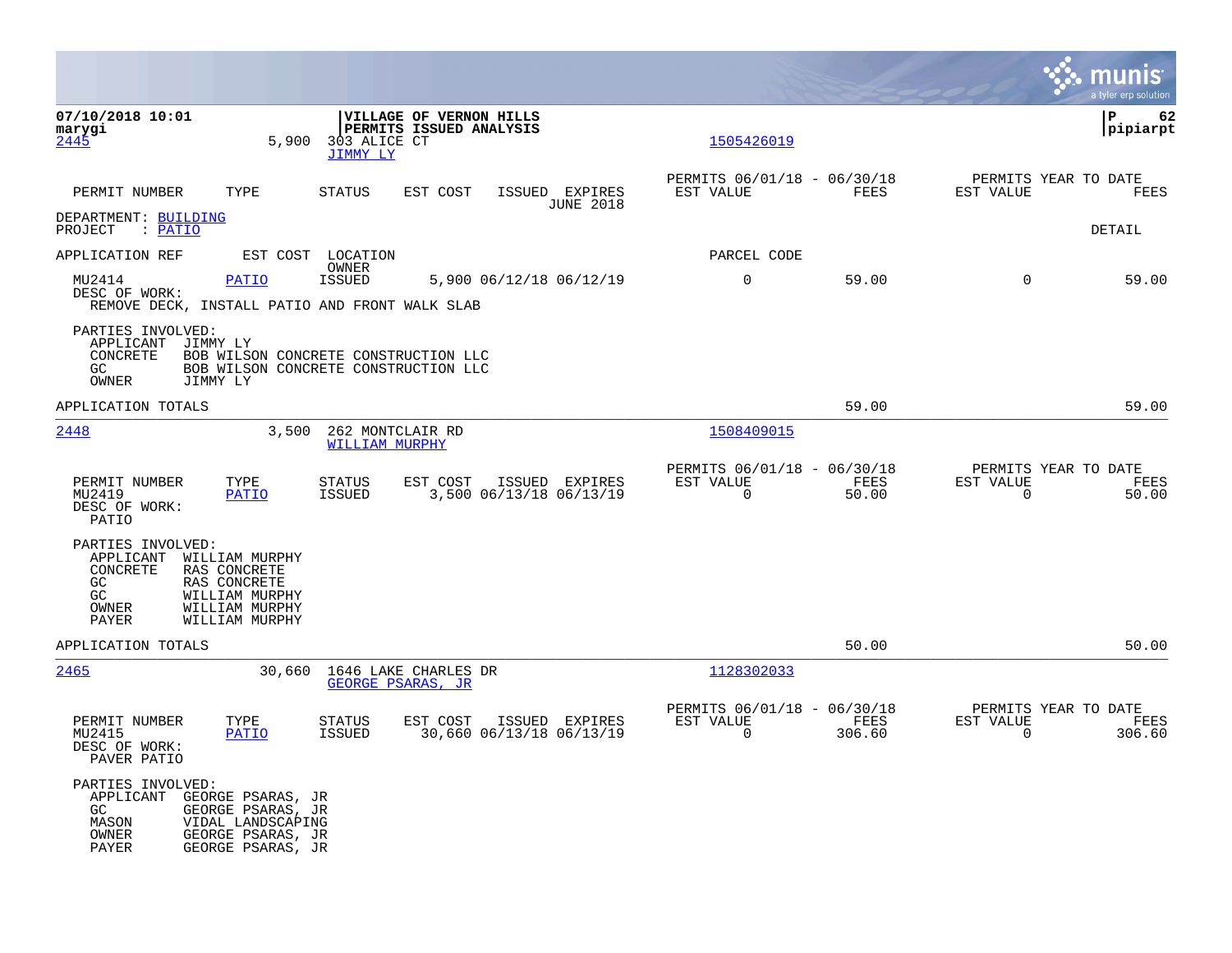07/10/2018 10:01
marygi

**VILLAGE OF VERNON HILLS**
**PERMITS ISSUED ANALYSIS**

P 62
pipiarpt

| 2445 | 5,900 | 303 ALICE CT<br>JIMMY LY | | 1505426019 | | | |
|---|---|---|---|---|---|---|---|

| PERMIT NUMBER | TYPE | STATUS | EST COST | ISSUED | EXPIRES | PERMITS 06/01/18 - 06/30/18 EST VALUE | FEES | PERMITS YEAR TO DATE EST VALUE | FEES |
|---|---|---|---|---|---|---|---|---|---|

JUNE 2018

DEPARTMENT: BUILDING
PROJECT : PATIO

DETAIL

| APPLICATION REF | EST COST | LOCATION / OWNER | | | PARCEL CODE | | | |
|---|---|---|---|---|---|---|---|---|
| MU2414 | PATIO | ISSUED | 5,900 | 06/12/18 06/12/19 | 0 | 59.00 | 0 | 59.00 |

DESC OF WORK:
REMOVE DECK, INSTALL PATIO AND FRONT WALK SLAB

PARTIES INVOLVED:
- APPLICANT JIMMY LY
- CONCRETE BOB WILSON CONCRETE CONSTRUCTION LLC
- GC BOB WILSON CONCRETE CONSTRUCTION LLC
- OWNER JIMMY LY

APPLICATION TOTALS — 59.00 — 59.00

---

| 2448 | 3,500 | 262 MONTCLAIR RD<br>WILLIAM MURPHY | | 1508409015 | | | |
|---|---|---|---|---|---|---|---|

| PERMIT NUMBER | TYPE | STATUS | EST COST | ISSUED | EXPIRES | PERMITS 06/01/18 - 06/30/18 EST VALUE | FEES | PERMITS YEAR TO DATE EST VALUE | FEES |
|---|---|---|---|---|---|---|---|---|---|
| MU2419 | PATIO | ISSUED | 3,500 | 06/13/18 | 06/13/19 | 0 | 50.00 | 0 | 50.00 |

DESC OF WORK:
PATIO

PARTIES INVOLVED:
- APPLICANT WILLIAM MURPHY
- CONCRETE RAS CONCRETE
- GC RAS CONCRETE
- GC WILLIAM MURPHY
- OWNER WILLIAM MURPHY
- PAYER WILLIAM MURPHY

APPLICATION TOTALS — 50.00 — 50.00

---

| 2465 | 30,660 | 1646 LAKE CHARLES DR<br>GEORGE PSARAS, JR | | 1128302033 | | | |
|---|---|---|---|---|---|---|---|

| PERMIT NUMBER | TYPE | STATUS | EST COST | ISSUED | EXPIRES | PERMITS 06/01/18 - 06/30/18 EST VALUE | FEES | PERMITS YEAR TO DATE EST VALUE | FEES |
|---|---|---|---|---|---|---|---|---|---|
| MU2415 | PATIO | ISSUED | 30,660 | 06/13/18 | 06/13/19 | 0 | 306.60 | 0 | 306.60 |

DESC OF WORK:
PAVER PATIO

PARTIES INVOLVED:
- APPLICANT GEORGE PSARAS, JR
- GC GEORGE PSARAS, JR
- MASON VIDAL LANDSCAPING
- OWNER GEORGE PSARAS, JR
- PAYER GEORGE PSARAS, JR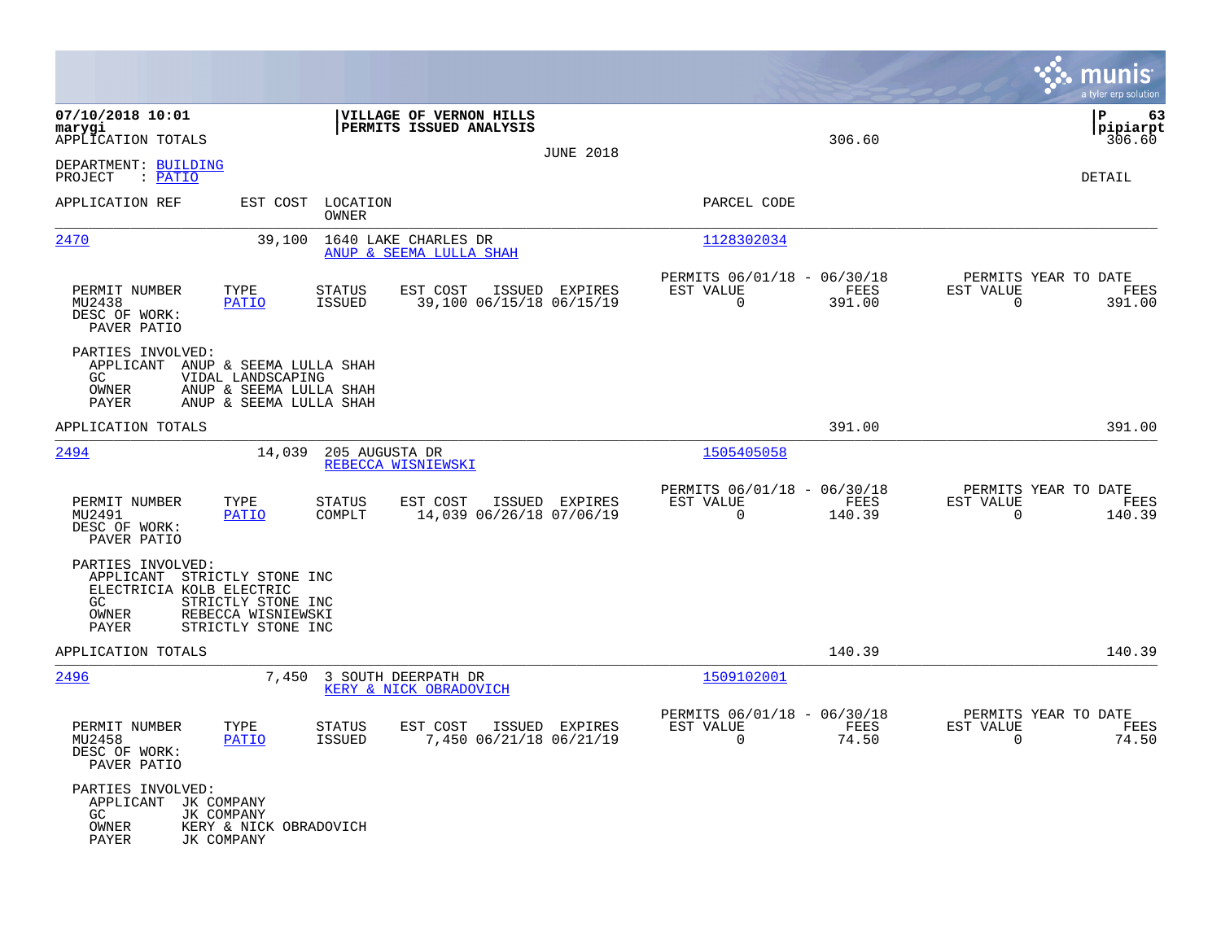**07/10/2018 10:01**
**marygi**
APPLICATION TOTALS

**VILLAGE OF VERNON HILLS**
**PERMITS ISSUED ANALYSIS**

JUNE 2018

306.60

**P 63**
**pipiarpt**
306.60

DEPARTMENT: BUILDING
PROJECT : PATIO

DETAIL

| APPLICATION REF | EST COST | LOCATION / OWNER | PARCEL CODE |
|---|---|---|---|
| 2470 | 39,100 | 1640 LAKE CHARLES DR / ANUP & SEEMA LULLA SHAH | 1128302034 |

| PERMIT NUMBER | TYPE | STATUS | EST COST | ISSUED | EXPIRES | PERMITS 06/01/18 - 06/30/18 EST VALUE | FEES | PERMITS YEAR TO DATE EST VALUE | FEES |
|---|---|---|---|---|---|---|---|---|---|
| MU2438 | PATIO | ISSUED | 39,100 | 06/15/18 | 06/15/19 | 0 | 391.00 | 0 | 391.00 |

DESC OF WORK:
PAVER PATIO

PARTIES INVOLVED:
- APPLICANT ANUP & SEEMA LULLA SHAH
- GC VIDAL LANDSCAPING
- OWNER ANUP & SEEMA LULLA SHAH
- PAYER ANUP & SEEMA LULLA SHAH

APPLICATION TOTALS 391.00 391.00

| APPLICATION REF | EST COST | LOCATION / OWNER | PARCEL CODE |
|---|---|---|---|
| 2494 | 14,039 | 205 AUGUSTA DR / REBECCA WISNIEWSKI | 1505405058 |

| PERMIT NUMBER | TYPE | STATUS | EST COST | ISSUED | EXPIRES | PERMITS 06/01/18 - 06/30/18 EST VALUE | FEES | PERMITS YEAR TO DATE EST VALUE | FEES |
|---|---|---|---|---|---|---|---|---|---|
| MU2491 | PATIO | COMPLT | 14,039 | 06/26/18 | 07/06/19 | 0 | 140.39 | 0 | 140.39 |

DESC OF WORK:
PAVER PATIO

PARTIES INVOLVED:
- APPLICANT STRICTLY STONE INC
- ELECTRICIA KOLB ELECTRIC
- GC STRICTLY STONE INC
- OWNER REBECCA WISNIEWSKI
- PAYER STRICTLY STONE INC

APPLICATION TOTALS 140.39 140.39

| APPLICATION REF | EST COST | LOCATION / OWNER | PARCEL CODE |
|---|---|---|---|
| 2496 | 7,450 | 3 SOUTH DEERPATH DR / KERY & NICK OBRADOVICH | 1509102001 |

| PERMIT NUMBER | TYPE | STATUS | EST COST | ISSUED | EXPIRES | PERMITS 06/01/18 - 06/30/18 EST VALUE | FEES | PERMITS YEAR TO DATE EST VALUE | FEES |
|---|---|---|---|---|---|---|---|---|---|
| MU2458 | PATIO | ISSUED | 7,450 | 06/21/18 | 06/21/19 | 0 | 74.50 | 0 | 74.50 |

DESC OF WORK:
PAVER PATIO

PARTIES INVOLVED:
- APPLICANT JK COMPANY
- GC JK COMPANY
- OWNER KERY & NICK OBRADOVICH
- PAYER JK COMPANY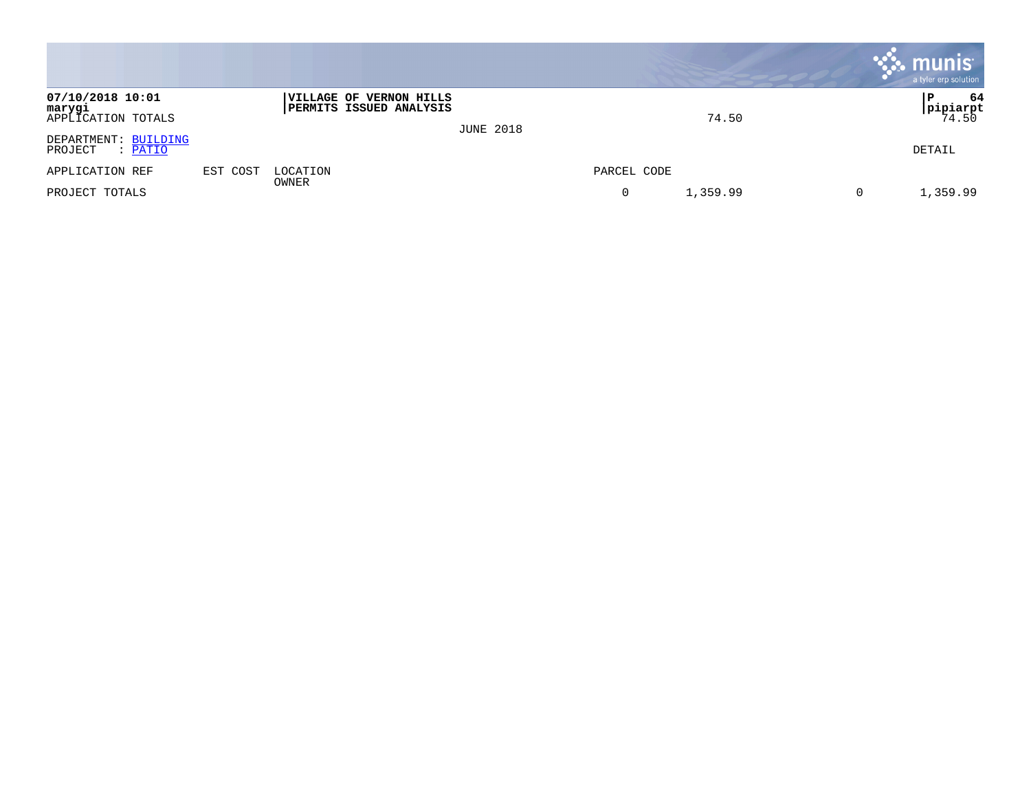07/10/2018 10:01
marygi
APPLICATION TOTALS

**VILLAGE OF VERNON HILLS**
**PERMITS ISSUED ANALYSIS**

JUNE 2018

74.50

P 64
pipiarpt
74.50

DEPARTMENT: BUILDING
PROJECT : PATIO

DETAIL

| APPLICATION REF | EST COST | LOCATION<br>OWNER | PARCEL CODE | | | |
|---|---|---|---|---|---|---|
| PROJECT TOTALS | | | 0 | 1,359.99 | 0 | 1,359.99 |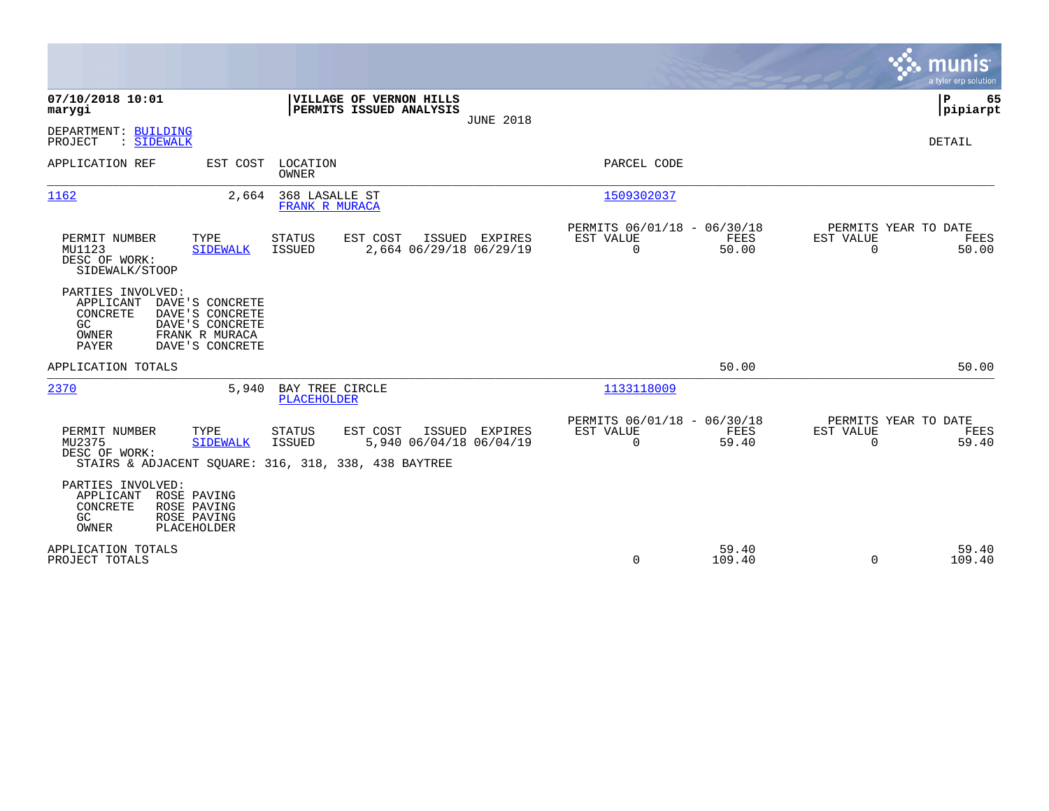**07/10/2018 10:01**
**marygi**

**VILLAGE OF VERNON HILLS**
**PERMITS ISSUED ANALYSIS**
JUNE 2018

**P 65**
**pipiarpt**

DEPARTMENT: BUILDING
PROJECT : SIDEWALK

DETAIL

| APPLICATION REF | EST COST | LOCATION / OWNER | PARCEL CODE |
|---|---|---|---|
| 1162 | 2,664 | 368 LASALLE ST / FRANK R MURACA | 1509302037 |

| PERMIT NUMBER | TYPE | STATUS | EST COST | ISSUED | EXPIRES | PERMITS 06/01/18 - 06/30/18 EST VALUE | FEES | PERMITS YEAR TO DATE EST VALUE | FEES |
|---|---|---|---|---|---|---|---|---|---|
| MU1123 | SIDEWALK | ISSUED | 2,664 | 06/29/18 | 06/29/19 | 0 | 50.00 | 0 | 50.00 |

DESC OF WORK:
SIDEWALK/STOOP

PARTIES INVOLVED:
- APPLICANT DAVE'S CONCRETE
- CONCRETE DAVE'S CONCRETE
- GC DAVE'S CONCRETE
- OWNER FRANK R MURACA
- PAYER DAVE'S CONCRETE

APPLICATION TOTALS: 50.00 | 50.00

| APPLICATION REF | EST COST | LOCATION / OWNER | PARCEL CODE |
|---|---|---|---|
| 2370 | 5,940 | BAY TREE CIRCLE / PLACEHOLDER | 1133118009 |

| PERMIT NUMBER | TYPE | STATUS | EST COST | ISSUED | EXPIRES | PERMITS 06/01/18 - 06/30/18 EST VALUE | FEES | PERMITS YEAR TO DATE EST VALUE | FEES |
|---|---|---|---|---|---|---|---|---|---|
| MU2375 | SIDEWALK | ISSUED | 5,940 | 06/04/18 | 06/04/19 | 0 | 59.40 | 0 | 59.40 |

DESC OF WORK:
STAIRS & ADJACENT SQUARE: 316, 318, 338, 438 BAYTREE

PARTIES INVOLVED:
- APPLICANT ROSE PAVING
- CONCRETE ROSE PAVING
- GC ROSE PAVING
- OWNER PLACEHOLDER

| | EST VALUE | FEES | YTD EST VALUE | YTD FEES |
|---|---|---|---|---|
| APPLICATION TOTALS | | 59.40 | | 59.40 |
| PROJECT TOTALS | 0 | 109.40 | 0 | 109.40 |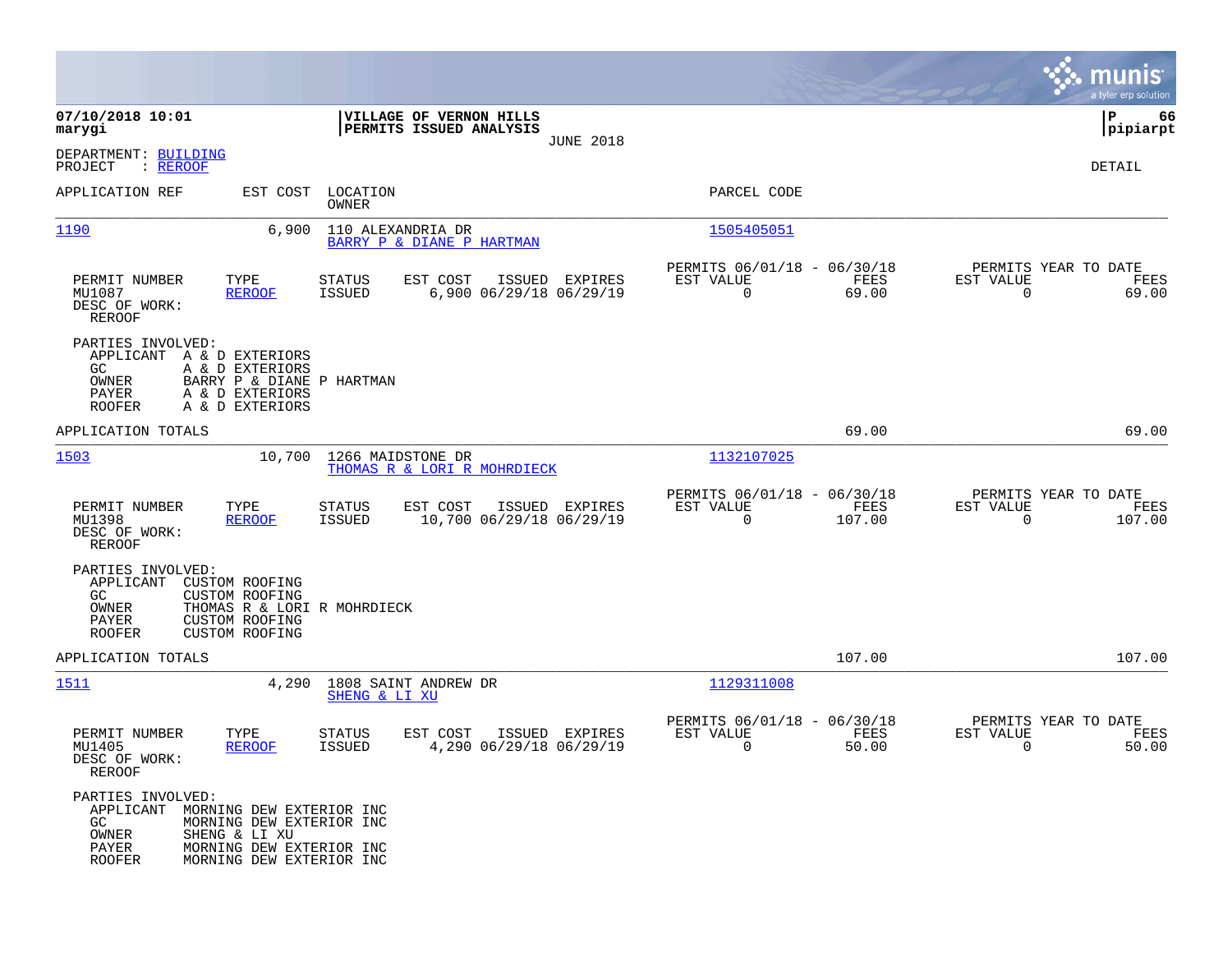**07/10/2018 10:01**
**marygi**

**VILLAGE OF VERNON HILLS**
**PERMITS ISSUED ANALYSIS**
JUNE 2018

**P 66**
**pipiarpt**

DEPARTMENT: BUILDING
PROJECT : REROOF

DETAIL

| APPLICATION REF | EST COST | LOCATION / OWNER | PARCEL CODE |
|---|---|---|---|
| 1190 | 6,900 | 110 ALEXANDRIA DR / BARRY P & DIANE P HARTMAN | 1505405051 |

| PERMIT NUMBER | TYPE | STATUS | EST COST | ISSUED | EXPIRES | PERMITS 06/01/18 - 06/30/18 EST VALUE | FEES | PERMITS YEAR TO DATE EST VALUE | FEES |
|---|---|---|---|---|---|---|---|---|---|
| MU1087 | REROOF | ISSUED | 6,900 | 06/29/18 | 06/29/19 | 0 | 69.00 | 0 | 69.00 |

DESC OF WORK:
REROOF

PARTIES INVOLVED:
APPLICANT A & D EXTERIORS
GC A & D EXTERIORS
OWNER BARRY P & DIANE P HARTMAN
PAYER A & D EXTERIORS
ROOFER A & D EXTERIORS

APPLICATION TOTALS 69.00 69.00

| APPLICATION REF | EST COST | LOCATION / OWNER | PARCEL CODE |
|---|---|---|---|
| 1503 | 10,700 | 1266 MAIDSTONE DR / THOMAS R & LORI R MOHRDIECK | 1132107025 |

| PERMIT NUMBER | TYPE | STATUS | EST COST | ISSUED | EXPIRES | PERMITS 06/01/18 - 06/30/18 EST VALUE | FEES | PERMITS YEAR TO DATE EST VALUE | FEES |
|---|---|---|---|---|---|---|---|---|---|
| MU1398 | REROOF | ISSUED | 10,700 | 06/29/18 | 06/29/19 | 0 | 107.00 | 0 | 107.00 |

DESC OF WORK:
REROOF

PARTIES INVOLVED:
APPLICANT CUSTOM ROOFING
GC CUSTOM ROOFING
OWNER THOMAS R & LORI R MOHRDIECK
PAYER CUSTOM ROOFING
ROOFER CUSTOM ROOFING

APPLICATION TOTALS 107.00 107.00

| APPLICATION REF | EST COST | LOCATION / OWNER | PARCEL CODE |
|---|---|---|---|
| 1511 | 4,290 | 1808 SAINT ANDREW DR / SHENG & LI XU | 1129311008 |

| PERMIT NUMBER | TYPE | STATUS | EST COST | ISSUED | EXPIRES | PERMITS 06/01/18 - 06/30/18 EST VALUE | FEES | PERMITS YEAR TO DATE EST VALUE | FEES |
|---|---|---|---|---|---|---|---|---|---|
| MU1405 | REROOF | ISSUED | 4,290 | 06/29/18 | 06/29/19 | 0 | 50.00 | 0 | 50.00 |

DESC OF WORK:
REROOF

PARTIES INVOLVED:
APPLICANT MORNING DEW EXTERIOR INC
GC MORNING DEW EXTERIOR INC
OWNER SHENG & LI XU
PAYER MORNING DEW EXTERIOR INC
ROOFER MORNING DEW EXTERIOR INC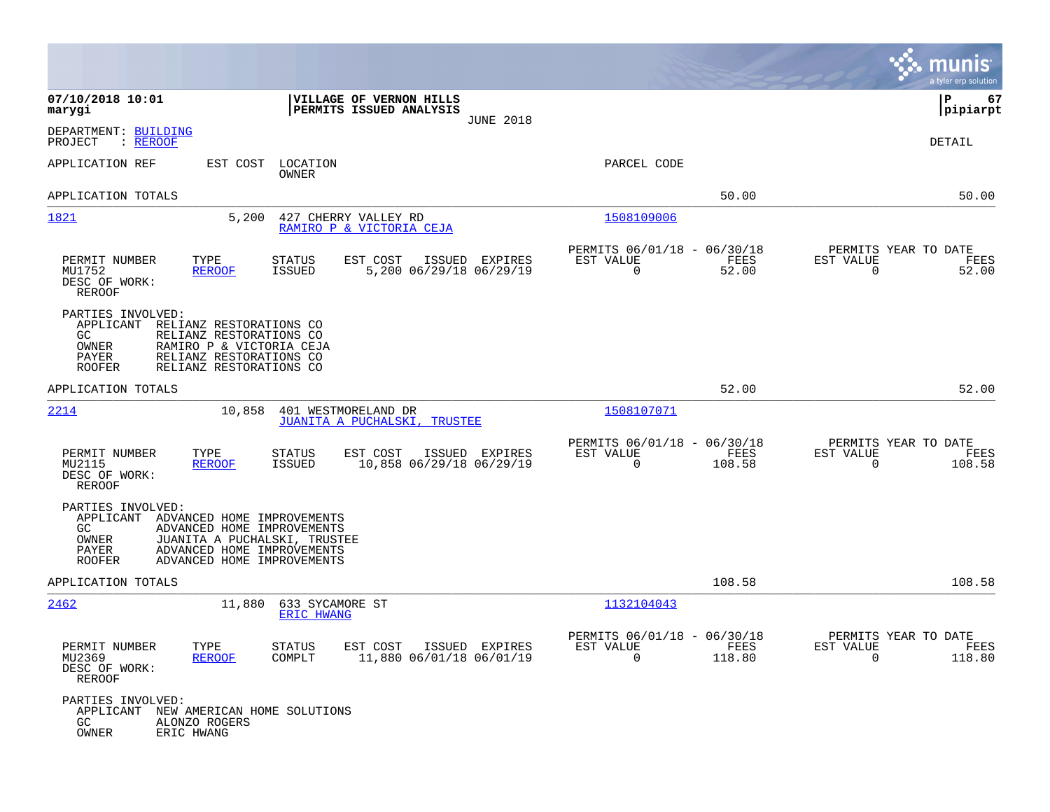07/10/2018 10:01
marygi

**VILLAGE OF VERNON HILLS**
**PERMITS ISSUED ANALYSIS**
JUNE 2018

P 67
pipiarpt

DEPARTMENT: BUILDING
PROJECT : REROOF

DETAIL

| APPLICATION REF | EST COST | LOCATION / OWNER | PARCEL CODE | | |
|---|---|---|---|---|---|
| APPLICATION TOTALS | | | | 50.00 | 50.00 |

**1821** | 5,200 | 427 CHERRY VALLEY RD | RAMIRO P & VICTORIA CEJA | 1508109006

| PERMIT NUMBER | TYPE | STATUS | EST COST | ISSUED | EXPIRES | PERMITS 06/01/18 - 06/30/18 EST VALUE | FEES | PERMITS YEAR TO DATE EST VALUE | FEES |
|---|---|---|---|---|---|---|---|---|---|
| MU1752 | REROOF | ISSUED | 5,200 | 06/29/18 | 06/29/19 | 0 | 52.00 | 0 | 52.00 |

DESC OF WORK:
REROOF

PARTIES INVOLVED:
- APPLICANT RELIANZ RESTORATIONS CO
- GC RELIANZ RESTORATIONS CO
- OWNER RAMIRO P & VICTORIA CEJA
- PAYER RELIANZ RESTORATIONS CO
- ROOFER RELIANZ RESTORATIONS CO

APPLICATION TOTALS 52.00 52.00

**2214** | 10,858 | 401 WESTMORELAND DR | JUANITA A PUCHALSKI, TRUSTEE | 1508107071

| PERMIT NUMBER | TYPE | STATUS | EST COST | ISSUED | EXPIRES | PERMITS 06/01/18 - 06/30/18 EST VALUE | FEES | PERMITS YEAR TO DATE EST VALUE | FEES |
|---|---|---|---|---|---|---|---|---|---|
| MU2115 | REROOF | ISSUED | 10,858 | 06/29/18 | 06/29/19 | 0 | 108.58 | 0 | 108.58 |

DESC OF WORK:
REROOF

PARTIES INVOLVED:
- APPLICANT ADVANCED HOME IMPROVEMENTS
- GC ADVANCED HOME IMPROVEMENTS
- OWNER JUANITA A PUCHALSKI, TRUSTEE
- PAYER ADVANCED HOME IMPROVEMENTS
- ROOFER ADVANCED HOME IMPROVEMENTS

APPLICATION TOTALS 108.58 108.58

**2462** | 11,880 | 633 SYCAMORE ST | ERIC HWANG | 1132104043

| PERMIT NUMBER | TYPE | STATUS | EST COST | ISSUED | EXPIRES | PERMITS 06/01/18 - 06/30/18 EST VALUE | FEES | PERMITS YEAR TO DATE EST VALUE | FEES |
|---|---|---|---|---|---|---|---|---|---|
| MU2369 | REROOF | COMPLT | 11,880 | 06/01/18 | 06/01/19 | 0 | 118.80 | 0 | 118.80 |

DESC OF WORK:
REROOF

PARTIES INVOLVED:
- APPLICANT NEW AMERICAN HOME SOLUTIONS
- GC ALONZO ROGERS
- OWNER ERIC HWANG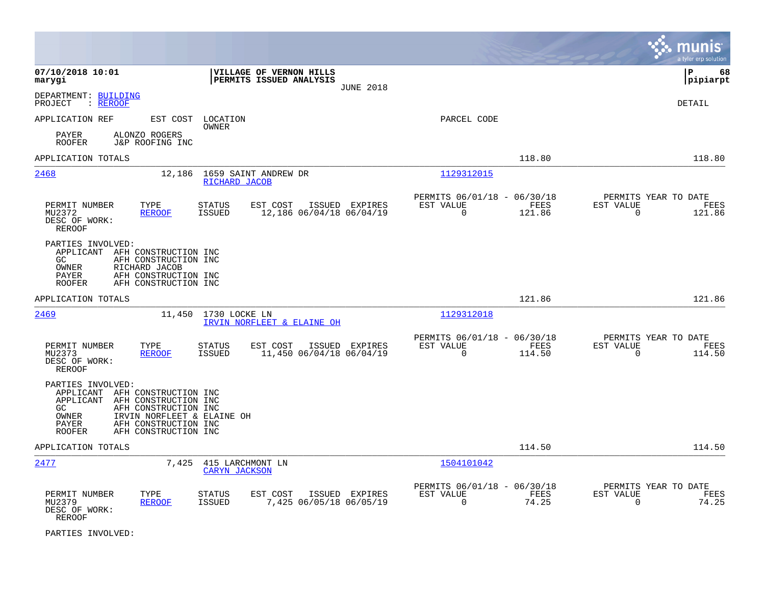**07/10/2018 10:01**
**marygi**

**VILLAGE OF VERNON HILLS**
**PERMITS ISSUED ANALYSIS**
JUNE 2018

**P 68**
**pipiarpt**

DEPARTMENT: BUILDING
PROJECT : REROOF

DETAIL

APPLICATION REF | EST COST | LOCATION / OWNER | PARCEL CODE

PAYER ALONZO ROGERS
ROOFER J&P ROOFING INC

APPLICATION TOTALS 118.80 118.80

---

**2468** | 12,186 | 1659 SAINT ANDREW DR / RICHARD JACOB | 1129312015

| PERMIT NUMBER | TYPE | STATUS | EST COST | ISSUED | EXPIRES | PERMITS 06/01/18 - 06/30/18 EST VALUE | FEES | PERMITS YEAR TO DATE EST VALUE | FEES |
|---|---|---|---|---|---|---|---|---|---|
| MU2372 | REROOF | ISSUED | 12,186 | 06/04/18 | 06/04/19 | 0 | 121.86 | 0 | 121.86 |

DESC OF WORK:
REROOF

PARTIES INVOLVED:
APPLICANT AFH CONSTRUCTION INC
GC AFH CONSTRUCTION INC
OWNER RICHARD JACOB
PAYER AFH CONSTRUCTION INC
ROOFER AFH CONSTRUCTION INC

APPLICATION TOTALS 121.86 121.86

---

**2469** | 11,450 | 1730 LOCKE LN / IRVIN NORFLEET & ELAINE OH | 1129312018

| PERMIT NUMBER | TYPE | STATUS | EST COST | ISSUED | EXPIRES | PERMITS 06/01/18 - 06/30/18 EST VALUE | FEES | PERMITS YEAR TO DATE EST VALUE | FEES |
|---|---|---|---|---|---|---|---|---|---|
| MU2373 | REROOF | ISSUED | 11,450 | 06/04/18 | 06/04/19 | 0 | 114.50 | 0 | 114.50 |

DESC OF WORK:
REROOF

PARTIES INVOLVED:
APPLICANT AFH CONSTRUCTION INC
APPLICANT AFH CONSTRUCTION INC
GC AFH CONSTRUCTION INC
OWNER IRVIN NORFLEET & ELAINE OH
PAYER AFH CONSTRUCTION INC
ROOFER AFH CONSTRUCTION INC

APPLICATION TOTALS 114.50 114.50

---

**2477** | 7,425 | 415 LARCHMONT LN / CARYN JACKSON | 1504101042

| PERMIT NUMBER | TYPE | STATUS | EST COST | ISSUED | EXPIRES | PERMITS 06/01/18 - 06/30/18 EST VALUE | FEES | PERMITS YEAR TO DATE EST VALUE | FEES |
|---|---|---|---|---|---|---|---|---|---|
| MU2379 | REROOF | ISSUED | 7,425 | 06/05/18 | 06/05/19 | 0 | 74.25 | 0 | 74.25 |

DESC OF WORK:
REROOF

PARTIES INVOLVED: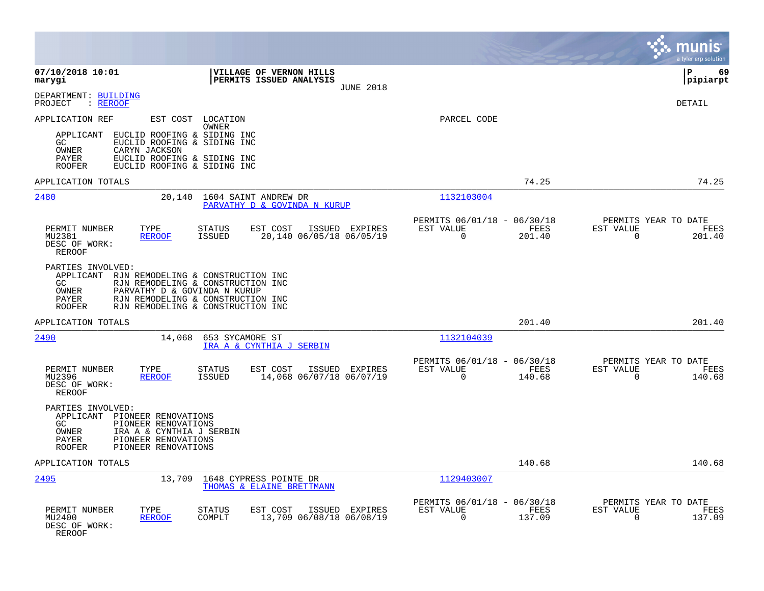**07/10/2018 10:01** — **VILLAGE OF VERNON HILLS** — **PERMITS ISSUED ANALYSIS** — JUNE 2018
**marygi** — **pipiarpt**

DEPARTMENT: BUILDING
PROJECT : REROOF

DETAIL

APPLICATION REF — EST COST — LOCATION / OWNER — PARCEL CODE

| Role | Party |
|---|---|
| APPLICANT | EUCLID ROOFING & SIDING INC |
| GC | EUCLID ROOFING & SIDING INC |
| OWNER | CARYN JACKSON |
| PAYER | EUCLID ROOFING & SIDING INC |
| ROOFER | EUCLID ROOFING & SIDING INC |

APPLICATION TOTALS — 74.25 — 74.25

---

**2480** — 20,140 — 1604 SAINT ANDREW DR — PARVATHY D & GOVINDA N KURUP — 1132103004

| PERMIT NUMBER | TYPE | STATUS | EST COST | ISSUED | EXPIRES | PERMITS 06/01/18 - 06/30/18 EST VALUE | FEES | PERMITS YEAR TO DATE EST VALUE | FEES |
|---|---|---|---|---|---|---|---|---|---|
| MU2381 | REROOF | ISSUED | 20,140 | 06/05/18 | 06/05/19 | 0 | 201.40 | 0 | 201.40 |

DESC OF WORK:
REROOF

PARTIES INVOLVED:

| Role | Party |
|---|---|
| APPLICANT | RJN REMODELING & CONSTRUCTION INC |
| GC | RJN REMODELING & CONSTRUCTION INC |
| OWNER | PARVATHY D & GOVINDA N KURUP |
| PAYER | RJN REMODELING & CONSTRUCTION INC |
| ROOFER | RJN REMODELING & CONSTRUCTION INC |

APPLICATION TOTALS — 201.40 — 201.40

---

**2490** — 14,068 — 653 SYCAMORE ST — IRA A & CYNTHIA J SERBIN — 1132104039

| PERMIT NUMBER | TYPE | STATUS | EST COST | ISSUED | EXPIRES | PERMITS 06/01/18 - 06/30/18 EST VALUE | FEES | PERMITS YEAR TO DATE EST VALUE | FEES |
|---|---|---|---|---|---|---|---|---|---|
| MU2396 | REROOF | ISSUED | 14,068 | 06/07/18 | 06/07/19 | 0 | 140.68 | 0 | 140.68 |

DESC OF WORK:
REROOF

PARTIES INVOLVED:

| Role | Party |
|---|---|
| APPLICANT | PIONEER RENOVATIONS |
| GC | PIONEER RENOVATIONS |
| OWNER | IRA A & CYNTHIA J SERBIN |
| PAYER | PIONEER RENOVATIONS |
| ROOFER | PIONEER RENOVATIONS |

APPLICATION TOTALS — 140.68 — 140.68

---

**2495** — 13,709 — 1648 CYPRESS POINTE DR — THOMAS & ELAINE BRETTMANN — 1129403007

| PERMIT NUMBER | TYPE | STATUS | EST COST | ISSUED | EXPIRES | PERMITS 06/01/18 - 06/30/18 EST VALUE | FEES | PERMITS YEAR TO DATE EST VALUE | FEES |
|---|---|---|---|---|---|---|---|---|---|
| MU2400 | REROOF | COMPLT | 13,709 | 06/08/18 | 06/08/19 | 0 | 137.09 | 0 | 137.09 |

DESC OF WORK:
REROOF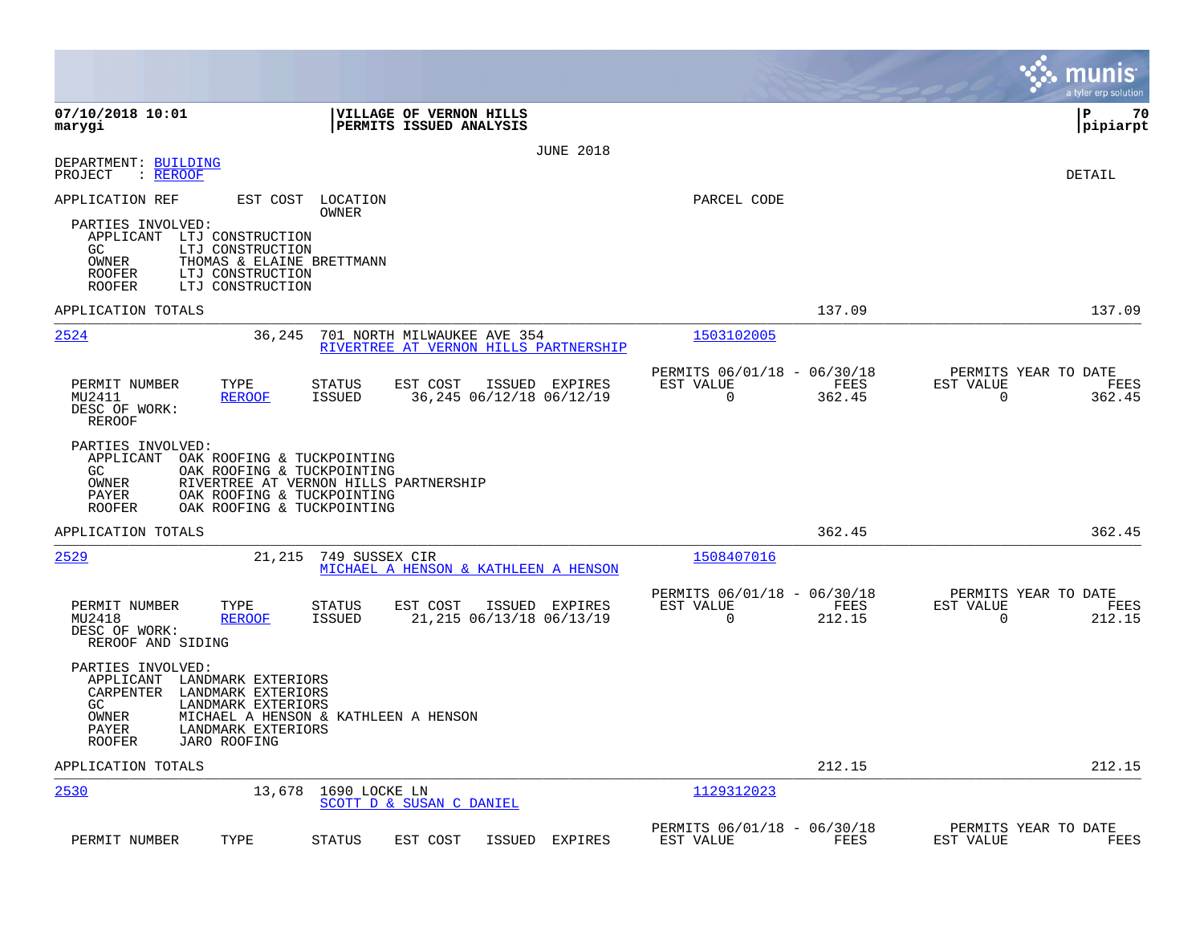07/10/2018 10:01 | VILLAGE OF VERNON HILLS | P 70
marygi | PERMITS ISSUED ANALYSIS | pipiarpt

JUNE 2018

DEPARTMENT: BUILDING
PROJECT : REROOF

DETAIL

APPLICATION REF | EST COST | LOCATION / OWNER | PARCEL CODE

PARTIES INVOLVED:
- APPLICANT LTJ CONSTRUCTION
- GC LTJ CONSTRUCTION
- OWNER THOMAS & ELAINE BRETTMANN
- ROOFER LTJ CONSTRUCTION
- ROOFER LTJ CONSTRUCTION

APPLICATION TOTALS 137.09 137.09

---

**2524** 36,245 701 NORTH MILWAUKEE AVE 354 — RIVERTREE AT VERNON HILLS PARTNERSHIP — 1503102005

| PERMIT NUMBER | TYPE | STATUS | EST COST | ISSUED | EXPIRES | PERMITS 06/01/18 - 06/30/18 EST VALUE | FEES | PERMITS YEAR TO DATE EST VALUE | FEES |
|---|---|---|---|---|---|---|---|---|---|
| MU2411 | REROOF | ISSUED | 36,245 | 06/12/18 | 06/12/19 | 0 | 362.45 | 0 | 362.45 |

DESC OF WORK:
REROOF

PARTIES INVOLVED:
- APPLICANT OAK ROOFING & TUCKPOINTING
- GC OAK ROOFING & TUCKPOINTING
- OWNER RIVERTREE AT VERNON HILLS PARTNERSHIP
- PAYER OAK ROOFING & TUCKPOINTING
- ROOFER OAK ROOFING & TUCKPOINTING

APPLICATION TOTALS 362.45 362.45

---

**2529** 21,215 749 SUSSEX CIR — MICHAEL A HENSON & KATHLEEN A HENSON — 1508407016

| PERMIT NUMBER | TYPE | STATUS | EST COST | ISSUED | EXPIRES | PERMITS 06/01/18 - 06/30/18 EST VALUE | FEES | PERMITS YEAR TO DATE EST VALUE | FEES |
|---|---|---|---|---|---|---|---|---|---|
| MU2418 | REROOF | ISSUED | 21,215 | 06/13/18 | 06/13/19 | 0 | 212.15 | 0 | 212.15 |

DESC OF WORK:
REROOF AND SIDING

PARTIES INVOLVED:
- APPLICANT LANDMARK EXTERIORS
- CARPENTER LANDMARK EXTERIORS
- GC LANDMARK EXTERIORS
- OWNER MICHAEL A HENSON & KATHLEEN A HENSON
- PAYER LANDMARK EXTERIORS
- ROOFER JARO ROOFING

APPLICATION TOTALS 212.15 212.15

---

**2530** 13,678 1690 LOCKE LN — SCOTT D & SUSAN C DANIEL — 1129312023

| PERMIT NUMBER | TYPE | STATUS | EST COST | ISSUED | EXPIRES | PERMITS 06/01/18 - 06/30/18 EST VALUE | FEES | PERMITS YEAR TO DATE EST VALUE | FEES |
|---|---|---|---|---|---|---|---|---|---|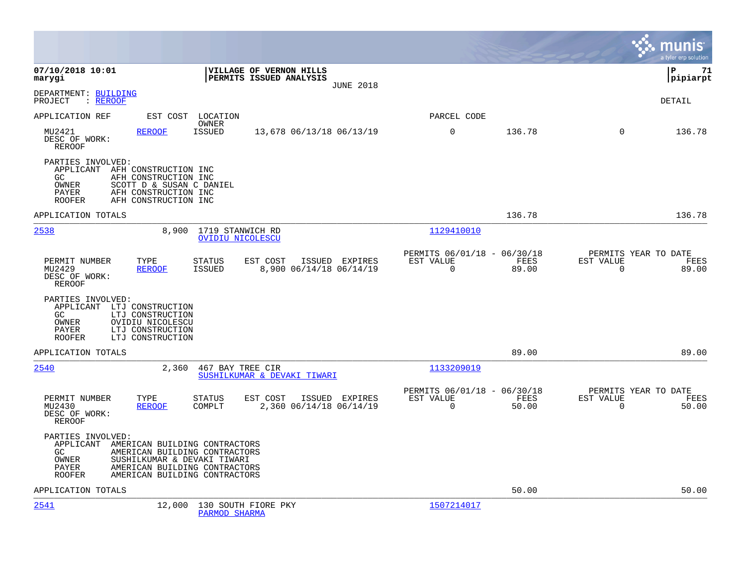**07/10/2018 10:01**
**marygi**

**VILLAGE OF VERNON HILLS**
**PERMITS ISSUED ANALYSIS**
JUNE 2018

**P 71**
**pipiarpt**

DEPARTMENT: BUILDING
PROJECT : REROOF

DETAIL

| APPLICATION REF | EST COST | LOCATION / OWNER | | PARCEL CODE | | | |
|---|---|---|---|---|---|---|---|
| MU2421 | REROOF | ISSUED | 13,678 06/13/18 06/13/19 | 0 | 136.78 | 0 | 136.78 |

DESC OF WORK:
REROOF

PARTIES INVOLVED:
- APPLICANT AFH CONSTRUCTION INC
- GC AFH CONSTRUCTION INC
- OWNER SCOTT D & SUSAN C DANIEL
- PAYER AFH CONSTRUCTION INC
- ROOFER AFH CONSTRUCTION INC

APPLICATION TOTALS: 136.78 | 136.78

---

**2538** | 8,900 | 1719 STANWICH RD | OVIDIU NICOLESCU | PARCEL CODE: 1129410010

| PERMIT NUMBER | TYPE | STATUS | EST COST | ISSUED | EXPIRES | PERMITS 06/01/18 - 06/30/18 EST VALUE | FEES | PERMITS YEAR TO DATE EST VALUE | FEES |
|---|---|---|---|---|---|---|---|---|---|
| MU2429 | REROOF | ISSUED | 8,900 | 06/14/18 | 06/14/19 | 0 | 89.00 | 0 | 89.00 |

DESC OF WORK:
REROOF

PARTIES INVOLVED:
- APPLICANT LTJ CONSTRUCTION
- GC LTJ CONSTRUCTION
- OWNER OVIDIU NICOLESCU
- PAYER LTJ CONSTRUCTION
- ROOFER LTJ CONSTRUCTION

APPLICATION TOTALS: 89.00 | 89.00

---

**2540** | 2,360 | 467 BAY TREE CIR | SUSHILKUMAR & DEVAKI TIWARI | PARCEL CODE: 1133209019

| PERMIT NUMBER | TYPE | STATUS | EST COST | ISSUED | EXPIRES | PERMITS 06/01/18 - 06/30/18 EST VALUE | FEES | PERMITS YEAR TO DATE EST VALUE | FEES |
|---|---|---|---|---|---|---|---|---|---|
| MU2430 | REROOF | COMPLT | 2,360 | 06/14/18 | 06/14/19 | 0 | 50.00 | 0 | 50.00 |

DESC OF WORK:
REROOF

PARTIES INVOLVED:
- APPLICANT AMERICAN BUILDING CONTRACTORS
- GC AMERICAN BUILDING CONTRACTORS
- OWNER SUSHILKUMAR & DEVAKI TIWARI
- PAYER AMERICAN BUILDING CONTRACTORS
- ROOFER AMERICAN BUILDING CONTRACTORS

APPLICATION TOTALS: 50.00 | 50.00

---

**2541** | 12,000 | 130 SOUTH FIORE PKY | PARMOD SHARMA | PARCEL CODE: 1507214017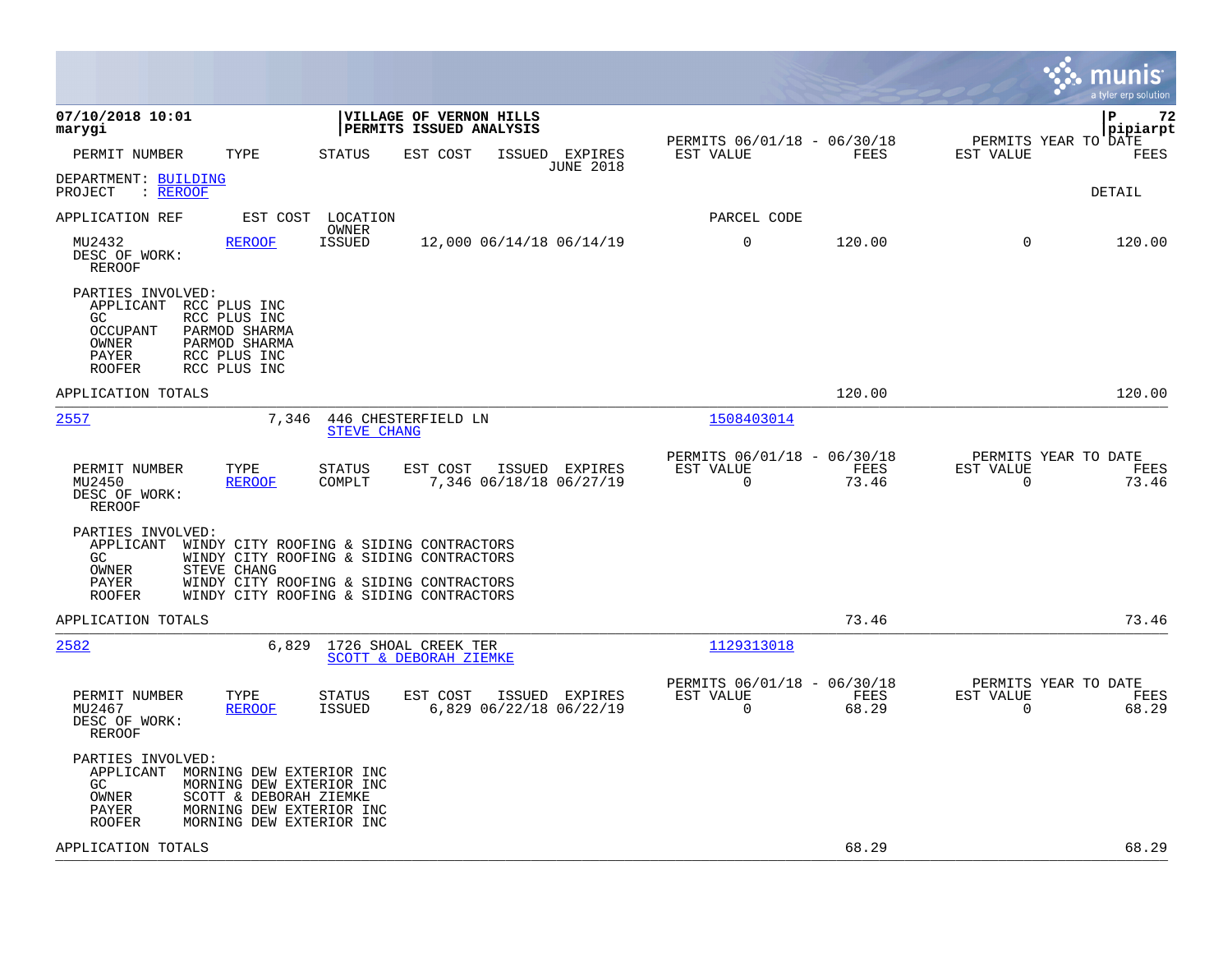07/10/2018 10:01
marygi

**VILLAGE OF VERNON HILLS**
**PERMITS ISSUED ANALYSIS**

P 72
pipiarpt

| PERMIT NUMBER | TYPE | STATUS | EST COST | ISSUED | EXPIRES | PERMITS 06/01/18 - 06/30/18 EST VALUE | FEES | PERMITS YEAR TO DATE EST VALUE | FEES |
|---|---|---|---|---|---|---|---|---|---|

JUNE 2018

DEPARTMENT: BUILDING
PROJECT : REROOF

DETAIL

| APPLICATION REF | EST COST | LOCATION / OWNER | PARCEL CODE |
|---|---|---|---|

| PERMIT NUMBER | TYPE | STATUS | EST COST | ISSUED | EXPIRES | EST VALUE | FEES | EST VALUE | FEES |
|---|---|---|---|---|---|---|---|---|---|
| MU2432 | REROOF | ISSUED | 12,000 | 06/14/18 | 06/14/19 | 0 | 120.00 | 0 | 120.00 |

DESC OF WORK:
REROOF

PARTIES INVOLVED:
- APPLICANT RCC PLUS INC
- GC RCC PLUS INC
- OCCUPANT PARMOD SHARMA
- OWNER PARMOD SHARMA
- PAYER RCC PLUS INC
- ROOFER RCC PLUS INC

APPLICATION TOTALS: 120.00 / 120.00

---

**2557** — 7,346 — 446 CHESTERFIELD LN — STEVE CHANG — Parcel 1508403014

| PERMIT NUMBER | TYPE | STATUS | EST COST | ISSUED | EXPIRES | PERMITS 06/01/18 - 06/30/18 EST VALUE | FEES | PERMITS YEAR TO DATE EST VALUE | FEES |
|---|---|---|---|---|---|---|---|---|---|
| MU2450 | REROOF | COMPLT | 7,346 | 06/18/18 | 06/27/19 | 0 | 73.46 | 0 | 73.46 |

DESC OF WORK:
REROOF

PARTIES INVOLVED:
- APPLICANT WINDY CITY ROOFING & SIDING CONTRACTORS
- GC WINDY CITY ROOFING & SIDING CONTRACTORS
- OWNER STEVE CHANG
- PAYER WINDY CITY ROOFING & SIDING CONTRACTORS
- ROOFER WINDY CITY ROOFING & SIDING CONTRACTORS

APPLICATION TOTALS: 73.46 / 73.46

---

**2582** — 6,829 — 1726 SHOAL CREEK TER — SCOTT & DEBORAH ZIEMKE — Parcel 1129313018

| PERMIT NUMBER | TYPE | STATUS | EST COST | ISSUED | EXPIRES | PERMITS 06/01/18 - 06/30/18 EST VALUE | FEES | PERMITS YEAR TO DATE EST VALUE | FEES |
|---|---|---|---|---|---|---|---|---|---|
| MU2467 | REROOF | ISSUED | 6,829 | 06/22/18 | 06/22/19 | 0 | 68.29 | 0 | 68.29 |

DESC OF WORK:
REROOF

PARTIES INVOLVED:
- APPLICANT MORNING DEW EXTERIOR INC
- GC MORNING DEW EXTERIOR INC
- OWNER SCOTT & DEBORAH ZIEMKE
- PAYER MORNING DEW EXTERIOR INC
- ROOFER MORNING DEW EXTERIOR INC

APPLICATION TOTALS: 68.29 / 68.29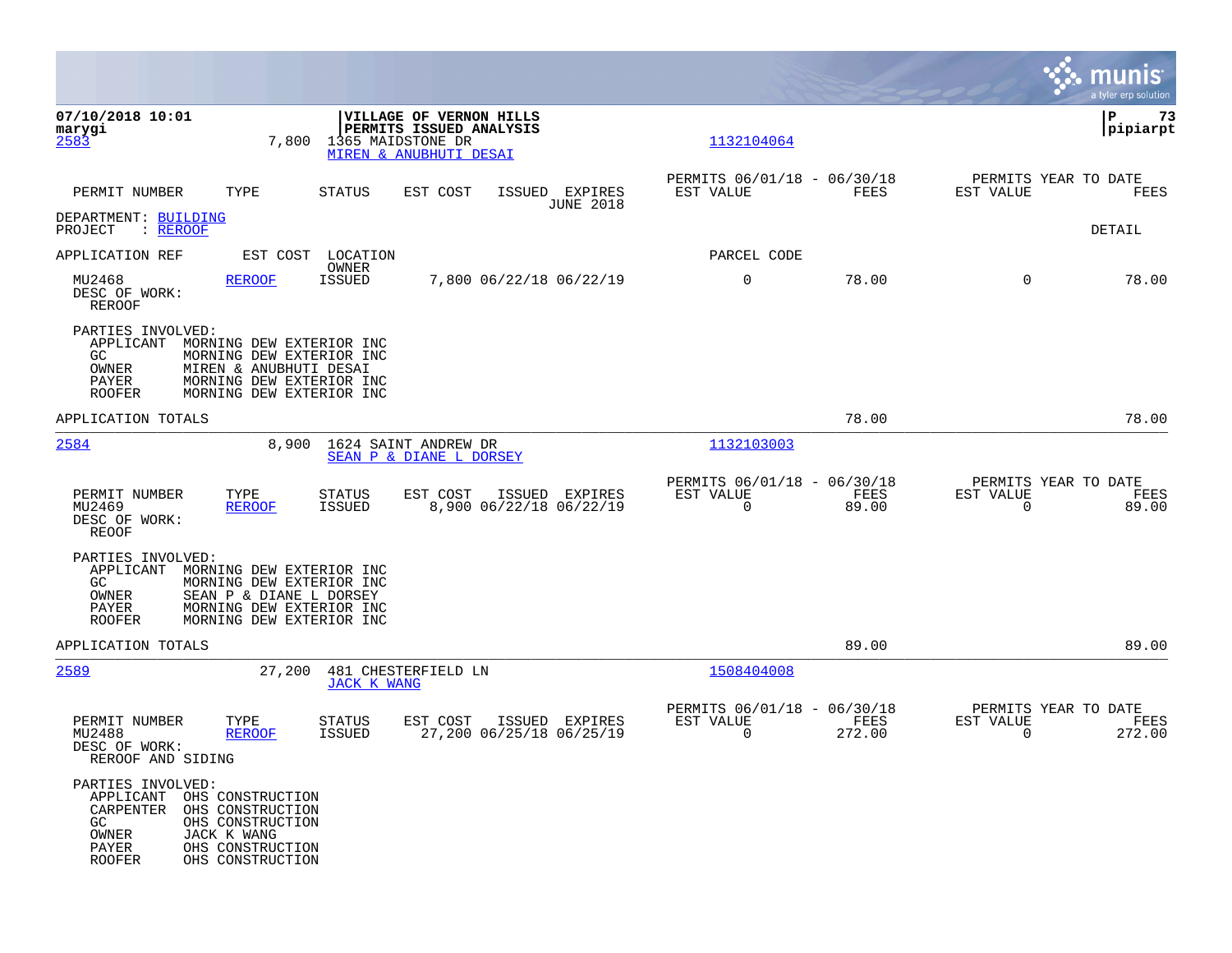07/10/2018 10:01
marygi

**VILLAGE OF VERNON HILLS**
**PERMITS ISSUED ANALYSIS**

P 73
pipiarpt

2583 7,800 1365 MAIDSTONE DR 1132104064
MIREN & ANUBHUTI DESAI

| PERMIT NUMBER | TYPE | STATUS | EST COST | ISSUED | EXPIRES | PERMITS 06/01/18 - 06/30/18 EST VALUE | FEES | PERMITS YEAR TO DATE EST VALUE | FEES |
|---|---|---|---|---|---|---|---|---|---|
| | | | | | JUNE 2018 | | | | |

DEPARTMENT: BUILDING
PROJECT : REROOF

DETAIL

| APPLICATION REF | EST COST | LOCATION OWNER | | | | PARCEL CODE | | | |
|---|---|---|---|---|---|---|---|---|---|
| MU2468 | REROOF | ISSUED | 7,800 | 06/22/18 | 06/22/19 | 0 | 78.00 | 0 | 78.00 |

DESC OF WORK:
REROOF

PARTIES INVOLVED:
APPLICANT MORNING DEW EXTERIOR INC
GC MORNING DEW EXTERIOR INC
OWNER MIREN & ANUBHUTI DESAI
PAYER MORNING DEW EXTERIOR INC
ROOFER MORNING DEW EXTERIOR INC

APPLICATION TOTALS 78.00 78.00

---

2584 8,900 1624 SAINT ANDREW DR 1132103003
SEAN P & DIANE L DORSEY

| PERMIT NUMBER | TYPE | STATUS | EST COST | ISSUED | EXPIRES | PERMITS 06/01/18 - 06/30/18 EST VALUE | FEES | PERMITS YEAR TO DATE EST VALUE | FEES |
|---|---|---|---|---|---|---|---|---|---|
| MU2469 | REROOF | ISSUED | 8,900 | 06/22/18 | 06/22/19 | 0 | 89.00 | 0 | 89.00 |

DESC OF WORK:
REOOF

PARTIES INVOLVED:
APPLICANT MORNING DEW EXTERIOR INC
GC MORNING DEW EXTERIOR INC
OWNER SEAN P & DIANE L DORSEY
PAYER MORNING DEW EXTERIOR INC
ROOFER MORNING DEW EXTERIOR INC

APPLICATION TOTALS 89.00 89.00

---

2589 27,200 481 CHESTERFIELD LN 1508404008
JACK K WANG

| PERMIT NUMBER | TYPE | STATUS | EST COST | ISSUED | EXPIRES | PERMITS 06/01/18 - 06/30/18 EST VALUE | FEES | PERMITS YEAR TO DATE EST VALUE | FEES |
|---|---|---|---|---|---|---|---|---|---|
| MU2488 | REROOF | ISSUED | 27,200 | 06/25/18 | 06/25/19 | 0 | 272.00 | 0 | 272.00 |

DESC OF WORK:
REROOF AND SIDING

PARTIES INVOLVED:
APPLICANT OHS CONSTRUCTION
CARPENTER OHS CONSTRUCTION
GC OHS CONSTRUCTION
OWNER JACK K WANG
PAYER OHS CONSTRUCTION
ROOFER OHS CONSTRUCTION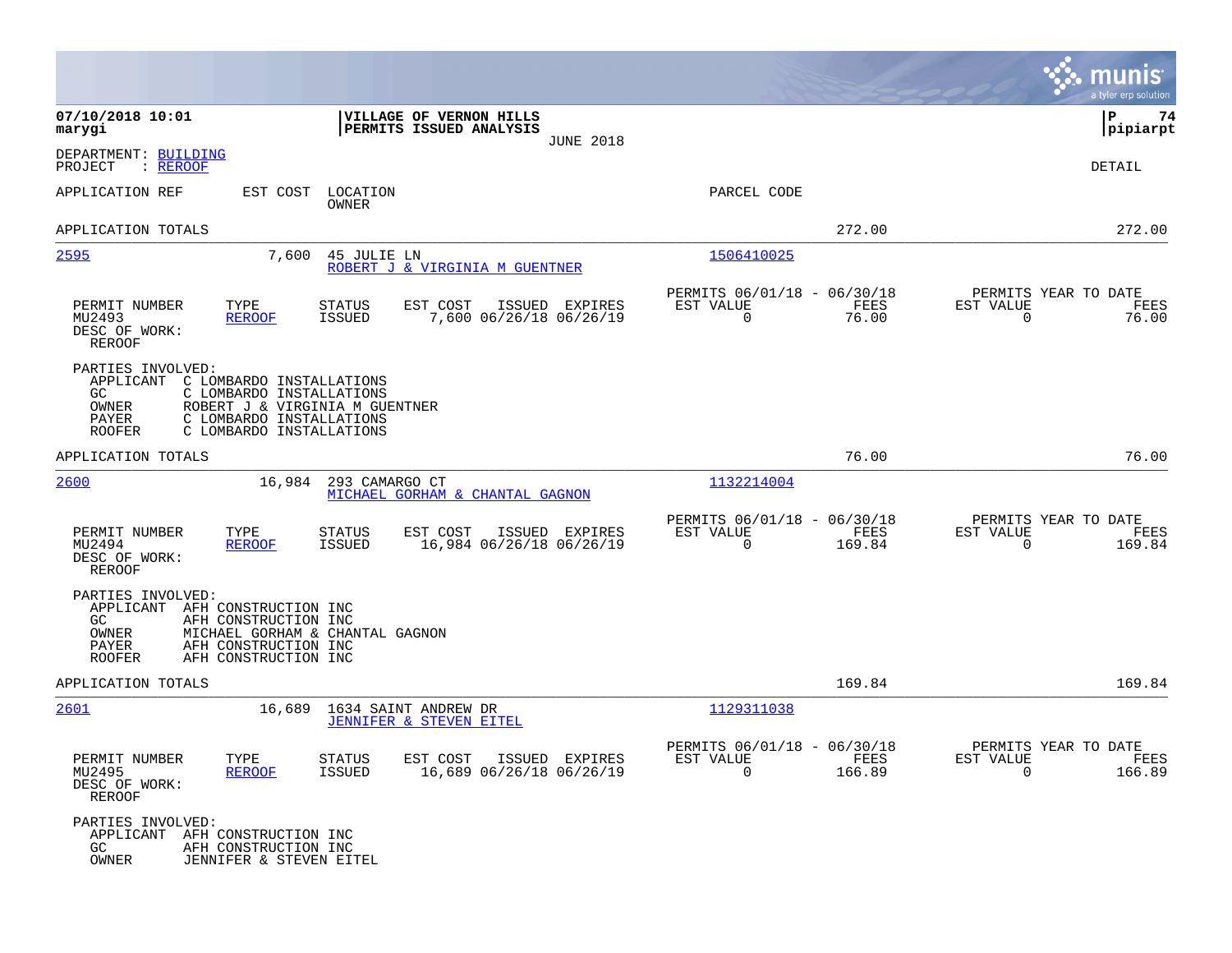**07/10/2018 10:01**
**marygi**

**VILLAGE OF VERNON HILLS**
**PERMITS ISSUED ANALYSIS**
JUNE 2018

**P 74**
**pipiarpt**

DEPARTMENT: BUILDING
PROJECT : REROOF

DETAIL

| APPLICATION REF | EST COST | LOCATION / OWNER | PARCEL CODE | | |
|---|---|---|---|---|---|
| APPLICATION TOTALS | | | | 272.00 | 272.00 |

---

**2595** — EST COST 7,600 — 45 JULIE LN — ROBERT J & VIRGINIA M GUENTNER — PARCEL CODE 1506410025

| PERMIT NUMBER | TYPE | STATUS | EST COST | ISSUED | EXPIRES | PERMITS 06/01/18 - 06/30/18 EST VALUE | FEES | PERMITS YEAR TO DATE EST VALUE | FEES |
|---|---|---|---|---|---|---|---|---|---|
| MU2493 | REROOF | ISSUED | 7,600 | 06/26/18 | 06/26/19 | 0 | 76.00 | 0 | 76.00 |

DESC OF WORK:
REROOF

PARTIES INVOLVED:
- APPLICANT C LOMBARDO INSTALLATIONS
- GC C LOMBARDO INSTALLATIONS
- OWNER ROBERT J & VIRGINIA M GUENTNER
- PAYER C LOMBARDO INSTALLATIONS
- ROOFER C LOMBARDO INSTALLATIONS

APPLICATION TOTALS 76.00 76.00

---

**2600** — EST COST 16,984 — 293 CAMARGO CT — MICHAEL GORHAM & CHANTAL GAGNON — PARCEL CODE 1132214004

| PERMIT NUMBER | TYPE | STATUS | EST COST | ISSUED | EXPIRES | PERMITS 06/01/18 - 06/30/18 EST VALUE | FEES | PERMITS YEAR TO DATE EST VALUE | FEES |
|---|---|---|---|---|---|---|---|---|---|
| MU2494 | REROOF | ISSUED | 16,984 | 06/26/18 | 06/26/19 | 0 | 169.84 | 0 | 169.84 |

DESC OF WORK:
REROOF

PARTIES INVOLVED:
- APPLICANT AFH CONSTRUCTION INC
- GC AFH CONSTRUCTION INC
- OWNER MICHAEL GORHAM & CHANTAL GAGNON
- PAYER AFH CONSTRUCTION INC
- ROOFER AFH CONSTRUCTION INC

APPLICATION TOTALS 169.84 169.84

---

**2601** — EST COST 16,689 — 1634 SAINT ANDREW DR — JENNIFER & STEVEN EITEL — PARCEL CODE 1129311038

| PERMIT NUMBER | TYPE | STATUS | EST COST | ISSUED | EXPIRES | PERMITS 06/01/18 - 06/30/18 EST VALUE | FEES | PERMITS YEAR TO DATE EST VALUE | FEES |
|---|---|---|---|---|---|---|---|---|---|
| MU2495 | REROOF | ISSUED | 16,689 | 06/26/18 | 06/26/19 | 0 | 166.89 | 0 | 166.89 |

DESC OF WORK:
REROOF

PARTIES INVOLVED:
- APPLICANT AFH CONSTRUCTION INC
- GC AFH CONSTRUCTION INC
- OWNER JENNIFER & STEVEN EITEL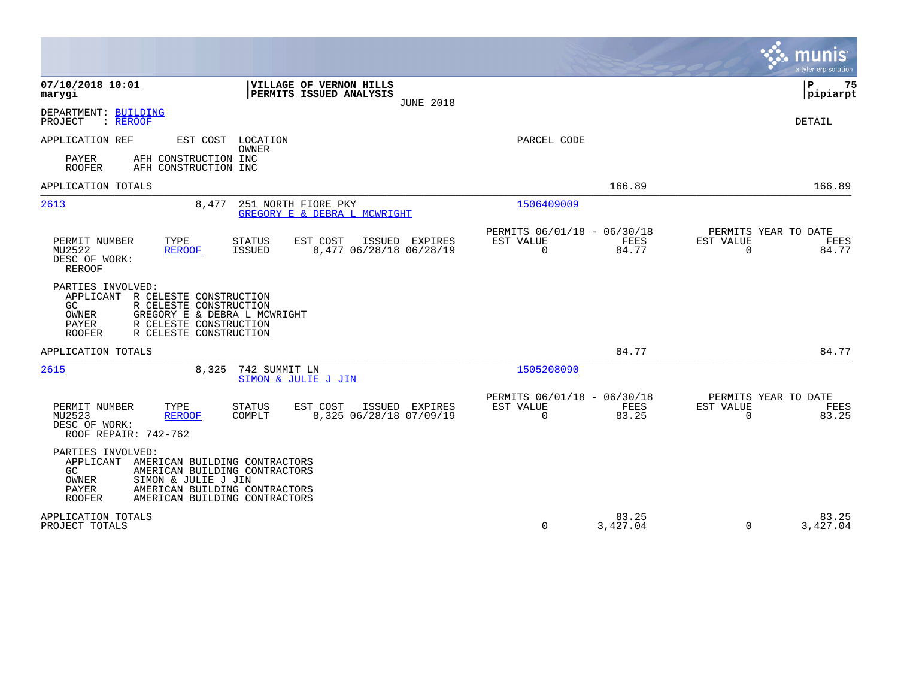07/10/2018 10:01 | VILLAGE OF VERNON HILLS | P 75
marygi | PERMITS ISSUED ANALYSIS | pipiarpt
JUNE 2018

DEPARTMENT: BUILDING
PROJECT : REROOF

DETAIL

APPLICATION REF EST COST LOCATION OWNER PARCEL CODE

PAYER AFH CONSTRUCTION INC
ROOFER AFH CONSTRUCTION INC

APPLICATION TOTALS 166.89 166.89

---

**2613** 8,477 251 NORTH FIORE PKY — GREGORY E & DEBRA L MCWRIGHT — Parcel: 1506409009

| PERMIT NUMBER | TYPE | STATUS | EST COST | ISSUED | EXPIRES | PERMITS 06/01/18 - 06/30/18 EST VALUE | FEES | PERMITS YEAR TO DATE EST VALUE | FEES |
|---|---|---|---|---|---|---|---|---|---|
| MU2522 | REROOF | ISSUED | 8,477 | 06/28/18 | 06/28/19 | 0 | 84.77 | 0 | 84.77 |

DESC OF WORK:
REROOF

PARTIES INVOLVED:
- APPLICANT R CELESTE CONSTRUCTION
- GC R CELESTE CONSTRUCTION
- OWNER GREGORY E & DEBRA L MCWRIGHT
- PAYER R CELESTE CONSTRUCTION
- ROOFER R CELESTE CONSTRUCTION

APPLICATION TOTALS 84.77 84.77

---

**2615** 8,325 742 SUMMIT LN — SIMON & JULIE J JIN — Parcel: 1505208090

| PERMIT NUMBER | TYPE | STATUS | EST COST | ISSUED | EXPIRES | PERMITS 06/01/18 - 06/30/18 EST VALUE | FEES | PERMITS YEAR TO DATE EST VALUE | FEES |
|---|---|---|---|---|---|---|---|---|---|
| MU2523 | REROOF | COMPLT | 8,325 | 06/28/18 | 07/09/19 | 0 | 83.25 | 0 | 83.25 |

DESC OF WORK:
ROOF REPAIR: 742-762

PARTIES INVOLVED:
- APPLICANT AMERICAN BUILDING CONTRACTORS
- GC AMERICAN BUILDING CONTRACTORS
- OWNER SIMON & JULIE J JIN
- PAYER AMERICAN BUILDING CONTRACTORS
- ROOFER AMERICAN BUILDING CONTRACTORS

| | EST VALUE | FEES | YTD EST VALUE | YTD FEES |
|---|---|---|---|---|
| APPLICATION TOTALS | | 83.25 | | 83.25 |
| PROJECT TOTALS | 0 | 3,427.04 | 0 | 3,427.04 |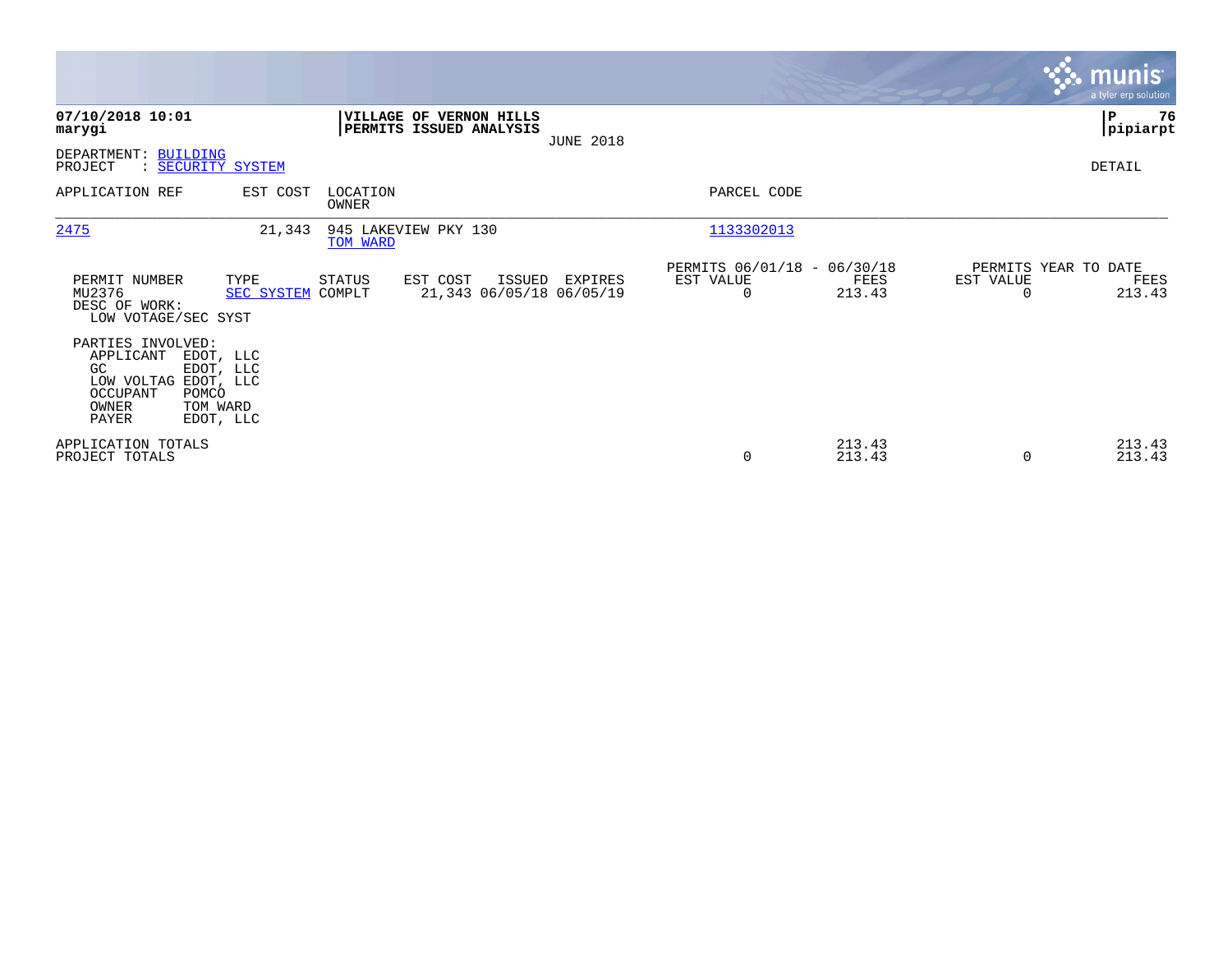**07/10/2018 10:01**
**marygi**

**VILLAGE OF VERNON HILLS**
**PERMITS ISSUED ANALYSIS**
JUNE 2018

**P 76**
**pipiarpt**

DEPARTMENT: BUILDING
PROJECT : SECURITY SYSTEM

DETAIL

| APPLICATION REF | EST COST | LOCATION / OWNER | PARCEL CODE |
|---|---|---|---|
| 2475 | 21,343 | 945 LAKEVIEW PKY 130 / TOM WARD | 1133302013 |

| PERMIT NUMBER | TYPE | STATUS | EST COST | ISSUED | EXPIRES | PERMITS 06/01/18 - 06/30/18 EST VALUE | FEES | PERMITS YEAR TO DATE EST VALUE | FEES |
|---|---|---|---|---|---|---|---|---|---|
| MU2376 | SEC SYSTEM | COMPLT | 21,343 | 06/05/18 | 06/05/19 | 0 | 213.43 | 0 | 213.43 |

DESC OF WORK:
LOW VOTAGE/SEC SYST

PARTIES INVOLVED:

| Role | Name |
|---|---|
| APPLICANT | EDOT, LLC |
| GC | EDOT, LLC |
| LOW VOLTAG | EDOT, LLC |
| OCCUPANT | POMCO |
| OWNER | TOM WARD |
| PAYER | EDOT, LLC |

| | EST VALUE | FEES | EST VALUE | FEES |
|---|---|---|---|---|
| APPLICATION TOTALS | | 213.43 | | 213.43 |
| PROJECT TOTALS | 0 | 213.43 | 0 | 213.43 |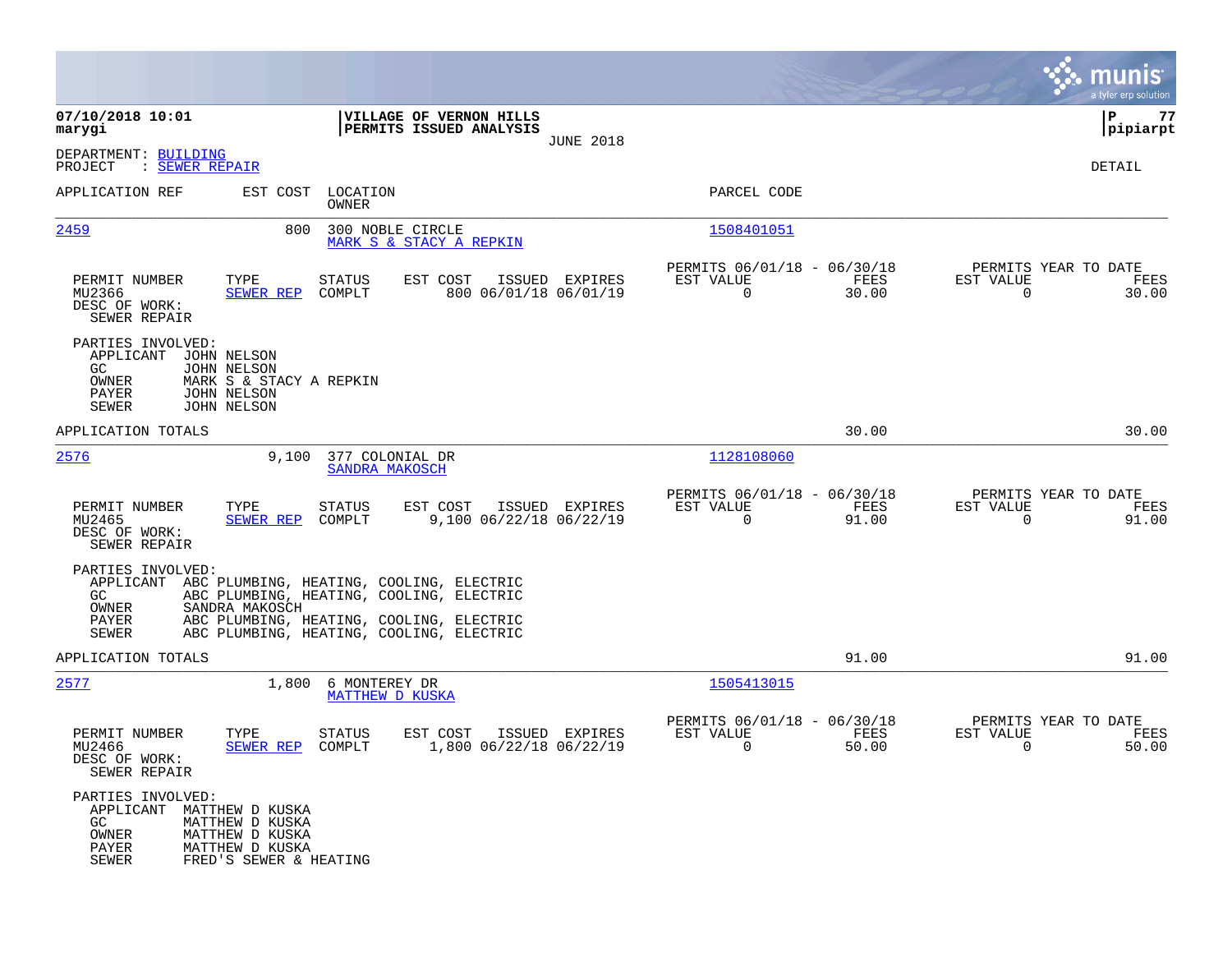**07/10/2018 10:01**
**marygi**

**VILLAGE OF VERNON HILLS**
**PERMITS ISSUED ANALYSIS**
JUNE 2018

**P 77**
**pipiarpt**

DEPARTMENT: BUILDING
PROJECT : SEWER REPAIR

DETAIL

| APPLICATION REF | EST COST | LOCATION / OWNER | PARCEL CODE |
|---|---|---|---|
| 2459 | 800 | 300 NOBLE CIRCLE / MARK S & STACY A REPKIN | 1508401051 |

| PERMIT NUMBER | TYPE | STATUS | EST COST | ISSUED | EXPIRES | PERMITS 06/01/18 - 06/30/18 EST VALUE | FEES | PERMITS YEAR TO DATE EST VALUE | FEES |
|---|---|---|---|---|---|---|---|---|---|
| MU2366 | SEWER REP | COMPLT | 800 | 06/01/18 | 06/01/19 | 0 | 30.00 | 0 | 30.00 |

DESC OF WORK:
SEWER REPAIR

PARTIES INVOLVED:
- APPLICANT JOHN NELSON
- GC JOHN NELSON
- OWNER MARK S & STACY A REPKIN
- PAYER JOHN NELSON
- SEWER JOHN NELSON

APPLICATION TOTALS 30.00 30.00

| APPLICATION REF | EST COST | LOCATION / OWNER | PARCEL CODE |
|---|---|---|---|
| 2576 | 9,100 | 377 COLONIAL DR / SANDRA MAKOSCH | 1128108060 |

| PERMIT NUMBER | TYPE | STATUS | EST COST | ISSUED | EXPIRES | PERMITS 06/01/18 - 06/30/18 EST VALUE | FEES | PERMITS YEAR TO DATE EST VALUE | FEES |
|---|---|---|---|---|---|---|---|---|---|
| MU2465 | SEWER REP | COMPLT | 9,100 | 06/22/18 | 06/22/19 | 0 | 91.00 | 0 | 91.00 |

DESC OF WORK:
SEWER REPAIR

PARTIES INVOLVED:
- APPLICANT ABC PLUMBING, HEATING, COOLING, ELECTRIC
- GC ABC PLUMBING, HEATING, COOLING, ELECTRIC
- OWNER SANDRA MAKOSCH
- PAYER ABC PLUMBING, HEATING, COOLING, ELECTRIC
- SEWER ABC PLUMBING, HEATING, COOLING, ELECTRIC

APPLICATION TOTALS 91.00 91.00

| APPLICATION REF | EST COST | LOCATION / OWNER | PARCEL CODE |
|---|---|---|---|
| 2577 | 1,800 | 6 MONTEREY DR / MATTHEW D KUSKA | 1505413015 |

| PERMIT NUMBER | TYPE | STATUS | EST COST | ISSUED | EXPIRES | PERMITS 06/01/18 - 06/30/18 EST VALUE | FEES | PERMITS YEAR TO DATE EST VALUE | FEES |
|---|---|---|---|---|---|---|---|---|---|
| MU2466 | SEWER REP | COMPLT | 1,800 | 06/22/18 | 06/22/19 | 0 | 50.00 | 0 | 50.00 |

DESC OF WORK:
SEWER REPAIR

PARTIES INVOLVED:
- APPLICANT MATTHEW D KUSKA
- GC MATTHEW D KUSKA
- OWNER MATTHEW D KUSKA
- PAYER MATTHEW D KUSKA
- SEWER FRED'S SEWER & HEATING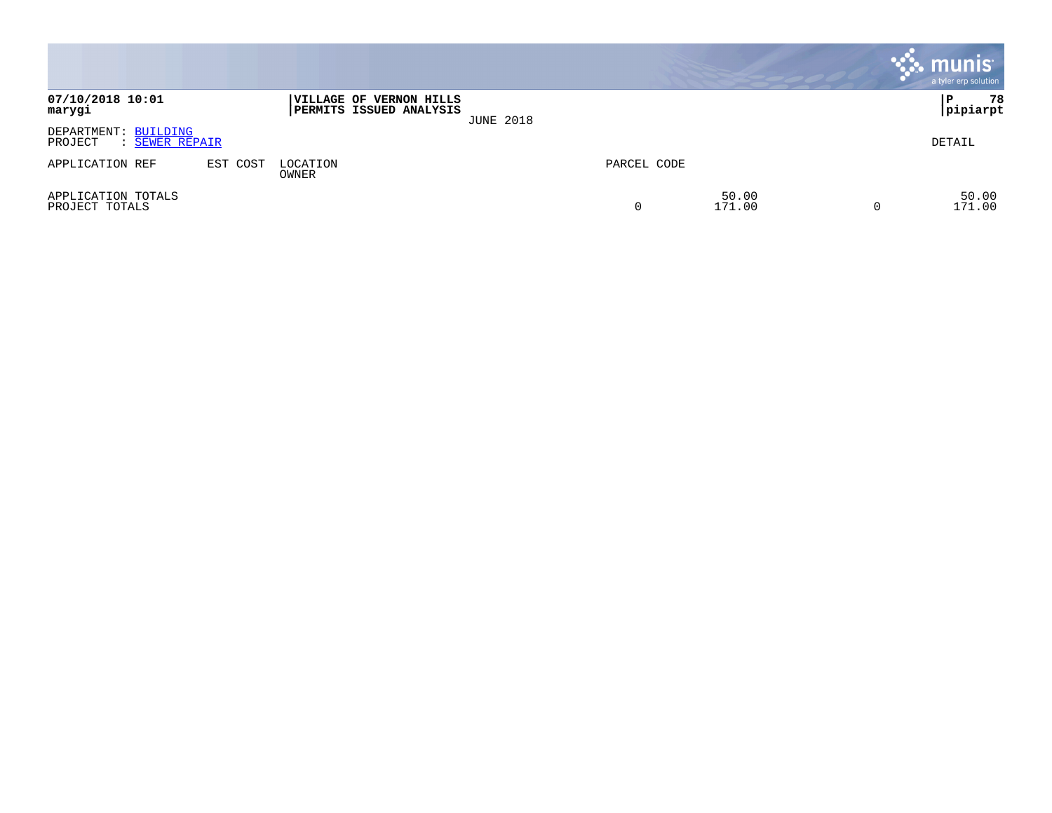**07/10/2018 10:01**
**marygi**

**VILLAGE OF VERNON HILLS**
**PERMITS ISSUED ANALYSIS**
JUNE 2018

**P 78**
**pipiarpt**

DEPARTMENT: BUILDING
PROJECT : SEWER REPAIR

DETAIL

| APPLICATION REF | EST COST | LOCATION OWNER | PARCEL CODE | | | |
|---|---|---|---|---|---|---|
| APPLICATION TOTALS | | | | 50.00 | | 50.00 |
| PROJECT TOTALS | | | 0 | 171.00 | 0 | 171.00 |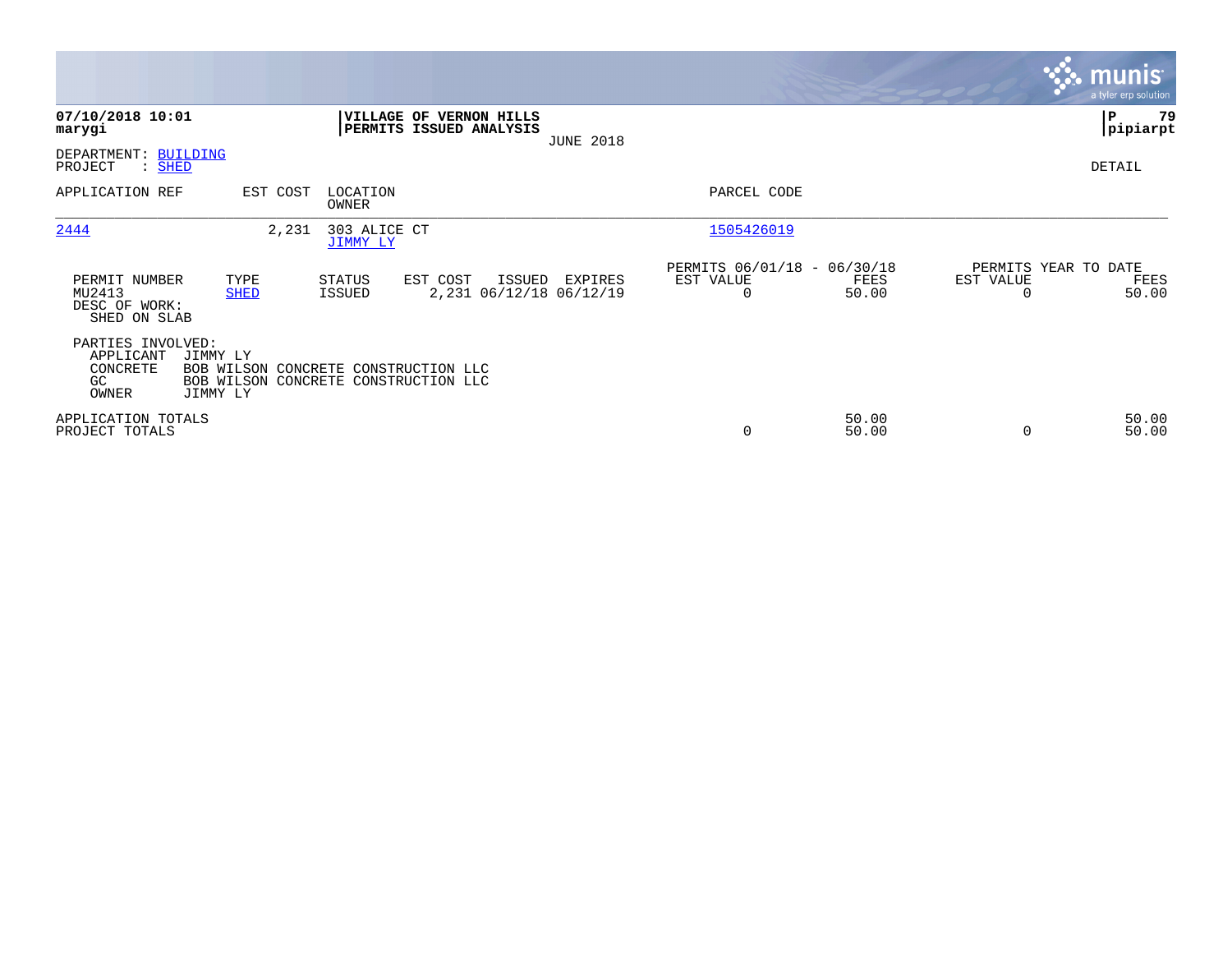**07/10/2018 10:01**
**marygi**

**VILLAGE OF VERNON HILLS**
**PERMITS ISSUED ANALYSIS**
JUNE 2018

**P 79**
**pipiarpt**

DEPARTMENT: BUILDING
PROJECT : SHED

DETAIL

| APPLICATION REF | EST COST | LOCATION / OWNER | PARCEL CODE |
|---|---|---|---|
| 2444 | 2,231 | 303 ALICE CT / JIMMY LY | 1505426019 |

| PERMIT NUMBER | TYPE | STATUS | EST COST | ISSUED | EXPIRES | PERMITS 06/01/18 - 06/30/18 EST VALUE | FEES | PERMITS YEAR TO DATE EST VALUE | FEES |
|---|---|---|---|---|---|---|---|---|---|
| MU2413 | SHED | ISSUED | 2,231 | 06/12/18 | 06/12/19 | 0 | 50.00 | 0 | 50.00 |

DESC OF WORK:
SHED ON SLAB

PARTIES INVOLVED:
- APPLICANT JIMMY LY
- CONCRETE BOB WILSON CONCRETE CONSTRUCTION LLC
- GC BOB WILSON CONCRETE CONSTRUCTION LLC
- OWNER JIMMY LY

| | EST VALUE | FEES | EST VALUE | FEES |
|---|---|---|---|---|
| APPLICATION TOTALS | | 50.00 | | 50.00 |
| PROJECT TOTALS | 0 | 50.00 | 0 | 50.00 |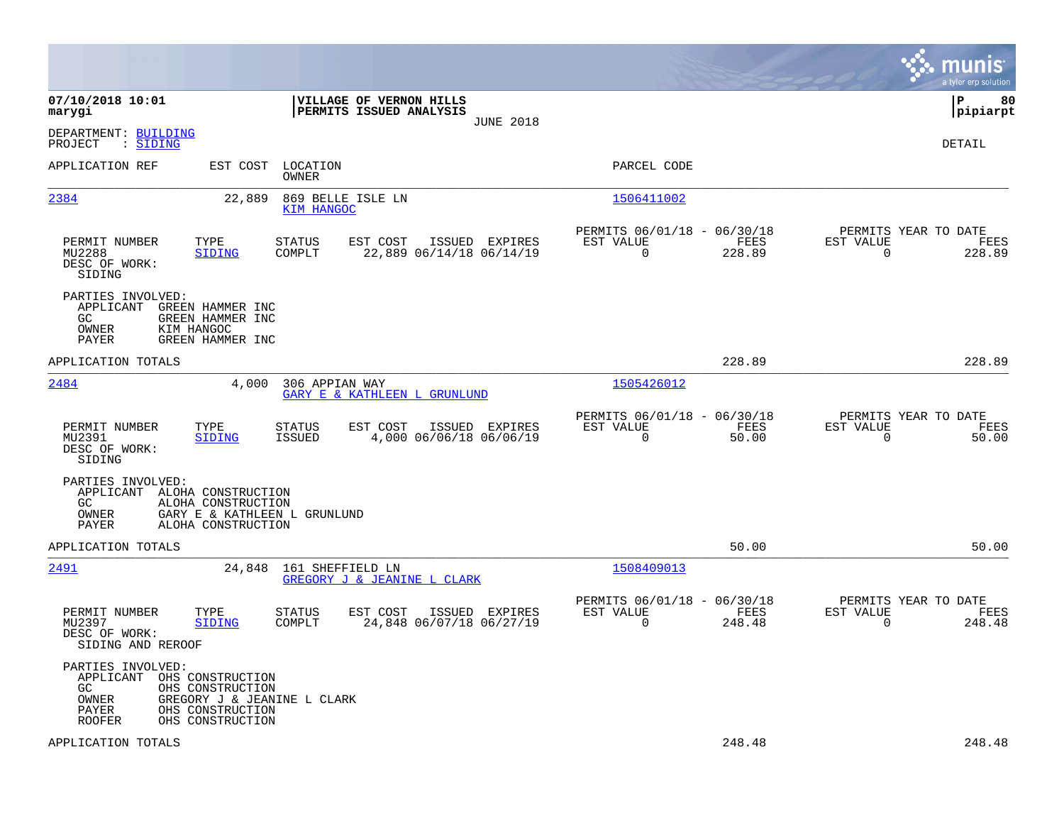07/10/2018 10:01
marygi

**VILLAGE OF VERNON HILLS**
**PERMITS ISSUED ANALYSIS**
JUNE 2018

P 80
pipiarpt

DEPARTMENT: BUILDING
PROJECT : SIDING

DETAIL

| APPLICATION REF | EST COST | LOCATION / OWNER | PARCEL CODE |
|---|---|---|---|
| 2384 | 22,889 | 869 BELLE ISLE LN / KIM HANGOC | 1506411002 |

| PERMIT NUMBER | TYPE | STATUS | EST COST | ISSUED | EXPIRES | PERMITS 06/01/18 - 06/30/18 EST VALUE | FEES | PERMITS YEAR TO DATE EST VALUE | FEES |
|---|---|---|---|---|---|---|---|---|---|
| MU2288 | SIDING | COMPLT | 22,889 | 06/14/18 | 06/14/19 | 0 | 228.89 | 0 | 228.89 |

DESC OF WORK:
SIDING

PARTIES INVOLVED:
APPLICANT GREEN HAMMER INC
GC GREEN HAMMER INC
OWNER KIM HANGOC
PAYER GREEN HAMMER INC

APPLICATION TOTALS 228.89 228.89

| APPLICATION REF | EST COST | LOCATION / OWNER | PARCEL CODE |
|---|---|---|---|
| 2484 | 4,000 | 306 APPIAN WAY / GARY E & KATHLEEN L GRUNLUND | 1505426012 |

| PERMIT NUMBER | TYPE | STATUS | EST COST | ISSUED | EXPIRES | PERMITS 06/01/18 - 06/30/18 EST VALUE | FEES | PERMITS YEAR TO DATE EST VALUE | FEES |
|---|---|---|---|---|---|---|---|---|---|
| MU2391 | SIDING | ISSUED | 4,000 | 06/06/18 | 06/06/19 | 0 | 50.00 | 0 | 50.00 |

DESC OF WORK:
SIDING

PARTIES INVOLVED:
APPLICANT ALOHA CONSTRUCTION
GC ALOHA CONSTRUCTION
OWNER GARY E & KATHLEEN L GRUNLUND
PAYER ALOHA CONSTRUCTION

APPLICATION TOTALS 50.00 50.00

| APPLICATION REF | EST COST | LOCATION / OWNER | PARCEL CODE |
|---|---|---|---|
| 2491 | 24,848 | 161 SHEFFIELD LN / GREGORY J & JEANINE L CLARK | 1508409013 |

| PERMIT NUMBER | TYPE | STATUS | EST COST | ISSUED | EXPIRES | PERMITS 06/01/18 - 06/30/18 EST VALUE | FEES | PERMITS YEAR TO DATE EST VALUE | FEES |
|---|---|---|---|---|---|---|---|---|---|
| MU2397 | SIDING | COMPLT | 24,848 | 06/07/18 | 06/27/19 | 0 | 248.48 | 0 | 248.48 |

DESC OF WORK:
SIDING AND REROOF

PARTIES INVOLVED:
APPLICANT OHS CONSTRUCTION
GC OHS CONSTRUCTION
OWNER GREGORY J & JEANINE L CLARK
PAYER OHS CONSTRUCTION
ROOFER OHS CONSTRUCTION

APPLICATION TOTALS 248.48 248.48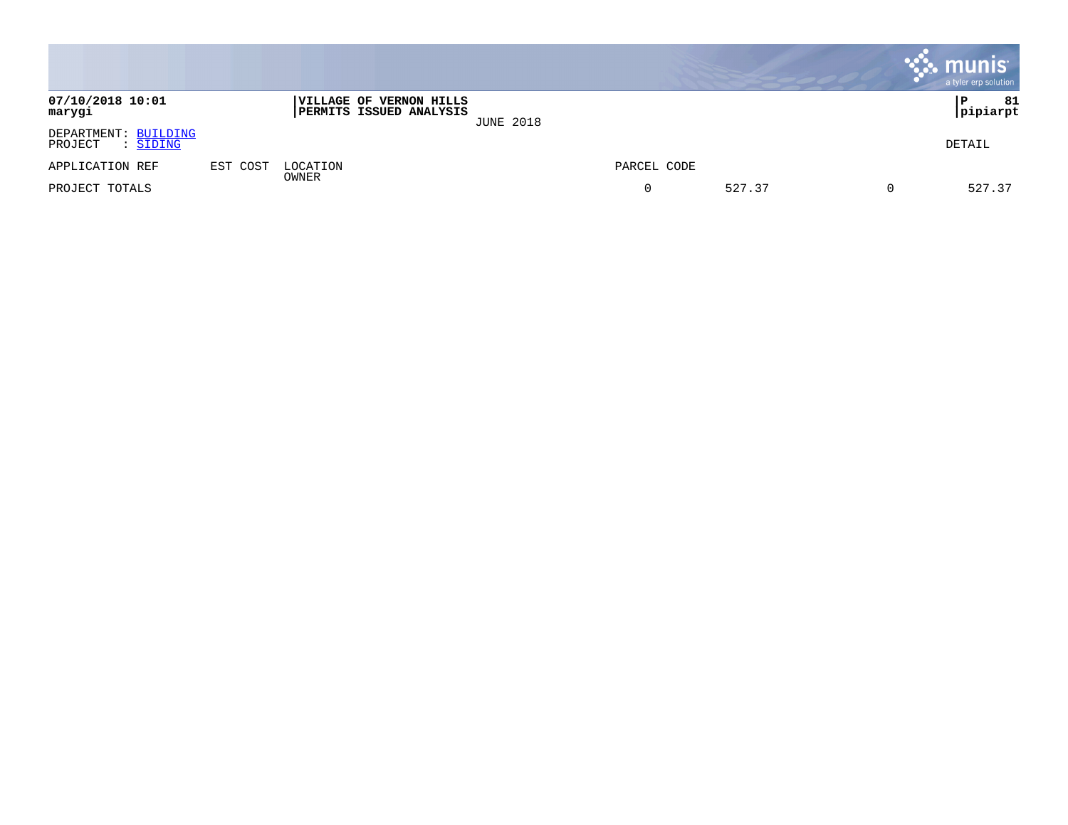**07/10/2018 10:01**
**marygi**

**VILLAGE OF VERNON HILLS**
**PERMITS ISSUED ANALYSIS**
JUNE 2018

**P 81**
**pipiarpt**

DEPARTMENT: BUILDING
PROJECT : SIDING

DETAIL

| APPLICATION REF | EST COST | LOCATION<br>OWNER | PARCEL CODE | | | |
|---|---|---|---|---|---|---|
| PROJECT TOTALS | | | 0 | 527.37 | 0 | 527.37 |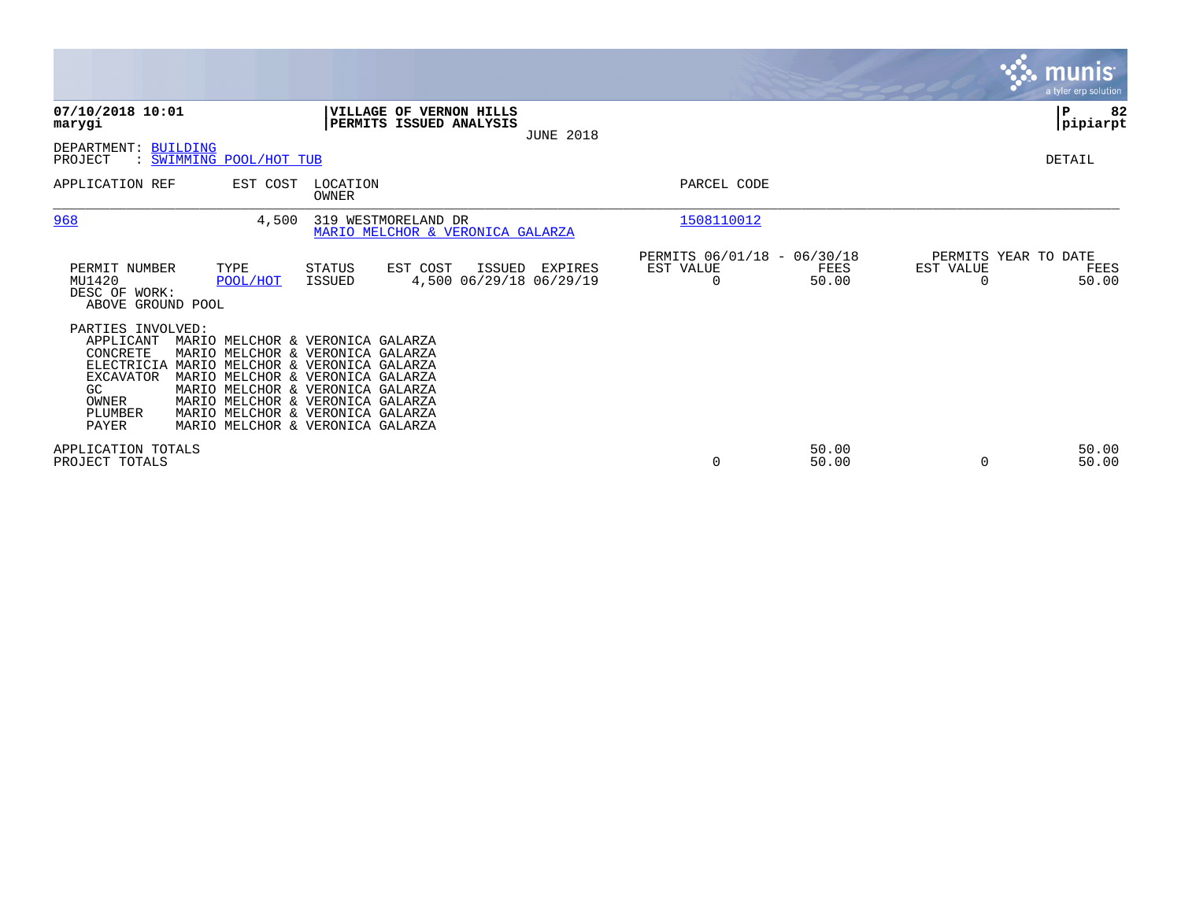**07/10/2018 10:01**
**marygi**

**VILLAGE OF VERNON HILLS**
**PERMITS ISSUED ANALYSIS**
JUNE 2018

**P 82**
**pipiarpt**

DEPARTMENT: BUILDING
PROJECT : SWIMMING POOL/HOT TUB

DETAIL

| APPLICATION REF | EST COST | LOCATION / OWNER | PARCEL CODE |
|---|---|---|---|
| 968 | 4,500 | 319 WESTMORELAND DR / MARIO MELCHOR & VERONICA GALARZA | 1508110012 |

| PERMIT NUMBER | TYPE | STATUS | EST COST | ISSUED | EXPIRES | PERMITS 06/01/18 - 06/30/18 EST VALUE | FEES | PERMITS YEAR TO DATE EST VALUE | FEES |
|---|---|---|---|---|---|---|---|---|---|
| MU1420 | POOL/HOT | ISSUED | 4,500 | 06/29/18 | 06/29/19 | 0 | 50.00 | 0 | 50.00 |

DESC OF WORK:
ABOVE GROUND POOL

PARTIES INVOLVED:

| Role | Name |
|---|---|
| APPLICANT | MARIO MELCHOR & VERONICA GALARZA |
| CONCRETE | MARIO MELCHOR & VERONICA GALARZA |
| ELECTRICIA | MARIO MELCHOR & VERONICA GALARZA |
| EXCAVATOR | MARIO MELCHOR & VERONICA GALARZA |
| GC | MARIO MELCHOR & VERONICA GALARZA |
| OWNER | MARIO MELCHOR & VERONICA GALARZA |
| PLUMBER | MARIO MELCHOR & VERONICA GALARZA |
| PAYER | MARIO MELCHOR & VERONICA GALARZA |

| | EST VALUE | FEES | YTD EST VALUE | YTD FEES |
|---|---|---|---|---|
| APPLICATION TOTALS | | 50.00 | | 50.00 |
| PROJECT TOTALS | 0 | 50.00 | 0 | 50.00 |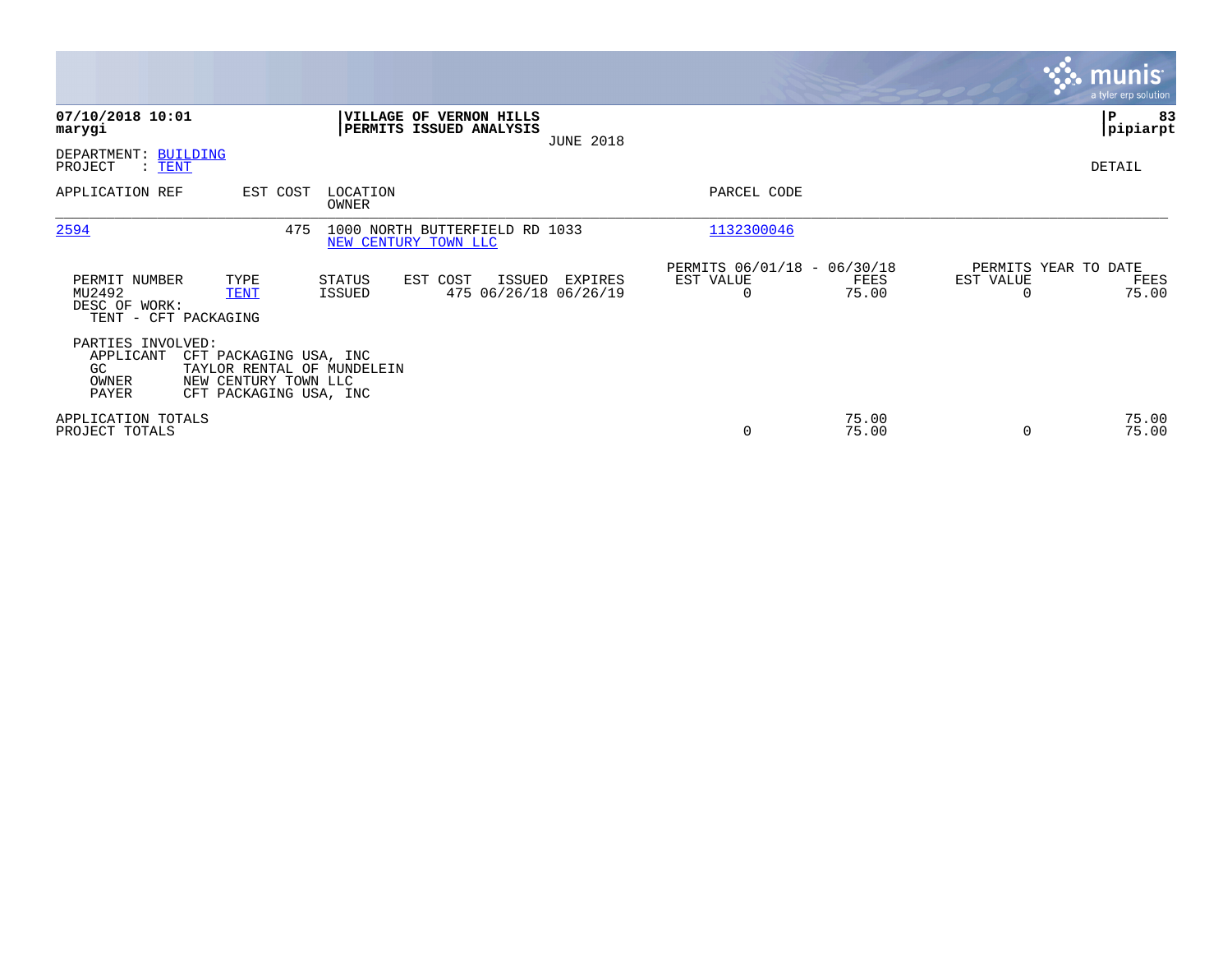**07/10/2018 10:01**
**marygi**

**VILLAGE OF VERNON HILLS**
**PERMITS ISSUED ANALYSIS**
JUNE 2018

**P 83**
**pipiarpt**

DEPARTMENT: BUILDING
PROJECT : TENT

DETAIL

| APPLICATION REF | EST COST | LOCATION / OWNER | PARCEL CODE |
|---|---|---|---|
| 2594 | 475 | 1000 NORTH BUTTERFIELD RD 1033 / NEW CENTURY TOWN LLC | 1132300046 |

| PERMIT NUMBER | TYPE | STATUS | EST COST | ISSUED | EXPIRES | PERMITS 06/01/18 - 06/30/18 EST VALUE | FEES | PERMITS YEAR TO DATE EST VALUE | FEES |
|---|---|---|---|---|---|---|---|---|---|
| MU2492 | TENT | ISSUED | 475 | 06/26/18 | 06/26/19 | 0 | 75.00 | 0 | 75.00 |

DESC OF WORK:
TENT - CFT PACKAGING

PARTIES INVOLVED:

| | |
|---|---|
| APPLICANT | CFT PACKAGING USA, INC |
| GC | TAYLOR RENTAL OF MUNDELEIN |
| OWNER | NEW CENTURY TOWN LLC |
| PAYER | CFT PACKAGING USA, INC |

| | EST VALUE | FEES | EST VALUE | FEES |
|---|---|---|---|---|
| APPLICATION TOTALS | | 75.00 | | 75.00 |
| PROJECT TOTALS | 0 | 75.00 | 0 | 75.00 |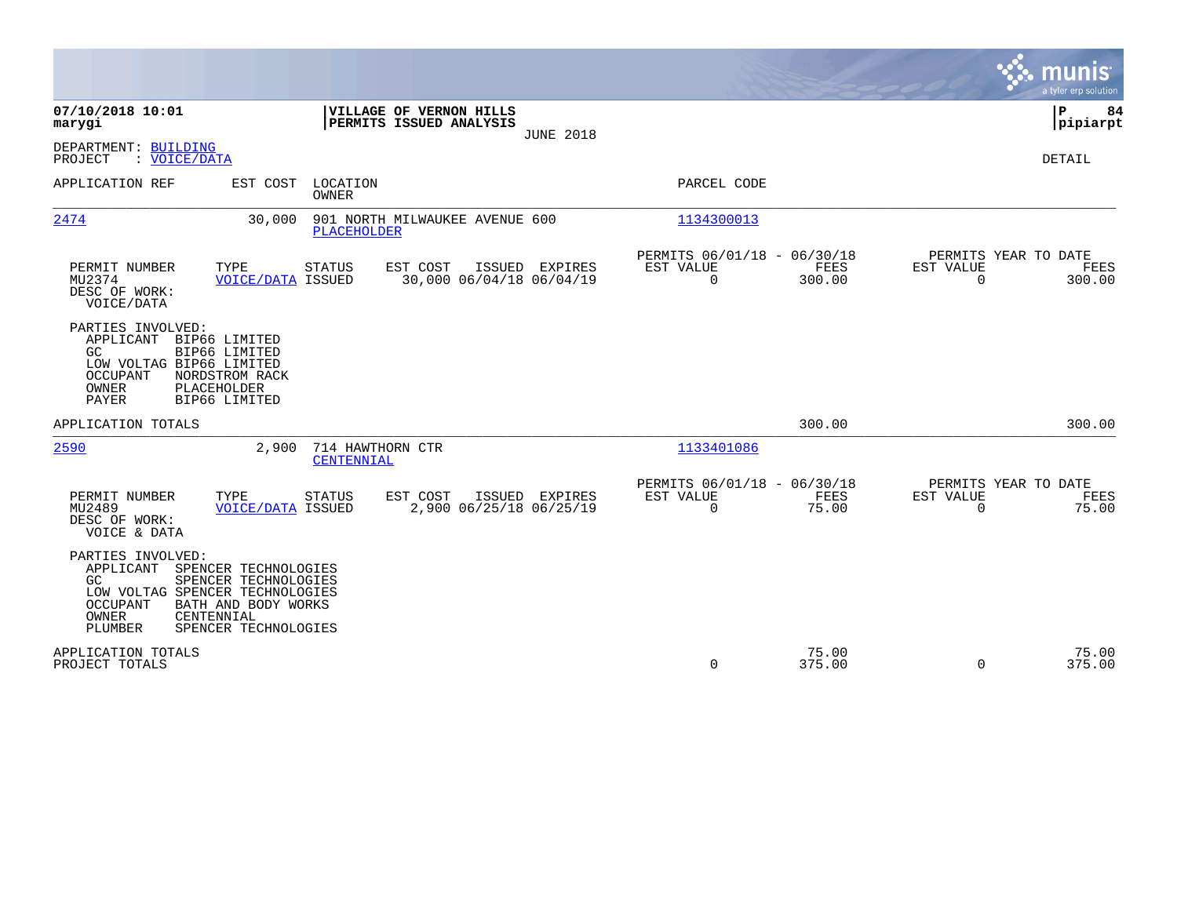**07/10/2018 10:01**
**marygi**

**VILLAGE OF VERNON HILLS**
**PERMITS ISSUED ANALYSIS**
JUNE 2018

**P 84**
**pipiarpt**

DEPARTMENT: BUILDING
PROJECT : VOICE/DATA

DETAIL

| APPLICATION REF | EST COST | LOCATION / OWNER | PARCEL CODE |
|---|---|---|---|
| 2474 | 30,000 | 901 NORTH MILWAUKEE AVENUE 600 / PLACEHOLDER | 1134300013 |

| PERMIT NUMBER | TYPE | STATUS | EST COST | ISSUED | EXPIRES | PERMITS 06/01/18 - 06/30/18 EST VALUE | FEES | PERMITS YEAR TO DATE EST VALUE | FEES |
|---|---|---|---|---|---|---|---|---|---|
| MU2374 | VOICE/DATA | ISSUED | 30,000 | 06/04/18 | 06/04/19 | 0 | 300.00 | 0 | 300.00 |

DESC OF WORK:
VOICE/DATA

PARTIES INVOLVED:

| Role | Name |
|---|---|
| APPLICANT | BIP66 LIMITED |
| GC | BIP66 LIMITED |
| LOW VOLTAG | BIP66 LIMITED |
| OCCUPANT | NORDSTROM RACK |
| OWNER | PLACEHOLDER |
| PAYER | BIP66 LIMITED |

APPLICATION TOTALS — 300.00 — 300.00

| APPLICATION REF | EST COST | LOCATION / OWNER | PARCEL CODE |
|---|---|---|---|
| 2590 | 2,900 | 714 HAWTHORN CTR / CENTENNIAL | 1133401086 |

| PERMIT NUMBER | TYPE | STATUS | EST COST | ISSUED | EXPIRES | PERMITS 06/01/18 - 06/30/18 EST VALUE | FEES | PERMITS YEAR TO DATE EST VALUE | FEES |
|---|---|---|---|---|---|---|---|---|---|
| MU2489 | VOICE/DATA | ISSUED | 2,900 | 06/25/18 | 06/25/19 | 0 | 75.00 | 0 | 75.00 |

DESC OF WORK:
VOICE & DATA

PARTIES INVOLVED:

| Role | Name |
|---|---|
| APPLICANT | SPENCER TECHNOLOGIES |
| GC | SPENCER TECHNOLOGIES |
| LOW VOLTAG | SPENCER TECHNOLOGIES |
| OCCUPANT | BATH AND BODY WORKS |
| OWNER | CENTENNIAL |
| PLUMBER | SPENCER TECHNOLOGIES |

| | EST VALUE (06/01/18 - 06/30/18) | FEES | EST VALUE (YEAR TO DATE) | FEES |
|---|---|---|---|---|
| APPLICATION TOTALS | | 75.00 | | 75.00 |
| PROJECT TOTALS | 0 | 375.00 | 0 | 375.00 |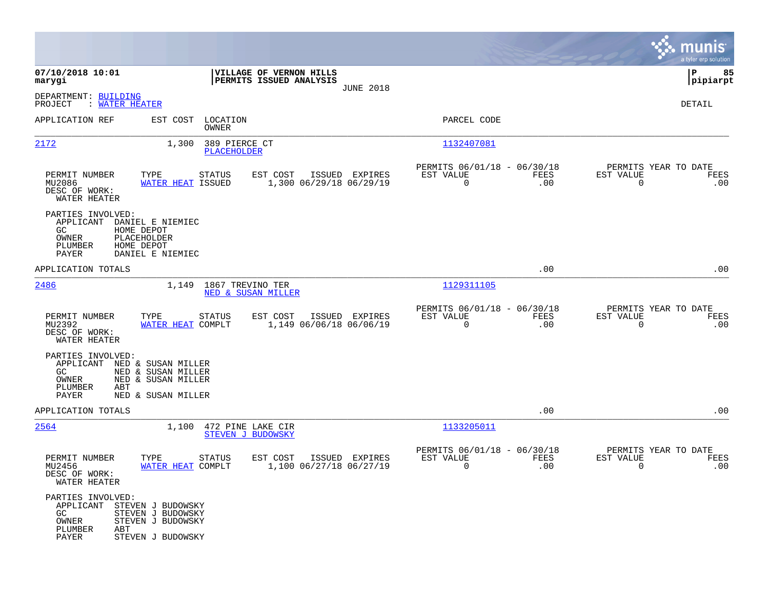07/10/2018 10:01 | VILLAGE OF VERNON HILLS | P 85
marygi | PERMITS ISSUED ANALYSIS | pipiarpt
JUNE 2018

DEPARTMENT: BUILDING
PROJECT : WATER HEATER

DETAIL

| APPLICATION REF | EST COST | LOCATION / OWNER | PARCEL CODE |
|---|---|---|---|
| 2172 | 1,300 | 389 PIERCE CT / PLACEHOLDER | 1132407081 |

| PERMIT NUMBER | TYPE | STATUS | EST COST | ISSUED | EXPIRES | PERMITS 06/01/18 - 06/30/18 EST VALUE | FEES | PERMITS YEAR TO DATE EST VALUE | FEES |
|---|---|---|---|---|---|---|---|---|---|
| MU2086 | WATER HEAT | ISSUED | 1,300 | 06/29/18 | 06/29/19 | 0 | .00 | 0 | .00 |

DESC OF WORK:
WATER HEATER

PARTIES INVOLVED:
- APPLICANT DANIEL E NIEMIEC
- GC HOME DEPOT
- OWNER PLACEHOLDER
- PLUMBER HOME DEPOT
- PAYER DANIEL E NIEMIEC

APPLICATION TOTALS .00 .00

| APPLICATION REF | EST COST | LOCATION / OWNER | PARCEL CODE |
|---|---|---|---|
| 2486 | 1,149 | 1867 TREVINO TER / NED & SUSAN MILLER | 1129311105 |

| PERMIT NUMBER | TYPE | STATUS | EST COST | ISSUED | EXPIRES | PERMITS 06/01/18 - 06/30/18 EST VALUE | FEES | PERMITS YEAR TO DATE EST VALUE | FEES |
|---|---|---|---|---|---|---|---|---|---|
| MU2392 | WATER HEAT | COMPLT | 1,149 | 06/06/18 | 06/06/19 | 0 | .00 | 0 | .00 |

DESC OF WORK:
WATER HEATER

PARTIES INVOLVED:
- APPLICANT NED & SUSAN MILLER
- GC NED & SUSAN MILLER
- OWNER NED & SUSAN MILLER
- PLUMBER ABT
- PAYER NED & SUSAN MILLER

APPLICATION TOTALS .00 .00

| APPLICATION REF | EST COST | LOCATION / OWNER | PARCEL CODE |
|---|---|---|---|
| 2564 | 1,100 | 472 PINE LAKE CIR / STEVEN J BUDOWSKY | 1133205011 |

| PERMIT NUMBER | TYPE | STATUS | EST COST | ISSUED | EXPIRES | PERMITS 06/01/18 - 06/30/18 EST VALUE | FEES | PERMITS YEAR TO DATE EST VALUE | FEES |
|---|---|---|---|---|---|---|---|---|---|
| MU2456 | WATER HEAT | COMPLT | 1,100 | 06/27/18 | 06/27/19 | 0 | .00 | 0 | .00 |

DESC OF WORK:
WATER HEATER

PARTIES INVOLVED:
- APPLICANT STEVEN J BUDOWSKY
- GC STEVEN J BUDOWSKY
- OWNER STEVEN J BUDOWSKY
- PLUMBER ABT
- PAYER STEVEN J BUDOWSKY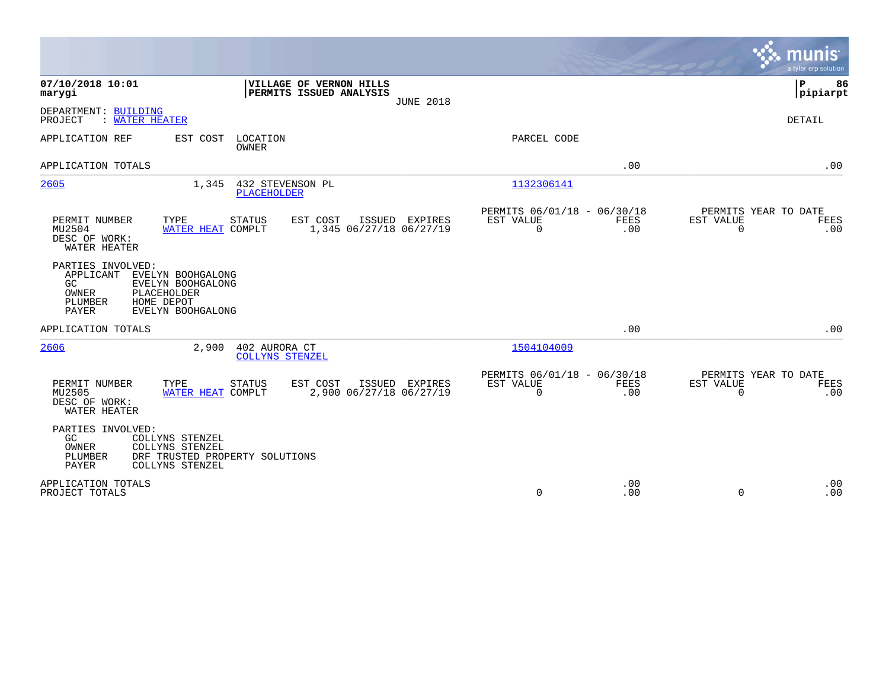**07/10/2018 10:01**
**marygi**

**VILLAGE OF VERNON HILLS**
**PERMITS ISSUED ANALYSIS**
JUNE 2018

**P 86**
**pipiarpt**

DEPARTMENT: BUILDING
PROJECT : WATER HEATER

DETAIL

| APPLICATION REF | EST COST | LOCATION / OWNER | PARCEL CODE | | |
|---|---|---|---|---|---|
| APPLICATION TOTALS | | | | .00 | .00 |
| 2605 | 1,345 | 432 STEVENSON PL / PLACEHOLDER | 1132306141 | | |

| PERMIT NUMBER | TYPE | STATUS | EST COST | ISSUED | EXPIRES | PERMITS 06/01/18 - 06/30/18 EST VALUE | FEES | PERMITS YEAR TO DATE EST VALUE | FEES |
|---|---|---|---|---|---|---|---|---|---|
| MU2504 | WATER HEAT | COMPLT | 1,345 | 06/27/18 | 06/27/19 | 0 | .00 | 0 | .00 |

DESC OF WORK:
WATER HEATER

PARTIES INVOLVED:
- APPLICANT EVELYN BOOHGALONG
- GC EVELYN BOOHGALONG
- OWNER PLACEHOLDER
- PLUMBER HOME DEPOT
- PAYER EVELYN BOOHGALONG

| APPLICATION REF | EST COST | LOCATION / OWNER | PARCEL CODE | | |
|---|---|---|---|---|---|
| APPLICATION TOTALS | | | | .00 | .00 |
| 2606 | 2,900 | 402 AURORA CT / COLLYNS STENZEL | 1504104009 | | |

| PERMIT NUMBER | TYPE | STATUS | EST COST | ISSUED | EXPIRES | PERMITS 06/01/18 - 06/30/18 EST VALUE | FEES | PERMITS YEAR TO DATE EST VALUE | FEES |
|---|---|---|---|---|---|---|---|---|---|
| MU2505 | WATER HEAT | COMPLT | 2,900 | 06/27/18 | 06/27/19 | 0 | .00 | 0 | .00 |

DESC OF WORK:
WATER HEATER

PARTIES INVOLVED:
- GC COLLYNS STENZEL
- OWNER COLLYNS STENZEL
- PLUMBER DRF TRUSTED PROPERTY SOLUTIONS
- PAYER COLLYNS STENZEL

| | EST VALUE | FEES | EST VALUE | FEES |
|---|---|---|---|---|
| APPLICATION TOTALS | | .00 | | .00 |
| PROJECT TOTALS | 0 | .00 | 0 | .00 |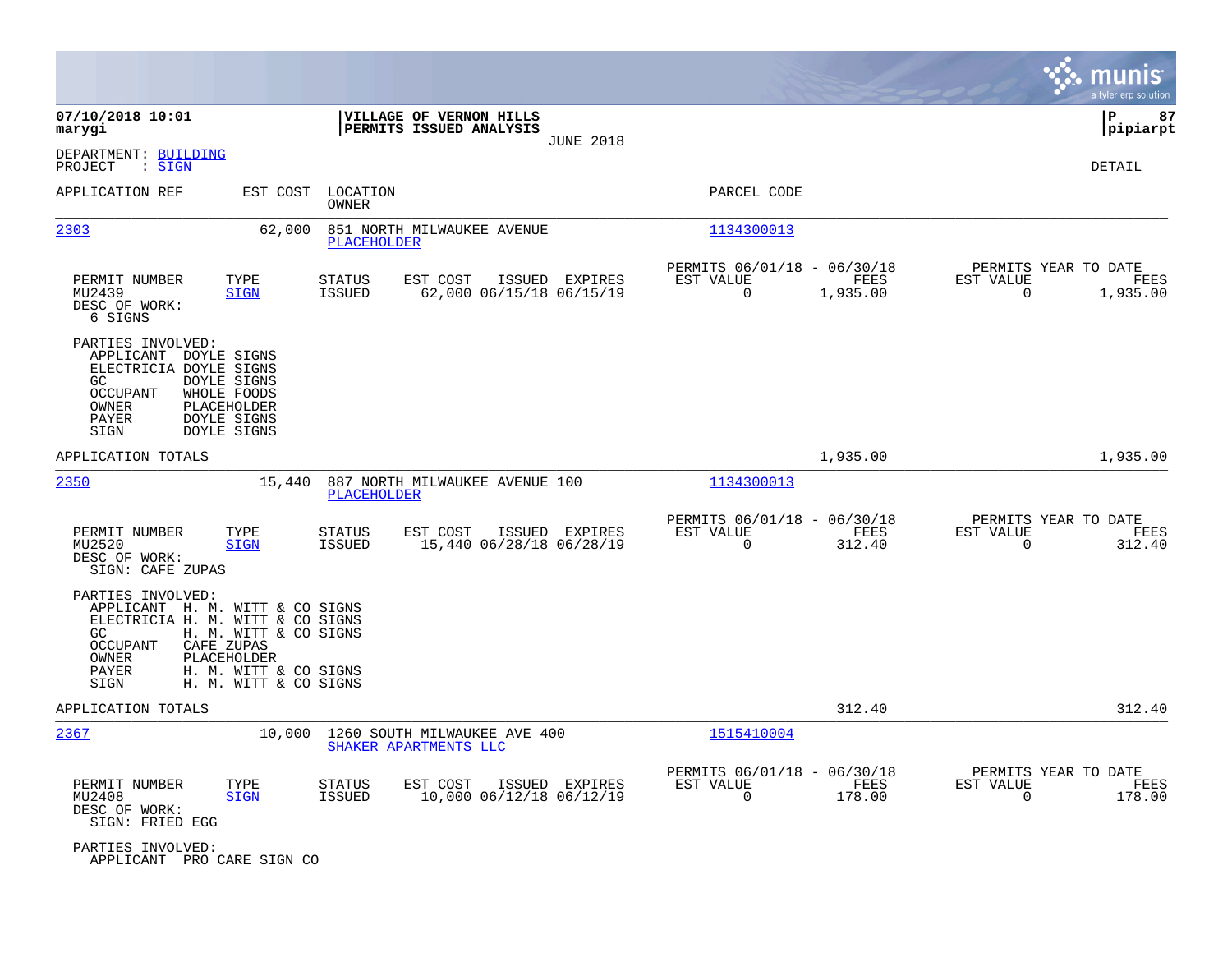**07/10/2018 10:01** | **VILLAGE OF VERNON HILLS** | **P 87**
**marygi** | **PERMITS ISSUED ANALYSIS** | **pipiarpt**

JUNE 2018

DEPARTMENT: BUILDING
PROJECT : SIGN

DETAIL

| APPLICATION REF | EST COST | LOCATION / OWNER | PARCEL CODE |
|---|---|---|---|
| 2303 | 62,000 | 851 NORTH MILWAUKEE AVENUE / PLACEHOLDER | 1134300013 |

| PERMIT NUMBER | TYPE | STATUS | EST COST | ISSUED | EXPIRES | PERMITS 06/01/18 - 06/30/18 EST VALUE | FEES | PERMITS YEAR TO DATE EST VALUE | FEES |
|---|---|---|---|---|---|---|---|---|---|
| MU2439 | SIGN | ISSUED | 62,000 | 06/15/18 | 06/15/19 | 0 | 1,935.00 | 0 | 1,935.00 |

DESC OF WORK:
6 SIGNS

PARTIES INVOLVED:
- APPLICANT DOYLE SIGNS
- ELECTRICIA DOYLE SIGNS
- GC DOYLE SIGNS
- OCCUPANT WHOLE FOODS
- OWNER PLACEHOLDER
- PAYER DOYLE SIGNS
- SIGN DOYLE SIGNS

APPLICATION TOTALS 1,935.00 1,935.00

| APPLICATION REF | EST COST | LOCATION / OWNER | PARCEL CODE |
|---|---|---|---|
| 2350 | 15,440 | 887 NORTH MILWAUKEE AVENUE 100 / PLACEHOLDER | 1134300013 |

| PERMIT NUMBER | TYPE | STATUS | EST COST | ISSUED | EXPIRES | PERMITS 06/01/18 - 06/30/18 EST VALUE | FEES | PERMITS YEAR TO DATE EST VALUE | FEES |
|---|---|---|---|---|---|---|---|---|---|
| MU2520 | SIGN | ISSUED | 15,440 | 06/28/18 | 06/28/19 | 0 | 312.40 | 0 | 312.40 |

DESC OF WORK:
SIGN: CAFE ZUPAS

PARTIES INVOLVED:
- APPLICANT H. M. WITT & CO SIGNS
- ELECTRICIA H. M. WITT & CO SIGNS
- GC H. M. WITT & CO SIGNS
- OCCUPANT CAFE ZUPAS
- OWNER PLACEHOLDER
- PAYER H. M. WITT & CO SIGNS
- SIGN H. M. WITT & CO SIGNS

APPLICATION TOTALS 312.40 312.40

| APPLICATION REF | EST COST | LOCATION / OWNER | PARCEL CODE |
|---|---|---|---|
| 2367 | 10,000 | 1260 SOUTH MILWAUKEE AVE 400 / SHAKER APARTMENTS LLC | 1515410004 |

| PERMIT NUMBER | TYPE | STATUS | EST COST | ISSUED | EXPIRES | PERMITS 06/01/18 - 06/30/18 EST VALUE | FEES | PERMITS YEAR TO DATE EST VALUE | FEES |
|---|---|---|---|---|---|---|---|---|---|
| MU2408 | SIGN | ISSUED | 10,000 | 06/12/18 | 06/12/19 | 0 | 178.00 | 0 | 178.00 |

DESC OF WORK:
SIGN: FRIED EGG

PARTIES INVOLVED:
- APPLICANT PRO CARE SIGN CO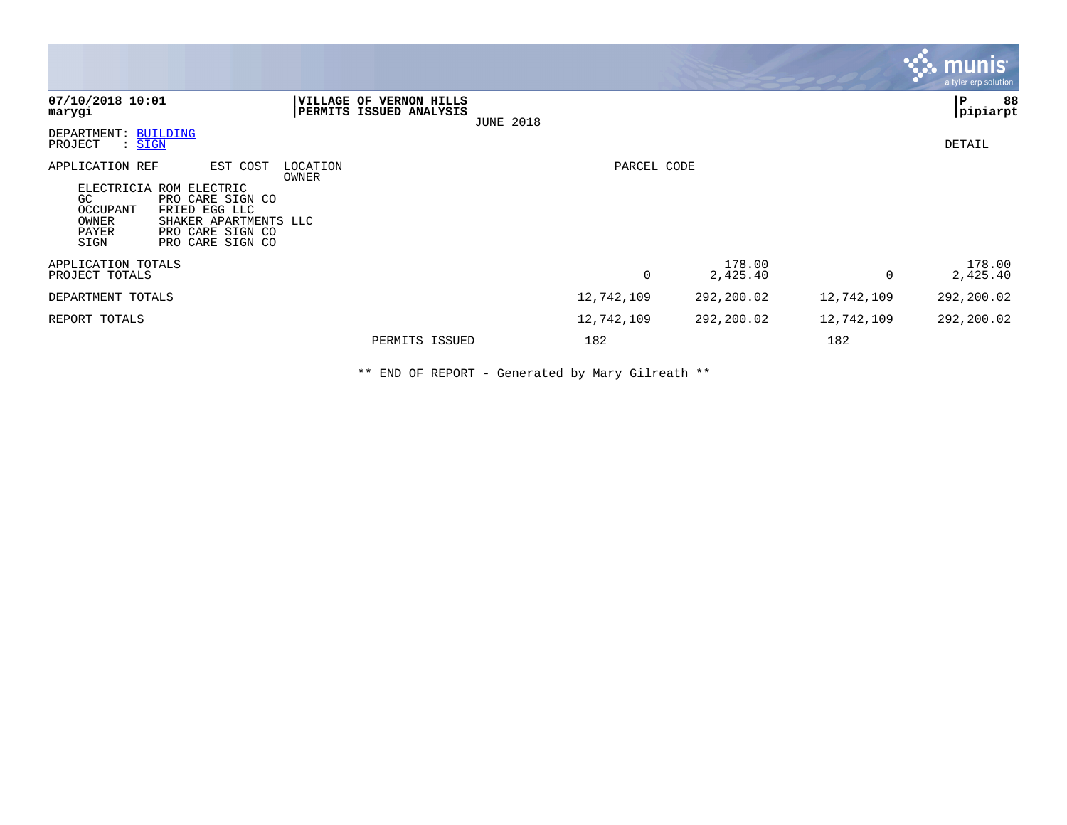**VILLAGE OF VERNON HILLS**
**PERMITS ISSUED ANALYSIS**

JUNE 2018

**07/10/2018 10:01**
**marygi**

**pipiarpt**

DEPARTMENT: BUILDING
PROJECT : SIGN

DETAIL

| APPLICATION REF | EST COST | LOCATION / OWNER | PARCEL CODE | | | |
|---|---|---|---|---|---|---|
| ELECTRICIA ROM ELECTRIC | | | | | | |
| GC PRO CARE SIGN CO | | | | | | |
| OCCUPANT FRIED EGG LLC | | | | | | |
| OWNER SHAKER APARTMENTS LLC | | | | | | |
| PAYER PRO CARE SIGN CO | | | | | | |
| SIGN PRO CARE SIGN CO | | | | | | |
| APPLICATION TOTALS | | | | 178.00 | | 178.00 |
| PROJECT TOTALS | | | 0 | 2,425.40 | 0 | 2,425.40 |
| DEPARTMENT TOTALS | | | 12,742,109 | 292,200.02 | 12,742,109 | 292,200.02 |
| REPORT TOTALS | | | 12,742,109 | 292,200.02 | 12,742,109 | 292,200.02 |
| | | PERMITS ISSUED | 182 | | 182 | |

** END OF REPORT - Generated by Mary Gilreath **